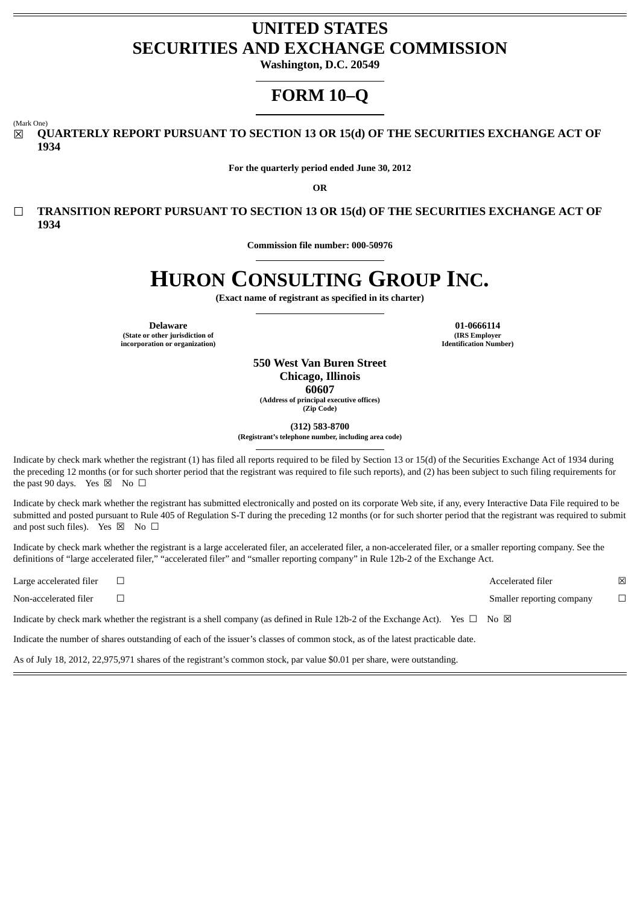# UNITED STATES
# SECURITIES AND EXCHANGE COMMISSION

**Washington, D.C. 20549**

# FORM 10–Q

(Mark One)

☒ **QUARTERLY REPORT PURSUANT TO SECTION 13 OR 15(d) OF THE SECURITIES EXCHANGE ACT OF 1934**

**For the quarterly period ended June 30, 2012**

**OR**

☐ **TRANSITION REPORT PURSUANT TO SECTION 13 OR 15(d) OF THE SECURITIES EXCHANGE ACT OF 1934**

**Commission file number: 000-50976**

# HURON CONSULTING GROUP INC.

**(Exact name of registrant as specified in its charter)**

| **Delaware** | **01-0666114** |
|---|---|
| **(State or other jurisdiction of incorporation or organization)** | **(IRS Employer Identification Number)** |

**550 West Van Buren Street**
**Chicago, Illinois**
**60607**
**(Address of principal executive offices)**
**(Zip Code)**

**(312) 583-8700**
**(Registrant's telephone number, including area code)**

Indicate by check mark whether the registrant (1) has filed all reports required to be filed by Section 13 or 15(d) of the Securities Exchange Act of 1934 during the preceding 12 months (or for such shorter period that the registrant was required to file such reports), and (2) has been subject to such filing requirements for the past 90 days. Yes ☒ No ☐

Indicate by check mark whether the registrant has submitted electronically and posted on its corporate Web site, if any, every Interactive Data File required to be submitted and posted pursuant to Rule 405 of Regulation S-T during the preceding 12 months (or for such shorter period that the registrant was required to submit and post such files). Yes ☒ No ☐

Indicate by check mark whether the registrant is a large accelerated filer, an accelerated filer, a non-accelerated filer, or a smaller reporting company. See the definitions of "large accelerated filer," "accelerated filer" and "smaller reporting company" in Rule 12b-2 of the Exchange Act.

| | | | |
|---|---|---|---|
| Large accelerated filer | ☐ | Accelerated filer | ☒ |
| Non-accelerated filer | ☐ | Smaller reporting company | ☐ |

Indicate by check mark whether the registrant is a shell company (as defined in Rule 12b-2 of the Exchange Act). Yes ☐ No ☒

Indicate the number of shares outstanding of each of the issuer's classes of common stock, as of the latest practicable date.

As of July 18, 2012, 22,975,971 shares of the registrant's common stock, par value $0.01 per share, were outstanding.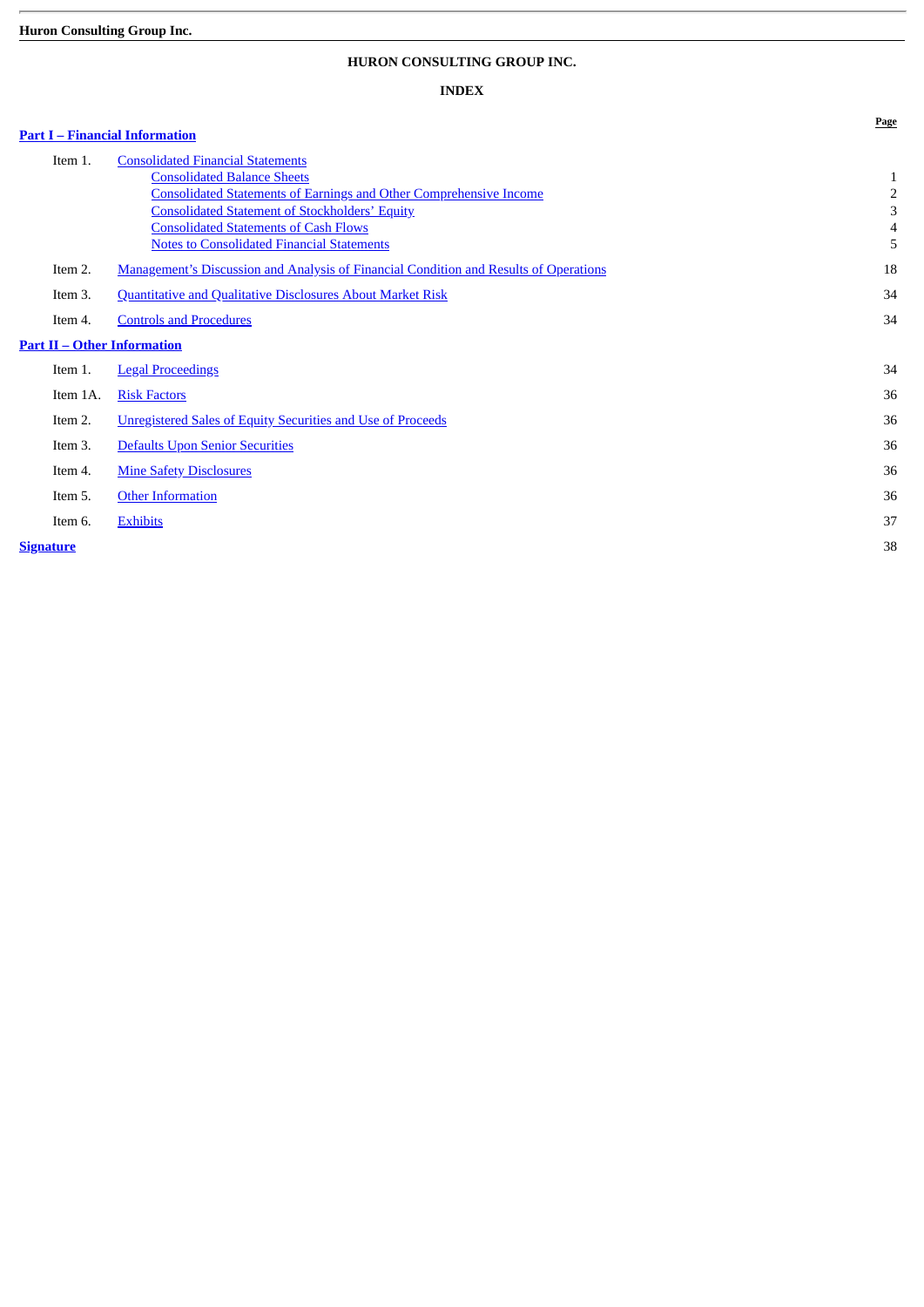# HURON CONSULTING GROUP INC.

## INDEX

| | | Page |
|---|---|---|
| **Part I – Financial Information** | | |
| Item 1. | Consolidated Financial Statements | |
| | Consolidated Balance Sheets | 1 |
| | Consolidated Statements of Earnings and Other Comprehensive Income | 2 |
| | Consolidated Statement of Stockholders' Equity | 3 |
| | Consolidated Statements of Cash Flows | 4 |
| | Notes to Consolidated Financial Statements | 5 |
| Item 2. | Management's Discussion and Analysis of Financial Condition and Results of Operations | 18 |
| Item 3. | Quantitative and Qualitative Disclosures About Market Risk | 34 |
| Item 4. | Controls and Procedures | 34 |
| **Part II – Other Information** | | |
| Item 1. | Legal Proceedings | 34 |
| Item 1A. | Risk Factors | 36 |
| Item 2. | Unregistered Sales of Equity Securities and Use of Proceeds | 36 |
| Item 3. | Defaults Upon Senior Securities | 36 |
| Item 4. | Mine Safety Disclosures | 36 |
| Item 5. | Other Information | 36 |
| Item 6. | Exhibits | 37 |
| **Signature** | | 38 |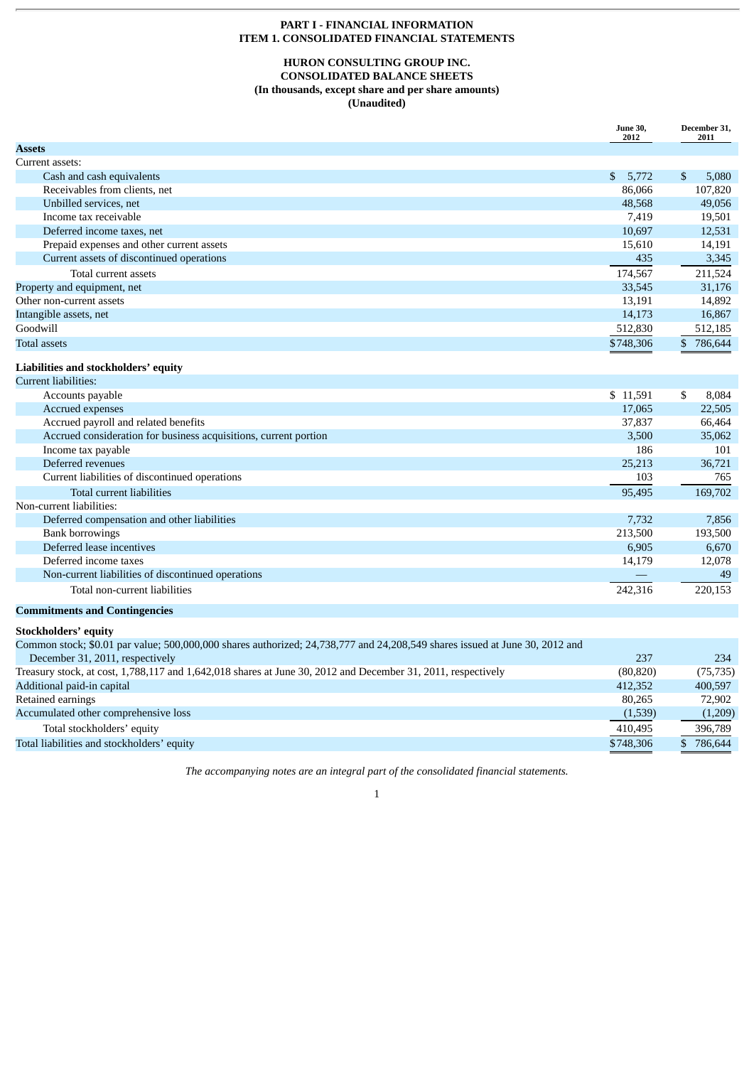# PART I - FINANCIAL INFORMATION
## ITEM 1. CONSOLIDATED FINANCIAL STATEMENTS

### HURON CONSULTING GROUP INC.
### CONSOLIDATED BALANCE SHEETS
**(In thousands, except share and per share amounts)**
**(Unaudited)**

| | June 30, 2012 | December 31, 2011 |
|---|---|---|
| **Assets** | | |
| Current assets: | | |
| Cash and cash equivalents | $ 5,772 | $ 5,080 |
| Receivables from clients, net | 86,066 | 107,820 |
| Unbilled services, net | 48,568 | 49,056 |
| Income tax receivable | 7,419 | 19,501 |
| Deferred income taxes, net | 10,697 | 12,531 |
| Prepaid expenses and other current assets | 15,610 | 14,191 |
| Current assets of discontinued operations | 435 | 3,345 |
| Total current assets | 174,567 | 211,524 |
| Property and equipment, net | 33,545 | 31,176 |
| Other non-current assets | 13,191 | 14,892 |
| Intangible assets, net | 14,173 | 16,867 |
| Goodwill | 512,830 | 512,185 |
| Total assets | $748,306 | $ 786,644 |
| **Liabilities and stockholders' equity** | | |
| Current liabilities: | | |
| Accounts payable | $ 11,591 | $ 8,084 |
| Accrued expenses | 17,065 | 22,505 |
| Accrued payroll and related benefits | 37,837 | 66,464 |
| Accrued consideration for business acquisitions, current portion | 3,500 | 35,062 |
| Income tax payable | 186 | 101 |
| Deferred revenues | 25,213 | 36,721 |
| Current liabilities of discontinued operations | 103 | 765 |
| Total current liabilities | 95,495 | 169,702 |
| Non-current liabilities: | | |
| Deferred compensation and other liabilities | 7,732 | 7,856 |
| Bank borrowings | 213,500 | 193,500 |
| Deferred lease incentives | 6,905 | 6,670 |
| Deferred income taxes | 14,179 | 12,078 |
| Non-current liabilities of discontinued operations | — | 49 |
| Total non-current liabilities | 242,316 | 220,153 |
| **Commitments and Contingencies** | | |
| **Stockholders' equity** | | |
| Common stock; $0.01 par value; 500,000,000 shares authorized; 24,738,777 and 24,208,549 shares issued at June 30, 2012 and December 31, 2011, respectively | 237 | 234 |
| Treasury stock, at cost, 1,788,117 and 1,642,018 shares at June 30, 2012 and December 31, 2011, respectively | (80,820) | (75,735) |
| Additional paid-in capital | 412,352 | 400,597 |
| Retained earnings | 80,265 | 72,902 |
| Accumulated other comprehensive loss | (1,539) | (1,209) |
| Total stockholders' equity | 410,495 | 396,789 |
| Total liabilities and stockholders' equity | $748,306 | $ 786,644 |

*The accompanying notes are an integral part of the consolidated financial statements.*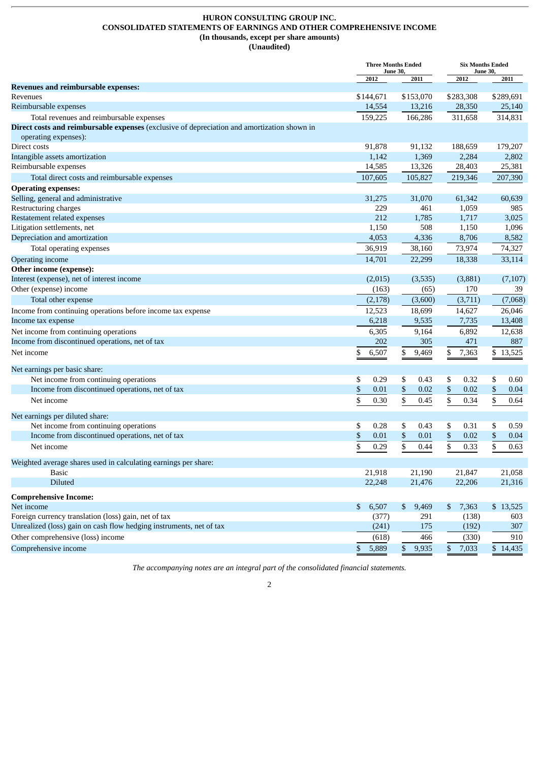**HURON CONSULTING GROUP INC.**
**CONSOLIDATED STATEMENTS OF EARNINGS AND OTHER COMPREHENSIVE INCOME**
**(In thousands, except per share amounts)**
**(Unaudited)**

| | Three Months Ended June 30, | | Six Months Ended June 30, | |
|---|---|---|---|---|
| | 2012 | 2011 | 2012 | 2011 |
| **Revenues and reimbursable expenses:** | | | | |
| Revenues | $144,671 | $153,070 | $283,308 | $289,691 |
| Reimbursable expenses | 14,554 | 13,216 | 28,350 | 25,140 |
| Total revenues and reimbursable expenses | 159,225 | 166,286 | 311,658 | 314,831 |
| **Direct costs and reimbursable expenses** (exclusive of depreciation and amortization shown in operating expenses): | | | | |
| Direct costs | 91,878 | 91,132 | 188,659 | 179,207 |
| Intangible assets amortization | 1,142 | 1,369 | 2,284 | 2,802 |
| Reimbursable expenses | 14,585 | 13,326 | 28,403 | 25,381 |
| Total direct costs and reimbursable expenses | 107,605 | 105,827 | 219,346 | 207,390 |
| **Operating expenses:** | | | | |
| Selling, general and administrative | 31,275 | 31,070 | 61,342 | 60,639 |
| Restructuring charges | 229 | 461 | 1,059 | 985 |
| Restatement related expenses | 212 | 1,785 | 1,717 | 3,025 |
| Litigation settlements, net | 1,150 | 508 | 1,150 | 1,096 |
| Depreciation and amortization | 4,053 | 4,336 | 8,706 | 8,582 |
| Total operating expenses | 36,919 | 38,160 | 73,974 | 74,327 |
| Operating income | 14,701 | 22,299 | 18,338 | 33,114 |
| **Other income (expense):** | | | | |
| Interest (expense), net of interest income | (2,015) | (3,535) | (3,881) | (7,107) |
| Other (expense) income | (163) | (65) | 170 | 39 |
| Total other expense | (2,178) | (3,600) | (3,711) | (7,068) |
| Income from continuing operations before income tax expense | 12,523 | 18,699 | 14,627 | 26,046 |
| Income tax expense | 6,218 | 9,535 | 7,735 | 13,408 |
| Net income from continuing operations | 6,305 | 9,164 | 6,892 | 12,638 |
| Income from discontinued operations, net of tax | 202 | 305 | 471 | 887 |
| Net income | $ 6,507 | $ 9,469 | $ 7,363 | $ 13,525 |
| Net earnings per basic share: | | | | |
| Net income from continuing operations | $ 0.29 | $ 0.43 | $ 0.32 | $ 0.60 |
| Income from discontinued operations, net of tax | $ 0.01 | $ 0.02 | $ 0.02 | $ 0.04 |
| Net income | $ 0.30 | $ 0.45 | $ 0.34 | $ 0.64 |
| Net earnings per diluted share: | | | | |
| Net income from continuing operations | $ 0.28 | $ 0.43 | $ 0.31 | $ 0.59 |
| Income from discontinued operations, net of tax | $ 0.01 | $ 0.01 | $ 0.02 | $ 0.04 |
| Net income | $ 0.29 | $ 0.44 | $ 0.33 | $ 0.63 |
| Weighted average shares used in calculating earnings per share: | | | | |
| Basic | 21,918 | 21,190 | 21,847 | 21,058 |
| Diluted | 22,248 | 21,476 | 22,206 | 21,316 |
| **Comprehensive Income:** | | | | |
| Net income | $ 6,507 | $ 9,469 | $ 7,363 | $ 13,525 |
| Foreign currency translation (loss) gain, net of tax | (377) | 291 | (138) | 603 |
| Unrealized (loss) gain on cash flow hedging instruments, net of tax | (241) | 175 | (192) | 307 |
| Other comprehensive (loss) income | (618) | 466 | (330) | 910 |
| Comprehensive income | $ 5,889 | $ 9,935 | $ 7,033 | $ 14,435 |

*The accompanying notes are an integral part of the consolidated financial statements.*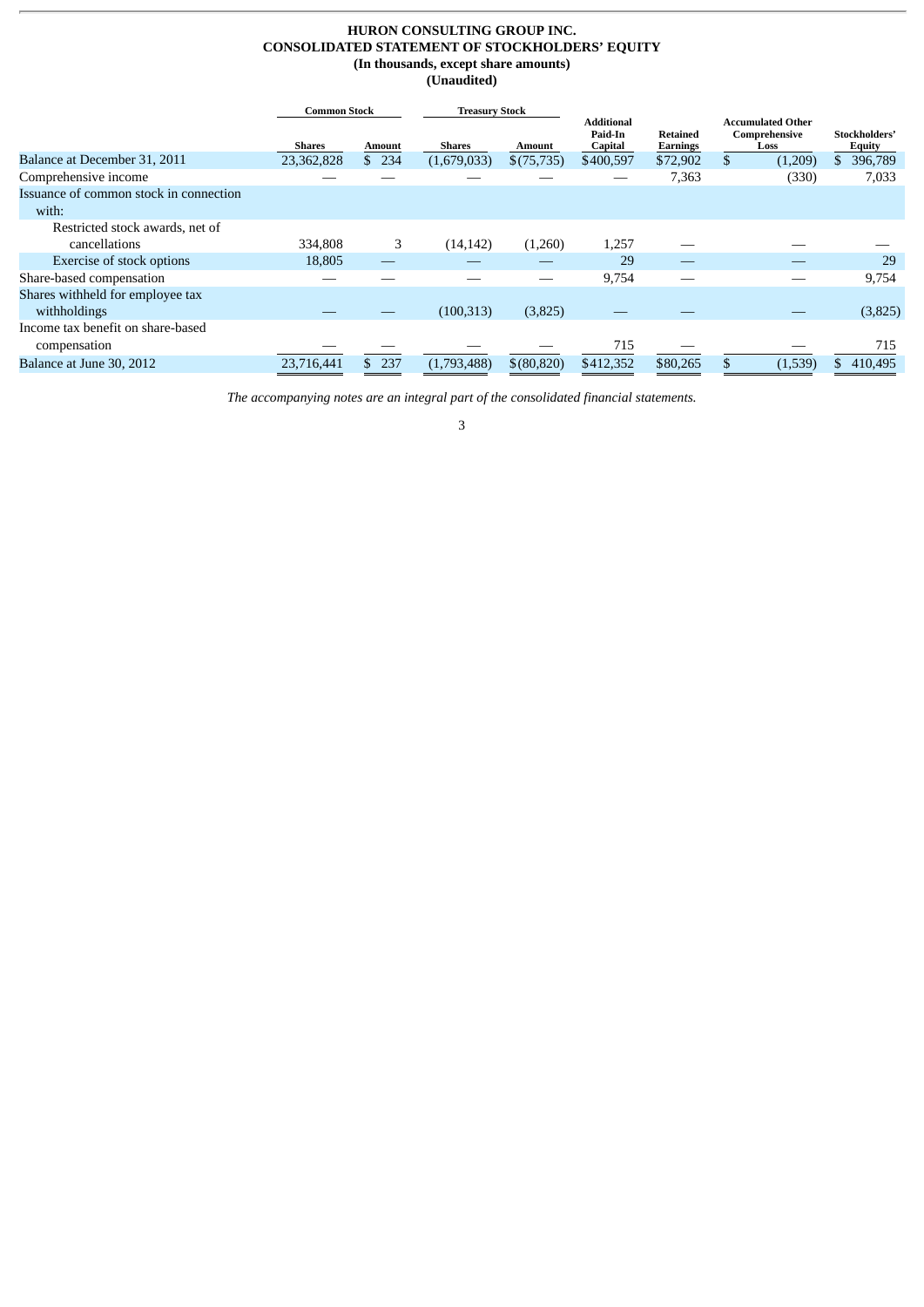# HURON CONSULTING GROUP INC.
## CONSOLIDATED STATEMENT OF STOCKHOLDERS' EQUITY
### (In thousands, except share amounts)
### (Unaudited)

| | Common Stock | | Treasury Stock | | Additional Paid-In Capital | Retained Earnings | Accumulated Other Comprehensive Loss | Stockholders' Equity |
|---|---|---|---|---|---|---|---|---|
| | Shares | Amount | Shares | Amount | | | | |
| Balance at December 31, 2011 | 23,362,828 | $ 234 | (1,679,033) | $(75,735) | $400,597 | $72,902 | $ (1,209) | $ 396,789 |
| Comprehensive income | — | — | — | — | — | 7,363 | (330) | 7,033 |
| Issuance of common stock in connection with: | | | | | | | | |
| Restricted stock awards, net of cancellations | 334,808 | 3 | (14,142) | (1,260) | 1,257 | — | — | — |
| Exercise of stock options | 18,805 | — | — | — | 29 | — | — | 29 |
| Share-based compensation | — | — | — | — | 9,754 | — | — | 9,754 |
| Shares withheld for employee tax withholdings | — | — | (100,313) | (3,825) | — | — | — | (3,825) |
| Income tax benefit on share-based compensation | — | — | — | — | 715 | — | — | 715 |
| Balance at June 30, 2012 | 23,716,441 | $ 237 | (1,793,488) | $(80,820) | $412,352 | $80,265 | $ (1,539) | $ 410,495 |

*The accompanying notes are an integral part of the consolidated financial statements.*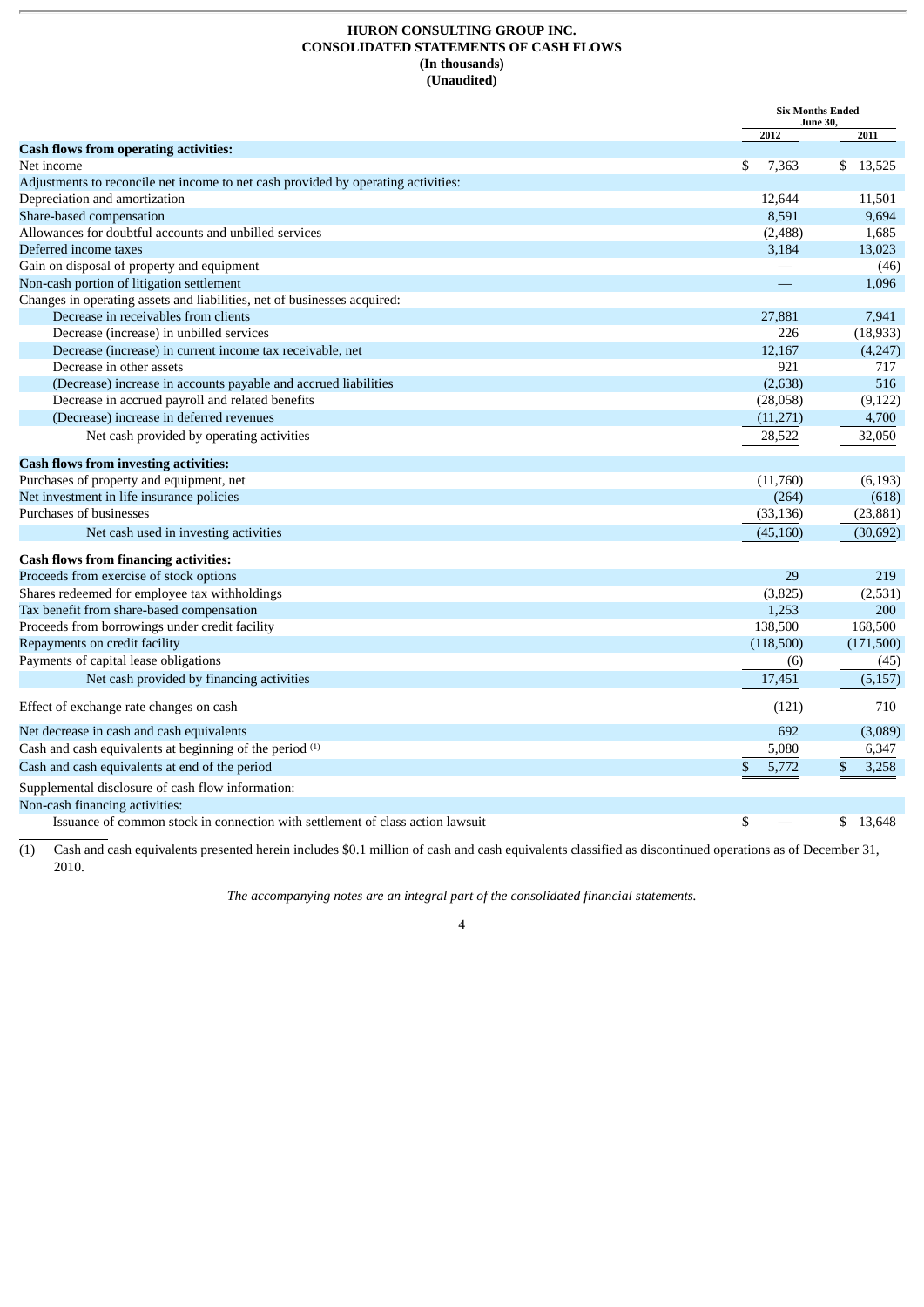**HURON CONSULTING GROUP INC.**
**CONSOLIDATED STATEMENTS OF CASH FLOWS**
**(In thousands)**
**(Unaudited)**

| | Six Months Ended June 30, | |
|---|---|---|
| | 2012 | 2011 |
| **Cash flows from operating activities:** | | |
| Net income | $ 7,363 | $ 13,525 |
| Adjustments to reconcile net income to net cash provided by operating activities: | | |
| Depreciation and amortization | 12,644 | 11,501 |
| Share-based compensation | 8,591 | 9,694 |
| Allowances for doubtful accounts and unbilled services | (2,488) | 1,685 |
| Deferred income taxes | 3,184 | 13,023 |
| Gain on disposal of property and equipment | — | (46) |
| Non-cash portion of litigation settlement | — | 1,096 |
| Changes in operating assets and liabilities, net of businesses acquired: | | |
| Decrease in receivables from clients | 27,881 | 7,941 |
| Decrease (increase) in unbilled services | 226 | (18,933) |
| Decrease (increase) in current income tax receivable, net | 12,167 | (4,247) |
| Decrease in other assets | 921 | 717 |
| (Decrease) increase in accounts payable and accrued liabilities | (2,638) | 516 |
| Decrease in accrued payroll and related benefits | (28,058) | (9,122) |
| (Decrease) increase in deferred revenues | (11,271) | 4,700 |
| Net cash provided by operating activities | 28,522 | 32,050 |
| **Cash flows from investing activities:** | | |
| Purchases of property and equipment, net | (11,760) | (6,193) |
| Net investment in life insurance policies | (264) | (618) |
| Purchases of businesses | (33,136) | (23,881) |
| Net cash used in investing activities | (45,160) | (30,692) |
| **Cash flows from financing activities:** | | |
| Proceeds from exercise of stock options | 29 | 219 |
| Shares redeemed for employee tax withholdings | (3,825) | (2,531) |
| Tax benefit from share-based compensation | 1,253 | 200 |
| Proceeds from borrowings under credit facility | 138,500 | 168,500 |
| Repayments on credit facility | (118,500) | (171,500) |
| Payments of capital lease obligations | (6) | (45) |
| Net cash provided by financing activities | 17,451 | (5,157) |
| Effect of exchange rate changes on cash | (121) | 710 |
| Net decrease in cash and cash equivalents | 692 | (3,089) |
| Cash and cash equivalents at beginning of the period [(1)] | 5,080 | 6,347 |
| Cash and cash equivalents at end of the period | $ 5,772 | $ 3,258 |
| Supplemental disclosure of cash flow information: | | |
| Non-cash financing activities: | | |
| Issuance of common stock in connection with settlement of class action lawsuit | $ — | $ 13,648 |

(1) Cash and cash equivalents presented herein includes $0.1 million of cash and cash equivalents classified as discontinued operations as of December 31, 2010.

*The accompanying notes are an integral part of the consolidated financial statements.*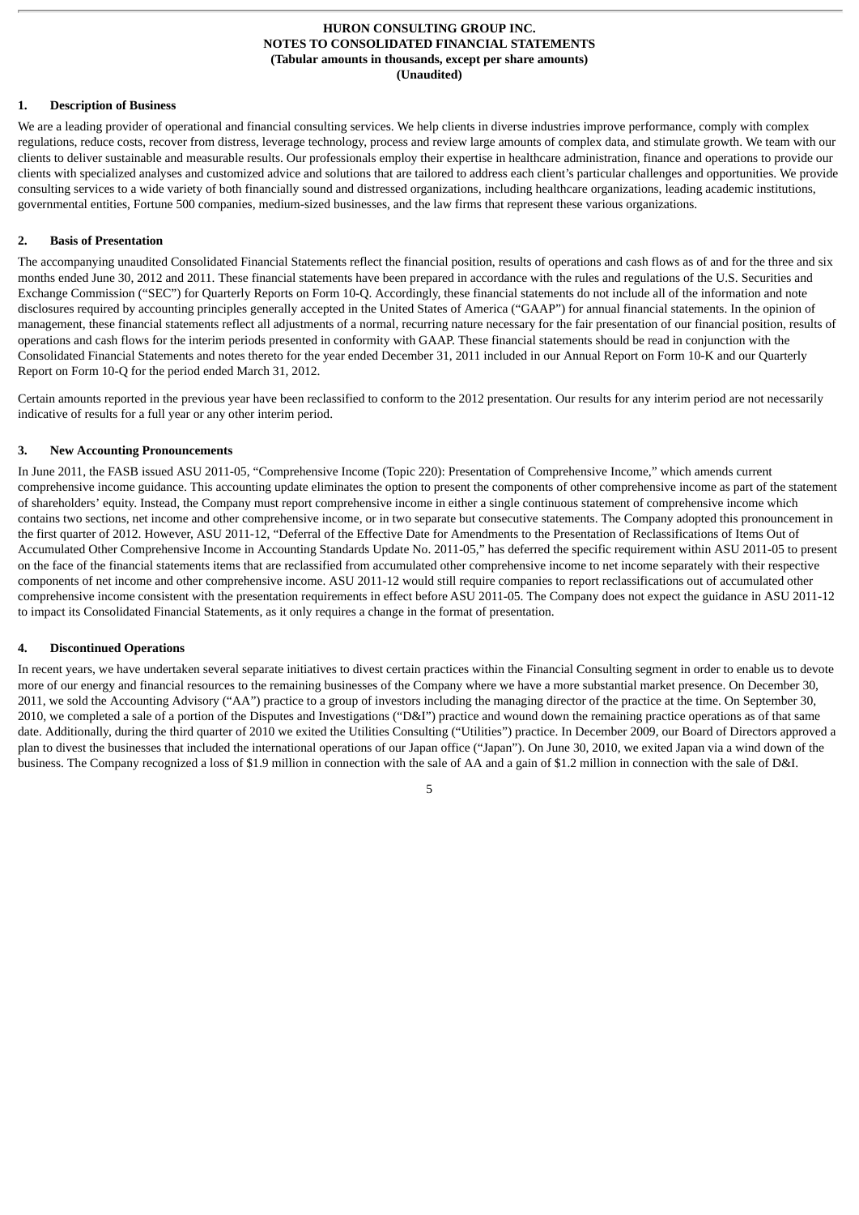**HURON CONSULTING GROUP INC.**
**NOTES TO CONSOLIDATED FINANCIAL STATEMENTS**
**(Tabular amounts in thousands, except per share amounts)**
**(Unaudited)**

## 1. Description of Business

We are a leading provider of operational and financial consulting services. We help clients in diverse industries improve performance, comply with complex regulations, reduce costs, recover from distress, leverage technology, process and review large amounts of complex data, and stimulate growth. We team with our clients to deliver sustainable and measurable results. Our professionals employ their expertise in healthcare administration, finance and operations to provide our clients with specialized analyses and customized advice and solutions that are tailored to address each client's particular challenges and opportunities. We provide consulting services to a wide variety of both financially sound and distressed organizations, including healthcare organizations, leading academic institutions, governmental entities, Fortune 500 companies, medium-sized businesses, and the law firms that represent these various organizations.

## 2. Basis of Presentation

The accompanying unaudited Consolidated Financial Statements reflect the financial position, results of operations and cash flows as of and for the three and six months ended June 30, 2012 and 2011. These financial statements have been prepared in accordance with the rules and regulations of the U.S. Securities and Exchange Commission ("SEC") for Quarterly Reports on Form 10-Q. Accordingly, these financial statements do not include all of the information and note disclosures required by accounting principles generally accepted in the United States of America ("GAAP") for annual financial statements. In the opinion of management, these financial statements reflect all adjustments of a normal, recurring nature necessary for the fair presentation of our financial position, results of operations and cash flows for the interim periods presented in conformity with GAAP. These financial statements should be read in conjunction with the Consolidated Financial Statements and notes thereto for the year ended December 31, 2011 included in our Annual Report on Form 10-K and our Quarterly Report on Form 10-Q for the period ended March 31, 2012.

Certain amounts reported in the previous year have been reclassified to conform to the 2012 presentation. Our results for any interim period are not necessarily indicative of results for a full year or any other interim period.

## 3. New Accounting Pronouncements

In June 2011, the FASB issued ASU 2011-05, "Comprehensive Income (Topic 220): Presentation of Comprehensive Income," which amends current comprehensive income guidance. This accounting update eliminates the option to present the components of other comprehensive income as part of the statement of shareholders' equity. Instead, the Company must report comprehensive income in either a single continuous statement of comprehensive income which contains two sections, net income and other comprehensive income, or in two separate but consecutive statements. The Company adopted this pronouncement in the first quarter of 2012. However, ASU 2011-12, "Deferral of the Effective Date for Amendments to the Presentation of Reclassifications of Items Out of Accumulated Other Comprehensive Income in Accounting Standards Update No. 2011-05," has deferred the specific requirement within ASU 2011-05 to present on the face of the financial statements items that are reclassified from accumulated other comprehensive income to net income separately with their respective components of net income and other comprehensive income. ASU 2011-12 would still require companies to report reclassifications out of accumulated other comprehensive income consistent with the presentation requirements in effect before ASU 2011-05. The Company does not expect the guidance in ASU 2011-12 to impact its Consolidated Financial Statements, as it only requires a change in the format of presentation.

## 4. Discontinued Operations

In recent years, we have undertaken several separate initiatives to divest certain practices within the Financial Consulting segment in order to enable us to devote more of our energy and financial resources to the remaining businesses of the Company where we have a more substantial market presence. On December 30, 2011, we sold the Accounting Advisory ("AA") practice to a group of investors including the managing director of the practice at the time. On September 30, 2010, we completed a sale of a portion of the Disputes and Investigations ("D&I") practice and wound down the remaining practice operations as of that same date. Additionally, during the third quarter of 2010 we exited the Utilities Consulting ("Utilities") practice. In December 2009, our Board of Directors approved a plan to divest the businesses that included the international operations of our Japan office ("Japan"). On June 30, 2010, we exited Japan via a wind down of the business. The Company recognized a loss of $1.9 million in connection with the sale of AA and a gain of $1.2 million in connection with the sale of D&I.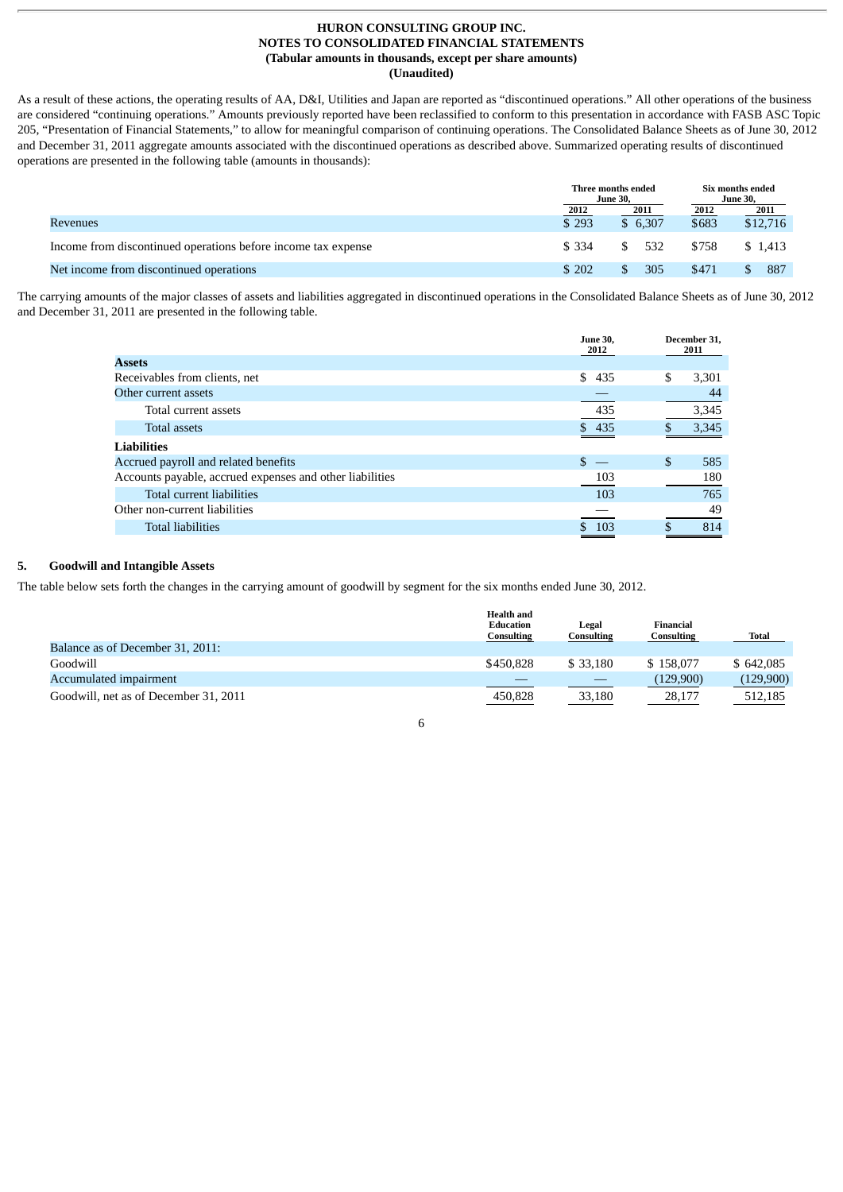**HURON CONSULTING GROUP INC.**
**NOTES TO CONSOLIDATED FINANCIAL STATEMENTS**
**(Tabular amounts in thousands, except per share amounts)**
**(Unaudited)**

As a result of these actions, the operating results of AA, D&I, Utilities and Japan are reported as "discontinued operations." All other operations of the business are considered "continuing operations." Amounts previously reported have been reclassified to conform to this presentation in accordance with FASB ASC Topic 205, "Presentation of Financial Statements," to allow for meaningful comparison of continuing operations. The Consolidated Balance Sheets as of June 30, 2012 and December 31, 2011 aggregate amounts associated with the discontinued operations as described above. Summarized operating results of discontinued operations are presented in the following table (amounts in thousands):

| | Three months ended June 30, | | Six months ended June 30, | |
|---|---|---|---|---|
| | 2012 | 2011 | 2012 | 2011 |
| Revenues | $ 293 | $ 6,307 | $683 | $12,716 |
| Income from discontinued operations before income tax expense | $ 334 | $ 532 | $758 | $ 1,413 |
| Net income from discontinued operations | $ 202 | $ 305 | $471 | $ 887 |

The carrying amounts of the major classes of assets and liabilities aggregated in discontinued operations in the Consolidated Balance Sheets as of June 30, 2012 and December 31, 2011 are presented in the following table.

| | June 30, 2012 | December 31, 2011 |
|---|---|---|
| **Assets** | | |
| Receivables from clients, net | $ 435 | $ 3,301 |
| Other current assets | — | 44 |
| Total current assets | 435 | 3,345 |
| Total assets | $ 435 | $ 3,345 |
| **Liabilities** | | |
| Accrued payroll and related benefits | $ — | $ 585 |
| Accounts payable, accrued expenses and other liabilities | 103 | 180 |
| Total current liabilities | 103 | 765 |
| Other non-current liabilities | — | 49 |
| Total liabilities | $ 103 | $ 814 |

## 5. Goodwill and Intangible Assets

The table below sets forth the changes in the carrying amount of goodwill by segment for the six months ended June 30, 2012.

| | Health and Education Consulting | Legal Consulting | Financial Consulting | Total |
|---|---|---|---|---|
| Balance as of December 31, 2011: | | | | |
| Goodwill | $450,828 | $ 33,180 | $ 158,077 | $ 642,085 |
| Accumulated impairment | — | — | (129,900) | (129,900) |
| Goodwill, net as of December 31, 2011 | 450,828 | 33,180 | 28,177 | 512,185 |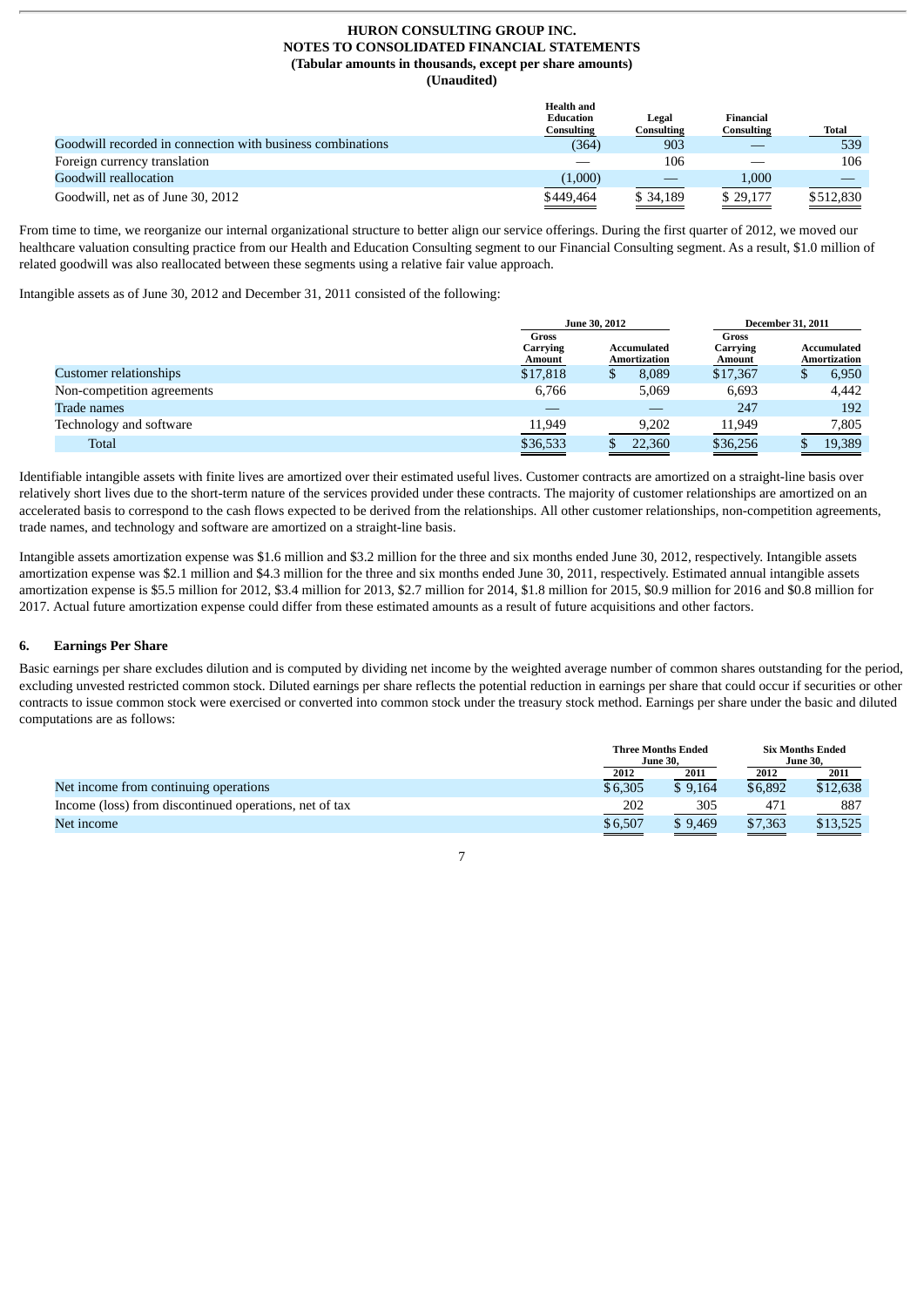HURON CONSULTING GROUP INC.
NOTES TO CONSOLIDATED FINANCIAL STATEMENTS
(Tabular amounts in thousands, except per share amounts)
(Unaudited)

| | Health and Education Consulting | Legal Consulting | Financial Consulting | Total |
|---|---|---|---|---|
| Goodwill recorded in connection with business combinations | (364) | 903 | — | 539 |
| Foreign currency translation | — | 106 | — | 106 |
| Goodwill reallocation | (1,000) | — | 1,000 | — |
| Goodwill, net as of June 30, 2012 | $449,464 | $ 34,189 | $ 29,177 | $512,830 |

From time to time, we reorganize our internal organizational structure to better align our service offerings. During the first quarter of 2012, we moved our healthcare valuation consulting practice from our Health and Education Consulting segment to our Financial Consulting segment. As a result, $1.0 million of related goodwill was also reallocated between these segments using a relative fair value approach.

Intangible assets as of June 30, 2012 and December 31, 2011 consisted of the following:

| | June 30, 2012 | | December 31, 2011 | |
|---|---|---|---|---|
| | Gross Carrying Amount | Accumulated Amortization | Gross Carrying Amount | Accumulated Amortization |
| Customer relationships | $17,818 | $ 8,089 | $17,367 | $ 6,950 |
| Non-competition agreements | 6,766 | 5,069 | 6,693 | 4,442 |
| Trade names | — | — | 247 | 192 |
| Technology and software | 11,949 | 9,202 | 11,949 | 7,805 |
| Total | $36,533 | $ 22,360 | $36,256 | $ 19,389 |

Identifiable intangible assets with finite lives are amortized over their estimated useful lives. Customer contracts are amortized on a straight-line basis over relatively short lives due to the short-term nature of the services provided under these contracts. The majority of customer relationships are amortized on an accelerated basis to correspond to the cash flows expected to be derived from the relationships. All other customer relationships, non-competition agreements, trade names, and technology and software are amortized on a straight-line basis.

Intangible assets amortization expense was $1.6 million and $3.2 million for the three and six months ended June 30, 2012, respectively. Intangible assets amortization expense was $2.1 million and $4.3 million for the three and six months ended June 30, 2011, respectively. Estimated annual intangible assets amortization expense is $5.5 million for 2012, $3.4 million for 2013, $2.7 million for 2014, $1.8 million for 2015, $0.9 million for 2016 and $0.8 million for 2017. Actual future amortization expense could differ from these estimated amounts as a result of future acquisitions and other factors.

## 6. Earnings Per Share

Basic earnings per share excludes dilution and is computed by dividing net income by the weighted average number of common shares outstanding for the period, excluding unvested restricted common stock. Diluted earnings per share reflects the potential reduction in earnings per share that could occur if securities or other contracts to issue common stock were exercised or converted into common stock under the treasury stock method. Earnings per share under the basic and diluted computations are as follows:

| | Three Months Ended June 30, | | Six Months Ended June 30, | |
|---|---|---|---|---|
| | 2012 | 2011 | 2012 | 2011 |
| Net income from continuing operations | $6,305 | $ 9,164 | $6,892 | $12,638 |
| Income (loss) from discontinued operations, net of tax | 202 | 305 | 471 | 887 |
| Net income | $6,507 | $ 9,469 | $7,363 | $13,525 |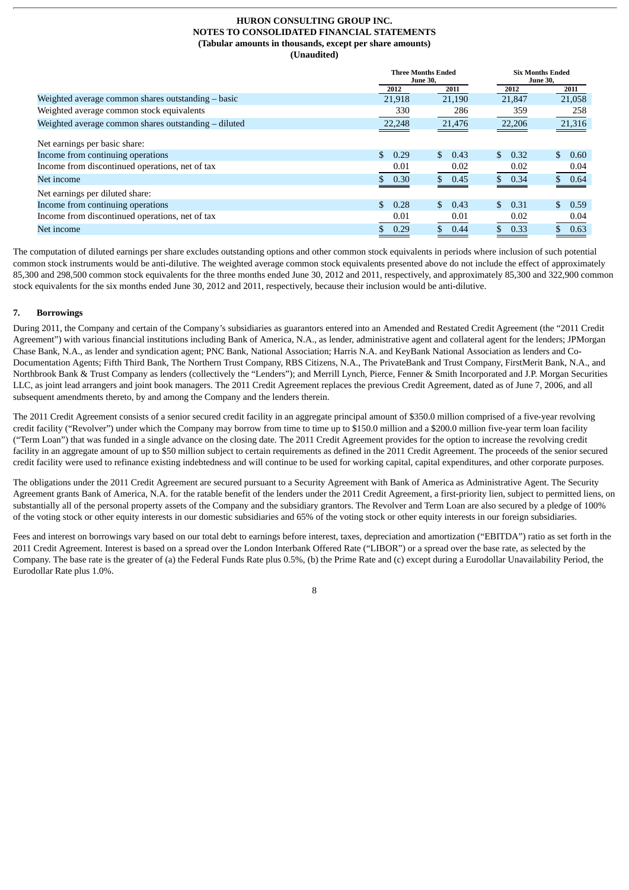HURON CONSULTING GROUP INC.
NOTES TO CONSOLIDATED FINANCIAL STATEMENTS
(Tabular amounts in thousands, except per share amounts)
(Unaudited)

| | Three Months Ended June 30, | | Six Months Ended June 30, | |
|---|---|---|---|---|
| | 2012 | 2011 | 2012 | 2011 |
| Weighted average common shares outstanding – basic | 21,918 | 21,190 | 21,847 | 21,058 |
| Weighted average common stock equivalents | 330 | 286 | 359 | 258 |
| Weighted average common shares outstanding – diluted | 22,248 | 21,476 | 22,206 | 21,316 |
| Net earnings per basic share: | | | | |
| Income from continuing operations | $ 0.29 | $ 0.43 | $ 0.32 | $ 0.60 |
| Income from discontinued operations, net of tax | 0.01 | 0.02 | 0.02 | 0.04 |
| Net income | $ 0.30 | $ 0.45 | $ 0.34 | $ 0.64 |
| Net earnings per diluted share: | | | | |
| Income from continuing operations | $ 0.28 | $ 0.43 | $ 0.31 | $ 0.59 |
| Income from discontinued operations, net of tax | 0.01 | 0.01 | 0.02 | 0.04 |
| Net income | $ 0.29 | $ 0.44 | $ 0.33 | $ 0.63 |

The computation of diluted earnings per share excludes outstanding options and other common stock equivalents in periods where inclusion of such potential common stock instruments would be anti-dilutive. The weighted average common stock equivalents presented above do not include the effect of approximately 85,300 and 298,500 common stock equivalents for the three months ended June 30, 2012 and 2011, respectively, and approximately 85,300 and 322,900 common stock equivalents for the six months ended June 30, 2012 and 2011, respectively, because their inclusion would be anti-dilutive.

## 7. Borrowings

During 2011, the Company and certain of the Company's subsidiaries as guarantors entered into an Amended and Restated Credit Agreement (the "2011 Credit Agreement") with various financial institutions including Bank of America, N.A., as lender, administrative agent and collateral agent for the lenders; JPMorgan Chase Bank, N.A., as lender and syndication agent; PNC Bank, National Association; Harris N.A. and KeyBank National Association as lenders and Co-Documentation Agents; Fifth Third Bank, The Northern Trust Company, RBS Citizens, N.A., The PrivateBank and Trust Company, FirstMerit Bank, N.A., and Northbrook Bank & Trust Company as lenders (collectively the "Lenders"); and Merrill Lynch, Pierce, Fenner & Smith Incorporated and J.P. Morgan Securities LLC, as joint lead arrangers and joint book managers. The 2011 Credit Agreement replaces the previous Credit Agreement, dated as of June 7, 2006, and all subsequent amendments thereto, by and among the Company and the lenders therein.

The 2011 Credit Agreement consists of a senior secured credit facility in an aggregate principal amount of $350.0 million comprised of a five-year revolving credit facility ("Revolver") under which the Company may borrow from time to time up to $150.0 million and a $200.0 million five-year term loan facility ("Term Loan") that was funded in a single advance on the closing date. The 2011 Credit Agreement provides for the option to increase the revolving credit facility in an aggregate amount of up to $50 million subject to certain requirements as defined in the 2011 Credit Agreement. The proceeds of the senior secured credit facility were used to refinance existing indebtedness and will continue to be used for working capital, capital expenditures, and other corporate purposes.

The obligations under the 2011 Credit Agreement are secured pursuant to a Security Agreement with Bank of America as Administrative Agent. The Security Agreement grants Bank of America, N.A. for the ratable benefit of the lenders under the 2011 Credit Agreement, a first-priority lien, subject to permitted liens, on substantially all of the personal property assets of the Company and the subsidiary grantors. The Revolver and Term Loan are also secured by a pledge of 100% of the voting stock or other equity interests in our domestic subsidiaries and 65% of the voting stock or other equity interests in our foreign subsidiaries.

Fees and interest on borrowings vary based on our total debt to earnings before interest, taxes, depreciation and amortization ("EBITDA") ratio as set forth in the 2011 Credit Agreement. Interest is based on a spread over the London Interbank Offered Rate ("LIBOR") or a spread over the base rate, as selected by the Company. The base rate is the greater of (a) the Federal Funds Rate plus 0.5%, (b) the Prime Rate and (c) except during a Eurodollar Unavailability Period, the Eurodollar Rate plus 1.0%.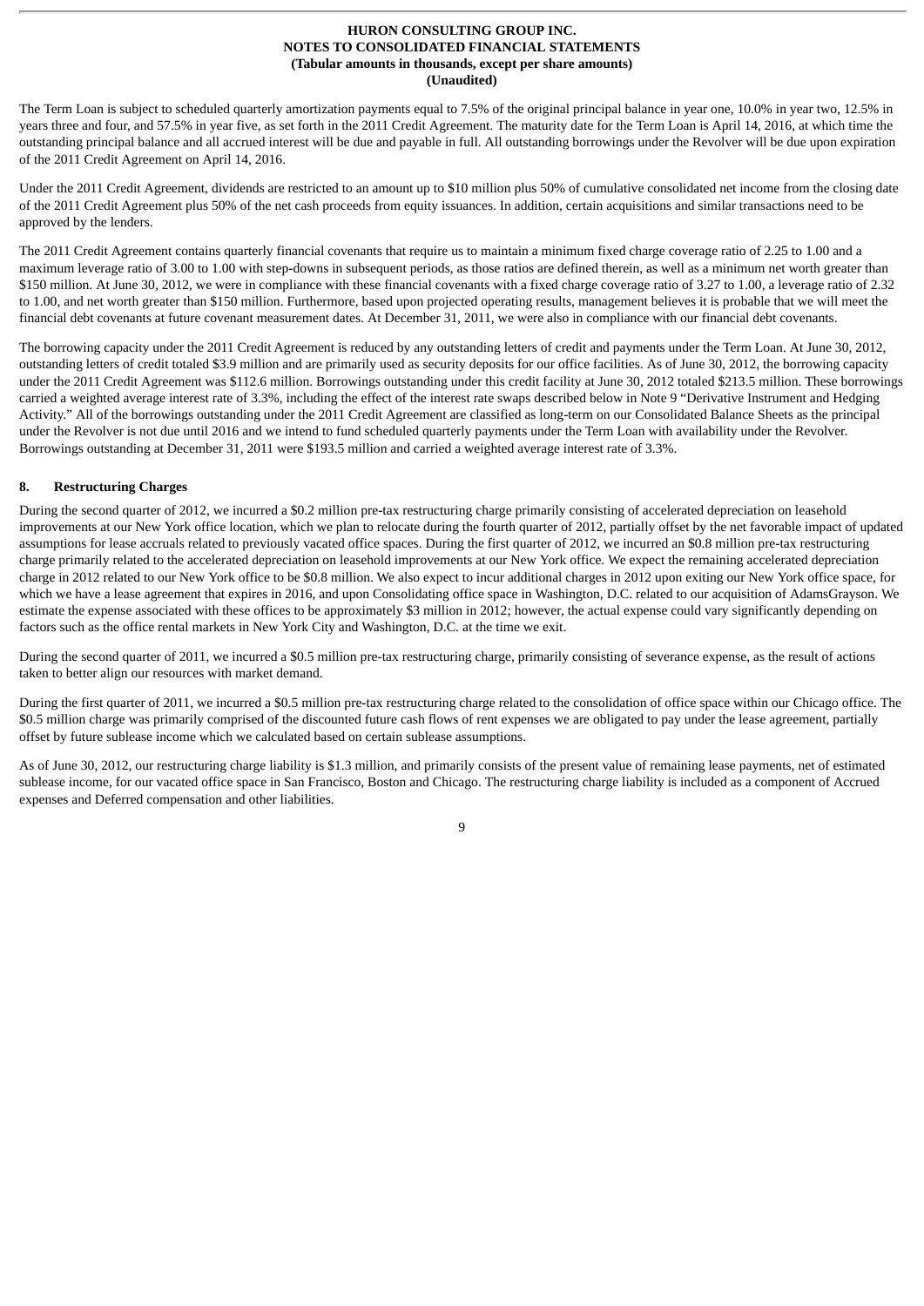The Term Loan is subject to scheduled quarterly amortization payments equal to 7.5% of the original principal balance in year one, 10.0% in year two, 12.5% in years three and four, and 57.5% in year five, as set forth in the 2011 Credit Agreement. The maturity date for the Term Loan is April 14, 2016, at which time the outstanding principal balance and all accrued interest will be due and payable in full. All outstanding borrowings under the Revolver will be due upon expiration of the 2011 Credit Agreement on April 14, 2016.

Under the 2011 Credit Agreement, dividends are restricted to an amount up to $10 million plus 50% of cumulative consolidated net income from the closing date of the 2011 Credit Agreement plus 50% of the net cash proceeds from equity issuances. In addition, certain acquisitions and similar transactions need to be approved by the lenders.

The 2011 Credit Agreement contains quarterly financial covenants that require us to maintain a minimum fixed charge coverage ratio of 2.25 to 1.00 and a maximum leverage ratio of 3.00 to 1.00 with step-downs in subsequent periods, as those ratios are defined therein, as well as a minimum net worth greater than $150 million. At June 30, 2012, we were in compliance with these financial covenants with a fixed charge coverage ratio of 3.27 to 1.00, a leverage ratio of 2.32 to 1.00, and net worth greater than $150 million. Furthermore, based upon projected operating results, management believes it is probable that we will meet the financial debt covenants at future covenant measurement dates. At December 31, 2011, we were also in compliance with our financial debt covenants.

The borrowing capacity under the 2011 Credit Agreement is reduced by any outstanding letters of credit and payments under the Term Loan. At June 30, 2012, outstanding letters of credit totaled $3.9 million and are primarily used as security deposits for our office facilities. As of June 30, 2012, the borrowing capacity under the 2011 Credit Agreement was $112.6 million. Borrowings outstanding under this credit facility at June 30, 2012 totaled $213.5 million. These borrowings carried a weighted average interest rate of 3.3%, including the effect of the interest rate swaps described below in Note 9 "Derivative Instrument and Hedging Activity." All of the borrowings outstanding under the 2011 Credit Agreement are classified as long-term on our Consolidated Balance Sheets as the principal under the Revolver is not due until 2016 and we intend to fund scheduled quarterly payments under the Term Loan with availability under the Revolver. Borrowings outstanding at December 31, 2011 were $193.5 million and carried a weighted average interest rate of 3.3%.

## 8. Restructuring Charges

During the second quarter of 2012, we incurred a $0.2 million pre-tax restructuring charge primarily consisting of accelerated depreciation on leasehold improvements at our New York office location, which we plan to relocate during the fourth quarter of 2012, partially offset by the net favorable impact of updated assumptions for lease accruals related to previously vacated office spaces. During the first quarter of 2012, we incurred an $0.8 million pre-tax restructuring charge primarily related to the accelerated depreciation on leasehold improvements at our New York office. We expect the remaining accelerated depreciation charge in 2012 related to our New York office to be $0.8 million. We also expect to incur additional charges in 2012 upon exiting our New York office space, for which we have a lease agreement that expires in 2016, and upon Consolidating office space in Washington, D.C. related to our acquisition of AdamsGrayson. We estimate the expense associated with these offices to be approximately $3 million in 2012; however, the actual expense could vary significantly depending on factors such as the office rental markets in New York City and Washington, D.C. at the time we exit.

During the second quarter of 2011, we incurred a $0.5 million pre-tax restructuring charge, primarily consisting of severance expense, as the result of actions taken to better align our resources with market demand.

During the first quarter of 2011, we incurred a $0.5 million pre-tax restructuring charge related to the consolidation of office space within our Chicago office. The $0.5 million charge was primarily comprised of the discounted future cash flows of rent expenses we are obligated to pay under the lease agreement, partially offset by future sublease income which we calculated based on certain sublease assumptions.

As of June 30, 2012, our restructuring charge liability is $1.3 million, and primarily consists of the present value of remaining lease payments, net of estimated sublease income, for our vacated office space in San Francisco, Boston and Chicago. The restructuring charge liability is included as a component of Accrued expenses and Deferred compensation and other liabilities.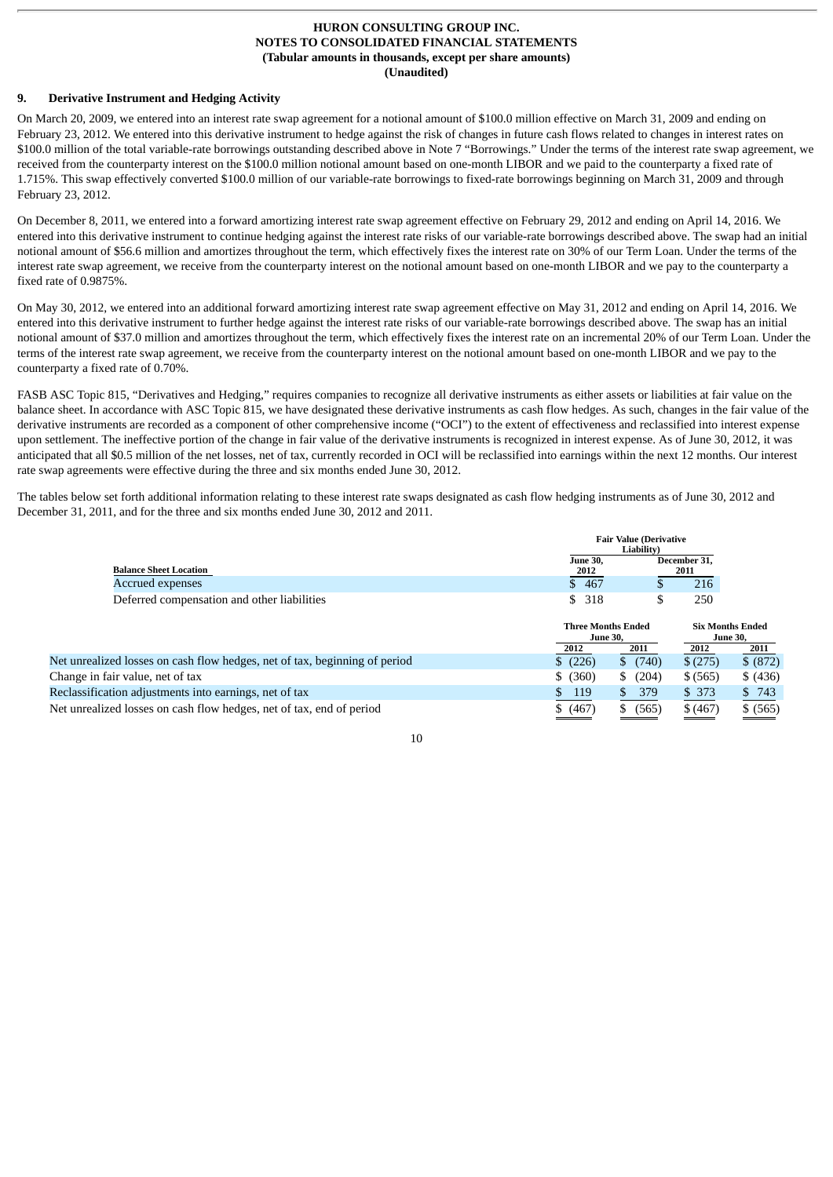**HURON CONSULTING GROUP INC.**
**NOTES TO CONSOLIDATED FINANCIAL STATEMENTS**
**(Tabular amounts in thousands, except per share amounts)**
**(Unaudited)**

## 9. Derivative Instrument and Hedging Activity

On March 20, 2009, we entered into an interest rate swap agreement for a notional amount of $100.0 million effective on March 31, 2009 and ending on February 23, 2012. We entered into this derivative instrument to hedge against the risk of changes in future cash flows related to changes in interest rates on $100.0 million of the total variable-rate borrowings outstanding described above in Note 7 "Borrowings." Under the terms of the interest rate swap agreement, we received from the counterparty interest on the $100.0 million notional amount based on one-month LIBOR and we paid to the counterparty a fixed rate of 1.715%. This swap effectively converted $100.0 million of our variable-rate borrowings to fixed-rate borrowings beginning on March 31, 2009 and through February 23, 2012.

On December 8, 2011, we entered into a forward amortizing interest rate swap agreement effective on February 29, 2012 and ending on April 14, 2016. We entered into this derivative instrument to continue hedging against the interest rate risks of our variable-rate borrowings described above. The swap had an initial notional amount of $56.6 million and amortizes throughout the term, which effectively fixes the interest rate on 30% of our Term Loan. Under the terms of the interest rate swap agreement, we receive from the counterparty interest on the notional amount based on one-month LIBOR and we pay to the counterparty a fixed rate of 0.9875%.

On May 30, 2012, we entered into an additional forward amortizing interest rate swap agreement effective on May 31, 2012 and ending on April 14, 2016. We entered into this derivative instrument to further hedge against the interest rate risks of our variable-rate borrowings described above. The swap has an initial notional amount of $37.0 million and amortizes throughout the term, which effectively fixes the interest rate on an incremental 20% of our Term Loan. Under the terms of the interest rate swap agreement, we receive from the counterparty interest on the notional amount based on one-month LIBOR and we pay to the counterparty a fixed rate of 0.70%.

FASB ASC Topic 815, "Derivatives and Hedging," requires companies to recognize all derivative instruments as either assets or liabilities at fair value on the balance sheet. In accordance with ASC Topic 815, we have designated these derivative instruments as cash flow hedges. As such, changes in the fair value of the derivative instruments are recorded as a component of other comprehensive income ("OCI") to the extent of effectiveness and reclassified into interest expense upon settlement. The ineffective portion of the change in fair value of the derivative instruments is recognized in interest expense. As of June 30, 2012, it was anticipated that all $0.5 million of the net losses, net of tax, currently recorded in OCI will be reclassified into earnings within the next 12 months. Our interest rate swap agreements were effective during the three and six months ended June 30, 2012.

The tables below set forth additional information relating to these interest rate swaps designated as cash flow hedging instruments as of June 30, 2012 and December 31, 2011, and for the three and six months ended June 30, 2012 and 2011.

| | Fair Value (Derivative Liability) | |
|---|---|---|
| **Balance Sheet Location** | **June 30, 2012** | **December 31, 2011** |
| Accrued expenses | $ 467 | $ 216 |
| Deferred compensation and other liabilities | $ 318 | $ 250 |

| | Three Months Ended June 30, | | Six Months Ended June 30, | |
|---|---|---|---|---|
| | **2012** | **2011** | **2012** | **2011** |
| Net unrealized losses on cash flow hedges, net of tax, beginning of period | $ (226) | $ (740) | $ (275) | $ (872) |
| Change in fair value, net of tax | $ (360) | $ (204) | $ (565) | $ (436) |
| Reclassification adjustments into earnings, net of tax | $ 119 | $ 379 | $ 373 | $ 743 |
| Net unrealized losses on cash flow hedges, net of tax, end of period | $ (467) | $ (565) | $ (467) | $ (565) |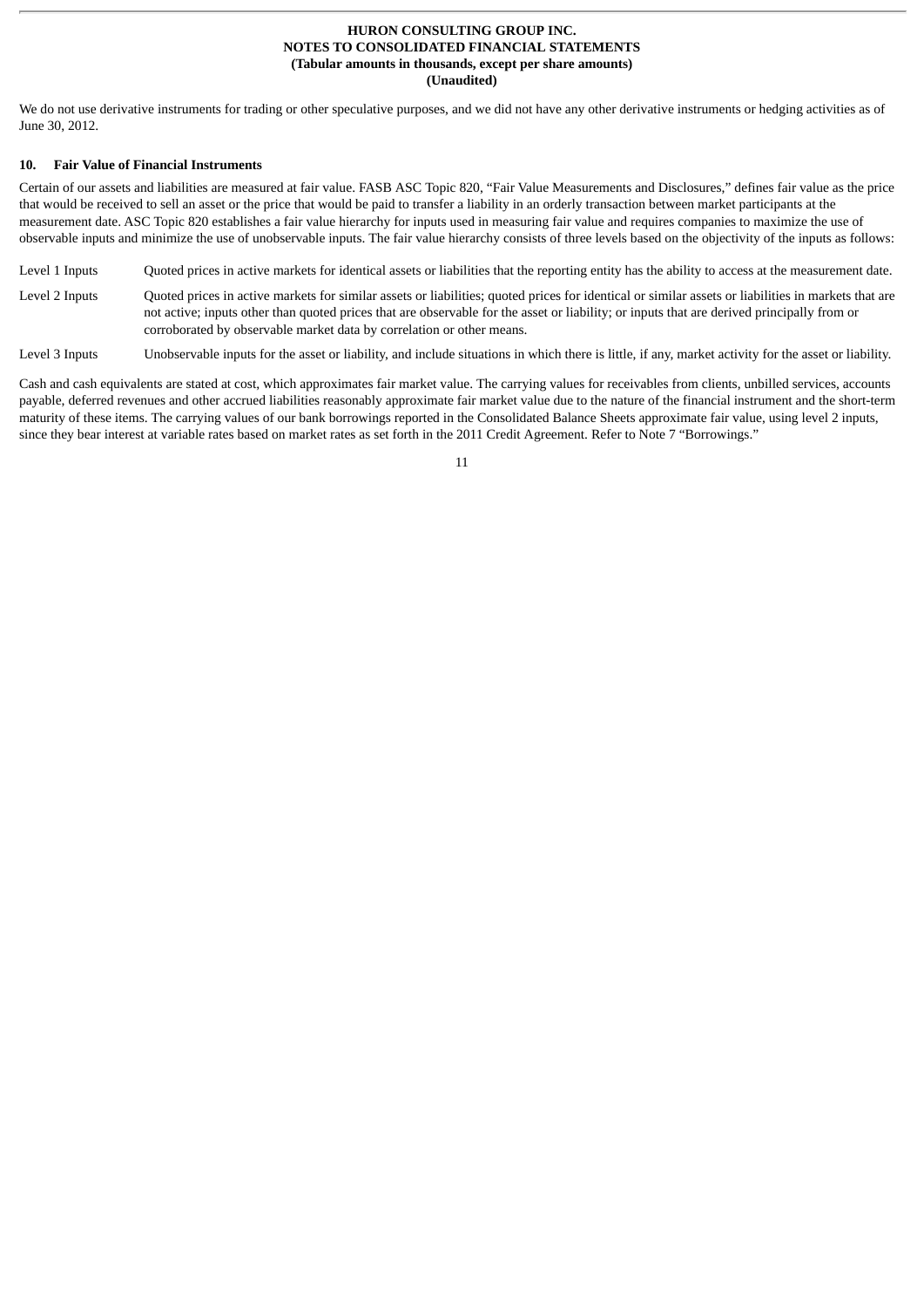We do not use derivative instruments for trading or other speculative purposes, and we did not have any other derivative instruments or hedging activities as of June 30, 2012.

## 10. Fair Value of Financial Instruments

Certain of our assets and liabilities are measured at fair value. FASB ASC Topic 820, "Fair Value Measurements and Disclosures," defines fair value as the price that would be received to sell an asset or the price that would be paid to transfer a liability in an orderly transaction between market participants at the measurement date. ASC Topic 820 establishes a fair value hierarchy for inputs used in measuring fair value and requires companies to maximize the use of observable inputs and minimize the use of unobservable inputs. The fair value hierarchy consists of three levels based on the objectivity of the inputs as follows:

| | |
|---|---|
| Level 1 Inputs | Quoted prices in active markets for identical assets or liabilities that the reporting entity has the ability to access at the measurement date. |
| Level 2 Inputs | Quoted prices in active markets for similar assets or liabilities; quoted prices for identical or similar assets or liabilities in markets that are not active; inputs other than quoted prices that are observable for the asset or liability; or inputs that are derived principally from or corroborated by observable market data by correlation or other means. |
| Level 3 Inputs | Unobservable inputs for the asset or liability, and include situations in which there is little, if any, market activity for the asset or liability. |

Cash and cash equivalents are stated at cost, which approximates fair market value. The carrying values for receivables from clients, unbilled services, accounts payable, deferred revenues and other accrued liabilities reasonably approximate fair market value due to the nature of the financial instrument and the short-term maturity of these items. The carrying values of our bank borrowings reported in the Consolidated Balance Sheets approximate fair value, using level 2 inputs, since they bear interest at variable rates based on market rates as set forth in the 2011 Credit Agreement. Refer to Note 7 "Borrowings."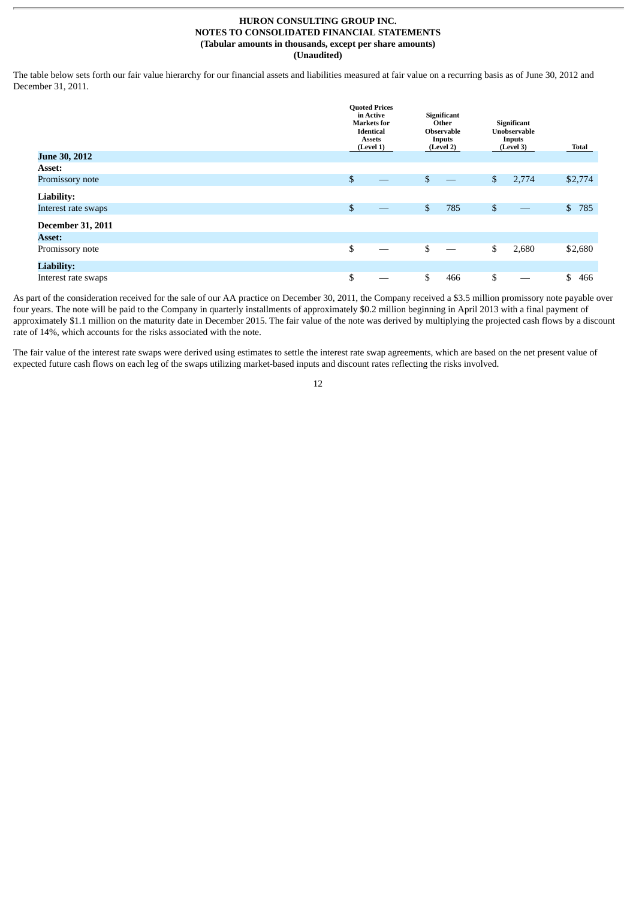The table below sets forth our fair value hierarchy for our financial assets and liabilities measured at fair value on a recurring basis as of June 30, 2012 and December 31, 2011.

| | Quoted Prices in Active Markets for Identical Assets (Level 1) | Significant Other Observable Inputs (Level 2) | Significant Unobservable Inputs (Level 3) | Total |
|---|---|---|---|---|
| **June 30, 2012** | | | | |
| **Asset:** | | | | |
| Promissory note | $ — | $ — | $ 2,774 | $2,774 |
| **Liability:** | | | | |
| Interest rate swaps | $ — | $ 785 | $ — | $ 785 |
| **December 31, 2011** | | | | |
| **Asset:** | | | | |
| Promissory note | $ — | $ — | $ 2,680 | $2,680 |
| **Liability:** | | | | |
| Interest rate swaps | $ — | $ 466 | $ — | $ 466 |

As part of the consideration received for the sale of our AA practice on December 30, 2011, the Company received a $3.5 million promissory note payable over four years. The note will be paid to the Company in quarterly installments of approximately $0.2 million beginning in April 2013 with a final payment of approximately $1.1 million on the maturity date in December 2015. The fair value of the note was derived by multiplying the projected cash flows by a discount rate of 14%, which accounts for the risks associated with the note.

The fair value of the interest rate swaps were derived using estimates to settle the interest rate swap agreements, which are based on the net present value of expected future cash flows on each leg of the swaps utilizing market-based inputs and discount rates reflecting the risks involved.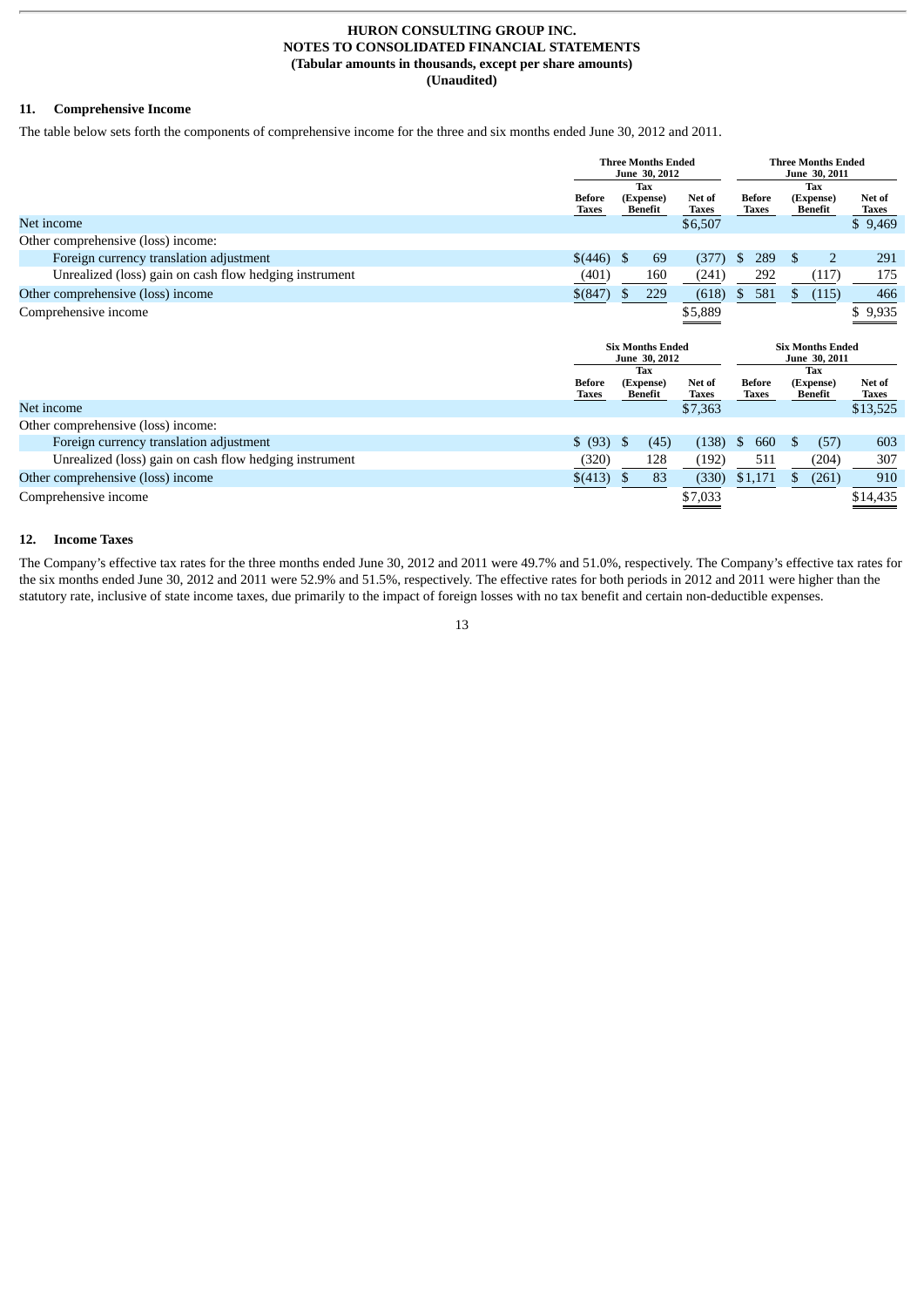HURON CONSULTING GROUP INC.
NOTES TO CONSOLIDATED FINANCIAL STATEMENTS
(Tabular amounts in thousands, except per share amounts)
(Unaudited)

## 11. Comprehensive Income

The table below sets forth the components of comprehensive income for the three and six months ended June 30, 2012 and 2011.

| | Three Months Ended June 30, 2012 | | | Three Months Ended June 30, 2011 | | |
|---|---|---|---|---|---|---|
| | Before Taxes | Tax (Expense) Benefit | Net of Taxes | Before Taxes | Tax (Expense) Benefit | Net of Taxes |
| Net income | | | $6,507 | | | $ 9,469 |
| Other comprehensive (loss) income: | | | | | | |
| Foreign currency translation adjustment | $(446) | $ 69 | (377) | $ 289 | $ 2 | 291 |
| Unrealized (loss) gain on cash flow hedging instrument | (401) | 160 | (241) | 292 | (117) | 175 |
| Other comprehensive (loss) income | $(847) | $ 229 | (618) | $ 581 | $ (115) | 466 |
| Comprehensive income | | | $5,889 | | | $ 9,935 |

| | Six Months Ended June 30, 2012 | | | Six Months Ended June 30, 2011 | | |
|---|---|---|---|---|---|---|
| | Before Taxes | Tax (Expense) Benefit | Net of Taxes | Before Taxes | Tax (Expense) Benefit | Net of Taxes |
| Net income | | | $7,363 | | | $13,525 |
| Other comprehensive (loss) income: | | | | | | |
| Foreign currency translation adjustment | $ (93) | $ (45) | (138) | $ 660 | $ (57) | 603 |
| Unrealized (loss) gain on cash flow hedging instrument | (320) | 128 | (192) | 511 | (204) | 307 |
| Other comprehensive (loss) income | $(413) | $ 83 | (330) | $1,171 | $ (261) | 910 |
| Comprehensive income | | | $7,033 | | | $14,435 |

## 12. Income Taxes

The Company's effective tax rates for the three months ended June 30, 2012 and 2011 were 49.7% and 51.0%, respectively. The Company's effective tax rates for the six months ended June 30, 2012 and 2011 were 52.9% and 51.5%, respectively. The effective rates for both periods in 2012 and 2011 were higher than the statutory rate, inclusive of state income taxes, due primarily to the impact of foreign losses with no tax benefit and certain non-deductible expenses.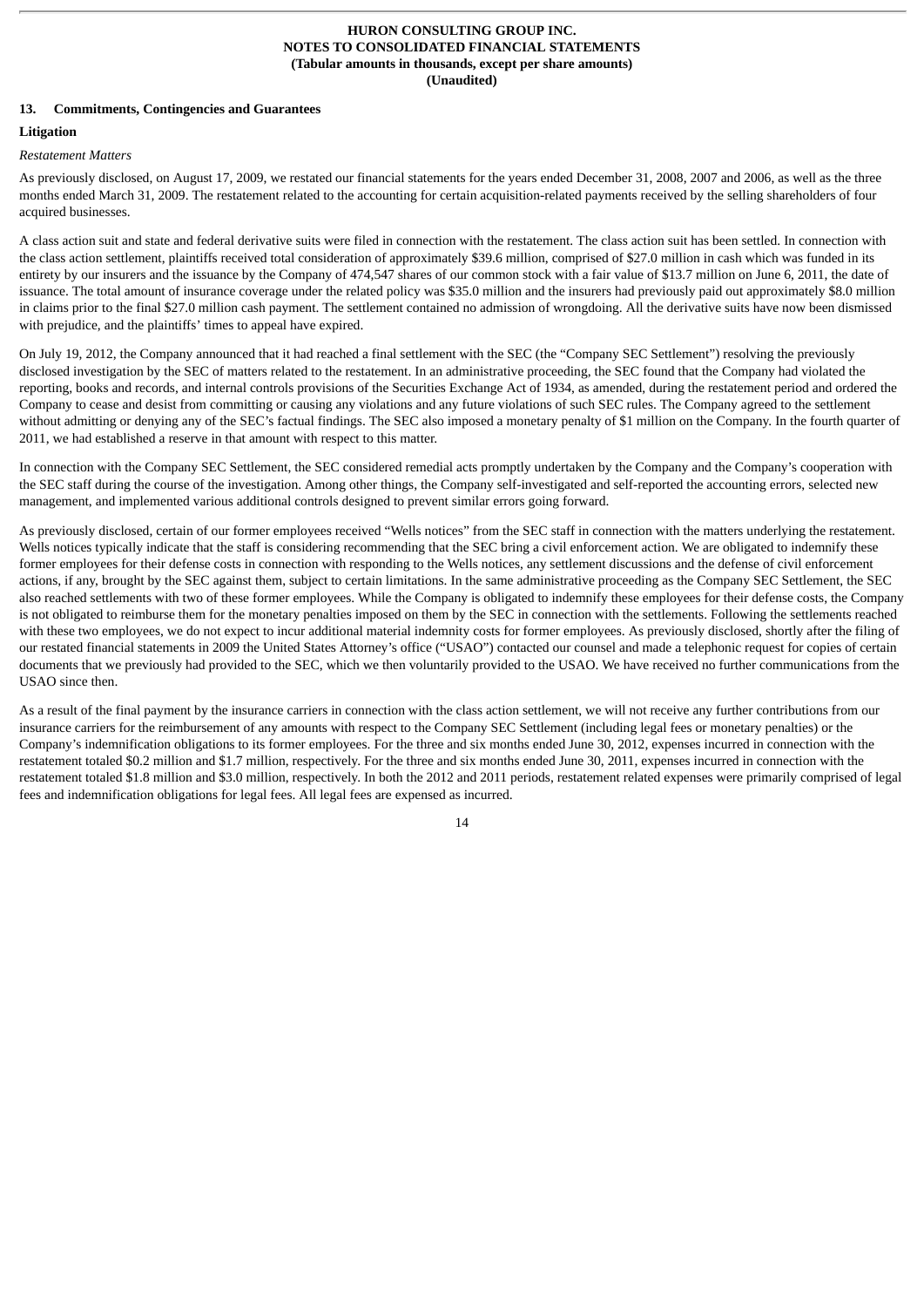**HURON CONSULTING GROUP INC.**
**NOTES TO CONSOLIDATED FINANCIAL STATEMENTS**
**(Tabular amounts in thousands, except per share amounts)**
**(Unaudited)**

## 13. Commitments, Contingencies and Guarantees

### Litigation

*Restatement Matters*

As previously disclosed, on August 17, 2009, we restated our financial statements for the years ended December 31, 2008, 2007 and 2006, as well as the three months ended March 31, 2009. The restatement related to the accounting for certain acquisition-related payments received by the selling shareholders of four acquired businesses.

A class action suit and state and federal derivative suits were filed in connection with the restatement. The class action suit has been settled. In connection with the class action settlement, plaintiffs received total consideration of approximately $39.6 million, comprised of $27.0 million in cash which was funded in its entirety by our insurers and the issuance by the Company of 474,547 shares of our common stock with a fair value of $13.7 million on June 6, 2011, the date of issuance. The total amount of insurance coverage under the related policy was $35.0 million and the insurers had previously paid out approximately $8.0 million in claims prior to the final $27.0 million cash payment. The settlement contained no admission of wrongdoing. All the derivative suits have now been dismissed with prejudice, and the plaintiffs' times to appeal have expired.

On July 19, 2012, the Company announced that it had reached a final settlement with the SEC (the "Company SEC Settlement") resolving the previously disclosed investigation by the SEC of matters related to the restatement. In an administrative proceeding, the SEC found that the Company had violated the reporting, books and records, and internal controls provisions of the Securities Exchange Act of 1934, as amended, during the restatement period and ordered the Company to cease and desist from committing or causing any violations and any future violations of such SEC rules. The Company agreed to the settlement without admitting or denying any of the SEC's factual findings. The SEC also imposed a monetary penalty of $1 million on the Company. In the fourth quarter of 2011, we had established a reserve in that amount with respect to this matter.

In connection with the Company SEC Settlement, the SEC considered remedial acts promptly undertaken by the Company and the Company's cooperation with the SEC staff during the course of the investigation. Among other things, the Company self-investigated and self-reported the accounting errors, selected new management, and implemented various additional controls designed to prevent similar errors going forward.

As previously disclosed, certain of our former employees received "Wells notices" from the SEC staff in connection with the matters underlying the restatement. Wells notices typically indicate that the staff is considering recommending that the SEC bring a civil enforcement action. We are obligated to indemnify these former employees for their defense costs in connection with responding to the Wells notices, any settlement discussions and the defense of civil enforcement actions, if any, brought by the SEC against them, subject to certain limitations. In the same administrative proceeding as the Company SEC Settlement, the SEC also reached settlements with two of these former employees. While the Company is obligated to indemnify these employees for their defense costs, the Company is not obligated to reimburse them for the monetary penalties imposed on them by the SEC in connection with the settlements. Following the settlements reached with these two employees, we do not expect to incur additional material indemnity costs for former employees. As previously disclosed, shortly after the filing of our restated financial statements in 2009 the United States Attorney's office ("USAO") contacted our counsel and made a telephonic request for copies of certain documents that we previously had provided to the SEC, which we then voluntarily provided to the USAO. We have received no further communications from the USAO since then.

As a result of the final payment by the insurance carriers in connection with the class action settlement, we will not receive any further contributions from our insurance carriers for the reimbursement of any amounts with respect to the Company SEC Settlement (including legal fees or monetary penalties) or the Company's indemnification obligations to its former employees. For the three and six months ended June 30, 2012, expenses incurred in connection with the restatement totaled $0.2 million and $1.7 million, respectively. For the three and six months ended June 30, 2011, expenses incurred in connection with the restatement totaled $1.8 million and $3.0 million, respectively. In both the 2012 and 2011 periods, restatement related expenses were primarily comprised of legal fees and indemnification obligations for legal fees. All legal fees are expensed as incurred.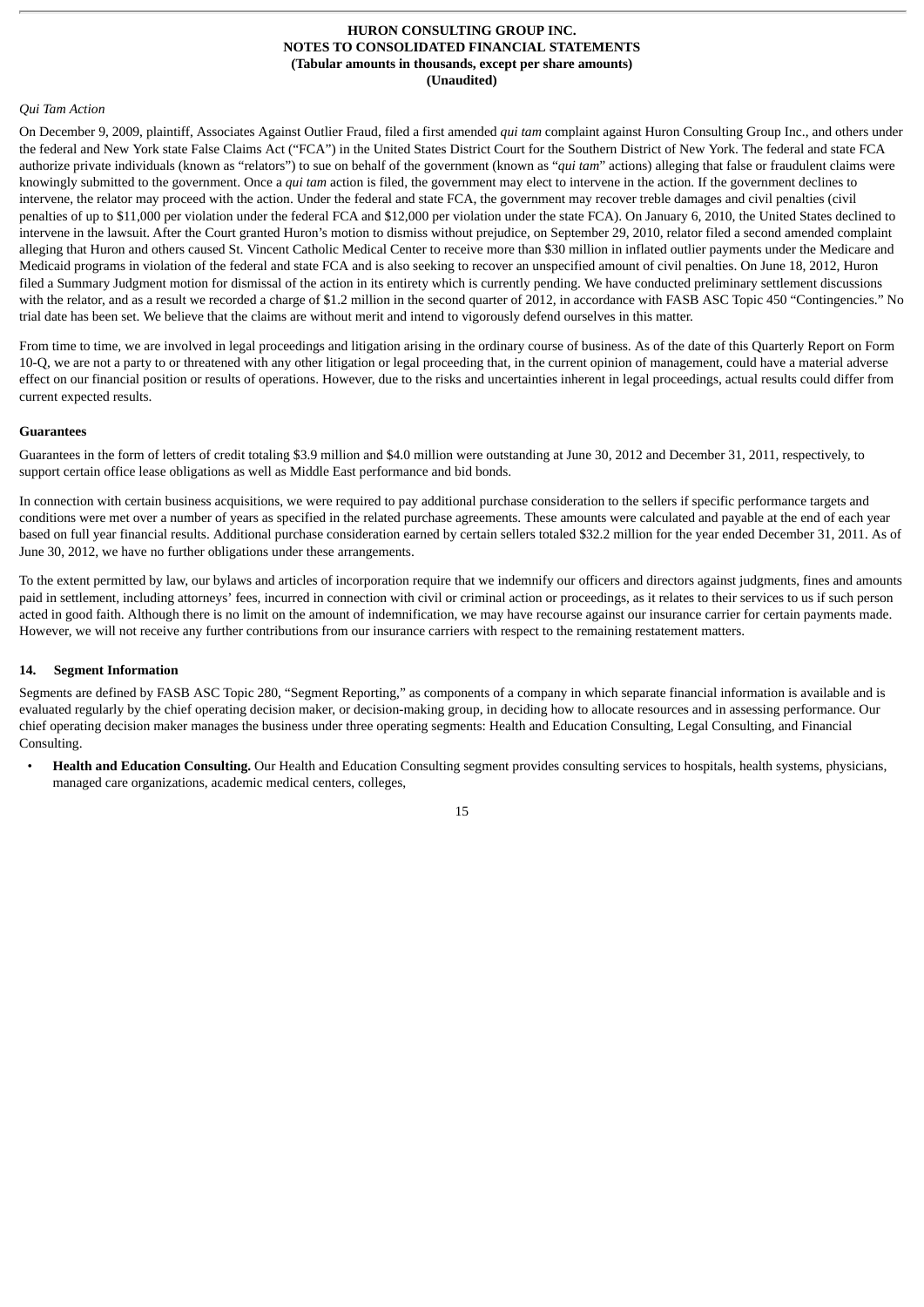*Qui Tam Action*

On December 9, 2009, plaintiff, Associates Against Outlier Fraud, filed a first amended *qui tam* complaint against Huron Consulting Group Inc., and others under the federal and New York state False Claims Act ("FCA") in the United States District Court for the Southern District of New York. The federal and state FCA authorize private individuals (known as "relators") to sue on behalf of the government (known as "*qui tam*" actions) alleging that false or fraudulent claims were knowingly submitted to the government. Once a *qui tam* action is filed, the government may elect to intervene in the action. If the government declines to intervene, the relator may proceed with the action. Under the federal and state FCA, the government may recover treble damages and civil penalties (civil penalties of up to $11,000 per violation under the federal FCA and $12,000 per violation under the state FCA). On January 6, 2010, the United States declined to intervene in the lawsuit. After the Court granted Huron's motion to dismiss without prejudice, on September 29, 2010, relator filed a second amended complaint alleging that Huron and others caused St. Vincent Catholic Medical Center to receive more than $30 million in inflated outlier payments under the Medicare and Medicaid programs in violation of the federal and state FCA and is also seeking to recover an unspecified amount of civil penalties. On June 18, 2012, Huron filed a Summary Judgment motion for dismissal of the action in its entirety which is currently pending. We have conducted preliminary settlement discussions with the relator, and as a result we recorded a charge of $1.2 million in the second quarter of 2012, in accordance with FASB ASC Topic 450 "Contingencies." No trial date has been set. We believe that the claims are without merit and intend to vigorously defend ourselves in this matter.

From time to time, we are involved in legal proceedings and litigation arising in the ordinary course of business. As of the date of this Quarterly Report on Form 10-Q, we are not a party to or threatened with any other litigation or legal proceeding that, in the current opinion of management, could have a material adverse effect on our financial position or results of operations. However, due to the risks and uncertainties inherent in legal proceedings, actual results could differ from current expected results.

**Guarantees**

Guarantees in the form of letters of credit totaling $3.9 million and $4.0 million were outstanding at June 30, 2012 and December 31, 2011, respectively, to support certain office lease obligations as well as Middle East performance and bid bonds.

In connection with certain business acquisitions, we were required to pay additional purchase consideration to the sellers if specific performance targets and conditions were met over a number of years as specified in the related purchase agreements. These amounts were calculated and payable at the end of each year based on full year financial results. Additional purchase consideration earned by certain sellers totaled $32.2 million for the year ended December 31, 2011. As of June 30, 2012, we have no further obligations under these arrangements.

To the extent permitted by law, our bylaws and articles of incorporation require that we indemnify our officers and directors against judgments, fines and amounts paid in settlement, including attorneys' fees, incurred in connection with civil or criminal action or proceedings, as it relates to their services to us if such person acted in good faith. Although there is no limit on the amount of indemnification, we may have recourse against our insurance carrier for certain payments made. However, we will not receive any further contributions from our insurance carriers with respect to the remaining restatement matters.

## 14. Segment Information

Segments are defined by FASB ASC Topic 280, "Segment Reporting," as components of a company in which separate financial information is available and is evaluated regularly by the chief operating decision maker, or decision-making group, in deciding how to allocate resources and in assessing performance. Our chief operating decision maker manages the business under three operating segments: Health and Education Consulting, Legal Consulting, and Financial Consulting.

- **Health and Education Consulting.** Our Health and Education Consulting segment provides consulting services to hospitals, health systems, physicians, managed care organizations, academic medical centers, colleges,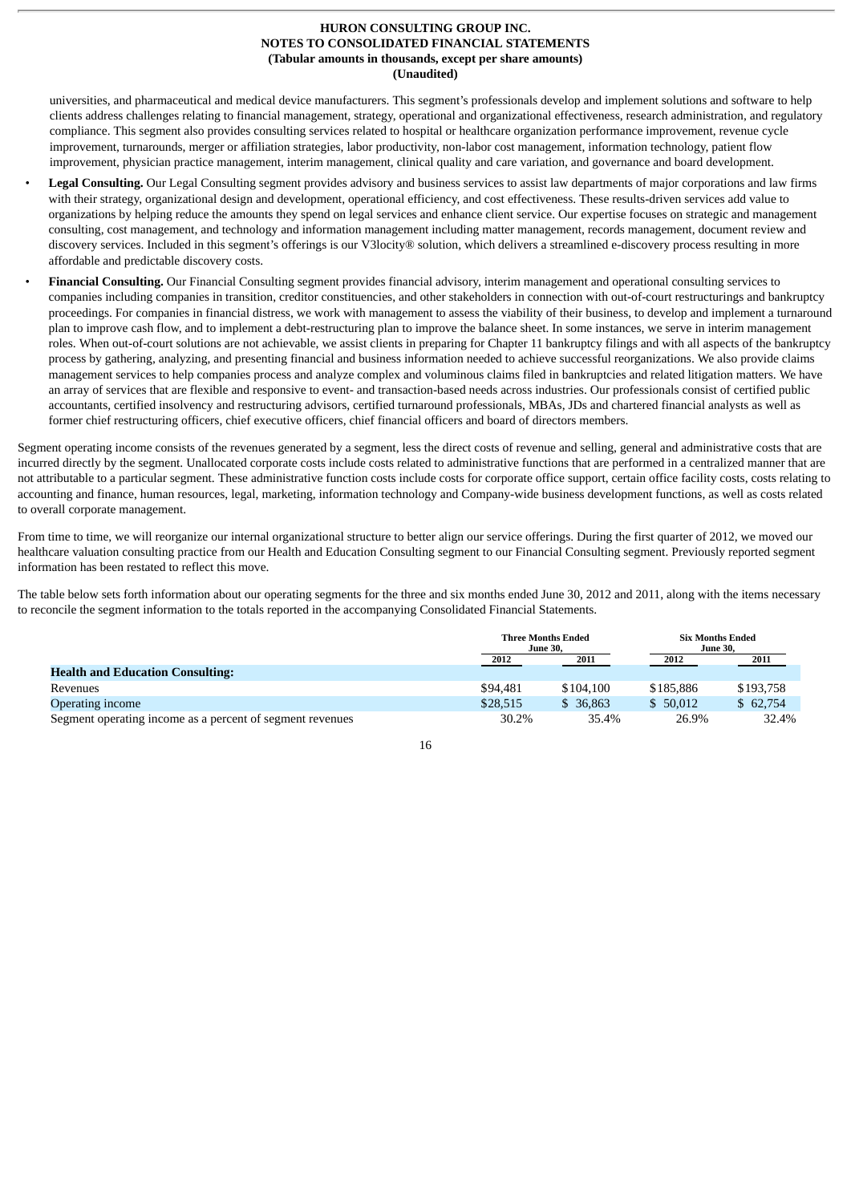universities, and pharmaceutical and medical device manufacturers. This segment's professionals develop and implement solutions and software to help clients address challenges relating to financial management, strategy, operational and organizational effectiveness, research administration, and regulatory compliance. This segment also provides consulting services related to hospital or healthcare organization performance improvement, revenue cycle improvement, turnarounds, merger or affiliation strategies, labor productivity, non-labor cost management, information technology, patient flow improvement, physician practice management, interim management, clinical quality and care variation, and governance and board development.

- **Legal Consulting.** Our Legal Consulting segment provides advisory and business services to assist law departments of major corporations and law firms with their strategy, organizational design and development, operational efficiency, and cost effectiveness. These results-driven services add value to organizations by helping reduce the amounts they spend on legal services and enhance client service. Our expertise focuses on strategic and management consulting, cost management, and technology and information management including matter management, records management, document review and discovery services. Included in this segment's offerings is our V3locity® solution, which delivers a streamlined e-discovery process resulting in more affordable and predictable discovery costs.
- **Financial Consulting.** Our Financial Consulting segment provides financial advisory, interim management and operational consulting services to companies including companies in transition, creditor constituencies, and other stakeholders in connection with out-of-court restructurings and bankruptcy proceedings. For companies in financial distress, we work with management to assess the viability of their business, to develop and implement a turnaround plan to improve cash flow, and to implement a debt-restructuring plan to improve the balance sheet. In some instances, we serve in interim management roles. When out-of-court solutions are not achievable, we assist clients in preparing for Chapter 11 bankruptcy filings and with all aspects of the bankruptcy process by gathering, analyzing, and presenting financial and business information needed to achieve successful reorganizations. We also provide claims management services to help companies process and analyze complex and voluminous claims filed in bankruptcies and related litigation matters. We have an array of services that are flexible and responsive to event- and transaction-based needs across industries. Our professionals consist of certified public accountants, certified insolvency and restructuring advisors, certified turnaround professionals, MBAs, JDs and chartered financial analysts as well as former chief restructuring officers, chief executive officers, chief financial officers and board of directors members.

Segment operating income consists of the revenues generated by a segment, less the direct costs of revenue and selling, general and administrative costs that are incurred directly by the segment. Unallocated corporate costs include costs related to administrative functions that are performed in a centralized manner that are not attributable to a particular segment. These administrative function costs include costs for corporate office support, certain office facility costs, costs relating to accounting and finance, human resources, legal, marketing, information technology and Company-wide business development functions, as well as costs related to overall corporate management.

From time to time, we will reorganize our internal organizational structure to better align our service offerings. During the first quarter of 2012, we moved our healthcare valuation consulting practice from our Health and Education Consulting segment to our Financial Consulting segment. Previously reported segment information has been restated to reflect this move.

The table below sets forth information about our operating segments for the three and six months ended June 30, 2012 and 2011, along with the items necessary to reconcile the segment information to the totals reported in the accompanying Consolidated Financial Statements.

| | Three Months Ended June 30, | | Six Months Ended June 30, | |
|---|---|---|---|---|
| | 2012 | 2011 | 2012 | 2011 |
| **Health and Education Consulting:** | | | | |
| Revenues | $94,481 | $104,100 | $185,886 | $193,758 |
| Operating income | $28,515 | $ 36,863 | $ 50,012 | $ 62,754 |
| Segment operating income as a percent of segment revenues | 30.2% | 35.4% | 26.9% | 32.4% |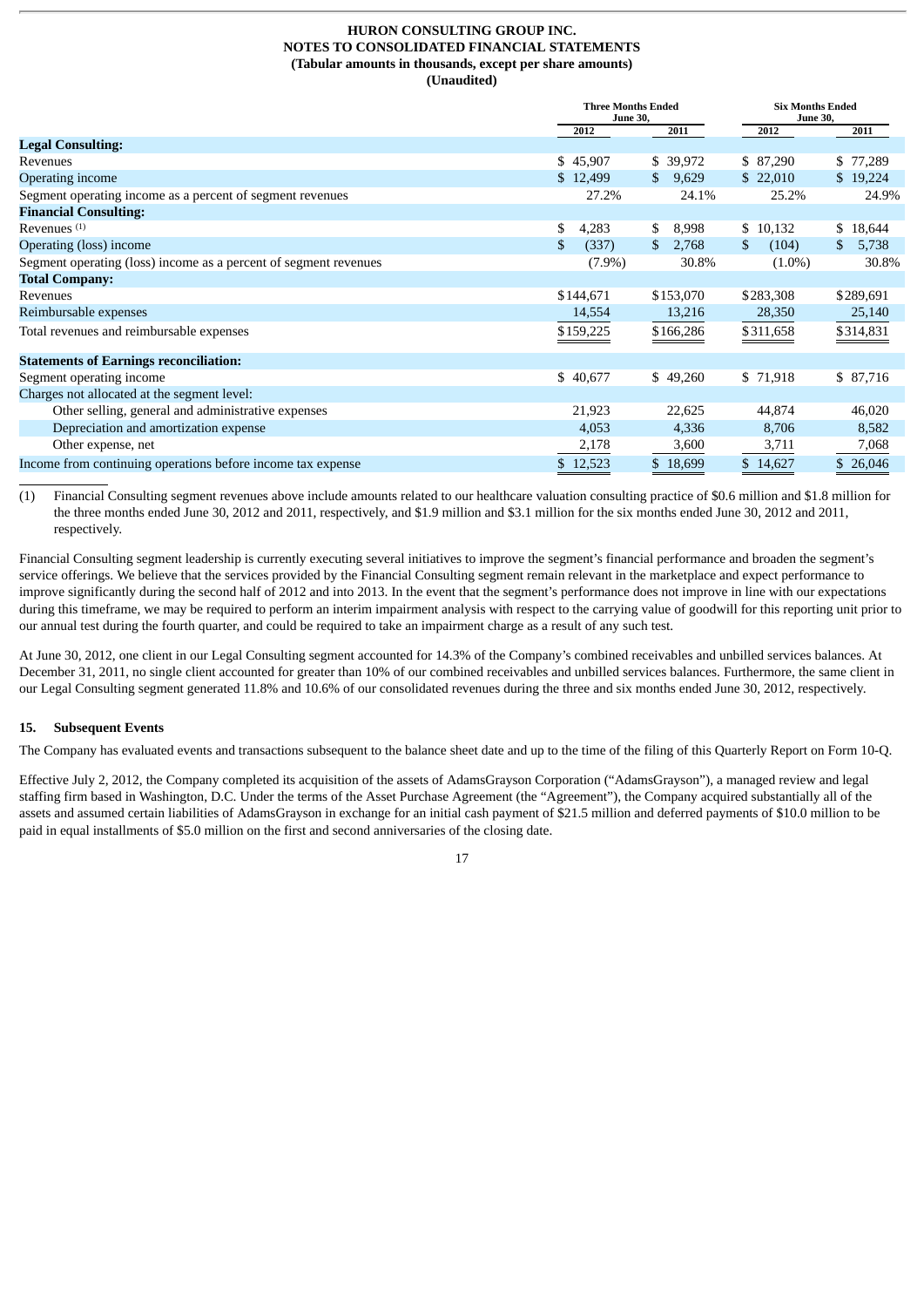**HURON CONSULTING GROUP INC.**
**NOTES TO CONSOLIDATED FINANCIAL STATEMENTS**
**(Tabular amounts in thousands, except per share amounts)**
**(Unaudited)**

| | Three Months Ended June 30, | | Six Months Ended June 30, | |
|---|---|---|---|---|
| | 2012 | 2011 | 2012 | 2011 |
| **Legal Consulting:** | | | | |
| Revenues | $ 45,907 | $ 39,972 | $ 87,290 | $ 77,289 |
| Operating income | $ 12,499 | $ 9,629 | $ 22,010 | $ 19,224 |
| Segment operating income as a percent of segment revenues | 27.2% | 24.1% | 25.2% | 24.9% |
| **Financial Consulting:** | | | | |
| Revenues [(1)] | $ 4,283 | $ 8,998 | $ 10,132 | $ 18,644 |
| Operating (loss) income | $ (337) | $ 2,768 | $ (104) | $ 5,738 |
| Segment operating (loss) income as a percent of segment revenues | (7.9%) | 30.8% | (1.0%) | 30.8% |
| **Total Company:** | | | | |
| Revenues | $144,671 | $153,070 | $283,308 | $289,691 |
| Reimbursable expenses | 14,554 | 13,216 | 28,350 | 25,140 |
| Total revenues and reimbursable expenses | $159,225 | $166,286 | $311,658 | $314,831 |
| **Statements of Earnings reconciliation:** | | | | |
| Segment operating income | $ 40,677 | $ 49,260 | $ 71,918 | $ 87,716 |
| Charges not allocated at the segment level: | | | | |
| Other selling, general and administrative expenses | 21,923 | 22,625 | 44,874 | 46,020 |
| Depreciation and amortization expense | 4,053 | 4,336 | 8,706 | 8,582 |
| Other expense, net | 2,178 | 3,600 | 3,711 | 7,068 |
| Income from continuing operations before income tax expense | $ 12,523 | $ 18,699 | $ 14,627 | $ 26,046 |

(1) Financial Consulting segment revenues above include amounts related to our healthcare valuation consulting practice of $0.6 million and $1.8 million for the three months ended June 30, 2012 and 2011, respectively, and $1.9 million and $3.1 million for the six months ended June 30, 2012 and 2011, respectively.

Financial Consulting segment leadership is currently executing several initiatives to improve the segment's financial performance and broaden the segment's service offerings. We believe that the services provided by the Financial Consulting segment remain relevant in the marketplace and expect performance to improve significantly during the second half of 2012 and into 2013. In the event that the segment's performance does not improve in line with our expectations during this timeframe, we may be required to perform an interim impairment analysis with respect to the carrying value of goodwill for this reporting unit prior to our annual test during the fourth quarter, and could be required to take an impairment charge as a result of any such test.

At June 30, 2012, one client in our Legal Consulting segment accounted for 14.3% of the Company's combined receivables and unbilled services balances. At December 31, 2011, no single client accounted for greater than 10% of our combined receivables and unbilled services balances. Furthermore, the same client in our Legal Consulting segment generated 11.8% and 10.6% of our consolidated revenues during the three and six months ended June 30, 2012, respectively.

## 15. Subsequent Events

The Company has evaluated events and transactions subsequent to the balance sheet date and up to the time of the filing of this Quarterly Report on Form 10-Q.

Effective July 2, 2012, the Company completed its acquisition of the assets of AdamsGrayson Corporation ("AdamsGrayson"), a managed review and legal staffing firm based in Washington, D.C. Under the terms of the Asset Purchase Agreement (the "Agreement"), the Company acquired substantially all of the assets and assumed certain liabilities of AdamsGrayson in exchange for an initial cash payment of $21.5 million and deferred payments of $10.0 million to be paid in equal installments of $5.0 million on the first and second anniversaries of the closing date.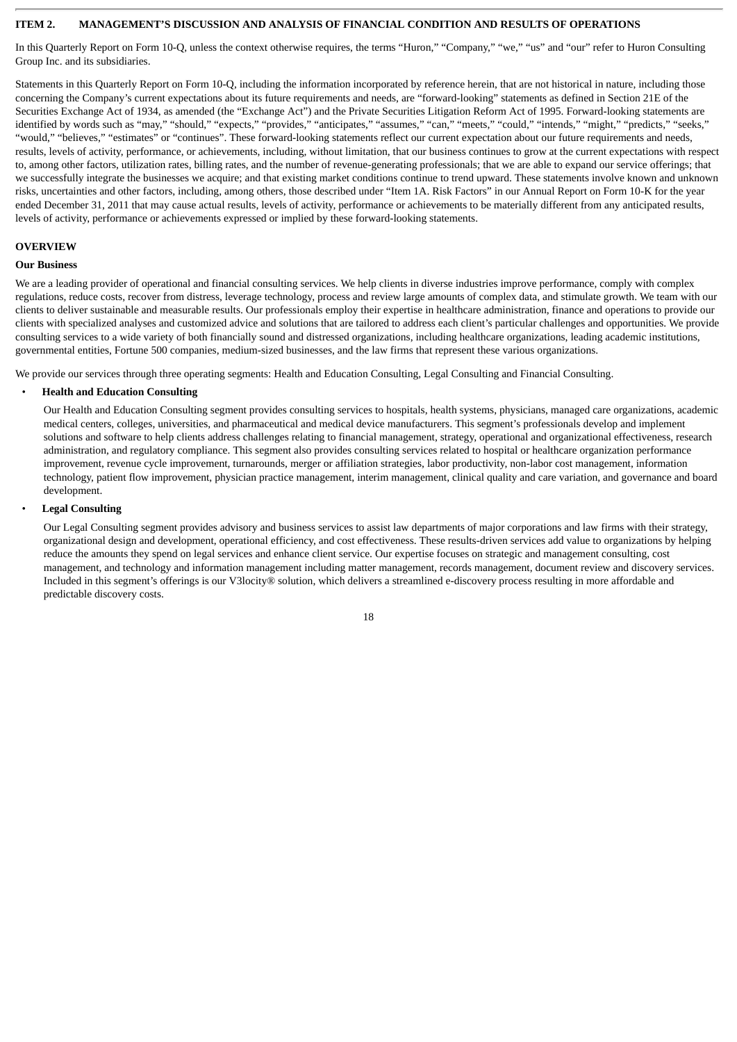## ITEM 2. MANAGEMENT'S DISCUSSION AND ANALYSIS OF FINANCIAL CONDITION AND RESULTS OF OPERATIONS

In this Quarterly Report on Form 10-Q, unless the context otherwise requires, the terms "Huron," "Company," "we," "us" and "our" refer to Huron Consulting Group Inc. and its subsidiaries.

Statements in this Quarterly Report on Form 10-Q, including the information incorporated by reference herein, that are not historical in nature, including those concerning the Company's current expectations about its future requirements and needs, are "forward-looking" statements as defined in Section 21E of the Securities Exchange Act of 1934, as amended (the "Exchange Act") and the Private Securities Litigation Reform Act of 1995. Forward-looking statements are identified by words such as "may," "should," "expects," "provides," "anticipates," "assumes," "can," "meets," "could," "intends," "might," "predicts," "seeks," "would," "believes," "estimates" or "continues". These forward-looking statements reflect our current expectation about our future requirements and needs, results, levels of activity, performance, or achievements, including, without limitation, that our business continues to grow at the current expectations with respect to, among other factors, utilization rates, billing rates, and the number of revenue-generating professionals; that we are able to expand our service offerings; that we successfully integrate the businesses we acquire; and that existing market conditions continue to trend upward. These statements involve known and unknown risks, uncertainties and other factors, including, among others, those described under "Item 1A. Risk Factors" in our Annual Report on Form 10-K for the year ended December 31, 2011 that may cause actual results, levels of activity, performance or achievements to be materially different from any anticipated results, levels of activity, performance or achievements expressed or implied by these forward-looking statements.

## OVERVIEW

### Our Business

We are a leading provider of operational and financial consulting services. We help clients in diverse industries improve performance, comply with complex regulations, reduce costs, recover from distress, leverage technology, process and review large amounts of complex data, and stimulate growth. We team with our clients to deliver sustainable and measurable results. Our professionals employ their expertise in healthcare administration, finance and operations to provide our clients with specialized analyses and customized advice and solutions that are tailored to address each client's particular challenges and opportunities. We provide consulting services to a wide variety of both financially sound and distressed organizations, including healthcare organizations, leading academic institutions, governmental entities, Fortune 500 companies, medium-sized businesses, and the law firms that represent these various organizations.

We provide our services through three operating segments: Health and Education Consulting, Legal Consulting and Financial Consulting.

- **Health and Education Consulting**

  Our Health and Education Consulting segment provides consulting services to hospitals, health systems, physicians, managed care organizations, academic medical centers, colleges, universities, and pharmaceutical and medical device manufacturers. This segment's professionals develop and implement solutions and software to help clients address challenges relating to financial management, strategy, operational and organizational effectiveness, research administration, and regulatory compliance. This segment also provides consulting services related to hospital or healthcare organization performance improvement, revenue cycle improvement, turnarounds, merger or affiliation strategies, labor productivity, non-labor cost management, information technology, patient flow improvement, physician practice management, interim management, clinical quality and care variation, and governance and board development.

- **Legal Consulting**

  Our Legal Consulting segment provides advisory and business services to assist law departments of major corporations and law firms with their strategy, organizational design and development, operational efficiency, and cost effectiveness. These results-driven services add value to organizations by helping reduce the amounts they spend on legal services and enhance client service. Our expertise focuses on strategic and management consulting, cost management, and technology and information management including matter management, records management, document review and discovery services. Included in this segment's offerings is our V3locity® solution, which delivers a streamlined e-discovery process resulting in more affordable and predictable discovery costs.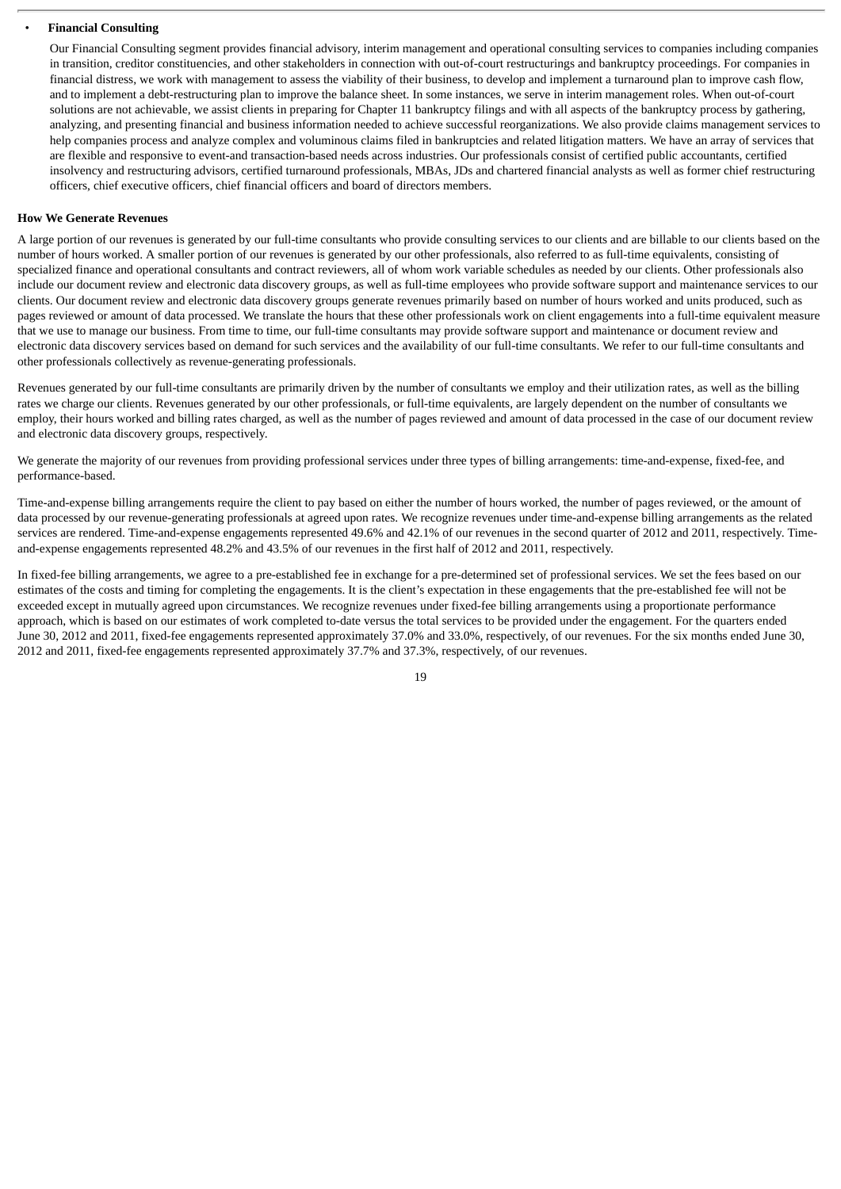- **Financial Consulting**

  Our Financial Consulting segment provides financial advisory, interim management and operational consulting services to companies including companies in transition, creditor constituencies, and other stakeholders in connection with out-of-court restructurings and bankruptcy proceedings. For companies in financial distress, we work with management to assess the viability of their business, to develop and implement a turnaround plan to improve cash flow, and to implement a debt-restructuring plan to improve the balance sheet. In some instances, we serve in interim management roles. When out-of-court solutions are not achievable, we assist clients in preparing for Chapter 11 bankruptcy filings and with all aspects of the bankruptcy process by gathering, analyzing, and presenting financial and business information needed to achieve successful reorganizations. We also provide claims management services to help companies process and analyze complex and voluminous claims filed in bankruptcies and related litigation matters. We have an array of services that are flexible and responsive to event-and transaction-based needs across industries. Our professionals consist of certified public accountants, certified insolvency and restructuring advisors, certified turnaround professionals, MBAs, JDs and chartered financial analysts as well as former chief restructuring officers, chief executive officers, chief financial officers and board of directors members.

**How We Generate Revenues**

A large portion of our revenues is generated by our full-time consultants who provide consulting services to our clients and are billable to our clients based on the number of hours worked. A smaller portion of our revenues is generated by our other professionals, also referred to as full-time equivalents, consisting of specialized finance and operational consultants and contract reviewers, all of whom work variable schedules as needed by our clients. Other professionals also include our document review and electronic data discovery groups, as well as full-time employees who provide software support and maintenance services to our clients. Our document review and electronic data discovery groups generate revenues primarily based on number of hours worked and units produced, such as pages reviewed or amount of data processed. We translate the hours that these other professionals work on client engagements into a full-time equivalent measure that we use to manage our business. From time to time, our full-time consultants may provide software support and maintenance or document review and electronic data discovery services based on demand for such services and the availability of our full-time consultants. We refer to our full-time consultants and other professionals collectively as revenue-generating professionals.

Revenues generated by our full-time consultants are primarily driven by the number of consultants we employ and their utilization rates, as well as the billing rates we charge our clients. Revenues generated by our other professionals, or full-time equivalents, are largely dependent on the number of consultants we employ, their hours worked and billing rates charged, as well as the number of pages reviewed and amount of data processed in the case of our document review and electronic data discovery groups, respectively.

We generate the majority of our revenues from providing professional services under three types of billing arrangements: time-and-expense, fixed-fee, and performance-based.

Time-and-expense billing arrangements require the client to pay based on either the number of hours worked, the number of pages reviewed, or the amount of data processed by our revenue-generating professionals at agreed upon rates. We recognize revenues under time-and-expense billing arrangements as the related services are rendered. Time-and-expense engagements represented 49.6% and 42.1% of our revenues in the second quarter of 2012 and 2011, respectively. Time-and-expense engagements represented 48.2% and 43.5% of our revenues in the first half of 2012 and 2011, respectively.

In fixed-fee billing arrangements, we agree to a pre-established fee in exchange for a pre-determined set of professional services. We set the fees based on our estimates of the costs and timing for completing the engagements. It is the client's expectation in these engagements that the pre-established fee will not be exceeded except in mutually agreed upon circumstances. We recognize revenues under fixed-fee billing arrangements using a proportionate performance approach, which is based on our estimates of work completed to-date versus the total services to be provided under the engagement. For the quarters ended June 30, 2012 and 2011, fixed-fee engagements represented approximately 37.0% and 33.0%, respectively, of our revenues. For the six months ended June 30, 2012 and 2011, fixed-fee engagements represented approximately 37.7% and 37.3%, respectively, of our revenues.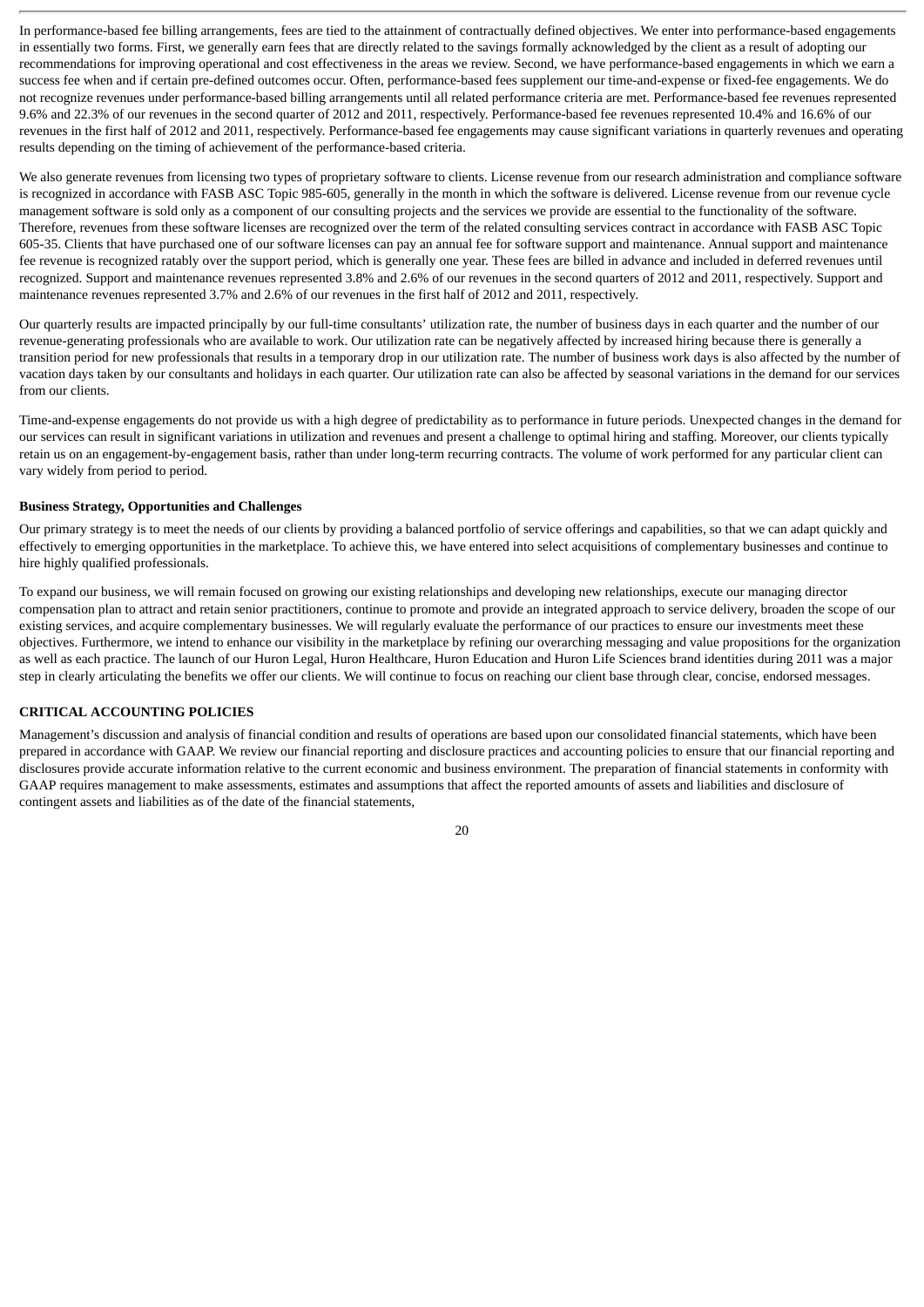In performance-based fee billing arrangements, fees are tied to the attainment of contractually defined objectives. We enter into performance-based engagements in essentially two forms. First, we generally earn fees that are directly related to the savings formally acknowledged by the client as a result of adopting our recommendations for improving operational and cost effectiveness in the areas we review. Second, we have performance-based engagements in which we earn a success fee when and if certain pre-defined outcomes occur. Often, performance-based fees supplement our time-and-expense or fixed-fee engagements. We do not recognize revenues under performance-based billing arrangements until all related performance criteria are met. Performance-based fee revenues represented 9.6% and 22.3% of our revenues in the second quarter of 2012 and 2011, respectively. Performance-based fee revenues represented 10.4% and 16.6% of our revenues in the first half of 2012 and 2011, respectively. Performance-based fee engagements may cause significant variations in quarterly revenues and operating results depending on the timing of achievement of the performance-based criteria.

We also generate revenues from licensing two types of proprietary software to clients. License revenue from our research administration and compliance software is recognized in accordance with FASB ASC Topic 985-605, generally in the month in which the software is delivered. License revenue from our revenue cycle management software is sold only as a component of our consulting projects and the services we provide are essential to the functionality of the software. Therefore, revenues from these software licenses are recognized over the term of the related consulting services contract in accordance with FASB ASC Topic 605-35. Clients that have purchased one of our software licenses can pay an annual fee for software support and maintenance. Annual support and maintenance fee revenue is recognized ratably over the support period, which is generally one year. These fees are billed in advance and included in deferred revenues until recognized. Support and maintenance revenues represented 3.8% and 2.6% of our revenues in the second quarters of 2012 and 2011, respectively. Support and maintenance revenues represented 3.7% and 2.6% of our revenues in the first half of 2012 and 2011, respectively.

Our quarterly results are impacted principally by our full-time consultants' utilization rate, the number of business days in each quarter and the number of our revenue-generating professionals who are available to work. Our utilization rate can be negatively affected by increased hiring because there is generally a transition period for new professionals that results in a temporary drop in our utilization rate. The number of business work days is also affected by the number of vacation days taken by our consultants and holidays in each quarter. Our utilization rate can also be affected by seasonal variations in the demand for our services from our clients.

Time-and-expense engagements do not provide us with a high degree of predictability as to performance in future periods. Unexpected changes in the demand for our services can result in significant variations in utilization and revenues and present a challenge to optimal hiring and staffing. Moreover, our clients typically retain us on an engagement-by-engagement basis, rather than under long-term recurring contracts. The volume of work performed for any particular client can vary widely from period to period.

**Business Strategy, Opportunities and Challenges**

Our primary strategy is to meet the needs of our clients by providing a balanced portfolio of service offerings and capabilities, so that we can adapt quickly and effectively to emerging opportunities in the marketplace. To achieve this, we have entered into select acquisitions of complementary businesses and continue to hire highly qualified professionals.

To expand our business, we will remain focused on growing our existing relationships and developing new relationships, execute our managing director compensation plan to attract and retain senior practitioners, continue to promote and provide an integrated approach to service delivery, broaden the scope of our existing services, and acquire complementary businesses. We will regularly evaluate the performance of our practices to ensure our investments meet these objectives. Furthermore, we intend to enhance our visibility in the marketplace by refining our overarching messaging and value propositions for the organization as well as each practice. The launch of our Huron Legal, Huron Healthcare, Huron Education and Huron Life Sciences brand identities during 2011 was a major step in clearly articulating the benefits we offer our clients. We will continue to focus on reaching our client base through clear, concise, endorsed messages.

## CRITICAL ACCOUNTING POLICIES

Management's discussion and analysis of financial condition and results of operations are based upon our consolidated financial statements, which have been prepared in accordance with GAAP. We review our financial reporting and disclosure practices and accounting policies to ensure that our financial reporting and disclosures provide accurate information relative to the current economic and business environment. The preparation of financial statements in conformity with GAAP requires management to make assessments, estimates and assumptions that affect the reported amounts of assets and liabilities and disclosure of contingent assets and liabilities as of the date of the financial statements,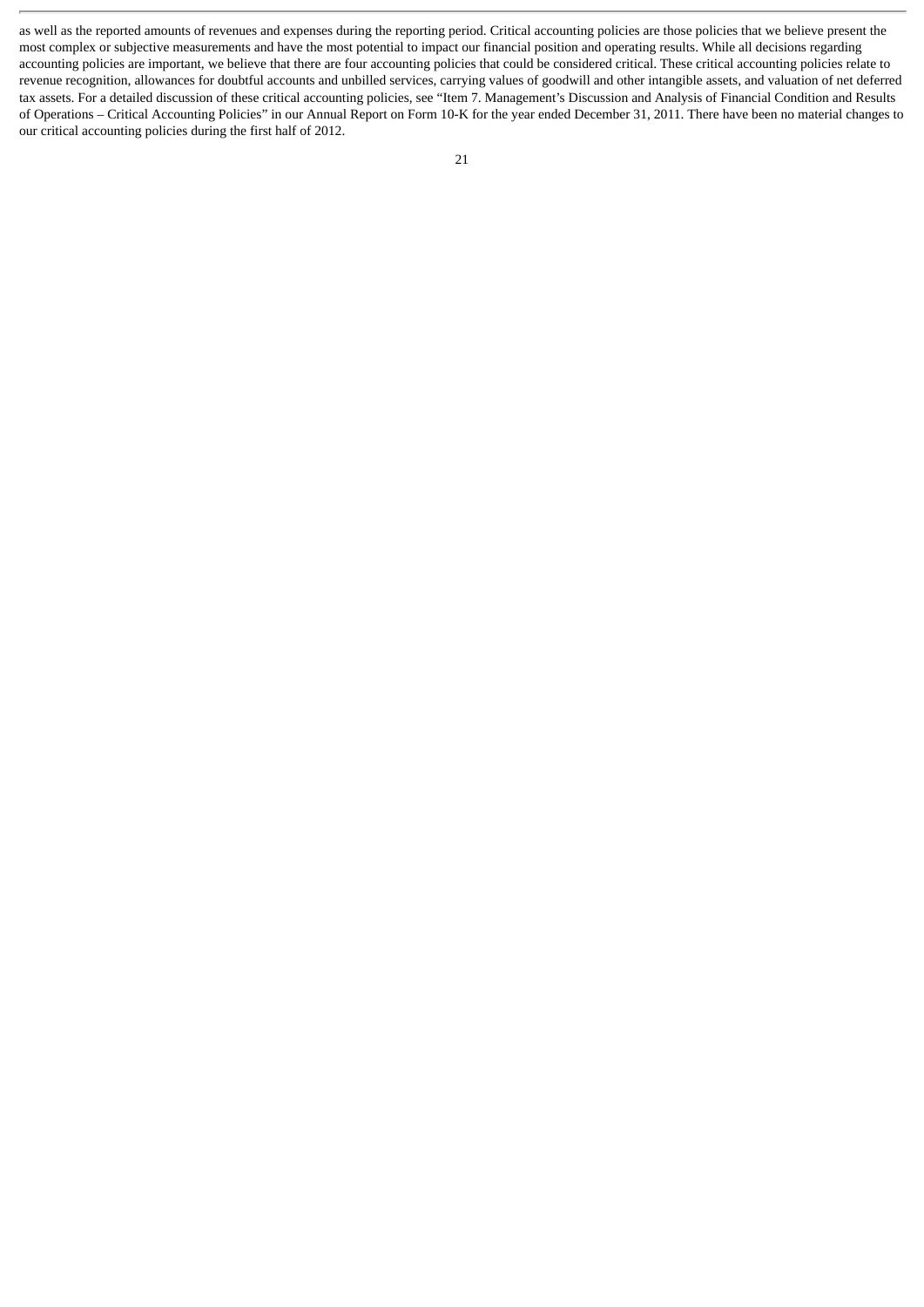as well as the reported amounts of revenues and expenses during the reporting period. Critical accounting policies are those policies that we believe present the most complex or subjective measurements and have the most potential to impact our financial position and operating results. While all decisions regarding accounting policies are important, we believe that there are four accounting policies that could be considered critical. These critical accounting policies relate to revenue recognition, allowances for doubtful accounts and unbilled services, carrying values of goodwill and other intangible assets, and valuation of net deferred tax assets. For a detailed discussion of these critical accounting policies, see "Item 7. Management's Discussion and Analysis of Financial Condition and Results of Operations – Critical Accounting Policies" in our Annual Report on Form 10-K for the year ended December 31, 2011. There have been no material changes to our critical accounting policies during the first half of 2012.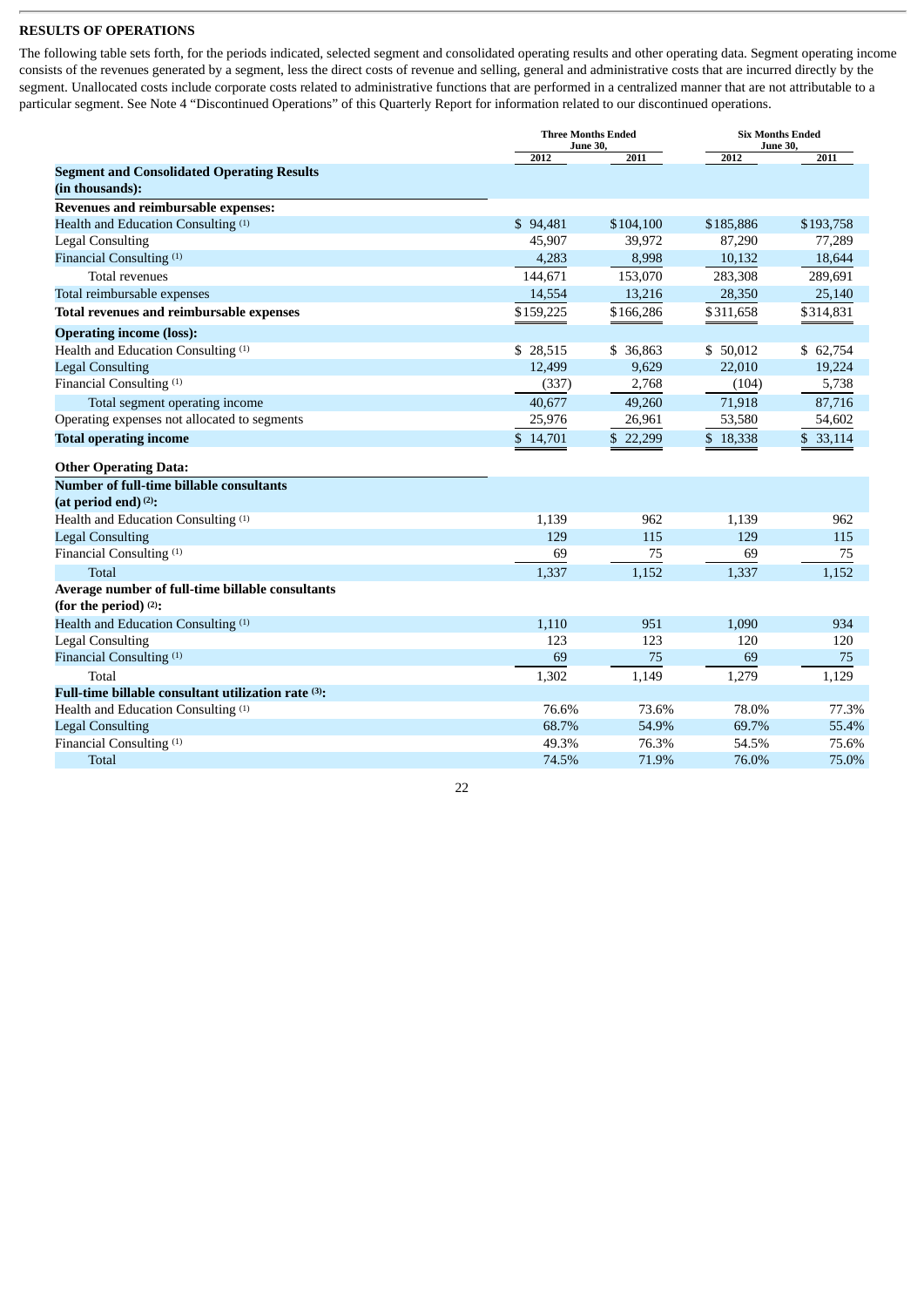## RESULTS OF OPERATIONS

The following table sets forth, for the periods indicated, selected segment and consolidated operating results and other operating data. Segment operating income consists of the revenues generated by a segment, less the direct costs of revenue and selling, general and administrative costs that are incurred directly by the segment. Unallocated costs include corporate costs related to administrative functions that are performed in a centralized manner that are not attributable to a particular segment. See Note 4 "Discontinued Operations" of this Quarterly Report for information related to our discontinued operations.

| | Three Months Ended June 30, | | Six Months Ended June 30, | |
|---|---|---|---|---|
| | 2012 | 2011 | 2012 | 2011 |
| **Segment and Consolidated Operating Results (in thousands):** | | | | |
| **Revenues and reimbursable expenses:** | | | | |
| Health and Education Consulting [1] | $ 94,481 | $104,100 | $185,886 | $193,758 |
| Legal Consulting | 45,907 | 39,972 | 87,290 | 77,289 |
| Financial Consulting [1] | 4,283 | 8,998 | 10,132 | 18,644 |
| Total revenues | 144,671 | 153,070 | 283,308 | 289,691 |
| Total reimbursable expenses | 14,554 | 13,216 | 28,350 | 25,140 |
| **Total revenues and reimbursable expenses** | $159,225 | $166,286 | $311,658 | $314,831 |
| **Operating income (loss):** | | | | |
| Health and Education Consulting [1] | $ 28,515 | $ 36,863 | $ 50,012 | $ 62,754 |
| Legal Consulting | 12,499 | 9,629 | 22,010 | 19,224 |
| Financial Consulting [1] | (337) | 2,768 | (104) | 5,738 |
| Total segment operating income | 40,677 | 49,260 | 71,918 | 87,716 |
| Operating expenses not allocated to segments | 25,976 | 26,961 | 53,580 | 54,602 |
| **Total operating income** | $ 14,701 | $ 22,299 | $ 18,338 | $ 33,114 |
| **Other Operating Data:** | | | | |
| **Number of full-time billable consultants (at period end) [2]:** | | | | |
| Health and Education Consulting [1] | 1,139 | 962 | 1,139 | 962 |
| Legal Consulting | 129 | 115 | 129 | 115 |
| Financial Consulting [1] | 69 | 75 | 69 | 75 |
| Total | 1,337 | 1,152 | 1,337 | 1,152 |
| **Average number of full-time billable consultants (for the period) [2]:** | | | | |
| Health and Education Consulting [1] | 1,110 | 951 | 1,090 | 934 |
| Legal Consulting | 123 | 123 | 120 | 120 |
| Financial Consulting [1] | 69 | 75 | 69 | 75 |
| Total | 1,302 | 1,149 | 1,279 | 1,129 |
| **Full-time billable consultant utilization rate [3]:** | | | | |
| Health and Education Consulting [1] | 76.6% | 73.6% | 78.0% | 77.3% |
| Legal Consulting | 68.7% | 54.9% | 69.7% | 55.4% |
| Financial Consulting [1] | 49.3% | 76.3% | 54.5% | 75.6% |
| Total | 74.5% | 71.9% | 76.0% | 75.0% |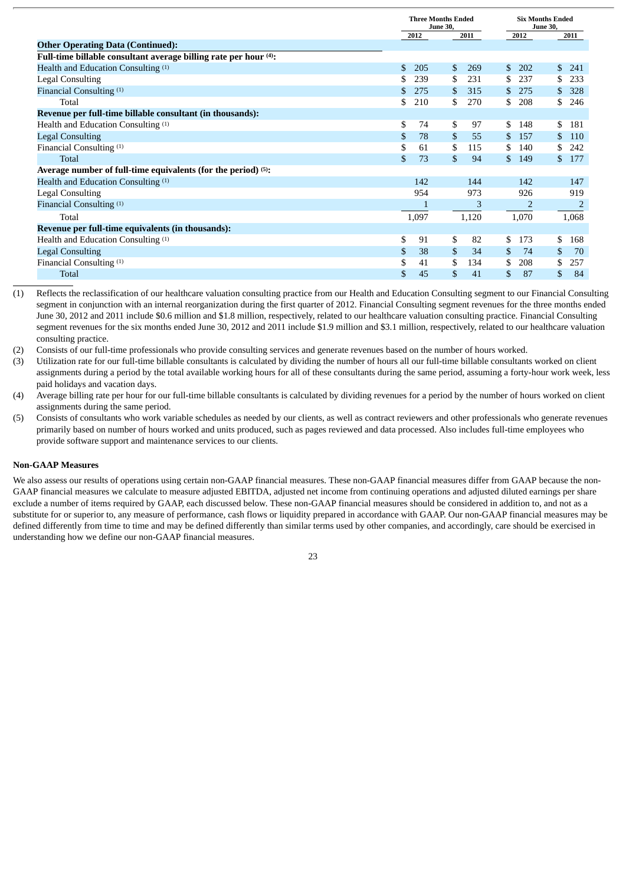| | Three Months Ended June 30, | | Six Months Ended June 30, | |
|---|---|---|---|---|
| | 2012 | 2011 | 2012 | 2011 |
| **Other Operating Data (Continued):** | | | | |
| **Full-time billable consultant average billing rate per hour [(4)]:** | | | | |
| Health and Education Consulting [(1)] | $ 205 | $ 269 | $ 202 | $ 241 |
| Legal Consulting | $ 239 | $ 231 | $ 237 | $ 233 |
| Financial Consulting [(1)] | $ 275 | $ 315 | $ 275 | $ 328 |
| Total | $ 210 | $ 270 | $ 208 | $ 246 |
| **Revenue per full-time billable consultant (in thousands):** | | | | |
| Health and Education Consulting [(1)] | $ 74 | $ 97 | $ 148 | $ 181 |
| Legal Consulting | $ 78 | $ 55 | $ 157 | $ 110 |
| Financial Consulting [(1)] | $ 61 | $ 115 | $ 140 | $ 242 |
| Total | $ 73 | $ 94 | $ 149 | $ 177 |
| **Average number of full-time equivalents (for the period) [(5)]:** | | | | |
| Health and Education Consulting [(1)] | 142 | 144 | 142 | 147 |
| Legal Consulting | 954 | 973 | 926 | 919 |
| Financial Consulting [(1)] | 1 | 3 | 2 | 2 |
| Total | 1,097 | 1,120 | 1,070 | 1,068 |
| **Revenue per full-time equivalents (in thousands):** | | | | |
| Health and Education Consulting [(1)] | $ 91 | $ 82 | $ 173 | $ 168 |
| Legal Consulting | $ 38 | $ 34 | $ 74 | $ 70 |
| Financial Consulting [(1)] | $ 41 | $ 134 | $ 208 | $ 257 |
| Total | $ 45 | $ 41 | $ 87 | $ 84 |

(1) Reflects the reclassification of our healthcare valuation consulting practice from our Health and Education Consulting segment to our Financial Consulting segment in conjunction with an internal reorganization during the first quarter of 2012. Financial Consulting segment revenues for the three months ended June 30, 2012 and 2011 include $0.6 million and $1.8 million, respectively, related to our healthcare valuation consulting practice. Financial Consulting segment revenues for the six months ended June 30, 2012 and 2011 include $1.9 million and $3.1 million, respectively, related to our healthcare valuation consulting practice.

(2) Consists of our full-time professionals who provide consulting services and generate revenues based on the number of hours worked.

(3) Utilization rate for our full-time billable consultants is calculated by dividing the number of hours all our full-time billable consultants worked on client assignments during a period by the total available working hours for all of these consultants during the same period, assuming a forty-hour work week, less paid holidays and vacation days.

(4) Average billing rate per hour for our full-time billable consultants is calculated by dividing revenues for a period by the number of hours worked on client assignments during the same period.

(5) Consists of consultants who work variable schedules as needed by our clients, as well as contract reviewers and other professionals who generate revenues primarily based on number of hours worked and units produced, such as pages reviewed and data processed. Also includes full-time employees who provide software support and maintenance services to our clients.

**Non-GAAP Measures**

We also assess our results of operations using certain non-GAAP financial measures. These non-GAAP financial measures differ from GAAP because the non-GAAP financial measures we calculate to measure adjusted EBITDA, adjusted net income from continuing operations and adjusted diluted earnings per share exclude a number of items required by GAAP, each discussed below. These non-GAAP financial measures should be considered in addition to, and not as a substitute for or superior to, any measure of performance, cash flows or liquidity prepared in accordance with GAAP. Our non-GAAP financial measures may be defined differently from time to time and may be defined differently than similar terms used by other companies, and accordingly, care should be exercised in understanding how we define our non-GAAP financial measures.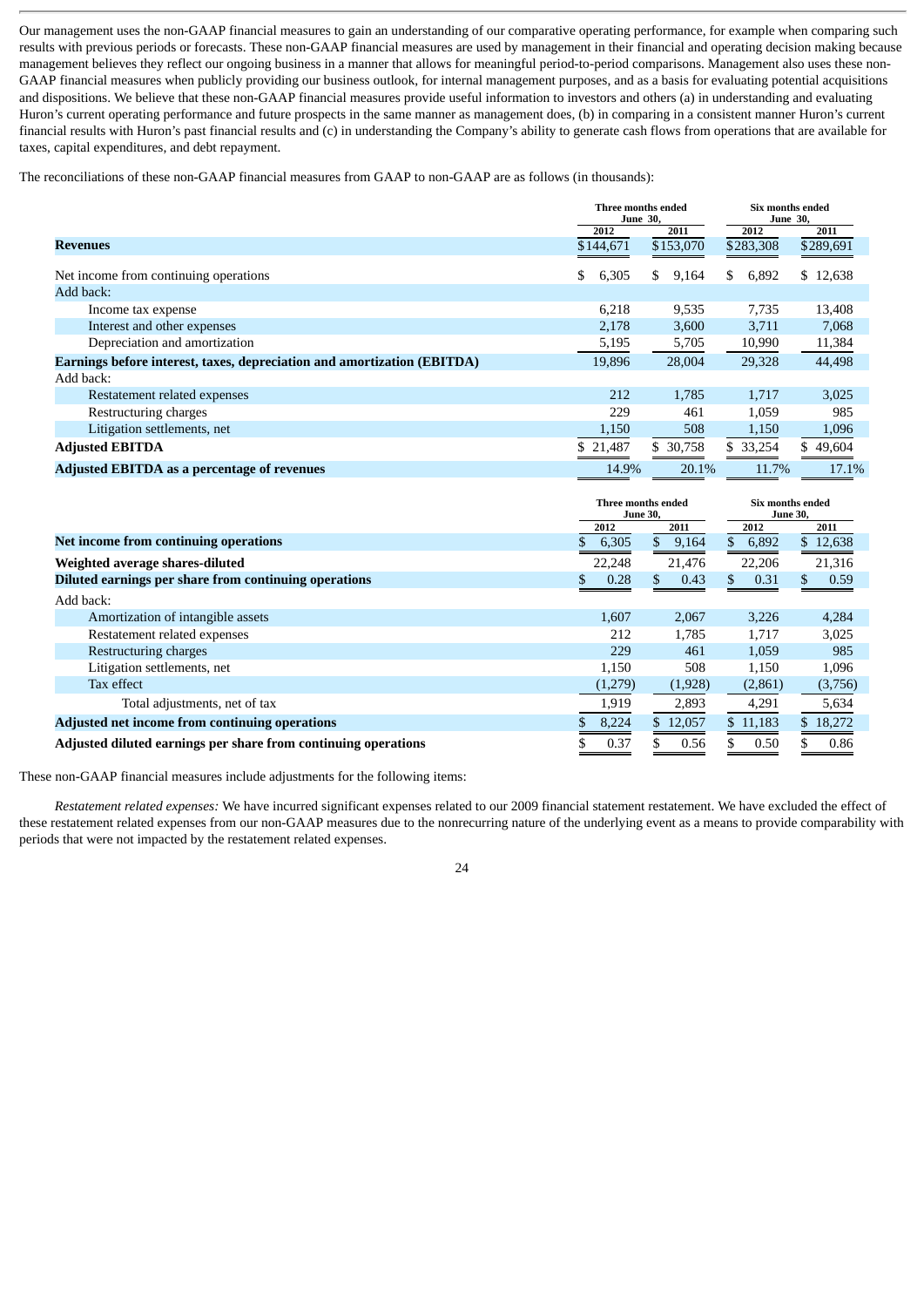Our management uses the non-GAAP financial measures to gain an understanding of our comparative operating performance, for example when comparing such results with previous periods or forecasts. These non-GAAP financial measures are used by management in their financial and operating decision making because management believes they reflect our ongoing business in a manner that allows for meaningful period-to-period comparisons. Management also uses these non-GAAP financial measures when publicly providing our business outlook, for internal management purposes, and as a basis for evaluating potential acquisitions and dispositions. We believe that these non-GAAP financial measures provide useful information to investors and others (a) in understanding and evaluating Huron's current operating performance and future prospects in the same manner as management does, (b) in comparing in a consistent manner Huron's current financial results with Huron's past financial results and (c) in understanding the Company's ability to generate cash flows from operations that are available for taxes, capital expenditures, and debt repayment.

The reconciliations of these non-GAAP financial measures from GAAP to non-GAAP are as follows (in thousands):

| | Three months ended June 30, | | Six months ended June 30, | |
|---|---|---|---|---|
| | 2012 | 2011 | 2012 | 2011 |
| **Revenues** | $144,671 | $153,070 | $283,308 | $289,691 |
| Net income from continuing operations | $ 6,305 | $ 9,164 | $ 6,892 | $ 12,638 |
| Add back: | | | | |
| Income tax expense | 6,218 | 9,535 | 7,735 | 13,408 |
| Interest and other expenses | 2,178 | 3,600 | 3,711 | 7,068 |
| Depreciation and amortization | 5,195 | 5,705 | 10,990 | 11,384 |
| **Earnings before interest, taxes, depreciation and amortization (EBITDA)** | 19,896 | 28,004 | 29,328 | 44,498 |
| Add back: | | | | |
| Restatement related expenses | 212 | 1,785 | 1,717 | 3,025 |
| Restructuring charges | 229 | 461 | 1,059 | 985 |
| Litigation settlements, net | 1,150 | 508 | 1,150 | 1,096 |
| **Adjusted EBITDA** | $ 21,487 | $ 30,758 | $ 33,254 | $ 49,604 |
| **Adjusted EBITDA as a percentage of revenues** | 14.9% | 20.1% | 11.7% | 17.1% |

| | Three months ended June 30, | | Six months ended June 30, | |
|---|---|---|---|---|
| | 2012 | 2011 | 2012 | 2011 |
| **Net income from continuing operations** | $ 6,305 | $ 9,164 | $ 6,892 | $ 12,638 |
| **Weighted average shares-diluted** | 22,248 | 21,476 | 22,206 | 21,316 |
| **Diluted earnings per share from continuing operations** | $ 0.28 | $ 0.43 | $ 0.31 | $ 0.59 |
| Add back: | | | | |
| Amortization of intangible assets | 1,607 | 2,067 | 3,226 | 4,284 |
| Restatement related expenses | 212 | 1,785 | 1,717 | 3,025 |
| Restructuring charges | 229 | 461 | 1,059 | 985 |
| Litigation settlements, net | 1,150 | 508 | 1,150 | 1,096 |
| Tax effect | (1,279) | (1,928) | (2,861) | (3,756) |
| Total adjustments, net of tax | 1,919 | 2,893 | 4,291 | 5,634 |
| **Adjusted net income from continuing operations** | $ 8,224 | $ 12,057 | $ 11,183 | $ 18,272 |
| **Adjusted diluted earnings per share from continuing operations** | $ 0.37 | $ 0.56 | $ 0.50 | $ 0.86 |

These non-GAAP financial measures include adjustments for the following items:

*Restatement related expenses:* We have incurred significant expenses related to our 2009 financial statement restatement. We have excluded the effect of these restatement related expenses from our non-GAAP measures due to the nonrecurring nature of the underlying event as a means to provide comparability with periods that were not impacted by the restatement related expenses.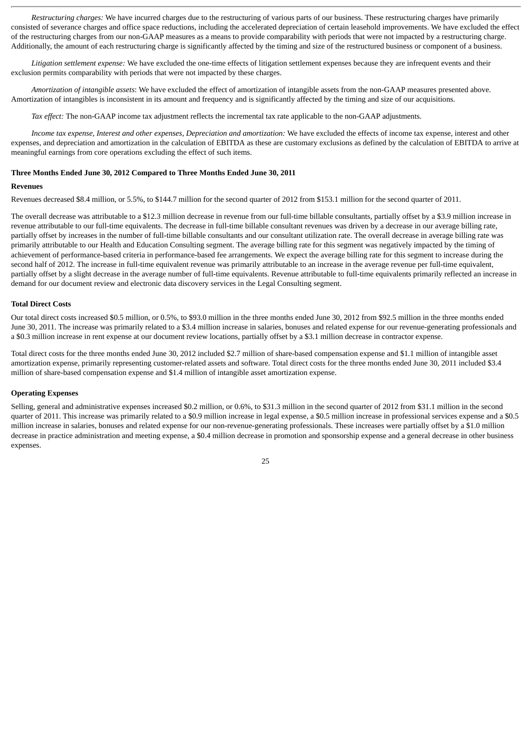*Restructuring charges:* We have incurred charges due to the restructuring of various parts of our business. These restructuring charges have primarily consisted of severance charges and office space reductions, including the accelerated depreciation of certain leasehold improvements. We have excluded the effect of the restructuring charges from our non-GAAP measures as a means to provide comparability with periods that were not impacted by a restructuring charge. Additionally, the amount of each restructuring charge is significantly affected by the timing and size of the restructured business or component of a business.

*Litigation settlement expense:* We have excluded the one-time effects of litigation settlement expenses because they are infrequent events and their exclusion permits comparability with periods that were not impacted by these charges.

*Amortization of intangible assets*: We have excluded the effect of amortization of intangible assets from the non-GAAP measures presented above. Amortization of intangibles is inconsistent in its amount and frequency and is significantly affected by the timing and size of our acquisitions.

*Tax effect:* The non-GAAP income tax adjustment reflects the incremental tax rate applicable to the non-GAAP adjustments.

*Income tax expense, Interest and other expenses, Depreciation and amortization:* We have excluded the effects of income tax expense, interest and other expenses, and depreciation and amortization in the calculation of EBITDA as these are customary exclusions as defined by the calculation of EBITDA to arrive at meaningful earnings from core operations excluding the effect of such items.

**Three Months Ended June 30, 2012 Compared to Three Months Ended June 30, 2011**

**Revenues**

Revenues decreased $8.4 million, or 5.5%, to $144.7 million for the second quarter of 2012 from $153.1 million for the second quarter of 2011.

The overall decrease was attributable to a $12.3 million decrease in revenue from our full-time billable consultants, partially offset by a $3.9 million increase in revenue attributable to our full-time equivalents. The decrease in full-time billable consultant revenues was driven by a decrease in our average billing rate, partially offset by increases in the number of full-time billable consultants and our consultant utilization rate. The overall decrease in average billing rate was primarily attributable to our Health and Education Consulting segment. The average billing rate for this segment was negatively impacted by the timing of achievement of performance-based criteria in performance-based fee arrangements. We expect the average billing rate for this segment to increase during the second half of 2012. The increase in full-time equivalent revenue was primarily attributable to an increase in the average revenue per full-time equivalent, partially offset by a slight decrease in the average number of full-time equivalents. Revenue attributable to full-time equivalents primarily reflected an increase in demand for our document review and electronic data discovery services in the Legal Consulting segment.

**Total Direct Costs**

Our total direct costs increased $0.5 million, or 0.5%, to $93.0 million in the three months ended June 30, 2012 from $92.5 million in the three months ended June 30, 2011. The increase was primarily related to a $3.4 million increase in salaries, bonuses and related expense for our revenue-generating professionals and a $0.3 million increase in rent expense at our document review locations, partially offset by a $3.1 million decrease in contractor expense.

Total direct costs for the three months ended June 30, 2012 included $2.7 million of share-based compensation expense and $1.1 million of intangible asset amortization expense, primarily representing customer-related assets and software. Total direct costs for the three months ended June 30, 2011 included $3.4 million of share-based compensation expense and $1.4 million of intangible asset amortization expense.

**Operating Expenses**

Selling, general and administrative expenses increased $0.2 million, or 0.6%, to $31.3 million in the second quarter of 2012 from $31.1 million in the second quarter of 2011. This increase was primarily related to a $0.9 million increase in legal expense, a $0.5 million increase in professional services expense and a $0.5 million increase in salaries, bonuses and related expense for our non-revenue-generating professionals. These increases were partially offset by a $1.0 million decrease in practice administration and meeting expense, a $0.4 million decrease in promotion and sponsorship expense and a general decrease in other business expenses.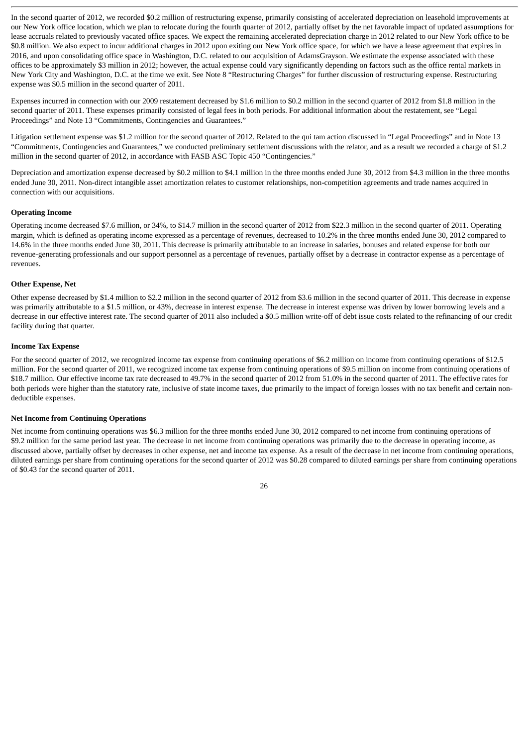In the second quarter of 2012, we recorded $0.2 million of restructuring expense, primarily consisting of accelerated depreciation on leasehold improvements at our New York office location, which we plan to relocate during the fourth quarter of 2012, partially offset by the net favorable impact of updated assumptions for lease accruals related to previously vacated office spaces. We expect the remaining accelerated depreciation charge in 2012 related to our New York office to be $0.8 million. We also expect to incur additional charges in 2012 upon exiting our New York office space, for which we have a lease agreement that expires in 2016, and upon consolidating office space in Washington, D.C. related to our acquisition of AdamsGrayson. We estimate the expense associated with these offices to be approximately $3 million in 2012; however, the actual expense could vary significantly depending on factors such as the office rental markets in New York City and Washington, D.C. at the time we exit. See Note 8 "Restructuring Charges" for further discussion of restructuring expense. Restructuring expense was $0.5 million in the second quarter of 2011.

Expenses incurred in connection with our 2009 restatement decreased by $1.6 million to $0.2 million in the second quarter of 2012 from $1.8 million in the second quarter of 2011. These expenses primarily consisted of legal fees in both periods. For additional information about the restatement, see "Legal Proceedings" and Note 13 "Commitments, Contingencies and Guarantees."

Litigation settlement expense was $1.2 million for the second quarter of 2012. Related to the qui tam action discussed in "Legal Proceedings" and in Note 13 "Commitments, Contingencies and Guarantees," we conducted preliminary settlement discussions with the relator, and as a result we recorded a charge of $1.2 million in the second quarter of 2012, in accordance with FASB ASC Topic 450 "Contingencies."

Depreciation and amortization expense decreased by $0.2 million to $4.1 million in the three months ended June 30, 2012 from $4.3 million in the three months ended June 30, 2011. Non-direct intangible asset amortization relates to customer relationships, non-competition agreements and trade names acquired in connection with our acquisitions.

**Operating Income**

Operating income decreased $7.6 million, or 34%, to $14.7 million in the second quarter of 2012 from $22.3 million in the second quarter of 2011. Operating margin, which is defined as operating income expressed as a percentage of revenues, decreased to 10.2% in the three months ended June 30, 2012 compared to 14.6% in the three months ended June 30, 2011. This decrease is primarily attributable to an increase in salaries, bonuses and related expense for both our revenue-generating professionals and our support personnel as a percentage of revenues, partially offset by a decrease in contractor expense as a percentage of revenues.

**Other Expense, Net**

Other expense decreased by $1.4 million to $2.2 million in the second quarter of 2012 from $3.6 million in the second quarter of 2011. This decrease in expense was primarily attributable to a $1.5 million, or 43%, decrease in interest expense. The decrease in interest expense was driven by lower borrowing levels and a decrease in our effective interest rate. The second quarter of 2011 also included a $0.5 million write-off of debt issue costs related to the refinancing of our credit facility during that quarter.

**Income Tax Expense**

For the second quarter of 2012, we recognized income tax expense from continuing operations of $6.2 million on income from continuing operations of $12.5 million. For the second quarter of 2011, we recognized income tax expense from continuing operations of $9.5 million on income from continuing operations of $18.7 million. Our effective income tax rate decreased to 49.7% in the second quarter of 2012 from 51.0% in the second quarter of 2011. The effective rates for both periods were higher than the statutory rate, inclusive of state income taxes, due primarily to the impact of foreign losses with no tax benefit and certain non-deductible expenses.

**Net Income from Continuing Operations**

Net income from continuing operations was $6.3 million for the three months ended June 30, 2012 compared to net income from continuing operations of $9.2 million for the same period last year. The decrease in net income from continuing operations was primarily due to the decrease in operating income, as discussed above, partially offset by decreases in other expense, net and income tax expense. As a result of the decrease in net income from continuing operations, diluted earnings per share from continuing operations for the second quarter of 2012 was $0.28 compared to diluted earnings per share from continuing operations of $0.43 for the second quarter of 2011.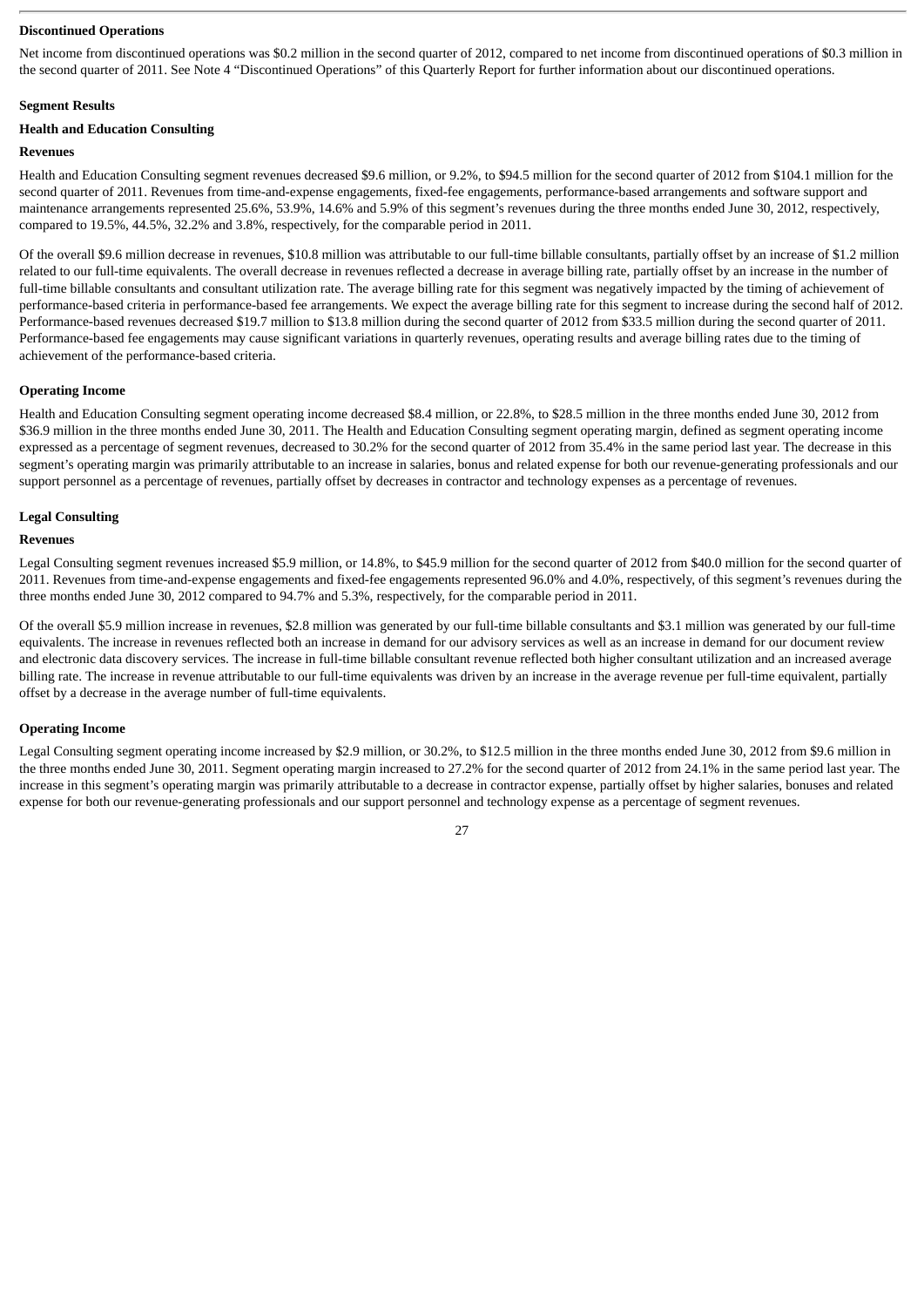**Discontinued Operations**

Net income from discontinued operations was $0.2 million in the second quarter of 2012, compared to net income from discontinued operations of $0.3 million in the second quarter of 2011. See Note 4 "Discontinued Operations" of this Quarterly Report for further information about our discontinued operations.

**Segment Results**

**Health and Education Consulting**

**Revenues**

Health and Education Consulting segment revenues decreased $9.6 million, or 9.2%, to $94.5 million for the second quarter of 2012 from $104.1 million for the second quarter of 2011. Revenues from time-and-expense engagements, fixed-fee engagements, performance-based arrangements and software support and maintenance arrangements represented 25.6%, 53.9%, 14.6% and 5.9% of this segment's revenues during the three months ended June 30, 2012, respectively, compared to 19.5%, 44.5%, 32.2% and 3.8%, respectively, for the comparable period in 2011.

Of the overall $9.6 million decrease in revenues, $10.8 million was attributable to our full-time billable consultants, partially offset by an increase of $1.2 million related to our full-time equivalents. The overall decrease in revenues reflected a decrease in average billing rate, partially offset by an increase in the number of full-time billable consultants and consultant utilization rate. The average billing rate for this segment was negatively impacted by the timing of achievement of performance-based criteria in performance-based fee arrangements. We expect the average billing rate for this segment to increase during the second half of 2012. Performance-based revenues decreased $19.7 million to $13.8 million during the second quarter of 2012 from $33.5 million during the second quarter of 2011. Performance-based fee engagements may cause significant variations in quarterly revenues, operating results and average billing rates due to the timing of achievement of the performance-based criteria.

**Operating Income**

Health and Education Consulting segment operating income decreased $8.4 million, or 22.8%, to $28.5 million in the three months ended June 30, 2012 from $36.9 million in the three months ended June 30, 2011. The Health and Education Consulting segment operating margin, defined as segment operating income expressed as a percentage of segment revenues, decreased to 30.2% for the second quarter of 2012 from 35.4% in the same period last year. The decrease in this segment's operating margin was primarily attributable to an increase in salaries, bonus and related expense for both our revenue-generating professionals and our support personnel as a percentage of revenues, partially offset by decreases in contractor and technology expenses as a percentage of revenues.

**Legal Consulting**

**Revenues**

Legal Consulting segment revenues increased $5.9 million, or 14.8%, to $45.9 million for the second quarter of 2012 from $40.0 million for the second quarter of 2011. Revenues from time-and-expense engagements and fixed-fee engagements represented 96.0% and 4.0%, respectively, of this segment's revenues during the three months ended June 30, 2012 compared to 94.7% and 5.3%, respectively, for the comparable period in 2011.

Of the overall $5.9 million increase in revenues, $2.8 million was generated by our full-time billable consultants and $3.1 million was generated by our full-time equivalents. The increase in revenues reflected both an increase in demand for our advisory services as well as an increase in demand for our document review and electronic data discovery services. The increase in full-time billable consultant revenue reflected both higher consultant utilization and an increased average billing rate. The increase in revenue attributable to our full-time equivalents was driven by an increase in the average revenue per full-time equivalent, partially offset by a decrease in the average number of full-time equivalents.

**Operating Income**

Legal Consulting segment operating income increased by $2.9 million, or 30.2%, to $12.5 million in the three months ended June 30, 2012 from $9.6 million in the three months ended June 30, 2011. Segment operating margin increased to 27.2% for the second quarter of 2012 from 24.1% in the same period last year. The increase in this segment's operating margin was primarily attributable to a decrease in contractor expense, partially offset by higher salaries, bonuses and related expense for both our revenue-generating professionals and our support personnel and technology expense as a percentage of segment revenues.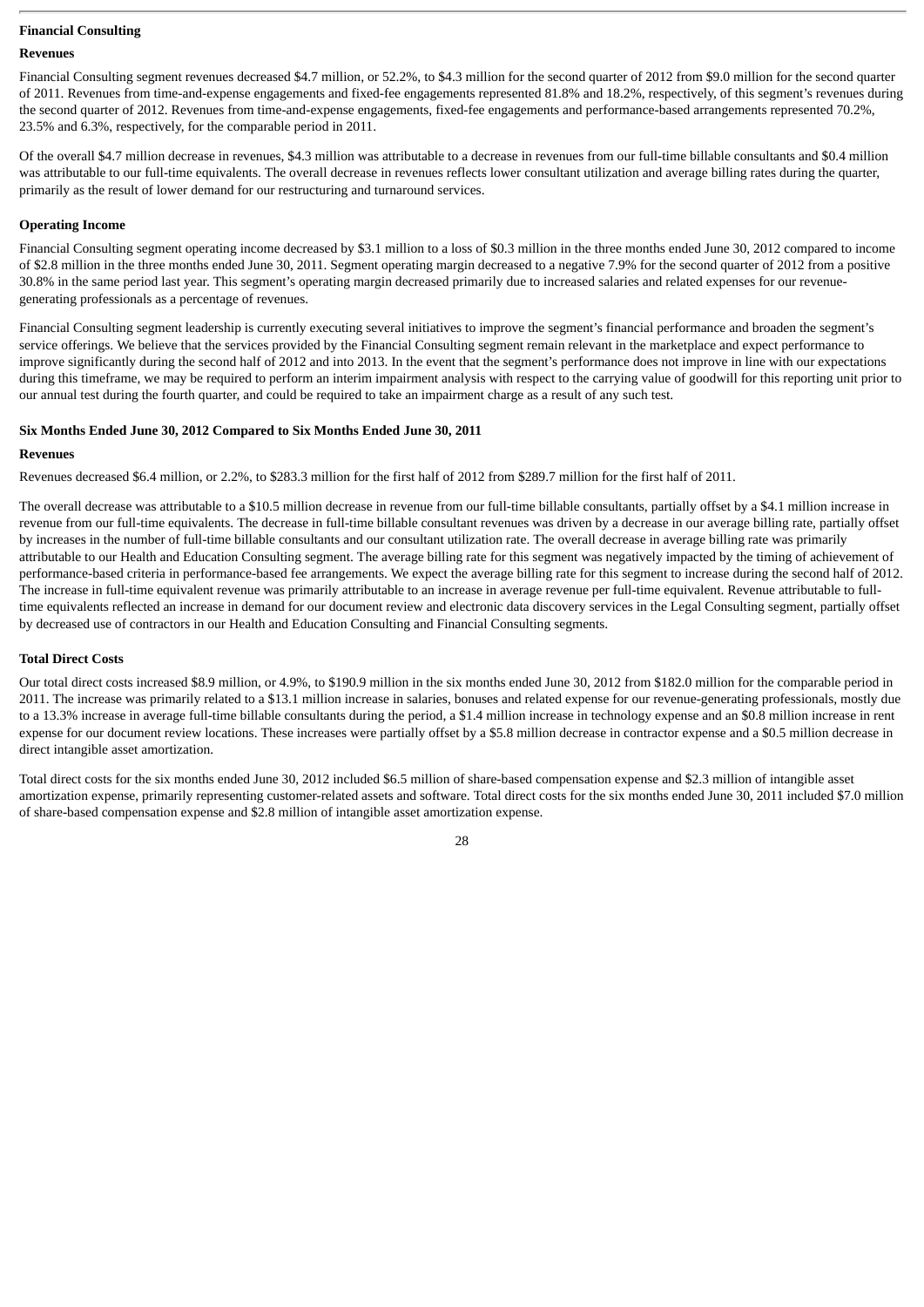**Financial Consulting**

**Revenues**

Financial Consulting segment revenues decreased $4.7 million, or 52.2%, to $4.3 million for the second quarter of 2012 from $9.0 million for the second quarter of 2011. Revenues from time-and-expense engagements and fixed-fee engagements represented 81.8% and 18.2%, respectively, of this segment's revenues during the second quarter of 2012. Revenues from time-and-expense engagements, fixed-fee engagements and performance-based arrangements represented 70.2%, 23.5% and 6.3%, respectively, for the comparable period in 2011.

Of the overall $4.7 million decrease in revenues, $4.3 million was attributable to a decrease in revenues from our full-time billable consultants and $0.4 million was attributable to our full-time equivalents. The overall decrease in revenues reflects lower consultant utilization and average billing rates during the quarter, primarily as the result of lower demand for our restructuring and turnaround services.

**Operating Income**

Financial Consulting segment operating income decreased by $3.1 million to a loss of $0.3 million in the three months ended June 30, 2012 compared to income of $2.8 million in the three months ended June 30, 2011. Segment operating margin decreased to a negative 7.9% for the second quarter of 2012 from a positive 30.8% in the same period last year. This segment's operating margin decreased primarily due to increased salaries and related expenses for our revenue-generating professionals as a percentage of revenues.

Financial Consulting segment leadership is currently executing several initiatives to improve the segment's financial performance and broaden the segment's service offerings. We believe that the services provided by the Financial Consulting segment remain relevant in the marketplace and expect performance to improve significantly during the second half of 2012 and into 2013. In the event that the segment's performance does not improve in line with our expectations during this timeframe, we may be required to perform an interim impairment analysis with respect to the carrying value of goodwill for this reporting unit prior to our annual test during the fourth quarter, and could be required to take an impairment charge as a result of any such test.

**Six Months Ended June 30, 2012 Compared to Six Months Ended June 30, 2011**

**Revenues**

Revenues decreased $6.4 million, or 2.2%, to $283.3 million for the first half of 2012 from $289.7 million for the first half of 2011.

The overall decrease was attributable to a $10.5 million decrease in revenue from our full-time billable consultants, partially offset by a $4.1 million increase in revenue from our full-time equivalents. The decrease in full-time billable consultant revenues was driven by a decrease in our average billing rate, partially offset by increases in the number of full-time billable consultants and our consultant utilization rate. The overall decrease in average billing rate was primarily attributable to our Health and Education Consulting segment. The average billing rate for this segment was negatively impacted by the timing of achievement of performance-based criteria in performance-based fee arrangements. We expect the average billing rate for this segment to increase during the second half of 2012. The increase in full-time equivalent revenue was primarily attributable to an increase in average revenue per full-time equivalent. Revenue attributable to full-time equivalents reflected an increase in demand for our document review and electronic data discovery services in the Legal Consulting segment, partially offset by decreased use of contractors in our Health and Education Consulting and Financial Consulting segments.

**Total Direct Costs**

Our total direct costs increased $8.9 million, or 4.9%, to $190.9 million in the six months ended June 30, 2012 from $182.0 million for the comparable period in 2011. The increase was primarily related to a $13.1 million increase in salaries, bonuses and related expense for our revenue-generating professionals, mostly due to a 13.3% increase in average full-time billable consultants during the period, a $1.4 million increase in technology expense and an $0.8 million increase in rent expense for our document review locations. These increases were partially offset by a $5.8 million decrease in contractor expense and a $0.5 million decrease in direct intangible asset amortization.

Total direct costs for the six months ended June 30, 2012 included $6.5 million of share-based compensation expense and $2.3 million of intangible asset amortization expense, primarily representing customer-related assets and software. Total direct costs for the six months ended June 30, 2011 included $7.0 million of share-based compensation expense and $2.8 million of intangible asset amortization expense.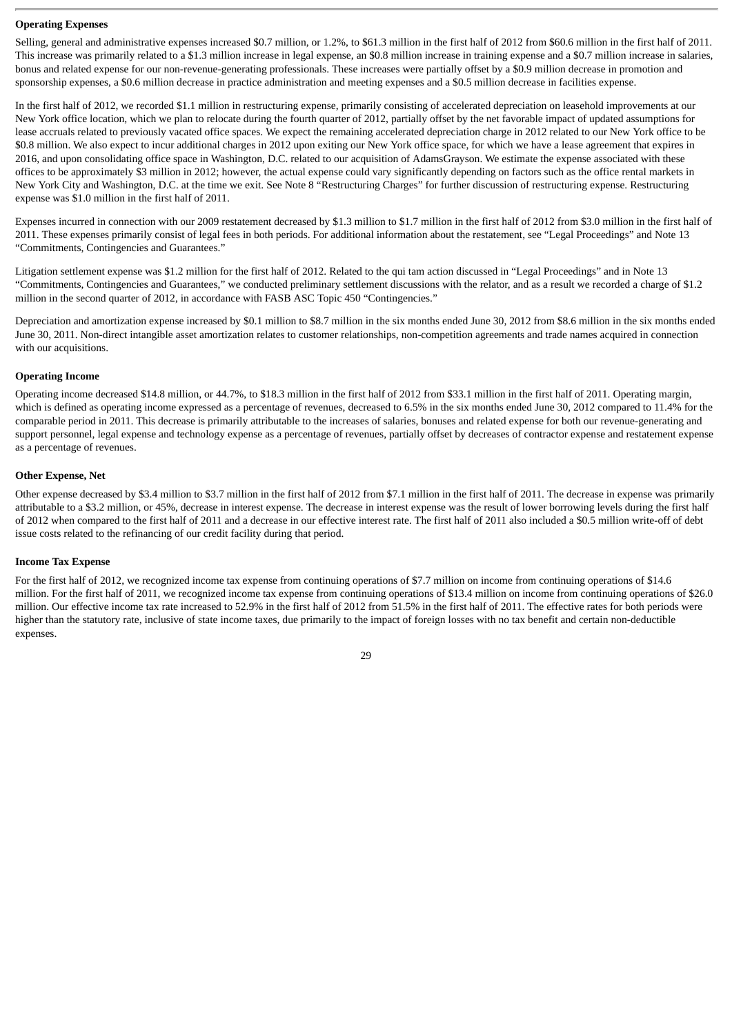### Operating Expenses

Selling, general and administrative expenses increased $0.7 million, or 1.2%, to $61.3 million in the first half of 2012 from $60.6 million in the first half of 2011. This increase was primarily related to a $1.3 million increase in legal expense, an $0.8 million increase in training expense and a $0.7 million increase in salaries, bonus and related expense for our non-revenue-generating professionals. These increases were partially offset by a $0.9 million decrease in promotion and sponsorship expenses, a $0.6 million decrease in practice administration and meeting expenses and a $0.5 million decrease in facilities expense.

In the first half of 2012, we recorded $1.1 million in restructuring expense, primarily consisting of accelerated depreciation on leasehold improvements at our New York office location, which we plan to relocate during the fourth quarter of 2012, partially offset by the net favorable impact of updated assumptions for lease accruals related to previously vacated office spaces. We expect the remaining accelerated depreciation charge in 2012 related to our New York office to be $0.8 million. We also expect to incur additional charges in 2012 upon exiting our New York office space, for which we have a lease agreement that expires in 2016, and upon consolidating office space in Washington, D.C. related to our acquisition of AdamsGrayson. We estimate the expense associated with these offices to be approximately $3 million in 2012; however, the actual expense could vary significantly depending on factors such as the office rental markets in New York City and Washington, D.C. at the time we exit. See Note 8 "Restructuring Charges" for further discussion of restructuring expense. Restructuring expense was $1.0 million in the first half of 2011.

Expenses incurred in connection with our 2009 restatement decreased by $1.3 million to $1.7 million in the first half of 2012 from $3.0 million in the first half of 2011. These expenses primarily consist of legal fees in both periods. For additional information about the restatement, see "Legal Proceedings" and Note 13 "Commitments, Contingencies and Guarantees."

Litigation settlement expense was $1.2 million for the first half of 2012. Related to the qui tam action discussed in "Legal Proceedings" and in Note 13 "Commitments, Contingencies and Guarantees," we conducted preliminary settlement discussions with the relator, and as a result we recorded a charge of $1.2 million in the second quarter of 2012, in accordance with FASB ASC Topic 450 "Contingencies."

Depreciation and amortization expense increased by $0.1 million to $8.7 million in the six months ended June 30, 2012 from $8.6 million in the six months ended June 30, 2011. Non-direct intangible asset amortization relates to customer relationships, non-competition agreements and trade names acquired in connection with our acquisitions.

### Operating Income

Operating income decreased $14.8 million, or 44.7%, to $18.3 million in the first half of 2012 from $33.1 million in the first half of 2011. Operating margin, which is defined as operating income expressed as a percentage of revenues, decreased to 6.5% in the six months ended June 30, 2012 compared to 11.4% for the comparable period in 2011. This decrease is primarily attributable to the increases of salaries, bonuses and related expense for both our revenue-generating and support personnel, legal expense and technology expense as a percentage of revenues, partially offset by decreases of contractor expense and restatement expense as a percentage of revenues.

### Other Expense, Net

Other expense decreased by $3.4 million to $3.7 million in the first half of 2012 from $7.1 million in the first half of 2011. The decrease in expense was primarily attributable to a $3.2 million, or 45%, decrease in interest expense. The decrease in interest expense was the result of lower borrowing levels during the first half of 2012 when compared to the first half of 2011 and a decrease in our effective interest rate. The first half of 2011 also included a $0.5 million write-off of debt issue costs related to the refinancing of our credit facility during that period.

### Income Tax Expense

For the first half of 2012, we recognized income tax expense from continuing operations of $7.7 million on income from continuing operations of $14.6 million. For the first half of 2011, we recognized income tax expense from continuing operations of $13.4 million on income from continuing operations of $26.0 million. Our effective income tax rate increased to 52.9% in the first half of 2012 from 51.5% in the first half of 2011. The effective rates for both periods were higher than the statutory rate, inclusive of state income taxes, due primarily to the impact of foreign losses with no tax benefit and certain non-deductible expenses.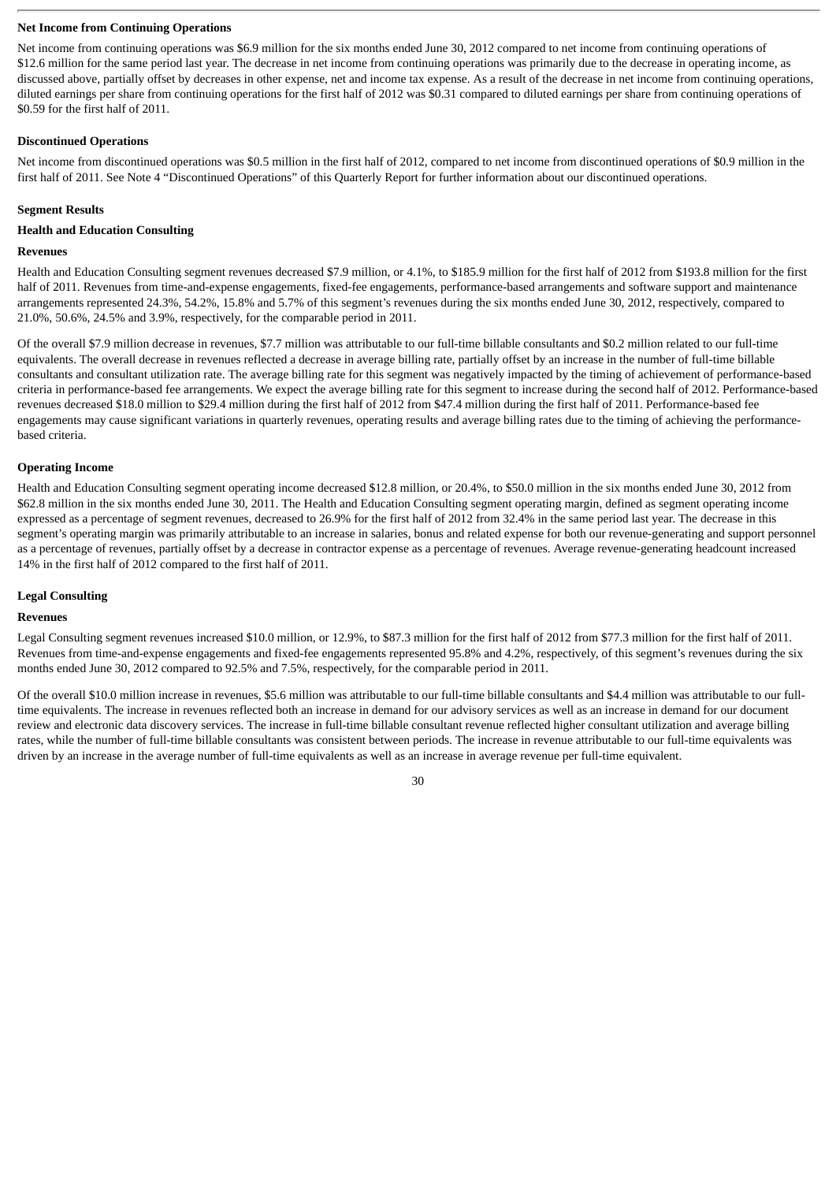**Net Income from Continuing Operations**

Net income from continuing operations was $6.9 million for the six months ended June 30, 2012 compared to net income from continuing operations of $12.6 million for the same period last year. The decrease in net income from continuing operations was primarily due to the decrease in operating income, as discussed above, partially offset by decreases in other expense, net and income tax expense. As a result of the decrease in net income from continuing operations, diluted earnings per share from continuing operations for the first half of 2012 was $0.31 compared to diluted earnings per share from continuing operations of $0.59 for the first half of 2011.

**Discontinued Operations**

Net income from discontinued operations was $0.5 million in the first half of 2012, compared to net income from discontinued operations of $0.9 million in the first half of 2011. See Note 4 "Discontinued Operations" of this Quarterly Report for further information about our discontinued operations.

**Segment Results**

**Health and Education Consulting**

**Revenues**

Health and Education Consulting segment revenues decreased $7.9 million, or 4.1%, to $185.9 million for the first half of 2012 from $193.8 million for the first half of 2011. Revenues from time-and-expense engagements, fixed-fee engagements, performance-based arrangements and software support and maintenance arrangements represented 24.3%, 54.2%, 15.8% and 5.7% of this segment's revenues during the six months ended June 30, 2012, respectively, compared to 21.0%, 50.6%, 24.5% and 3.9%, respectively, for the comparable period in 2011.

Of the overall $7.9 million decrease in revenues, $7.7 million was attributable to our full-time billable consultants and $0.2 million related to our full-time equivalents. The overall decrease in revenues reflected a decrease in average billing rate, partially offset by an increase in the number of full-time billable consultants and consultant utilization rate. The average billing rate for this segment was negatively impacted by the timing of achievement of performance-based criteria in performance-based fee arrangements. We expect the average billing rate for this segment to increase during the second half of 2012. Performance-based revenues decreased $18.0 million to $29.4 million during the first half of 2012 from $47.4 million during the first half of 2011. Performance-based fee engagements may cause significant variations in quarterly revenues, operating results and average billing rates due to the timing of achieving the performance-based criteria.

**Operating Income**

Health and Education Consulting segment operating income decreased $12.8 million, or 20.4%, to $50.0 million in the six months ended June 30, 2012 from $62.8 million in the six months ended June 30, 2011. The Health and Education Consulting segment operating margin, defined as segment operating income expressed as a percentage of segment revenues, decreased to 26.9% for the first half of 2012 from 32.4% in the same period last year. The decrease in this segment's operating margin was primarily attributable to an increase in salaries, bonus and related expense for both our revenue-generating and support personnel as a percentage of revenues, partially offset by a decrease in contractor expense as a percentage of revenues. Average revenue-generating headcount increased 14% in the first half of 2012 compared to the first half of 2011.

**Legal Consulting**

**Revenues**

Legal Consulting segment revenues increased $10.0 million, or 12.9%, to $87.3 million for the first half of 2012 from $77.3 million for the first half of 2011. Revenues from time-and-expense engagements and fixed-fee engagements represented 95.8% and 4.2%, respectively, of this segment's revenues during the six months ended June 30, 2012 compared to 92.5% and 7.5%, respectively, for the comparable period in 2011.

Of the overall $10.0 million increase in revenues, $5.6 million was attributable to our full-time billable consultants and $4.4 million was attributable to our full-time equivalents. The increase in revenues reflected both an increase in demand for our advisory services as well as an increase in demand for our document review and electronic data discovery services. The increase in full-time billable consultant revenue reflected higher consultant utilization and average billing rates, while the number of full-time billable consultants was consistent between periods. The increase in revenue attributable to our full-time equivalents was driven by an increase in the average number of full-time equivalents as well as an increase in average revenue per full-time equivalent.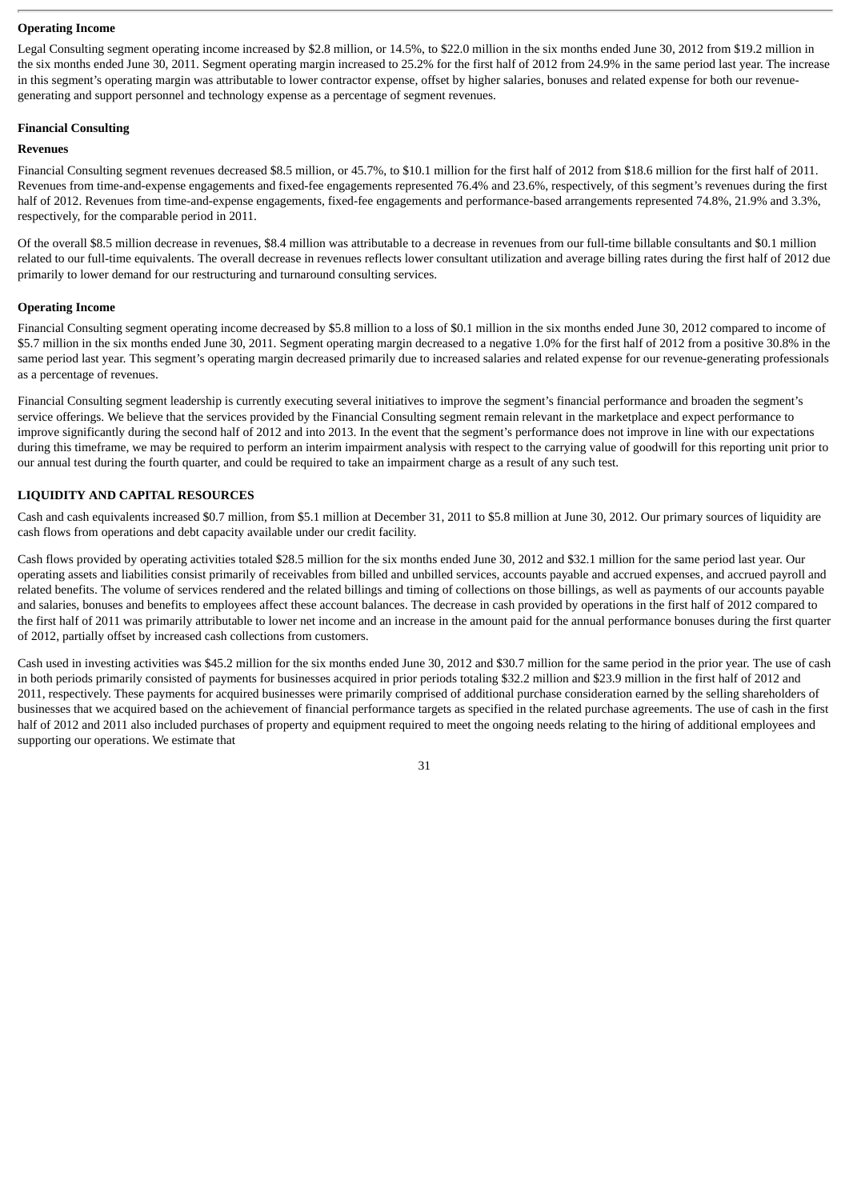**Operating Income**

Legal Consulting segment operating income increased by $2.8 million, or 14.5%, to $22.0 million in the six months ended June 30, 2012 from $19.2 million in the six months ended June 30, 2011. Segment operating margin increased to 25.2% for the first half of 2012 from 24.9% in the same period last year. The increase in this segment's operating margin was attributable to lower contractor expense, offset by higher salaries, bonuses and related expense for both our revenue-generating and support personnel and technology expense as a percentage of segment revenues.

**Financial Consulting**

**Revenues**

Financial Consulting segment revenues decreased $8.5 million, or 45.7%, to $10.1 million for the first half of 2012 from $18.6 million for the first half of 2011. Revenues from time-and-expense engagements and fixed-fee engagements represented 76.4% and 23.6%, respectively, of this segment's revenues during the first half of 2012. Revenues from time-and-expense engagements, fixed-fee engagements and performance-based arrangements represented 74.8%, 21.9% and 3.3%, respectively, for the comparable period in 2011.

Of the overall $8.5 million decrease in revenues, $8.4 million was attributable to a decrease in revenues from our full-time billable consultants and $0.1 million related to our full-time equivalents. The overall decrease in revenues reflects lower consultant utilization and average billing rates during the first half of 2012 due primarily to lower demand for our restructuring and turnaround consulting services.

**Operating Income**

Financial Consulting segment operating income decreased by $5.8 million to a loss of $0.1 million in the six months ended June 30, 2012 compared to income of $5.7 million in the six months ended June 30, 2011. Segment operating margin decreased to a negative 1.0% for the first half of 2012 from a positive 30.8% in the same period last year. This segment's operating margin decreased primarily due to increased salaries and related expense for our revenue-generating professionals as a percentage of revenues.

Financial Consulting segment leadership is currently executing several initiatives to improve the segment's financial performance and broaden the segment's service offerings. We believe that the services provided by the Financial Consulting segment remain relevant in the marketplace and expect performance to improve significantly during the second half of 2012 and into 2013. In the event that the segment's performance does not improve in line with our expectations during this timeframe, we may be required to perform an interim impairment analysis with respect to the carrying value of goodwill for this reporting unit prior to our annual test during the fourth quarter, and could be required to take an impairment charge as a result of any such test.

## LIQUIDITY AND CAPITAL RESOURCES

Cash and cash equivalents increased $0.7 million, from $5.1 million at December 31, 2011 to $5.8 million at June 30, 2012. Our primary sources of liquidity are cash flows from operations and debt capacity available under our credit facility.

Cash flows provided by operating activities totaled $28.5 million for the six months ended June 30, 2012 and $32.1 million for the same period last year. Our operating assets and liabilities consist primarily of receivables from billed and unbilled services, accounts payable and accrued expenses, and accrued payroll and related benefits. The volume of services rendered and the related billings and timing of collections on those billings, as well as payments of our accounts payable and salaries, bonuses and benefits to employees affect these account balances. The decrease in cash provided by operations in the first half of 2012 compared to the first half of 2011 was primarily attributable to lower net income and an increase in the amount paid for the annual performance bonuses during the first quarter of 2012, partially offset by increased cash collections from customers.

Cash used in investing activities was $45.2 million for the six months ended June 30, 2012 and $30.7 million for the same period in the prior year. The use of cash in both periods primarily consisted of payments for businesses acquired in prior periods totaling $32.2 million and $23.9 million in the first half of 2012 and 2011, respectively. These payments for acquired businesses were primarily comprised of additional purchase consideration earned by the selling shareholders of businesses that we acquired based on the achievement of financial performance targets as specified in the related purchase agreements. The use of cash in the first half of 2012 and 2011 also included purchases of property and equipment required to meet the ongoing needs relating to the hiring of additional employees and supporting our operations. We estimate that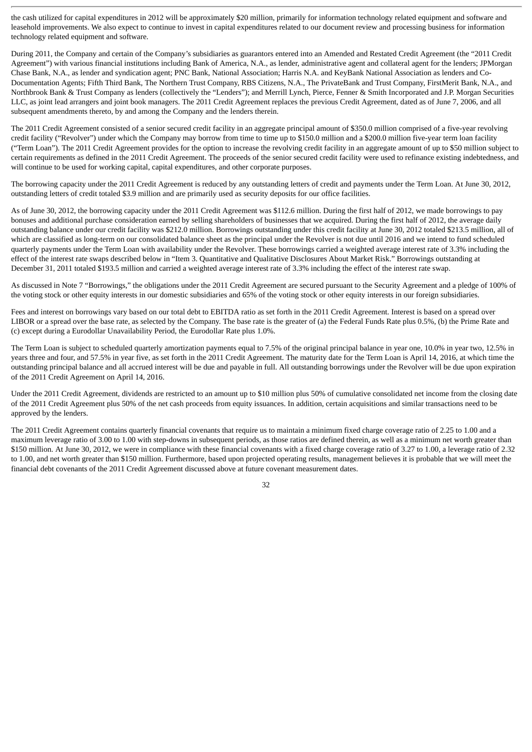the cash utilized for capital expenditures in 2012 will be approximately $20 million, primarily for information technology related equipment and software and leasehold improvements. We also expect to continue to invest in capital expenditures related to our document review and processing business for information technology related equipment and software.

During 2011, the Company and certain of the Company's subsidiaries as guarantors entered into an Amended and Restated Credit Agreement (the "2011 Credit Agreement") with various financial institutions including Bank of America, N.A., as lender, administrative agent and collateral agent for the lenders; JPMorgan Chase Bank, N.A., as lender and syndication agent; PNC Bank, National Association; Harris N.A. and KeyBank National Association as lenders and Co-Documentation Agents; Fifth Third Bank, The Northern Trust Company, RBS Citizens, N.A., The PrivateBank and Trust Company, FirstMerit Bank, N.A., and Northbrook Bank & Trust Company as lenders (collectively the "Lenders"); and Merrill Lynch, Pierce, Fenner & Smith Incorporated and J.P. Morgan Securities LLC, as joint lead arrangers and joint book managers. The 2011 Credit Agreement replaces the previous Credit Agreement, dated as of June 7, 2006, and all subsequent amendments thereto, by and among the Company and the lenders therein.

The 2011 Credit Agreement consisted of a senior secured credit facility in an aggregate principal amount of $350.0 million comprised of a five-year revolving credit facility ("Revolver") under which the Company may borrow from time to time up to $150.0 million and a $200.0 million five-year term loan facility ("Term Loan"). The 2011 Credit Agreement provides for the option to increase the revolving credit facility in an aggregate amount of up to $50 million subject to certain requirements as defined in the 2011 Credit Agreement. The proceeds of the senior secured credit facility were used to refinance existing indebtedness, and will continue to be used for working capital, capital expenditures, and other corporate purposes.

The borrowing capacity under the 2011 Credit Agreement is reduced by any outstanding letters of credit and payments under the Term Loan. At June 30, 2012, outstanding letters of credit totaled $3.9 million and are primarily used as security deposits for our office facilities.

As of June 30, 2012, the borrowing capacity under the 2011 Credit Agreement was $112.6 million. During the first half of 2012, we made borrowings to pay bonuses and additional purchase consideration earned by selling shareholders of businesses that we acquired. During the first half of 2012, the average daily outstanding balance under our credit facility was $212.0 million. Borrowings outstanding under this credit facility at June 30, 2012 totaled $213.5 million, all of which are classified as long-term on our consolidated balance sheet as the principal under the Revolver is not due until 2016 and we intend to fund scheduled quarterly payments under the Term Loan with availability under the Revolver. These borrowings carried a weighted average interest rate of 3.3% including the effect of the interest rate swaps described below in "Item 3. Quantitative and Qualitative Disclosures About Market Risk." Borrowings outstanding at December 31, 2011 totaled $193.5 million and carried a weighted average interest rate of 3.3% including the effect of the interest rate swap.

As discussed in Note 7 "Borrowings," the obligations under the 2011 Credit Agreement are secured pursuant to the Security Agreement and a pledge of 100% of the voting stock or other equity interests in our domestic subsidiaries and 65% of the voting stock or other equity interests in our foreign subsidiaries.

Fees and interest on borrowings vary based on our total debt to EBITDA ratio as set forth in the 2011 Credit Agreement. Interest is based on a spread over LIBOR or a spread over the base rate, as selected by the Company. The base rate is the greater of (a) the Federal Funds Rate plus 0.5%, (b) the Prime Rate and (c) except during a Eurodollar Unavailability Period, the Eurodollar Rate plus 1.0%.

The Term Loan is subject to scheduled quarterly amortization payments equal to 7.5% of the original principal balance in year one, 10.0% in year two, 12.5% in years three and four, and 57.5% in year five, as set forth in the 2011 Credit Agreement. The maturity date for the Term Loan is April 14, 2016, at which time the outstanding principal balance and all accrued interest will be due and payable in full. All outstanding borrowings under the Revolver will be due upon expiration of the 2011 Credit Agreement on April 14, 2016.

Under the 2011 Credit Agreement, dividends are restricted to an amount up to $10 million plus 50% of cumulative consolidated net income from the closing date of the 2011 Credit Agreement plus 50% of the net cash proceeds from equity issuances. In addition, certain acquisitions and similar transactions need to be approved by the lenders.

The 2011 Credit Agreement contains quarterly financial covenants that require us to maintain a minimum fixed charge coverage ratio of 2.25 to 1.00 and a maximum leverage ratio of 3.00 to 1.00 with step-downs in subsequent periods, as those ratios are defined therein, as well as a minimum net worth greater than $150 million. At June 30, 2012, we were in compliance with these financial covenants with a fixed charge coverage ratio of 3.27 to 1.00, a leverage ratio of 2.32 to 1.00, and net worth greater than $150 million. Furthermore, based upon projected operating results, management believes it is probable that we will meet the financial debt covenants of the 2011 Credit Agreement discussed above at future covenant measurement dates.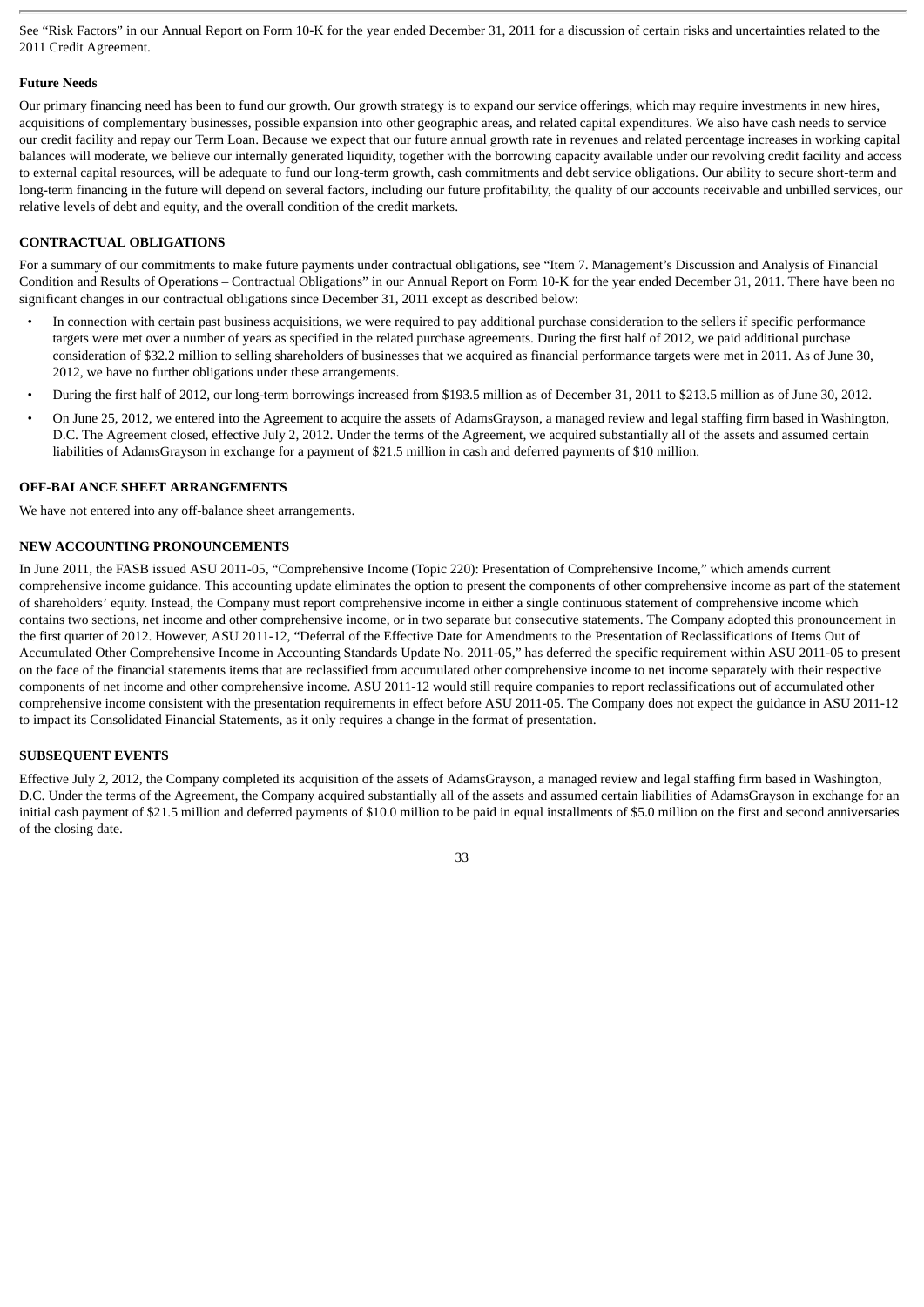See “Risk Factors” in our Annual Report on Form 10-K for the year ended December 31, 2011 for a discussion of certain risks and uncertainties related to the 2011 Credit Agreement.

**Future Needs**

Our primary financing need has been to fund our growth. Our growth strategy is to expand our service offerings, which may require investments in new hires, acquisitions of complementary businesses, possible expansion into other geographic areas, and related capital expenditures. We also have cash needs to service our credit facility and repay our Term Loan. Because we expect that our future annual growth rate in revenues and related percentage increases in working capital balances will moderate, we believe our internally generated liquidity, together with the borrowing capacity available under our revolving credit facility and access to external capital resources, will be adequate to fund our long-term growth, cash commitments and debt service obligations. Our ability to secure short-term and long-term financing in the future will depend on several factors, including our future profitability, the quality of our accounts receivable and unbilled services, our relative levels of debt and equity, and the overall condition of the credit markets.

## CONTRACTUAL OBLIGATIONS

For a summary of our commitments to make future payments under contractual obligations, see “Item 7. Management’s Discussion and Analysis of Financial Condition and Results of Operations – Contractual Obligations” in our Annual Report on Form 10-K for the year ended December 31, 2011. There have been no significant changes in our contractual obligations since December 31, 2011 except as described below:

- In connection with certain past business acquisitions, we were required to pay additional purchase consideration to the sellers if specific performance targets were met over a number of years as specified in the related purchase agreements. During the first half of 2012, we paid additional purchase consideration of $32.2 million to selling shareholders of businesses that we acquired as financial performance targets were met in 2011. As of June 30, 2012, we have no further obligations under these arrangements.
- During the first half of 2012, our long-term borrowings increased from $193.5 million as of December 31, 2011 to $213.5 million as of June 30, 2012.
- On June 25, 2012, we entered into the Agreement to acquire the assets of AdamsGrayson, a managed review and legal staffing firm based in Washington, D.C. The Agreement closed, effective July 2, 2012. Under the terms of the Agreement, we acquired substantially all of the assets and assumed certain liabilities of AdamsGrayson in exchange for a payment of $21.5 million in cash and deferred payments of $10 million.

## OFF-BALANCE SHEET ARRANGEMENTS

We have not entered into any off-balance sheet arrangements.

## NEW ACCOUNTING PRONOUNCEMENTS

In June 2011, the FASB issued ASU 2011-05, “Comprehensive Income (Topic 220): Presentation of Comprehensive Income,” which amends current comprehensive income guidance. This accounting update eliminates the option to present the components of other comprehensive income as part of the statement of shareholders’ equity. Instead, the Company must report comprehensive income in either a single continuous statement of comprehensive income which contains two sections, net income and other comprehensive income, or in two separate but consecutive statements. The Company adopted this pronouncement in the first quarter of 2012. However, ASU 2011-12, “Deferral of the Effective Date for Amendments to the Presentation of Reclassifications of Items Out of Accumulated Other Comprehensive Income in Accounting Standards Update No. 2011-05,” has deferred the specific requirement within ASU 2011-05 to present on the face of the financial statements items that are reclassified from accumulated other comprehensive income to net income separately with their respective components of net income and other comprehensive income. ASU 2011-12 would still require companies to report reclassifications out of accumulated other comprehensive income consistent with the presentation requirements in effect before ASU 2011-05. The Company does not expect the guidance in ASU 2011-12 to impact its Consolidated Financial Statements, as it only requires a change in the format of presentation.

## SUBSEQUENT EVENTS

Effective July 2, 2012, the Company completed its acquisition of the assets of AdamsGrayson, a managed review and legal staffing firm based in Washington, D.C. Under the terms of the Agreement, the Company acquired substantially all of the assets and assumed certain liabilities of AdamsGrayson in exchange for an initial cash payment of $21.5 million and deferred payments of $10.0 million to be paid in equal installments of $5.0 million on the first and second anniversaries of the closing date.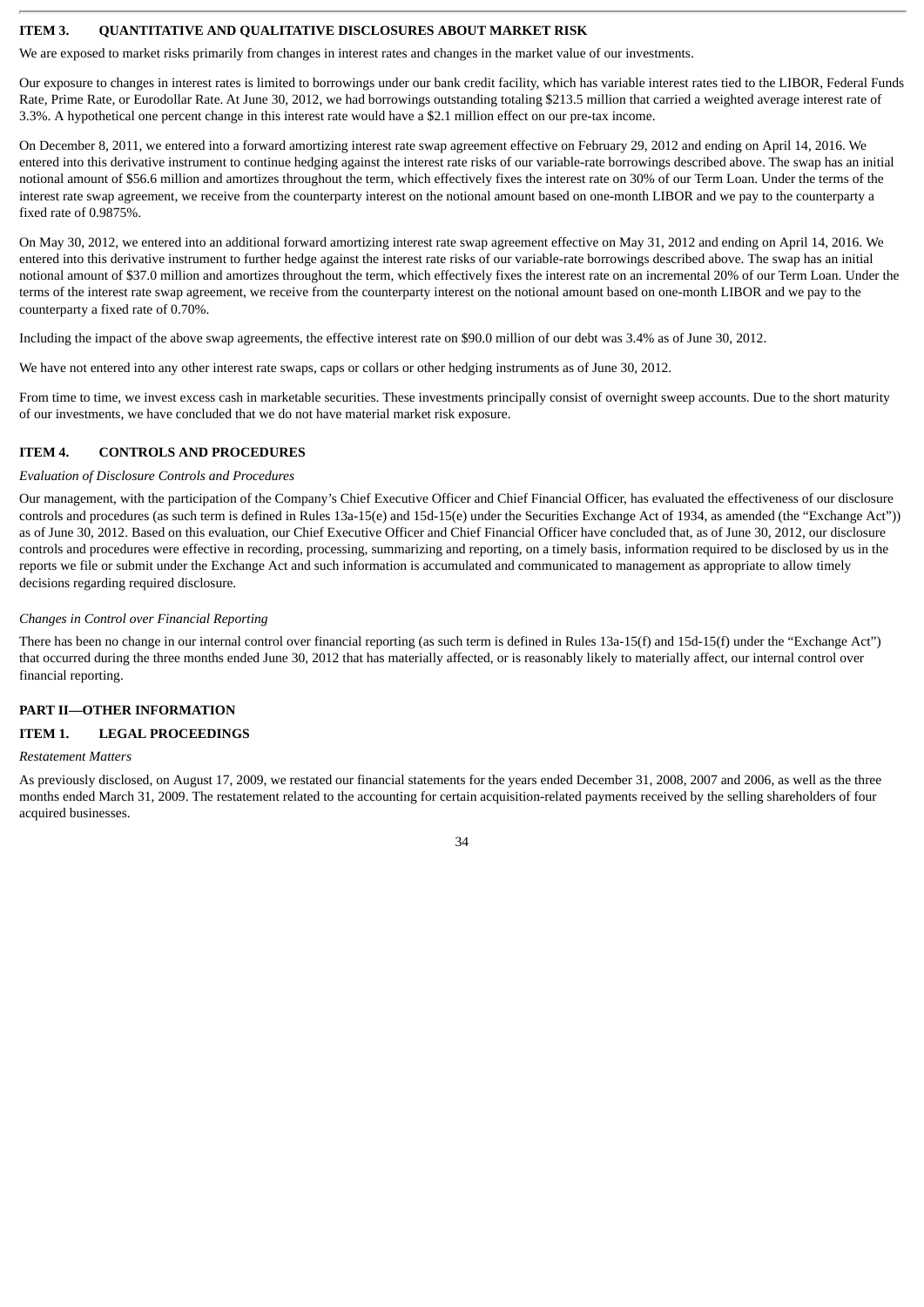## ITEM 3. QUANTITATIVE AND QUALITATIVE DISCLOSURES ABOUT MARKET RISK

We are exposed to market risks primarily from changes in interest rates and changes in the market value of our investments.

Our exposure to changes in interest rates is limited to borrowings under our bank credit facility, which has variable interest rates tied to the LIBOR, Federal Funds Rate, Prime Rate, or Eurodollar Rate. At June 30, 2012, we had borrowings outstanding totaling $213.5 million that carried a weighted average interest rate of 3.3%. A hypothetical one percent change in this interest rate would have a $2.1 million effect on our pre-tax income.

On December 8, 2011, we entered into a forward amortizing interest rate swap agreement effective on February 29, 2012 and ending on April 14, 2016. We entered into this derivative instrument to continue hedging against the interest rate risks of our variable-rate borrowings described above. The swap has an initial notional amount of $56.6 million and amortizes throughout the term, which effectively fixes the interest rate on 30% of our Term Loan. Under the terms of the interest rate swap agreement, we receive from the counterparty interest on the notional amount based on one-month LIBOR and we pay to the counterparty a fixed rate of 0.9875%.

On May 30, 2012, we entered into an additional forward amortizing interest rate swap agreement effective on May 31, 2012 and ending on April 14, 2016. We entered into this derivative instrument to further hedge against the interest rate risks of our variable-rate borrowings described above. The swap has an initial notional amount of $37.0 million and amortizes throughout the term, which effectively fixes the interest rate on an incremental 20% of our Term Loan. Under the terms of the interest rate swap agreement, we receive from the counterparty interest on the notional amount based on one-month LIBOR and we pay to the counterparty a fixed rate of 0.70%.

Including the impact of the above swap agreements, the effective interest rate on $90.0 million of our debt was 3.4% as of June 30, 2012.

We have not entered into any other interest rate swaps, caps or collars or other hedging instruments as of June 30, 2012.

From time to time, we invest excess cash in marketable securities. These investments principally consist of overnight sweep accounts. Due to the short maturity of our investments, we have concluded that we do not have material market risk exposure.

## ITEM 4. CONTROLS AND PROCEDURES

*Evaluation of Disclosure Controls and Procedures*

Our management, with the participation of the Company's Chief Executive Officer and Chief Financial Officer, has evaluated the effectiveness of our disclosure controls and procedures (as such term is defined in Rules 13a-15(e) and 15d-15(e) under the Securities Exchange Act of 1934, as amended (the "Exchange Act")) as of June 30, 2012. Based on this evaluation, our Chief Executive Officer and Chief Financial Officer have concluded that, as of June 30, 2012, our disclosure controls and procedures were effective in recording, processing, summarizing and reporting, on a timely basis, information required to be disclosed by us in the reports we file or submit under the Exchange Act and such information is accumulated and communicated to management as appropriate to allow timely decisions regarding required disclosure.

*Changes in Control over Financial Reporting*

There has been no change in our internal control over financial reporting (as such term is defined in Rules 13a-15(f) and 15d-15(f) under the "Exchange Act") that occurred during the three months ended June 30, 2012 that has materially affected, or is reasonably likely to materially affect, our internal control over financial reporting.

# PART II—OTHER INFORMATION

## ITEM 1. LEGAL PROCEEDINGS

*Restatement Matters*

As previously disclosed, on August 17, 2009, we restated our financial statements for the years ended December 31, 2008, 2007 and 2006, as well as the three months ended March 31, 2009. The restatement related to the accounting for certain acquisition-related payments received by the selling shareholders of four acquired businesses.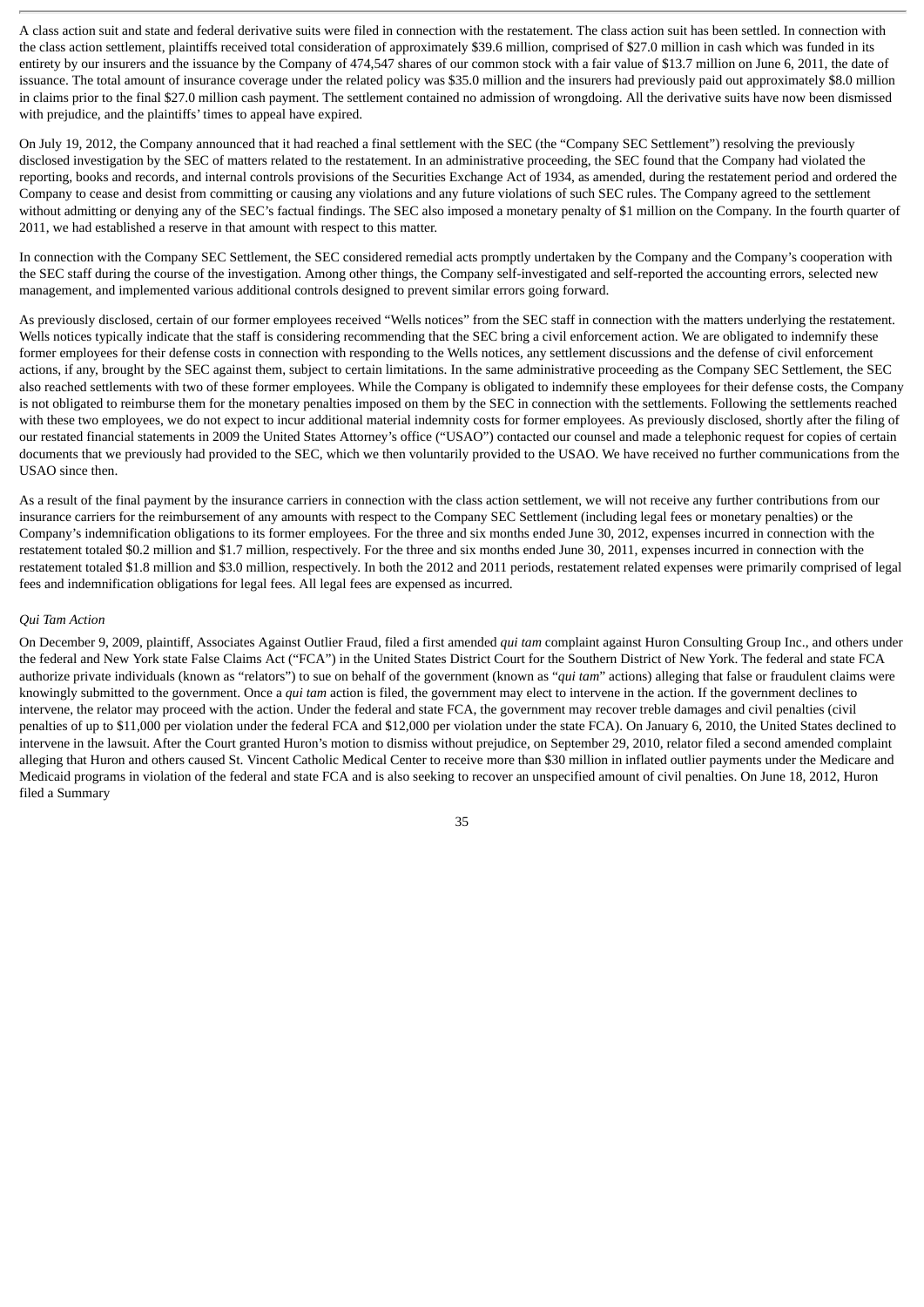A class action suit and state and federal derivative suits were filed in connection with the restatement. The class action suit has been settled. In connection with the class action settlement, plaintiffs received total consideration of approximately $39.6 million, comprised of $27.0 million in cash which was funded in its entirety by our insurers and the issuance by the Company of 474,547 shares of our common stock with a fair value of $13.7 million on June 6, 2011, the date of issuance. The total amount of insurance coverage under the related policy was $35.0 million and the insurers had previously paid out approximately $8.0 million in claims prior to the final $27.0 million cash payment. The settlement contained no admission of wrongdoing. All the derivative suits have now been dismissed with prejudice, and the plaintiffs' times to appeal have expired.

On July 19, 2012, the Company announced that it had reached a final settlement with the SEC (the "Company SEC Settlement") resolving the previously disclosed investigation by the SEC of matters related to the restatement. In an administrative proceeding, the SEC found that the Company had violated the reporting, books and records, and internal controls provisions of the Securities Exchange Act of 1934, as amended, during the restatement period and ordered the Company to cease and desist from committing or causing any violations and any future violations of such SEC rules. The Company agreed to the settlement without admitting or denying any of the SEC's factual findings. The SEC also imposed a monetary penalty of $1 million on the Company. In the fourth quarter of 2011, we had established a reserve in that amount with respect to this matter.

In connection with the Company SEC Settlement, the SEC considered remedial acts promptly undertaken by the Company and the Company's cooperation with the SEC staff during the course of the investigation. Among other things, the Company self-investigated and self-reported the accounting errors, selected new management, and implemented various additional controls designed to prevent similar errors going forward.

As previously disclosed, certain of our former employees received "Wells notices" from the SEC staff in connection with the matters underlying the restatement. Wells notices typically indicate that the staff is considering recommending that the SEC bring a civil enforcement action. We are obligated to indemnify these former employees for their defense costs in connection with responding to the Wells notices, any settlement discussions and the defense of civil enforcement actions, if any, brought by the SEC against them, subject to certain limitations. In the same administrative proceeding as the Company SEC Settlement, the SEC also reached settlements with two of these former employees. While the Company is obligated to indemnify these employees for their defense costs, the Company is not obligated to reimburse them for the monetary penalties imposed on them by the SEC in connection with the settlements. Following the settlements reached with these two employees, we do not expect to incur additional material indemnity costs for former employees. As previously disclosed, shortly after the filing of our restated financial statements in 2009 the United States Attorney's office ("USAO") contacted our counsel and made a telephonic request for copies of certain documents that we previously had provided to the SEC, which we then voluntarily provided to the USAO. We have received no further communications from the USAO since then.

As a result of the final payment by the insurance carriers in connection with the class action settlement, we will not receive any further contributions from our insurance carriers for the reimbursement of any amounts with respect to the Company SEC Settlement (including legal fees or monetary penalties) or the Company's indemnification obligations to its former employees. For the three and six months ended June 30, 2012, expenses incurred in connection with the restatement totaled $0.2 million and $1.7 million, respectively. For the three and six months ended June 30, 2011, expenses incurred in connection with the restatement totaled $1.8 million and $3.0 million, respectively. In both the 2012 and 2011 periods, restatement related expenses were primarily comprised of legal fees and indemnification obligations for legal fees. All legal fees are expensed as incurred.

*Qui Tam Action*

On December 9, 2009, plaintiff, Associates Against Outlier Fraud, filed a first amended *qui tam* complaint against Huron Consulting Group Inc., and others under the federal and New York state False Claims Act ("FCA") in the United States District Court for the Southern District of New York. The federal and state FCA authorize private individuals (known as "relators") to sue on behalf of the government (known as "*qui tam*" actions) alleging that false or fraudulent claims were knowingly submitted to the government. Once a *qui tam* action is filed, the government may elect to intervene in the action. If the government declines to intervene, the relator may proceed with the action. Under the federal and state FCA, the government may recover treble damages and civil penalties (civil penalties of up to $11,000 per violation under the federal FCA and $12,000 per violation under the state FCA). On January 6, 2010, the United States declined to intervene in the lawsuit. After the Court granted Huron's motion to dismiss without prejudice, on September 29, 2010, relator filed a second amended complaint alleging that Huron and others caused St. Vincent Catholic Medical Center to receive more than $30 million in inflated outlier payments under the Medicare and Medicaid programs in violation of the federal and state FCA and is also seeking to recover an unspecified amount of civil penalties. On June 18, 2012, Huron filed a Summary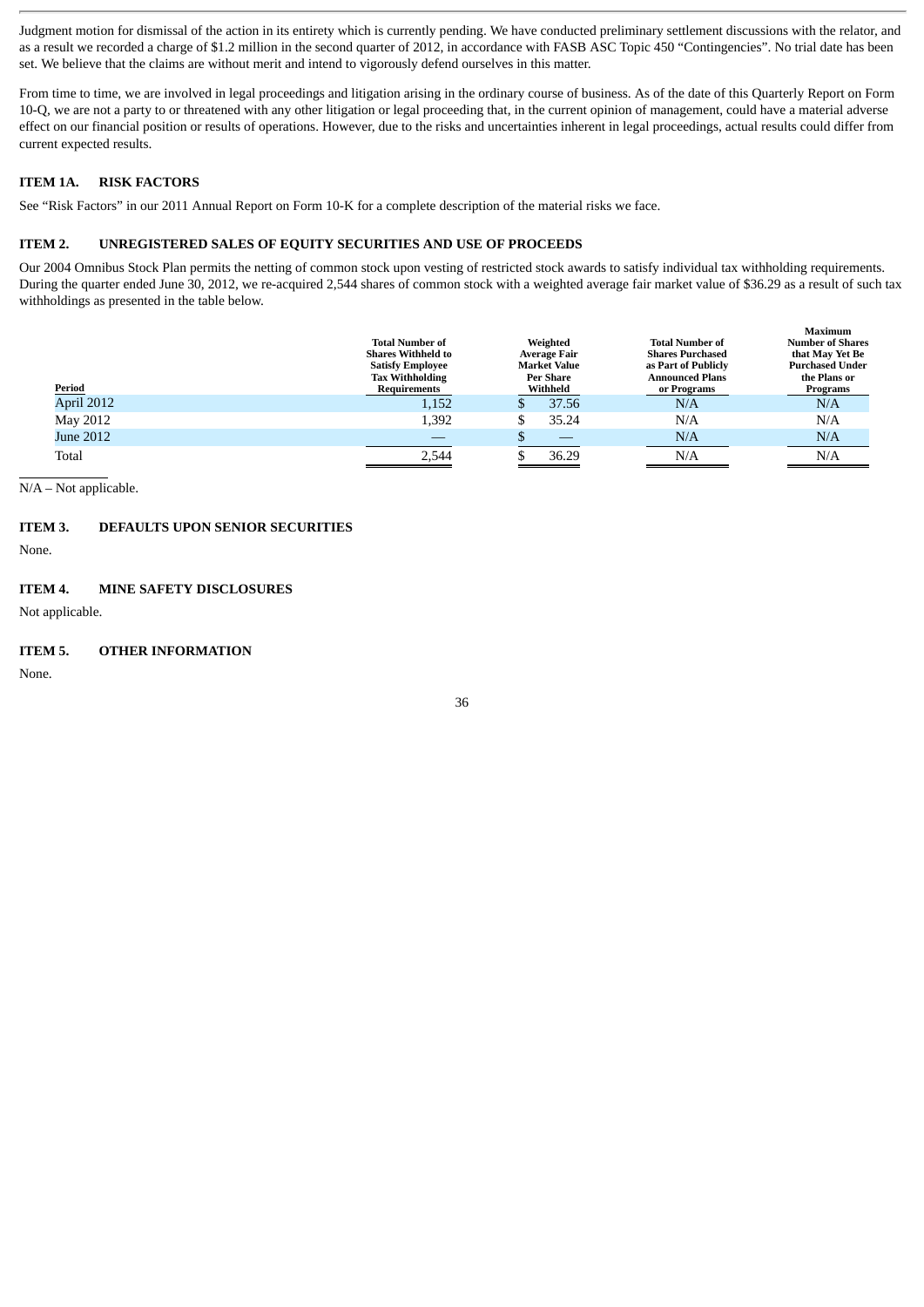Judgment motion for dismissal of the action in its entirety which is currently pending. We have conducted preliminary settlement discussions with the relator, and as a result we recorded a charge of $1.2 million in the second quarter of 2012, in accordance with FASB ASC Topic 450 "Contingencies". No trial date has been set. We believe that the claims are without merit and intend to vigorously defend ourselves in this matter.

From time to time, we are involved in legal proceedings and litigation arising in the ordinary course of business. As of the date of this Quarterly Report on Form 10-Q, we are not a party to or threatened with any other litigation or legal proceeding that, in the current opinion of management, could have a material adverse effect on our financial position or results of operations. However, due to the risks and uncertainties inherent in legal proceedings, actual results could differ from current expected results.

## ITEM 1A. RISK FACTORS

See "Risk Factors" in our 2011 Annual Report on Form 10-K for a complete description of the material risks we face.

## ITEM 2. UNREGISTERED SALES OF EQUITY SECURITIES AND USE OF PROCEEDS

Our 2004 Omnibus Stock Plan permits the netting of common stock upon vesting of restricted stock awards to satisfy individual tax withholding requirements. During the quarter ended June 30, 2012, we re-acquired 2,544 shares of common stock with a weighted average fair market value of $36.29 as a result of such tax withholdings as presented in the table below.

| Period | Total Number of Shares Withheld to Satisfy Employee Tax Withholding Requirements | Weighted Average Fair Market Value Per Share Withheld | Total Number of Shares Purchased as Part of Publicly Announced Plans or Programs | Maximum Number of Shares that May Yet Be Purchased Under the Plans or Programs |
|---|---|---|---|---|
| April 2012 | 1,152 | $ 37.56 | N/A | N/A |
| May 2012 | 1,392 | $ 35.24 | N/A | N/A |
| June 2012 | — | $ — | N/A | N/A |
| Total | 2,544 | $ 36.29 | N/A | N/A |

N/A – Not applicable.

## ITEM 3. DEFAULTS UPON SENIOR SECURITIES

None.

## ITEM 4. MINE SAFETY DISCLOSURES

Not applicable.

## ITEM 5. OTHER INFORMATION

None.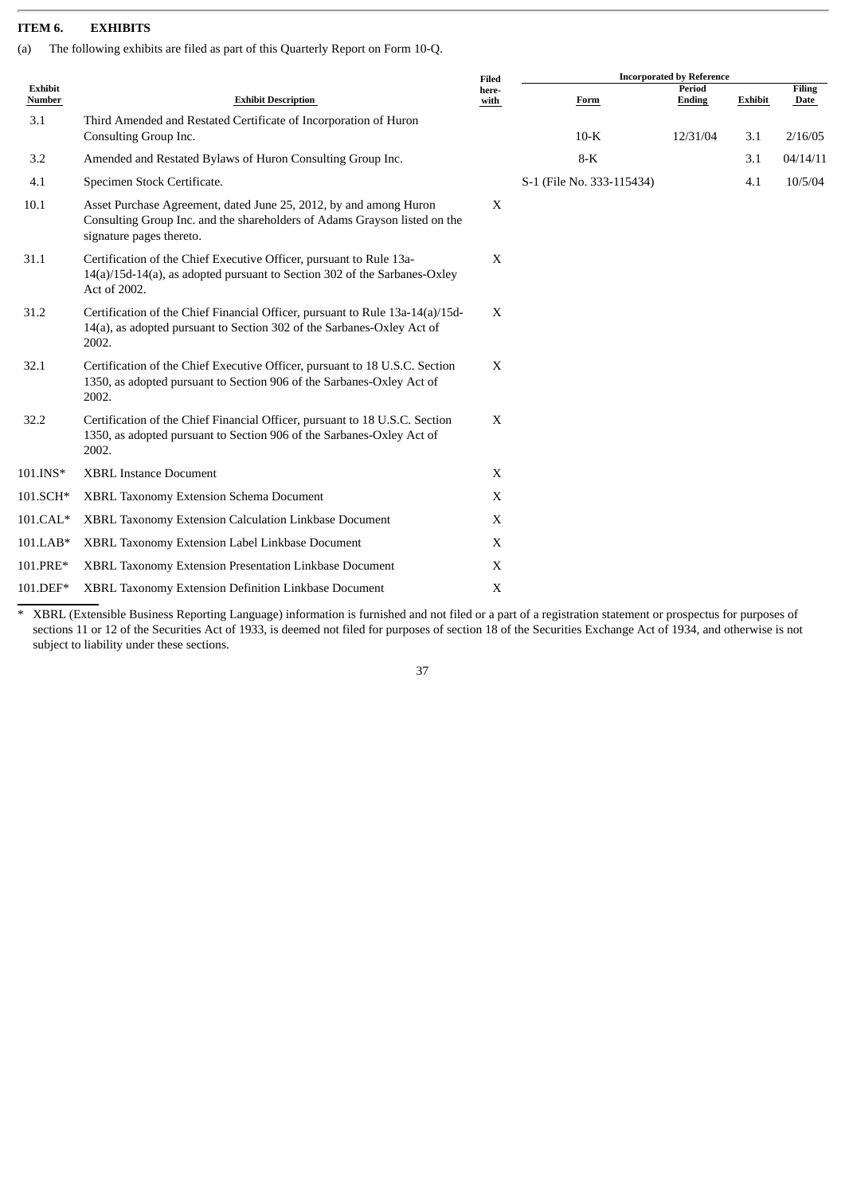**ITEM 6. EXHIBITS**

(a) The following exhibits are filed as part of this Quarterly Report on Form 10-Q.

| Exhibit Number | Exhibit Description | Filed here-with | Incorporated by Reference | | | |
|---|---|---|---|---|---|---|
| | | | Form | Period Ending | Exhibit | Filing Date |
| 3.1 | Third Amended and Restated Certificate of Incorporation of Huron Consulting Group Inc. | | 10-K | 12/31/04 | 3.1 | 2/16/05 |
| 3.2 | Amended and Restated Bylaws of Huron Consulting Group Inc. | | 8-K | | 3.1 | 04/14/11 |
| 4.1 | Specimen Stock Certificate. | | S-1 (File No. 333-115434) | | 4.1 | 10/5/04 |
| 10.1 | Asset Purchase Agreement, dated June 25, 2012, by and among Huron Consulting Group Inc. and the shareholders of Adams Grayson listed on the signature pages thereto. | X | | | | |
| 31.1 | Certification of the Chief Executive Officer, pursuant to Rule 13a-14(a)/15d-14(a), as adopted pursuant to Section 302 of the Sarbanes-Oxley Act of 2002. | X | | | | |
| 31.2 | Certification of the Chief Financial Officer, pursuant to Rule 13a-14(a)/15d-14(a), as adopted pursuant to Section 302 of the Sarbanes-Oxley Act of 2002. | X | | | | |
| 32.1 | Certification of the Chief Executive Officer, pursuant to 18 U.S.C. Section 1350, as adopted pursuant to Section 906 of the Sarbanes-Oxley Act of 2002. | X | | | | |
| 32.2 | Certification of the Chief Financial Officer, pursuant to 18 U.S.C. Section 1350, as adopted pursuant to Section 906 of the Sarbanes-Oxley Act of 2002. | X | | | | |
| 101.INS* | XBRL Instance Document | X | | | | |
| 101.SCH* | XBRL Taxonomy Extension Schema Document | X | | | | |
| 101.CAL* | XBRL Taxonomy Extension Calculation Linkbase Document | X | | | | |
| 101.LAB* | XBRL Taxonomy Extension Label Linkbase Document | X | | | | |
| 101.PRE* | XBRL Taxonomy Extension Presentation Linkbase Document | X | | | | |
| 101.DEF* | XBRL Taxonomy Extension Definition Linkbase Document | X | | | | |

\* XBRL (Extensible Business Reporting Language) information is furnished and not filed or a part of a registration statement or prospectus for purposes of sections 11 or 12 of the Securities Act of 1933, is deemed not filed for purposes of section 18 of the Securities Exchange Act of 1934, and otherwise is not subject to liability under these sections.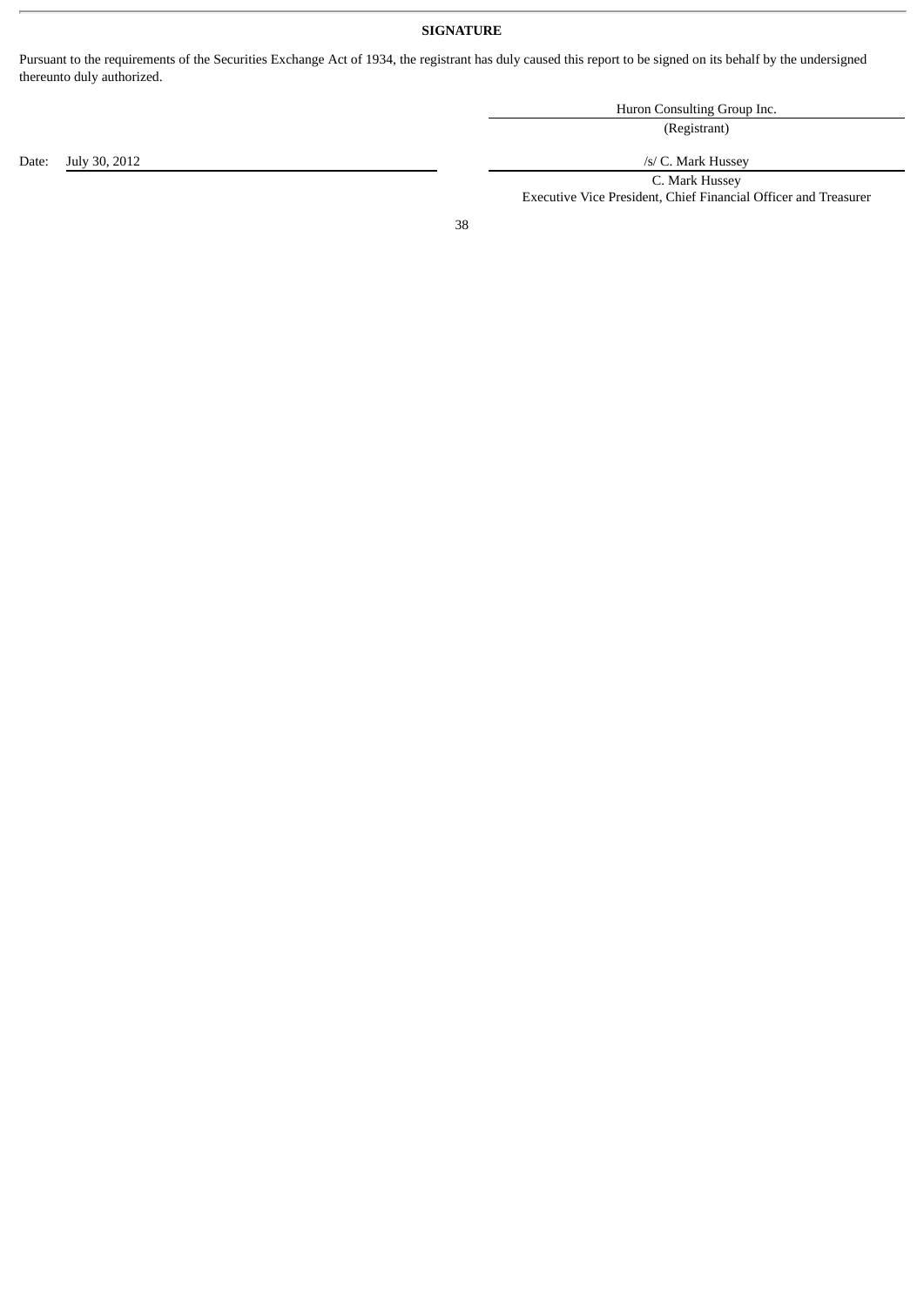**SIGNATURE**

Pursuant to the requirements of the Securities Exchange Act of 1934, the registrant has duly caused this report to be signed on its behalf by the undersigned thereunto duly authorized.

Huron Consulting Group Inc.
(Registrant)

Date: July 30, 2012

/s/ C. Mark Hussey
C. Mark Hussey
Executive Vice President, Chief Financial Officer and Treasurer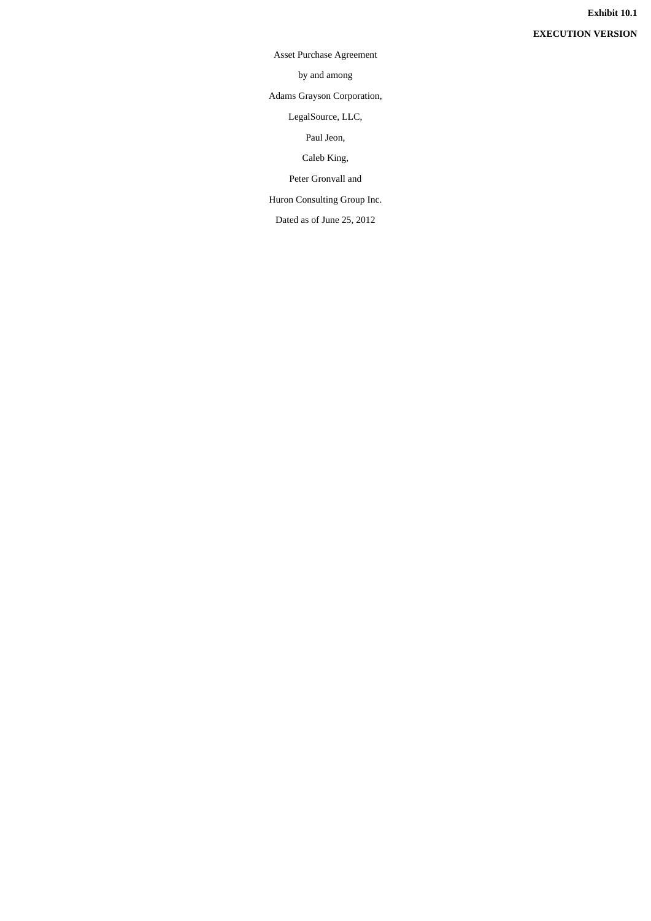**Exhibit 10.1**

**EXECUTION VERSION**

Asset Purchase Agreement

by and among

Adams Grayson Corporation,

LegalSource, LLC,

Paul Jeon,

Caleb King,

Peter Gronvall and

Huron Consulting Group Inc.

Dated as of June 25, 2012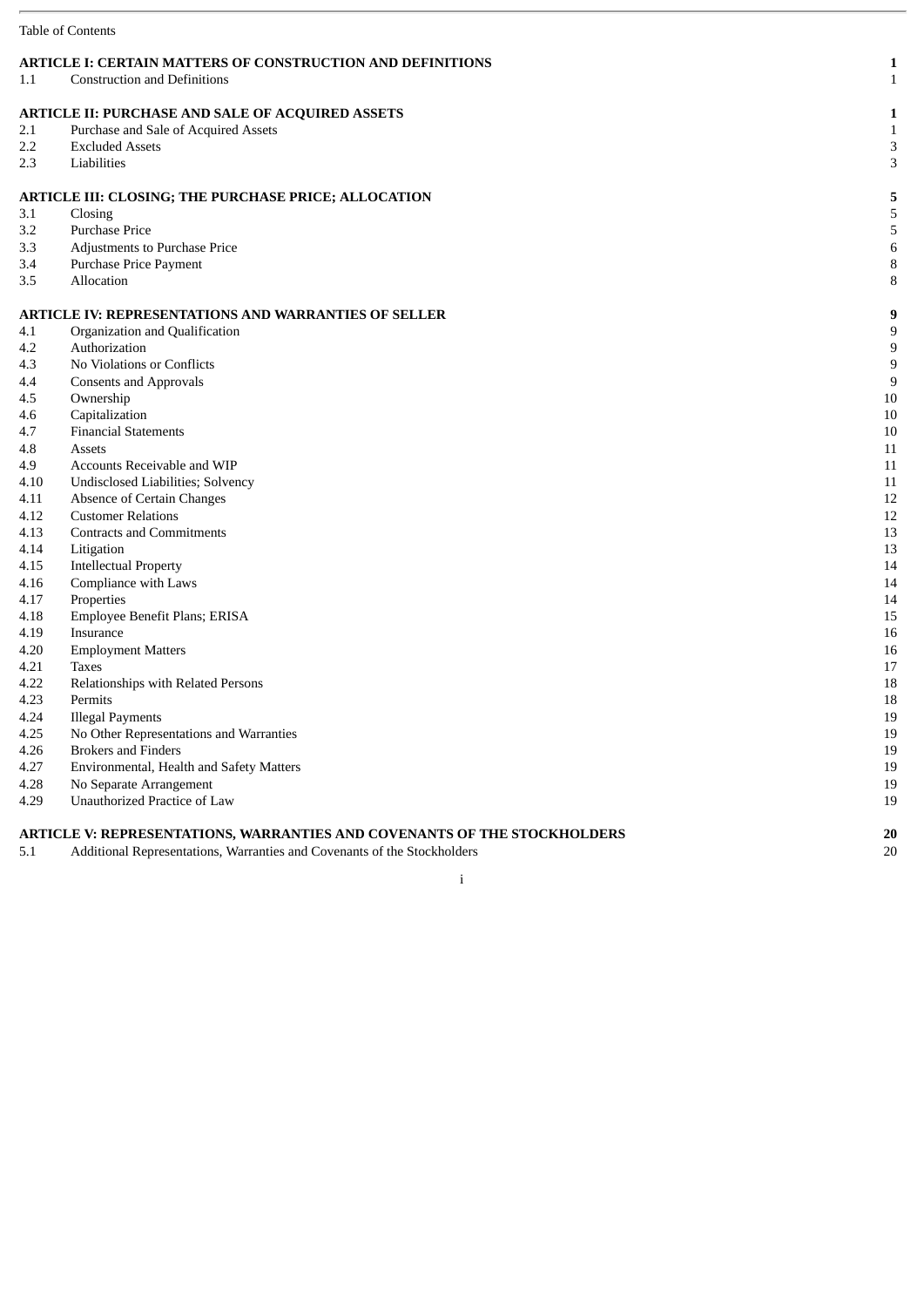Table of Contents

| | | |
|---|---|---|
| **ARTICLE I: CERTAIN MATTERS OF CONSTRUCTION AND DEFINITIONS** | | **1** |
| 1.1 | Construction and Definitions | 1 |
| **ARTICLE II: PURCHASE AND SALE OF ACQUIRED ASSETS** | | **1** |
| 2.1 | Purchase and Sale of Acquired Assets | 1 |
| 2.2 | Excluded Assets | 3 |
| 2.3 | Liabilities | 3 |
| **ARTICLE III: CLOSING; THE PURCHASE PRICE; ALLOCATION** | | **5** |
| 3.1 | Closing | 5 |
| 3.2 | Purchase Price | 5 |
| 3.3 | Adjustments to Purchase Price | 6 |
| 3.4 | Purchase Price Payment | 8 |
| 3.5 | Allocation | 8 |
| **ARTICLE IV: REPRESENTATIONS AND WARRANTIES OF SELLER** | | **9** |
| 4.1 | Organization and Qualification | 9 |
| 4.2 | Authorization | 9 |
| 4.3 | No Violations or Conflicts | 9 |
| 4.4 | Consents and Approvals | 9 |
| 4.5 | Ownership | 10 |
| 4.6 | Capitalization | 10 |
| 4.7 | Financial Statements | 10 |
| 4.8 | Assets | 11 |
| 4.9 | Accounts Receivable and WIP | 11 |
| 4.10 | Undisclosed Liabilities; Solvency | 11 |
| 4.11 | Absence of Certain Changes | 12 |
| 4.12 | Customer Relations | 12 |
| 4.13 | Contracts and Commitments | 13 |
| 4.14 | Litigation | 13 |
| 4.15 | Intellectual Property | 14 |
| 4.16 | Compliance with Laws | 14 |
| 4.17 | Properties | 14 |
| 4.18 | Employee Benefit Plans; ERISA | 15 |
| 4.19 | Insurance | 16 |
| 4.20 | Employment Matters | 16 |
| 4.21 | Taxes | 17 |
| 4.22 | Relationships with Related Persons | 18 |
| 4.23 | Permits | 18 |
| 4.24 | Illegal Payments | 19 |
| 4.25 | No Other Representations and Warranties | 19 |
| 4.26 | Brokers and Finders | 19 |
| 4.27 | Environmental, Health and Safety Matters | 19 |
| 4.28 | No Separate Arrangement | 19 |
| 4.29 | Unauthorized Practice of Law | 19 |
| **ARTICLE V: REPRESENTATIONS, WARRANTIES AND COVENANTS OF THE STOCKHOLDERS** | | **20** |
| 5.1 | Additional Representations, Warranties and Covenants of the Stockholders | 20 |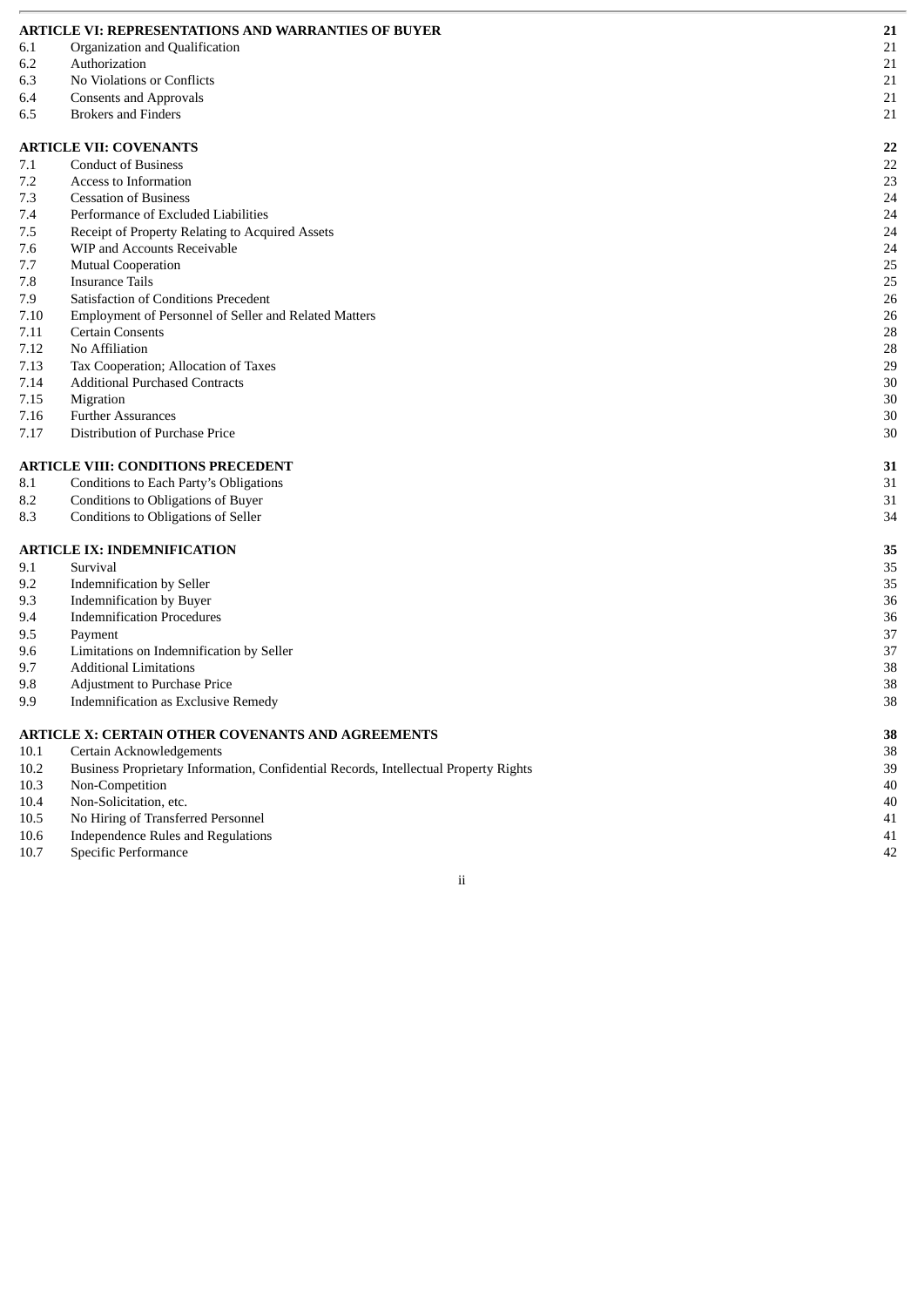| | | |
|---|---|---|
| **ARTICLE VI: REPRESENTATIONS AND WARRANTIES OF BUYER** | | **21** |
| 6.1 | Organization and Qualification | 21 |
| 6.2 | Authorization | 21 |
| 6.3 | No Violations or Conflicts | 21 |
| 6.4 | Consents and Approvals | 21 |
| 6.5 | Brokers and Finders | 21 |
| **ARTICLE VII: COVENANTS** | | **22** |
| 7.1 | Conduct of Business | 22 |
| 7.2 | Access to Information | 23 |
| 7.3 | Cessation of Business | 24 |
| 7.4 | Performance of Excluded Liabilities | 24 |
| 7.5 | Receipt of Property Relating to Acquired Assets | 24 |
| 7.6 | WIP and Accounts Receivable | 24 |
| 7.7 | Mutual Cooperation | 25 |
| 7.8 | Insurance Tails | 25 |
| 7.9 | Satisfaction of Conditions Precedent | 26 |
| 7.10 | Employment of Personnel of Seller and Related Matters | 26 |
| 7.11 | Certain Consents | 28 |
| 7.12 | No Affiliation | 28 |
| 7.13 | Tax Cooperation; Allocation of Taxes | 29 |
| 7.14 | Additional Purchased Contracts | 30 |
| 7.15 | Migration | 30 |
| 7.16 | Further Assurances | 30 |
| 7.17 | Distribution of Purchase Price | 30 |
| **ARTICLE VIII: CONDITIONS PRECEDENT** | | **31** |
| 8.1 | Conditions to Each Party's Obligations | 31 |
| 8.2 | Conditions to Obligations of Buyer | 31 |
| 8.3 | Conditions to Obligations of Seller | 34 |
| **ARTICLE IX: INDEMNIFICATION** | | **35** |
| 9.1 | Survival | 35 |
| 9.2 | Indemnification by Seller | 35 |
| 9.3 | Indemnification by Buyer | 36 |
| 9.4 | Indemnification Procedures | 36 |
| 9.5 | Payment | 37 |
| 9.6 | Limitations on Indemnification by Seller | 37 |
| 9.7 | Additional Limitations | 38 |
| 9.8 | Adjustment to Purchase Price | 38 |
| 9.9 | Indemnification as Exclusive Remedy | 38 |
| **ARTICLE X: CERTAIN OTHER COVENANTS AND AGREEMENTS** | | **38** |
| 10.1 | Certain Acknowledgements | 38 |
| 10.2 | Business Proprietary Information, Confidential Records, Intellectual Property Rights | 39 |
| 10.3 | Non-Competition | 40 |
| 10.4 | Non-Solicitation, etc. | 40 |
| 10.5 | No Hiring of Transferred Personnel | 41 |
| 10.6 | Independence Rules and Regulations | 41 |
| 10.7 | Specific Performance | 42 |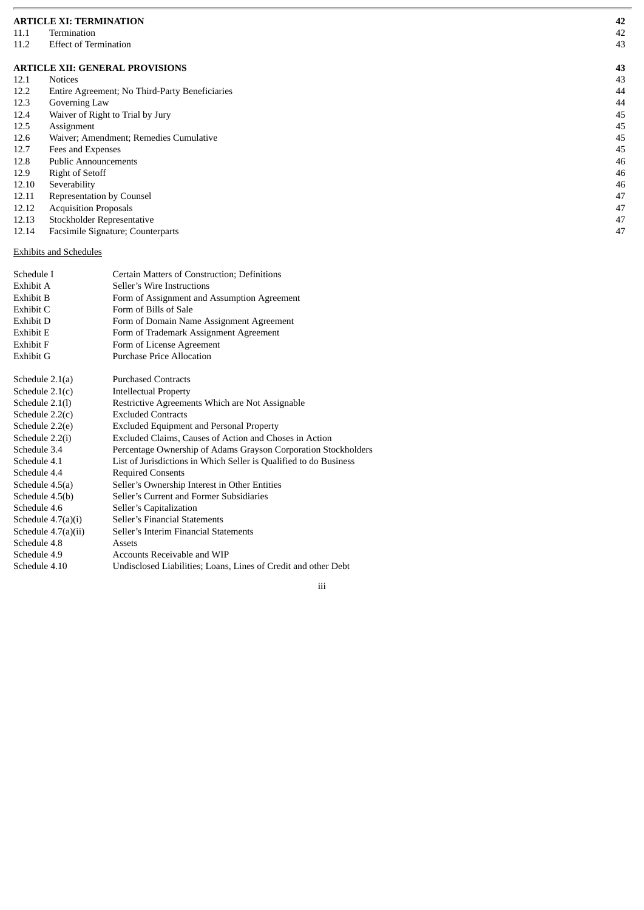| | | |
|---|---|---|
| **ARTICLE XI: TERMINATION** | | **42** |
| 11.1 | Termination | 42 |
| 11.2 | Effect of Termination | 43 |
| | | |
| **ARTICLE XII: GENERAL PROVISIONS** | | **43** |
| 12.1 | Notices | 43 |
| 12.2 | Entire Agreement; No Third-Party Beneficiaries | 44 |
| 12.3 | Governing Law | 44 |
| 12.4 | Waiver of Right to Trial by Jury | 45 |
| 12.5 | Assignment | 45 |
| 12.6 | Waiver; Amendment; Remedies Cumulative | 45 |
| 12.7 | Fees and Expenses | 45 |
| 12.8 | Public Announcements | 46 |
| 12.9 | Right of Setoff | 46 |
| 12.10 | Severability | 46 |
| 12.11 | Representation by Counsel | 47 |
| 12.12 | Acquisition Proposals | 47 |
| 12.13 | Stockholder Representative | 47 |
| 12.14 | Facsimile Signature; Counterparts | 47 |

Exhibits and Schedules

| | |
|---|---|
| Schedule I | Certain Matters of Construction; Definitions |
| Exhibit A | Seller's Wire Instructions |
| Exhibit B | Form of Assignment and Assumption Agreement |
| Exhibit C | Form of Bills of Sale |
| Exhibit D | Form of Domain Name Assignment Agreement |
| Exhibit E | Form of Trademark Assignment Agreement |
| Exhibit F | Form of License Agreement |
| Exhibit G | Purchase Price Allocation |
| | |
| Schedule 2.1(a) | Purchased Contracts |
| Schedule 2.1(c) | Intellectual Property |
| Schedule 2.1(l) | Restrictive Agreements Which are Not Assignable |
| Schedule 2.2(c) | Excluded Contracts |
| Schedule 2.2(e) | Excluded Equipment and Personal Property |
| Schedule 2.2(i) | Excluded Claims, Causes of Action and Choses in Action |
| Schedule 3.4 | Percentage Ownership of Adams Grayson Corporation Stockholders |
| Schedule 4.1 | List of Jurisdictions in Which Seller is Qualified to do Business |
| Schedule 4.4 | Required Consents |
| Schedule 4.5(a) | Seller's Ownership Interest in Other Entities |
| Schedule 4.5(b) | Seller's Current and Former Subsidiaries |
| Schedule 4.6 | Seller's Capitalization |
| Schedule 4.7(a)(i) | Seller's Financial Statements |
| Schedule 4.7(a)(ii) | Seller's Interim Financial Statements |
| Schedule 4.8 | Assets |
| Schedule 4.9 | Accounts Receivable and WIP |
| Schedule 4.10 | Undisclosed Liabilities; Loans, Lines of Credit and other Debt |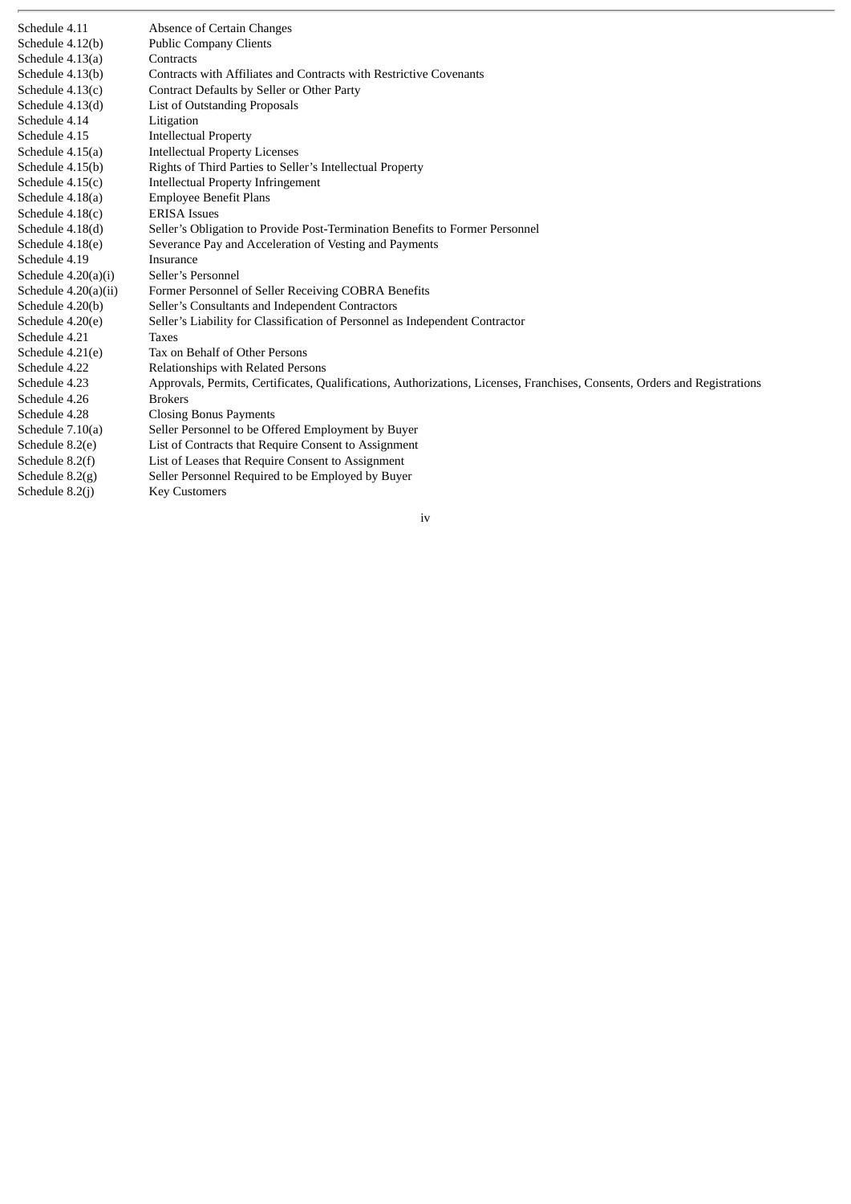| | |
|---|---|
| Schedule 4.11 | Absence of Certain Changes |
| Schedule 4.12(b) | Public Company Clients |
| Schedule 4.13(a) | Contracts |
| Schedule 4.13(b) | Contracts with Affiliates and Contracts with Restrictive Covenants |
| Schedule 4.13(c) | Contract Defaults by Seller or Other Party |
| Schedule 4.13(d) | List of Outstanding Proposals |
| Schedule 4.14 | Litigation |
| Schedule 4.15 | Intellectual Property |
| Schedule 4.15(a) | Intellectual Property Licenses |
| Schedule 4.15(b) | Rights of Third Parties to Seller's Intellectual Property |
| Schedule 4.15(c) | Intellectual Property Infringement |
| Schedule 4.18(a) | Employee Benefit Plans |
| Schedule 4.18(c) | ERISA Issues |
| Schedule 4.18(d) | Seller's Obligation to Provide Post-Termination Benefits to Former Personnel |
| Schedule 4.18(e) | Severance Pay and Acceleration of Vesting and Payments |
| Schedule 4.19 | Insurance |
| Schedule 4.20(a)(i) | Seller's Personnel |
| Schedule 4.20(a)(ii) | Former Personnel of Seller Receiving COBRA Benefits |
| Schedule 4.20(b) | Seller's Consultants and Independent Contractors |
| Schedule 4.20(e) | Seller's Liability for Classification of Personnel as Independent Contractor |
| Schedule 4.21 | Taxes |
| Schedule 4.21(e) | Tax on Behalf of Other Persons |
| Schedule 4.22 | Relationships with Related Persons |
| Schedule 4.23 | Approvals, Permits, Certificates, Qualifications, Authorizations, Licenses, Franchises, Consents, Orders and Registrations |
| Schedule 4.26 | Brokers |
| Schedule 4.28 | Closing Bonus Payments |
| Schedule 7.10(a) | Seller Personnel to be Offered Employment by Buyer |
| Schedule 8.2(e) | List of Contracts that Require Consent to Assignment |
| Schedule 8.2(f) | List of Leases that Require Consent to Assignment |
| Schedule 8.2(g) | Seller Personnel Required to be Employed by Buyer |
| Schedule 8.2(j) | Key Customers |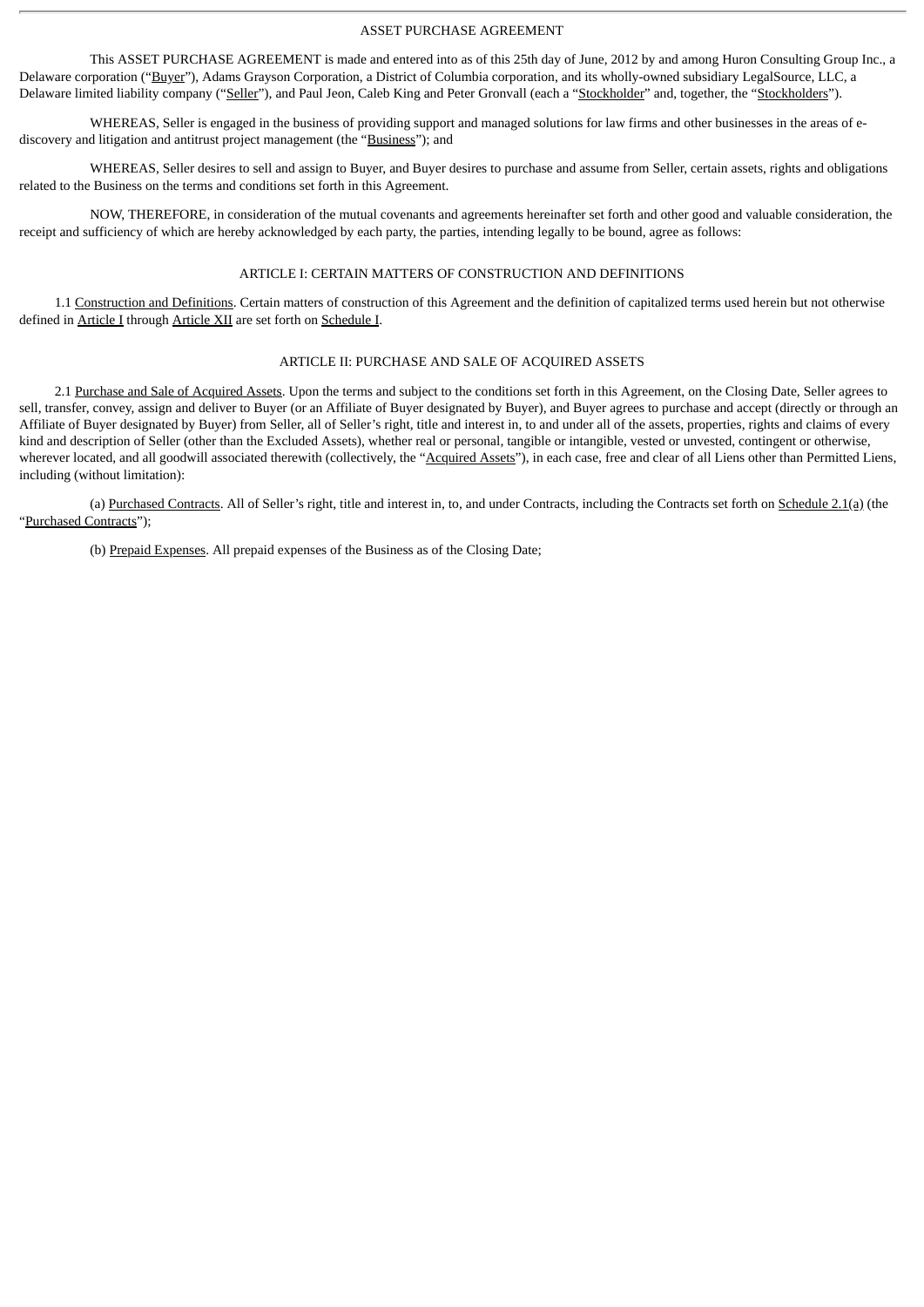# ASSET PURCHASE AGREEMENT

This ASSET PURCHASE AGREEMENT is made and entered into as of this 25th day of June, 2012 by and among Huron Consulting Group Inc., a Delaware corporation ("Buyer"), Adams Grayson Corporation, a District of Columbia corporation, and its wholly-owned subsidiary LegalSource, LLC, a Delaware limited liability company ("Seller"), and Paul Jeon, Caleb King and Peter Gronvall (each a "Stockholder" and, together, the "Stockholders").

WHEREAS, Seller is engaged in the business of providing support and managed solutions for law firms and other businesses in the areas of e-discovery and litigation and antitrust project management (the "Business"); and

WHEREAS, Seller desires to sell and assign to Buyer, and Buyer desires to purchase and assume from Seller, certain assets, rights and obligations related to the Business on the terms and conditions set forth in this Agreement.

NOW, THEREFORE, in consideration of the mutual covenants and agreements hereinafter set forth and other good and valuable consideration, the receipt and sufficiency of which are hereby acknowledged by each party, the parties, intending legally to be bound, agree as follows:

## ARTICLE I: CERTAIN MATTERS OF CONSTRUCTION AND DEFINITIONS

1.1 Construction and Definitions. Certain matters of construction of this Agreement and the definition of capitalized terms used herein but not otherwise defined in Article I through Article XII are set forth on Schedule I.

## ARTICLE II: PURCHASE AND SALE OF ACQUIRED ASSETS

2.1 Purchase and Sale of Acquired Assets. Upon the terms and subject to the conditions set forth in this Agreement, on the Closing Date, Seller agrees to sell, transfer, convey, assign and deliver to Buyer (or an Affiliate of Buyer designated by Buyer), and Buyer agrees to purchase and accept (directly or through an Affiliate of Buyer designated by Buyer) from Seller, all of Seller's right, title and interest in, to and under all of the assets, properties, rights and claims of every kind and description of Seller (other than the Excluded Assets), whether real or personal, tangible or intangible, vested or unvested, contingent or otherwise, wherever located, and all goodwill associated therewith (collectively, the "Acquired Assets"), in each case, free and clear of all Liens other than Permitted Liens, including (without limitation):

(a) Purchased Contracts. All of Seller's right, title and interest in, to, and under Contracts, including the Contracts set forth on Schedule 2.1(a) (the "Purchased Contracts");

(b) Prepaid Expenses. All prepaid expenses of the Business as of the Closing Date;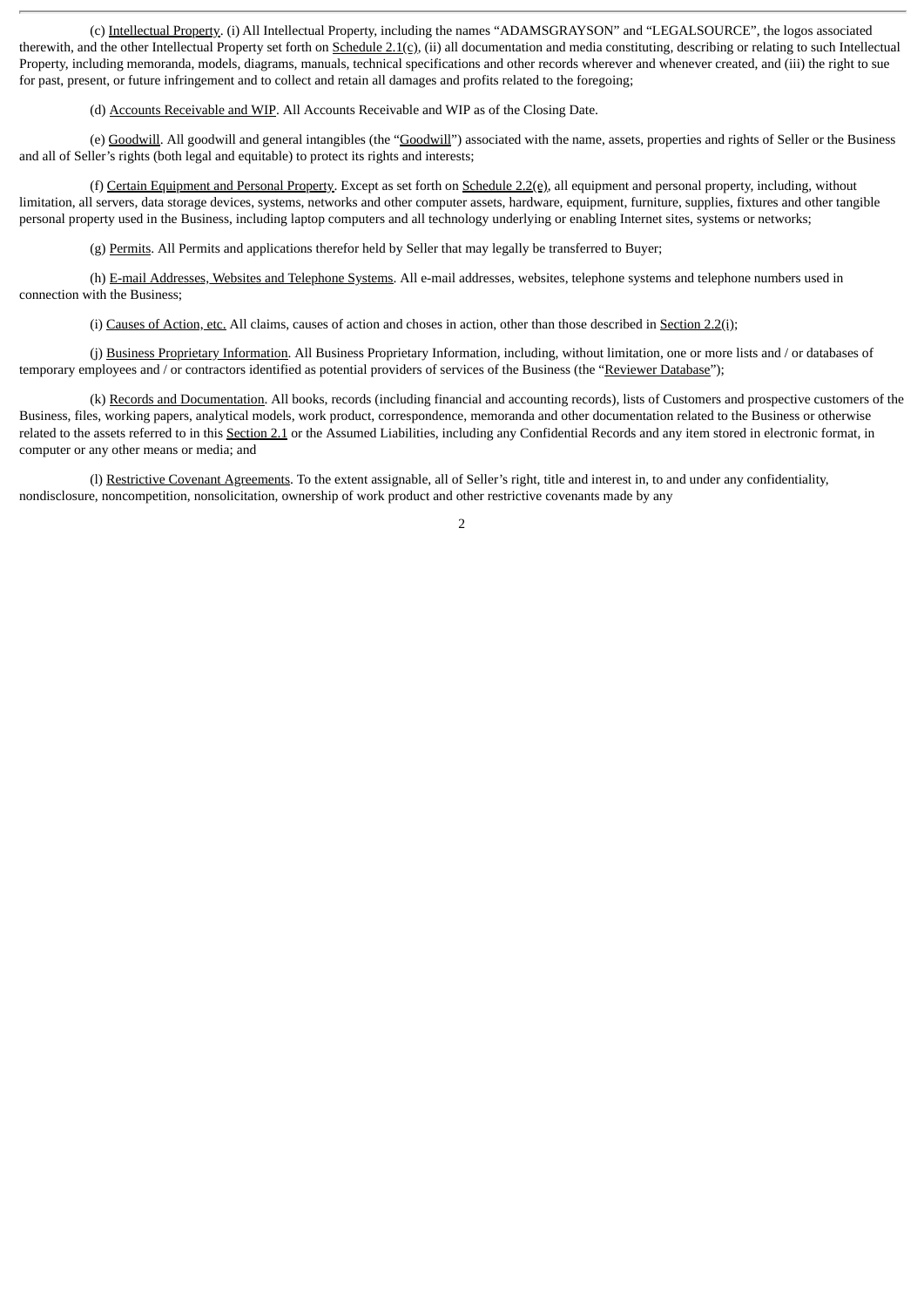(c) Intellectual Property. (i) All Intellectual Property, including the names "ADAMSGRAYSON" and "LEGALSOURCE", the logos associated therewith, and the other Intellectual Property set forth on Schedule 2.1(c), (ii) all documentation and media constituting, describing or relating to such Intellectual Property, including memoranda, models, diagrams, manuals, technical specifications and other records wherever and whenever created, and (iii) the right to sue for past, present, or future infringement and to collect and retain all damages and profits related to the foregoing;

(d) Accounts Receivable and WIP. All Accounts Receivable and WIP as of the Closing Date.

(e) Goodwill. All goodwill and general intangibles (the "Goodwill") associated with the name, assets, properties and rights of Seller or the Business and all of Seller's rights (both legal and equitable) to protect its rights and interests;

(f) Certain Equipment and Personal Property. Except as set forth on Schedule 2.2(e), all equipment and personal property, including, without limitation, all servers, data storage devices, systems, networks and other computer assets, hardware, equipment, furniture, supplies, fixtures and other tangible personal property used in the Business, including laptop computers and all technology underlying or enabling Internet sites, systems or networks;

(g) Permits. All Permits and applications therefor held by Seller that may legally be transferred to Buyer;

(h) E-mail Addresses, Websites and Telephone Systems. All e-mail addresses, websites, telephone systems and telephone numbers used in connection with the Business;

(i) Causes of Action, etc. All claims, causes of action and choses in action, other than those described in Section 2.2(i);

(j) Business Proprietary Information. All Business Proprietary Information, including, without limitation, one or more lists and / or databases of temporary employees and / or contractors identified as potential providers of services of the Business (the "Reviewer Database");

(k) Records and Documentation. All books, records (including financial and accounting records), lists of Customers and prospective customers of the Business, files, working papers, analytical models, work product, correspondence, memoranda and other documentation related to the Business or otherwise related to the assets referred to in this Section 2.1 or the Assumed Liabilities, including any Confidential Records and any item stored in electronic format, in computer or any other means or media; and

(l) Restrictive Covenant Agreements. To the extent assignable, all of Seller's right, title and interest in, to and under any confidentiality, nondisclosure, noncompetition, nonsolicitation, ownership of work product and other restrictive covenants made by any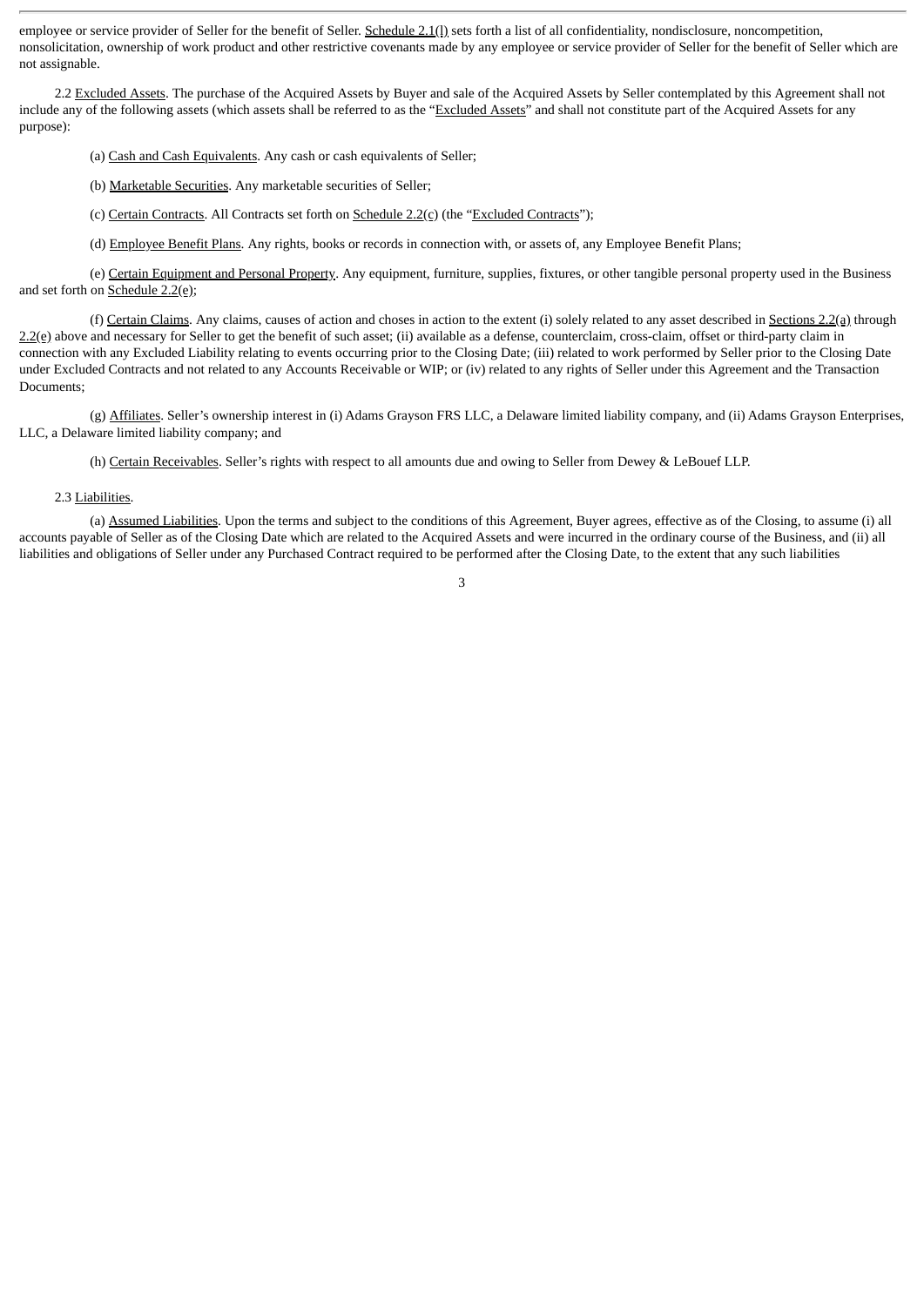employee or service provider of Seller for the benefit of Seller. Schedule 2.1(l) sets forth a list of all confidentiality, nondisclosure, noncompetition, nonsolicitation, ownership of work product and other restrictive covenants made by any employee or service provider of Seller for the benefit of Seller which are not assignable.

2.2 Excluded Assets. The purchase of the Acquired Assets by Buyer and sale of the Acquired Assets by Seller contemplated by this Agreement shall not include any of the following assets (which assets shall be referred to as the "Excluded Assets" and shall not constitute part of the Acquired Assets for any purpose):

(a) Cash and Cash Equivalents. Any cash or cash equivalents of Seller;

(b) Marketable Securities. Any marketable securities of Seller;

(c) Certain Contracts. All Contracts set forth on Schedule 2.2(c) (the "Excluded Contracts");

(d) Employee Benefit Plans. Any rights, books or records in connection with, or assets of, any Employee Benefit Plans;

(e) Certain Equipment and Personal Property. Any equipment, furniture, supplies, fixtures, or other tangible personal property used in the Business and set forth on Schedule 2.2(e);

(f) Certain Claims. Any claims, causes of action and choses in action to the extent (i) solely related to any asset described in Sections 2.2(a) through 2.2(e) above and necessary for Seller to get the benefit of such asset; (ii) available as a defense, counterclaim, cross-claim, offset or third-party claim in connection with any Excluded Liability relating to events occurring prior to the Closing Date; (iii) related to work performed by Seller prior to the Closing Date under Excluded Contracts and not related to any Accounts Receivable or WIP; or (iv) related to any rights of Seller under this Agreement and the Transaction Documents;

(g) Affiliates. Seller's ownership interest in (i) Adams Grayson FRS LLC, a Delaware limited liability company, and (ii) Adams Grayson Enterprises, LLC, a Delaware limited liability company; and

(h) Certain Receivables. Seller's rights with respect to all amounts due and owing to Seller from Dewey & LeBouef LLP.

2.3 Liabilities.

(a) Assumed Liabilities. Upon the terms and subject to the conditions of this Agreement, Buyer agrees, effective as of the Closing, to assume (i) all accounts payable of Seller as of the Closing Date which are related to the Acquired Assets and were incurred in the ordinary course of the Business, and (ii) all liabilities and obligations of Seller under any Purchased Contract required to be performed after the Closing Date, to the extent that any such liabilities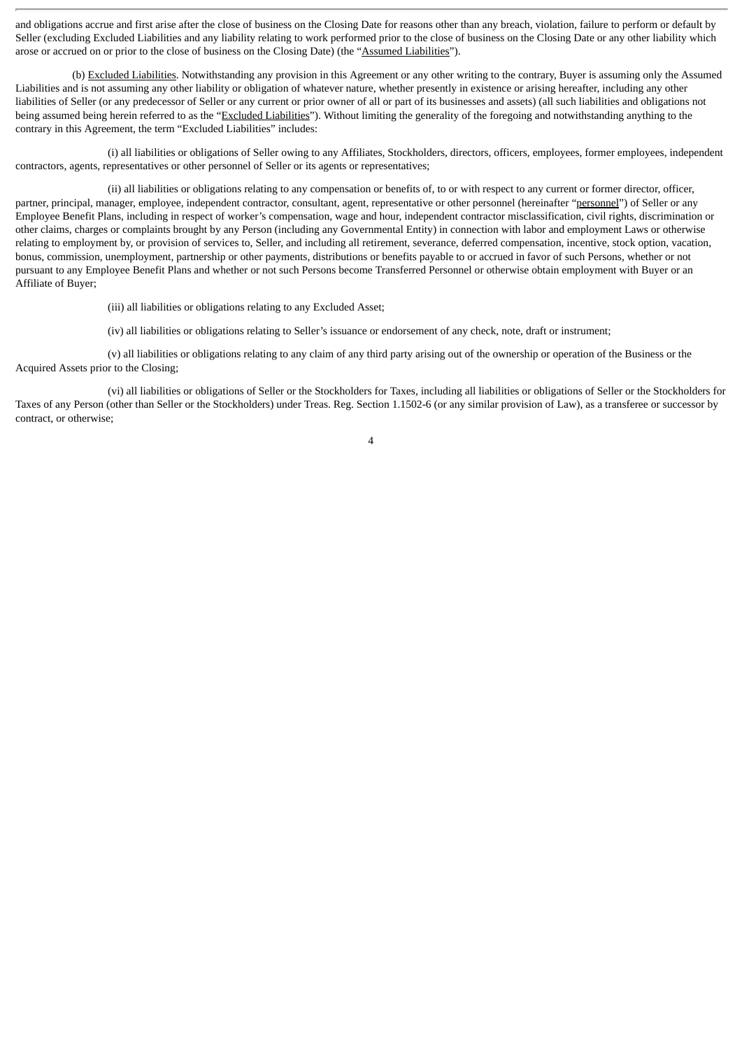and obligations accrue and first arise after the close of business on the Closing Date for reasons other than any breach, violation, failure to perform or default by Seller (excluding Excluded Liabilities and any liability relating to work performed prior to the close of business on the Closing Date or any other liability which arose or accrued on or prior to the close of business on the Closing Date) (the "Assumed Liabilities").

(b) Excluded Liabilities. Notwithstanding any provision in this Agreement or any other writing to the contrary, Buyer is assuming only the Assumed Liabilities and is not assuming any other liability or obligation of whatever nature, whether presently in existence or arising hereafter, including any other liabilities of Seller (or any predecessor of Seller or any current or prior owner of all or part of its businesses and assets) (all such liabilities and obligations not being assumed being herein referred to as the "Excluded Liabilities"). Without limiting the generality of the foregoing and notwithstanding anything to the contrary in this Agreement, the term "Excluded Liabilities" includes:

(i) all liabilities or obligations of Seller owing to any Affiliates, Stockholders, directors, officers, employees, former employees, independent contractors, agents, representatives or other personnel of Seller or its agents or representatives;

(ii) all liabilities or obligations relating to any compensation or benefits of, to or with respect to any current or former director, officer, partner, principal, manager, employee, independent contractor, consultant, agent, representative or other personnel (hereinafter "personnel") of Seller or any Employee Benefit Plans, including in respect of worker's compensation, wage and hour, independent contractor misclassification, civil rights, discrimination or other claims, charges or complaints brought by any Person (including any Governmental Entity) in connection with labor and employment Laws or otherwise relating to employment by, or provision of services to, Seller, and including all retirement, severance, deferred compensation, incentive, stock option, vacation, bonus, commission, unemployment, partnership or other payments, distributions or benefits payable to or accrued in favor of such Persons, whether or not pursuant to any Employee Benefit Plans and whether or not such Persons become Transferred Personnel or otherwise obtain employment with Buyer or an Affiliate of Buyer;

(iii) all liabilities or obligations relating to any Excluded Asset;

(iv) all liabilities or obligations relating to Seller's issuance or endorsement of any check, note, draft or instrument;

(v) all liabilities or obligations relating to any claim of any third party arising out of the ownership or operation of the Business or the Acquired Assets prior to the Closing;

(vi) all liabilities or obligations of Seller or the Stockholders for Taxes, including all liabilities or obligations of Seller or the Stockholders for Taxes of any Person (other than Seller or the Stockholders) under Treas. Reg. Section 1.1502-6 (or any similar provision of Law), as a transferee or successor by contract, or otherwise;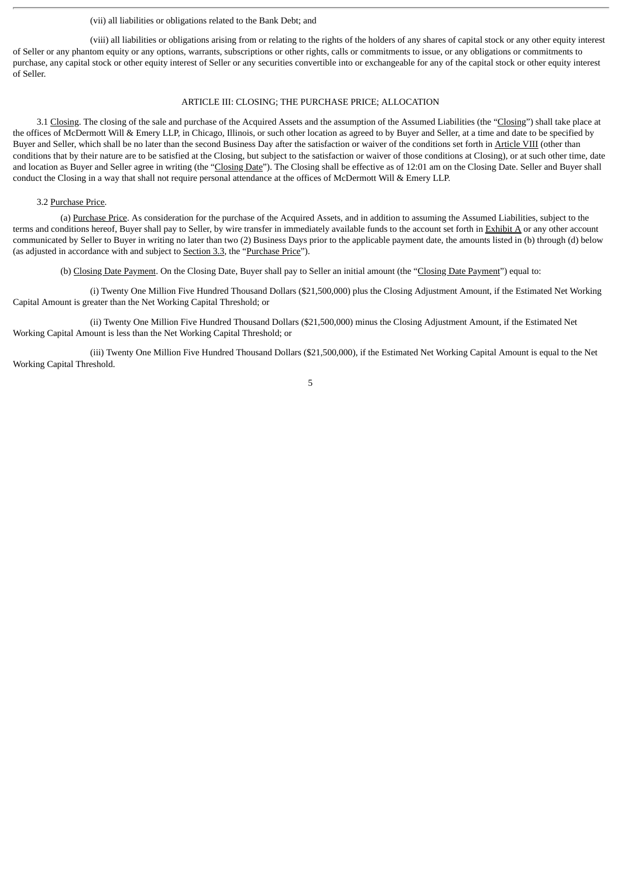(vii) all liabilities or obligations related to the Bank Debt; and

(viii) all liabilities or obligations arising from or relating to the rights of the holders of any shares of capital stock or any other equity interest of Seller or any phantom equity or any options, warrants, subscriptions or other rights, calls or commitments to issue, or any obligations or commitments to purchase, any capital stock or other equity interest of Seller or any securities convertible into or exchangeable for any of the capital stock or other equity interest of Seller.

## ARTICLE III: CLOSING; THE PURCHASE PRICE; ALLOCATION

3.1 Closing. The closing of the sale and purchase of the Acquired Assets and the assumption of the Assumed Liabilities (the "Closing") shall take place at the offices of McDermott Will & Emery LLP, in Chicago, Illinois, or such other location as agreed to by Buyer and Seller, at a time and date to be specified by Buyer and Seller, which shall be no later than the second Business Day after the satisfaction or waiver of the conditions set forth in Article VIII (other than conditions that by their nature are to be satisfied at the Closing, but subject to the satisfaction or waiver of those conditions at Closing), or at such other time, date and location as Buyer and Seller agree in writing (the "Closing Date"). The Closing shall be effective as of 12:01 am on the Closing Date. Seller and Buyer shall conduct the Closing in a way that shall not require personal attendance at the offices of McDermott Will & Emery LLP.

3.2 Purchase Price.

(a) Purchase Price. As consideration for the purchase of the Acquired Assets, and in addition to assuming the Assumed Liabilities, subject to the terms and conditions hereof, Buyer shall pay to Seller, by wire transfer in immediately available funds to the account set forth in Exhibit A or any other account communicated by Seller to Buyer in writing no later than two (2) Business Days prior to the applicable payment date, the amounts listed in (b) through (d) below (as adjusted in accordance with and subject to Section 3.3, the "Purchase Price").

(b) Closing Date Payment. On the Closing Date, Buyer shall pay to Seller an initial amount (the "Closing Date Payment") equal to:

(i) Twenty One Million Five Hundred Thousand Dollars ($21,500,000) plus the Closing Adjustment Amount, if the Estimated Net Working Capital Amount is greater than the Net Working Capital Threshold; or

(ii) Twenty One Million Five Hundred Thousand Dollars ($21,500,000) minus the Closing Adjustment Amount, if the Estimated Net Working Capital Amount is less than the Net Working Capital Threshold; or

(iii) Twenty One Million Five Hundred Thousand Dollars ($21,500,000), if the Estimated Net Working Capital Amount is equal to the Net Working Capital Threshold.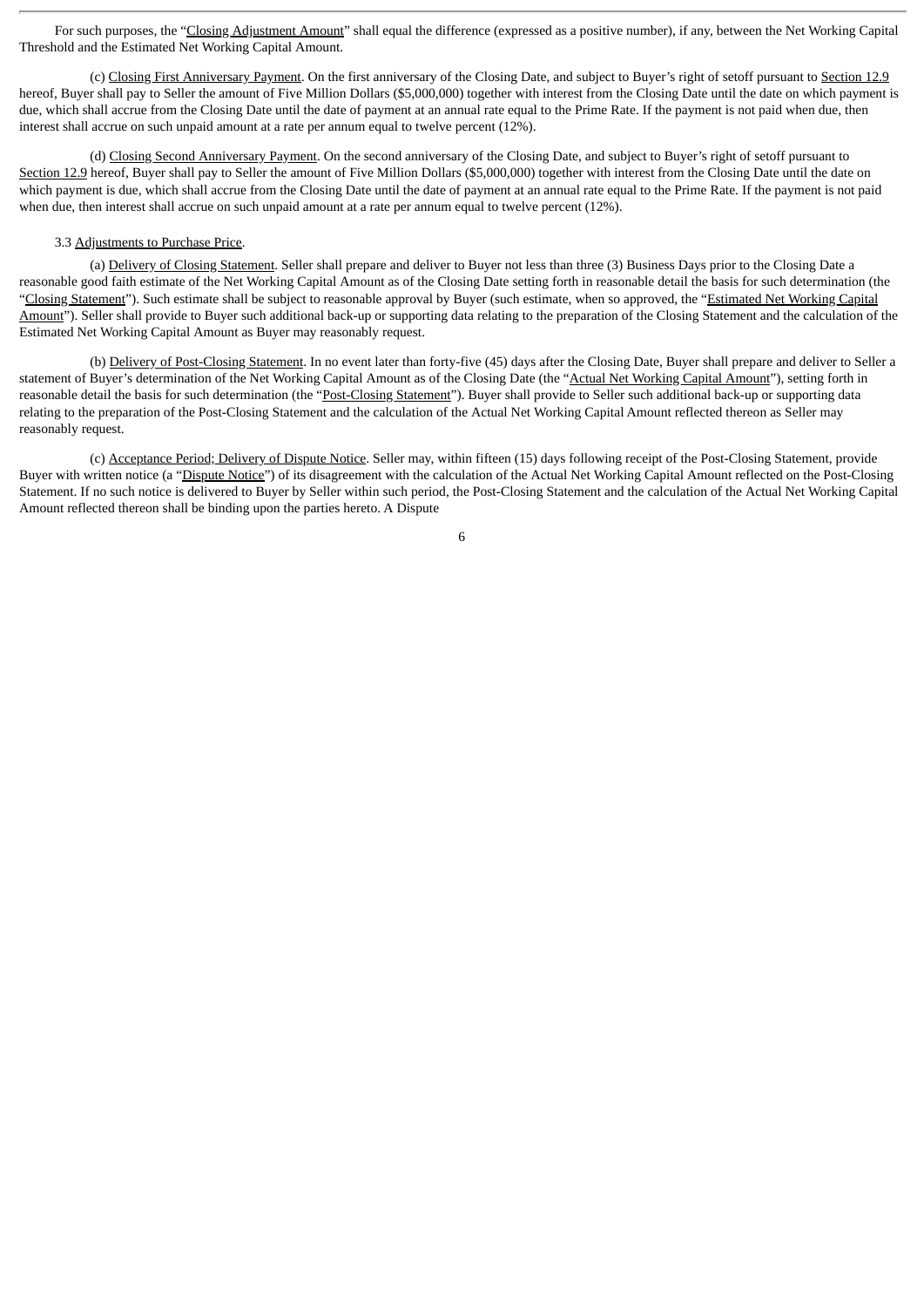For such purposes, the "Closing Adjustment Amount" shall equal the difference (expressed as a positive number), if any, between the Net Working Capital Threshold and the Estimated Net Working Capital Amount.

(c) Closing First Anniversary Payment. On the first anniversary of the Closing Date, and subject to Buyer's right of setoff pursuant to Section 12.9 hereof, Buyer shall pay to Seller the amount of Five Million Dollars ($5,000,000) together with interest from the Closing Date until the date on which payment is due, which shall accrue from the Closing Date until the date of payment at an annual rate equal to the Prime Rate. If the payment is not paid when due, then interest shall accrue on such unpaid amount at a rate per annum equal to twelve percent (12%).

(d) Closing Second Anniversary Payment. On the second anniversary of the Closing Date, and subject to Buyer's right of setoff pursuant to Section 12.9 hereof, Buyer shall pay to Seller the amount of Five Million Dollars ($5,000,000) together with interest from the Closing Date until the date on which payment is due, which shall accrue from the Closing Date until the date of payment at an annual rate equal to the Prime Rate. If the payment is not paid when due, then interest shall accrue on such unpaid amount at a rate per annum equal to twelve percent (12%).

3.3 Adjustments to Purchase Price.

(a) Delivery of Closing Statement. Seller shall prepare and deliver to Buyer not less than three (3) Business Days prior to the Closing Date a reasonable good faith estimate of the Net Working Capital Amount as of the Closing Date setting forth in reasonable detail the basis for such determination (the "Closing Statement"). Such estimate shall be subject to reasonable approval by Buyer (such estimate, when so approved, the "Estimated Net Working Capital Amount"). Seller shall provide to Buyer such additional back-up or supporting data relating to the preparation of the Closing Statement and the calculation of the Estimated Net Working Capital Amount as Buyer may reasonably request.

(b) Delivery of Post-Closing Statement. In no event later than forty-five (45) days after the Closing Date, Buyer shall prepare and deliver to Seller a statement of Buyer's determination of the Net Working Capital Amount as of the Closing Date (the "Actual Net Working Capital Amount"), setting forth in reasonable detail the basis for such determination (the "Post-Closing Statement"). Buyer shall provide to Seller such additional back-up or supporting data relating to the preparation of the Post-Closing Statement and the calculation of the Actual Net Working Capital Amount reflected thereon as Seller may reasonably request.

(c) Acceptance Period; Delivery of Dispute Notice. Seller may, within fifteen (15) days following receipt of the Post-Closing Statement, provide Buyer with written notice (a "Dispute Notice") of its disagreement with the calculation of the Actual Net Working Capital Amount reflected on the Post-Closing Statement. If no such notice is delivered to Buyer by Seller within such period, the Post-Closing Statement and the calculation of the Actual Net Working Capital Amount reflected thereon shall be binding upon the parties hereto. A Dispute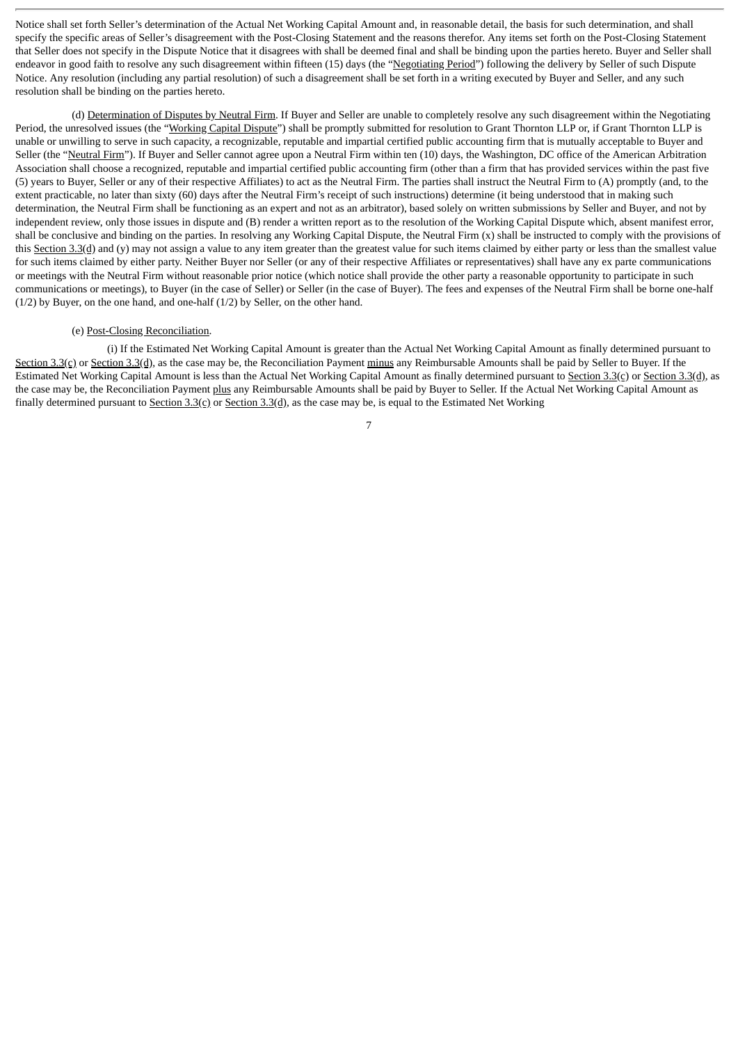Notice shall set forth Seller's determination of the Actual Net Working Capital Amount and, in reasonable detail, the basis for such determination, and shall specify the specific areas of Seller's disagreement with the Post-Closing Statement and the reasons therefor. Any items set forth on the Post-Closing Statement that Seller does not specify in the Dispute Notice that it disagrees with shall be deemed final and shall be binding upon the parties hereto. Buyer and Seller shall endeavor in good faith to resolve any such disagreement within fifteen (15) days (the "Negotiating Period") following the delivery by Seller of such Dispute Notice. Any resolution (including any partial resolution) of such a disagreement shall be set forth in a writing executed by Buyer and Seller, and any such resolution shall be binding on the parties hereto.

(d) Determination of Disputes by Neutral Firm. If Buyer and Seller are unable to completely resolve any such disagreement within the Negotiating Period, the unresolved issues (the "Working Capital Dispute") shall be promptly submitted for resolution to Grant Thornton LLP or, if Grant Thornton LLP is unable or unwilling to serve in such capacity, a recognizable, reputable and impartial certified public accounting firm that is mutually acceptable to Buyer and Seller (the "Neutral Firm"). If Buyer and Seller cannot agree upon a Neutral Firm within ten (10) days, the Washington, DC office of the American Arbitration Association shall choose a recognized, reputable and impartial certified public accounting firm (other than a firm that has provided services within the past five (5) years to Buyer, Seller or any of their respective Affiliates) to act as the Neutral Firm. The parties shall instruct the Neutral Firm to (A) promptly (and, to the extent practicable, no later than sixty (60) days after the Neutral Firm's receipt of such instructions) determine (it being understood that in making such determination, the Neutral Firm shall be functioning as an expert and not as an arbitrator), based solely on written submissions by Seller and Buyer, and not by independent review, only those issues in dispute and (B) render a written report as to the resolution of the Working Capital Dispute which, absent manifest error, shall be conclusive and binding on the parties. In resolving any Working Capital Dispute, the Neutral Firm (x) shall be instructed to comply with the provisions of this Section 3.3(d) and (y) may not assign a value to any item greater than the greatest value for such items claimed by either party or less than the smallest value for such items claimed by either party. Neither Buyer nor Seller (or any of their respective Affiliates or representatives) shall have any ex parte communications or meetings with the Neutral Firm without reasonable prior notice (which notice shall provide the other party a reasonable opportunity to participate in such communications or meetings), to Buyer (in the case of Seller) or Seller (in the case of Buyer). The fees and expenses of the Neutral Firm shall be borne one-half (1/2) by Buyer, on the one hand, and one-half (1/2) by Seller, on the other hand.

(e) Post-Closing Reconciliation.

(i) If the Estimated Net Working Capital Amount is greater than the Actual Net Working Capital Amount as finally determined pursuant to Section 3.3(c) or Section 3.3(d), as the case may be, the Reconciliation Payment minus any Reimbursable Amounts shall be paid by Seller to Buyer. If the Estimated Net Working Capital Amount is less than the Actual Net Working Capital Amount as finally determined pursuant to Section 3.3(c) or Section 3.3(d), as the case may be, the Reconciliation Payment plus any Reimbursable Amounts shall be paid by Buyer to Seller. If the Actual Net Working Capital Amount as finally determined pursuant to Section 3.3(c) or Section 3.3(d), as the case may be, is equal to the Estimated Net Working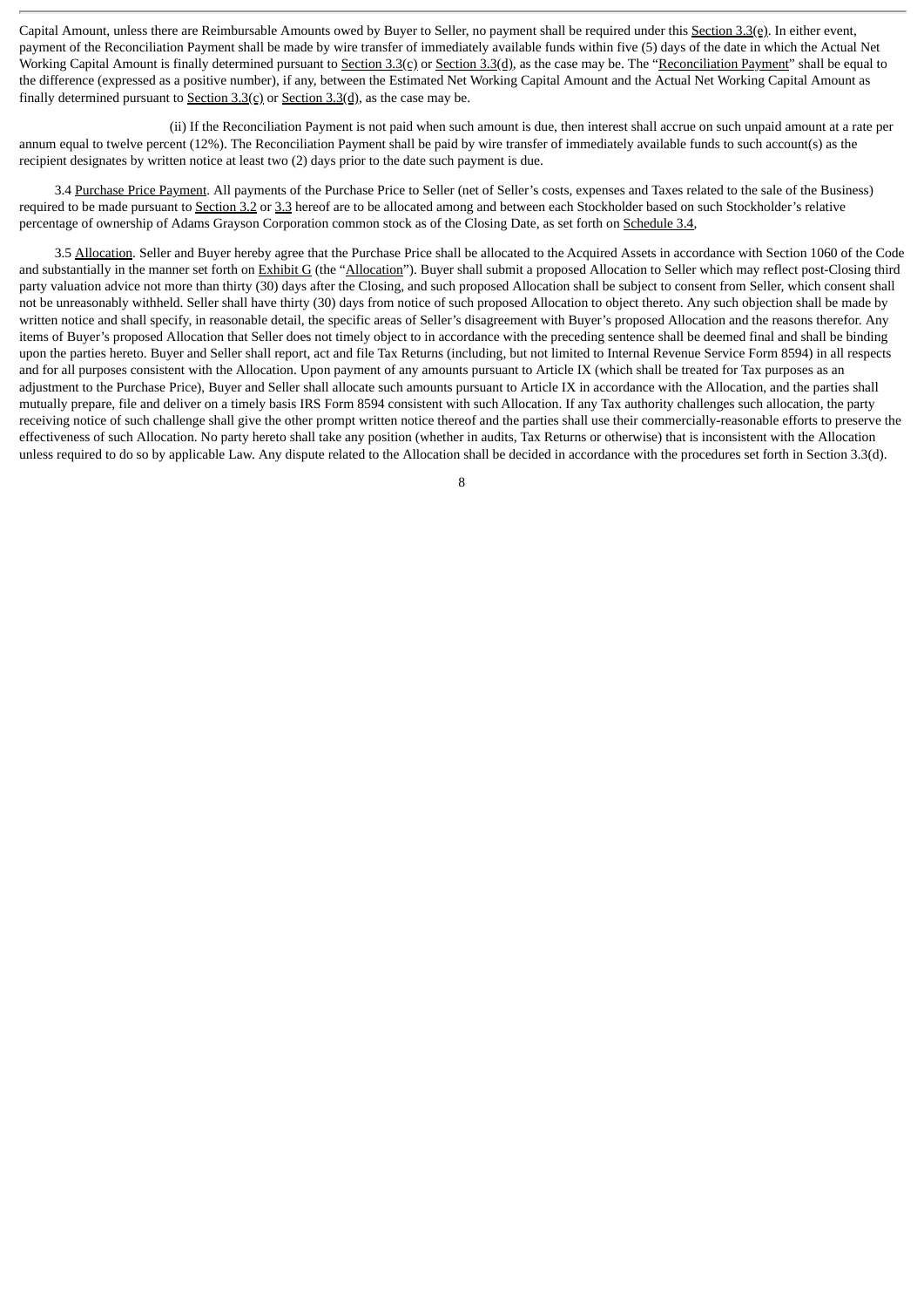Capital Amount, unless there are Reimbursable Amounts owed by Buyer to Seller, no payment shall be required under this Section 3.3(e). In either event, payment of the Reconciliation Payment shall be made by wire transfer of immediately available funds within five (5) days of the date in which the Actual Net Working Capital Amount is finally determined pursuant to Section 3.3(c) or Section 3.3(d), as the case may be. The "Reconciliation Payment" shall be equal to the difference (expressed as a positive number), if any, between the Estimated Net Working Capital Amount and the Actual Net Working Capital Amount as finally determined pursuant to Section 3.3(c) or Section 3.3(d), as the case may be.

(ii) If the Reconciliation Payment is not paid when such amount is due, then interest shall accrue on such unpaid amount at a rate per annum equal to twelve percent (12%). The Reconciliation Payment shall be paid by wire transfer of immediately available funds to such account(s) as the recipient designates by written notice at least two (2) days prior to the date such payment is due.

3.4 Purchase Price Payment. All payments of the Purchase Price to Seller (net of Seller's costs, expenses and Taxes related to the sale of the Business) required to be made pursuant to Section 3.2 or 3.3 hereof are to be allocated among and between each Stockholder based on such Stockholder's relative percentage of ownership of Adams Grayson Corporation common stock as of the Closing Date, as set forth on Schedule 3.4,

3.5 Allocation. Seller and Buyer hereby agree that the Purchase Price shall be allocated to the Acquired Assets in accordance with Section 1060 of the Code and substantially in the manner set forth on Exhibit G (the "Allocation"). Buyer shall submit a proposed Allocation to Seller which may reflect post-Closing third party valuation advice not more than thirty (30) days after the Closing, and such proposed Allocation shall be subject to consent from Seller, which consent shall not be unreasonably withheld. Seller shall have thirty (30) days from notice of such proposed Allocation to object thereto. Any such objection shall be made by written notice and shall specify, in reasonable detail, the specific areas of Seller's disagreement with Buyer's proposed Allocation and the reasons therefor. Any items of Buyer's proposed Allocation that Seller does not timely object to in accordance with the preceding sentence shall be deemed final and shall be binding upon the parties hereto. Buyer and Seller shall report, act and file Tax Returns (including, but not limited to Internal Revenue Service Form 8594) in all respects and for all purposes consistent with the Allocation. Upon payment of any amounts pursuant to Article IX (which shall be treated for Tax purposes as an adjustment to the Purchase Price), Buyer and Seller shall allocate such amounts pursuant to Article IX in accordance with the Allocation, and the parties shall mutually prepare, file and deliver on a timely basis IRS Form 8594 consistent with such Allocation. If any Tax authority challenges such allocation, the party receiving notice of such challenge shall give the other prompt written notice thereof and the parties shall use their commercially-reasonable efforts to preserve the effectiveness of such Allocation. No party hereto shall take any position (whether in audits, Tax Returns or otherwise) that is inconsistent with the Allocation unless required to do so by applicable Law. Any dispute related to the Allocation shall be decided in accordance with the procedures set forth in Section 3.3(d).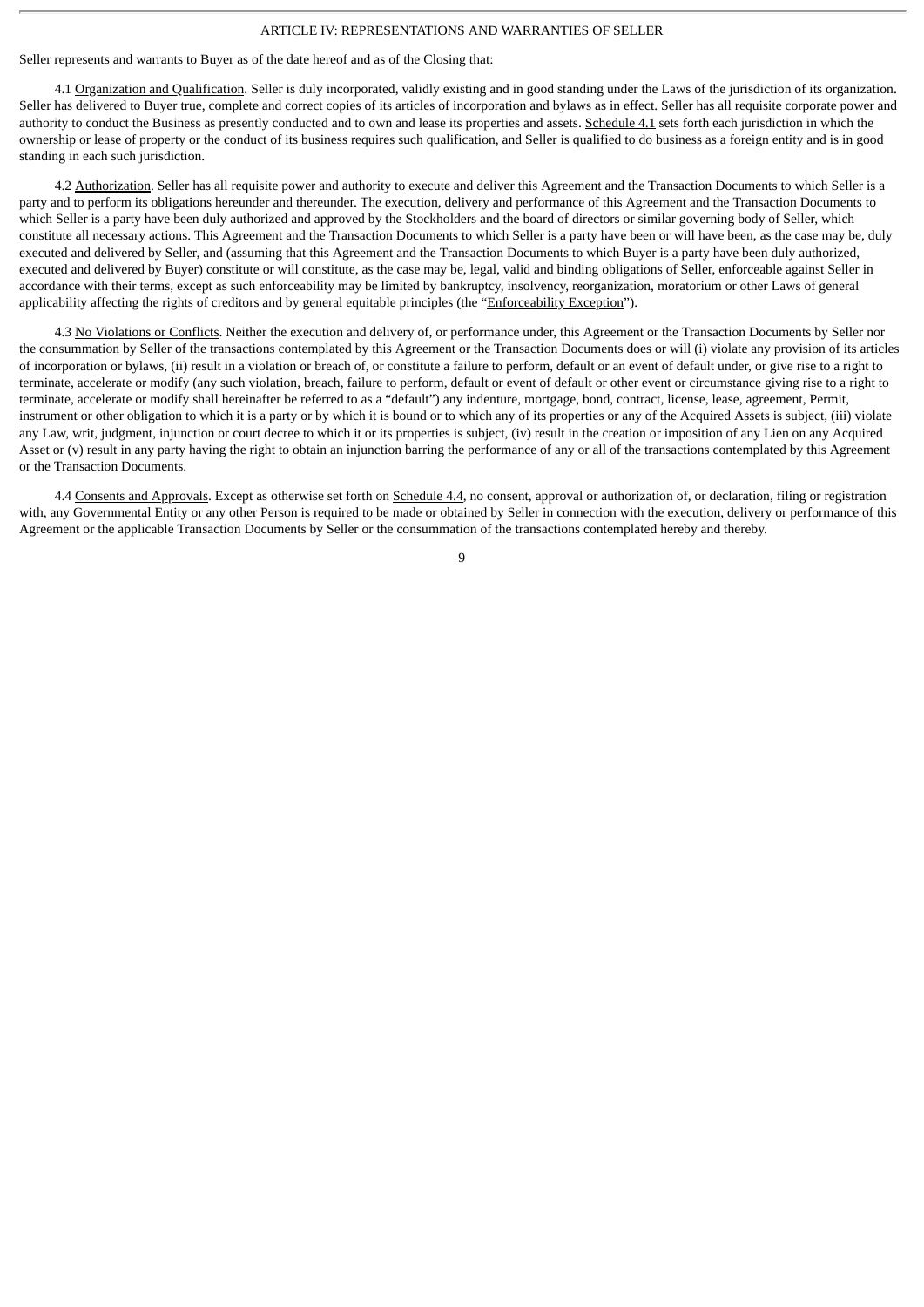## ARTICLE IV: REPRESENTATIONS AND WARRANTIES OF SELLER

Seller represents and warrants to Buyer as of the date hereof and as of the Closing that:

4.1 Organization and Qualification. Seller is duly incorporated, validly existing and in good standing under the Laws of the jurisdiction of its organization. Seller has delivered to Buyer true, complete and correct copies of its articles of incorporation and bylaws as in effect. Seller has all requisite corporate power and authority to conduct the Business as presently conducted and to own and lease its properties and assets. Schedule 4.1 sets forth each jurisdiction in which the ownership or lease of property or the conduct of its business requires such qualification, and Seller is qualified to do business as a foreign entity and is in good standing in each such jurisdiction.

4.2 Authorization. Seller has all requisite power and authority to execute and deliver this Agreement and the Transaction Documents to which Seller is a party and to perform its obligations hereunder and thereunder. The execution, delivery and performance of this Agreement and the Transaction Documents to which Seller is a party have been duly authorized and approved by the Stockholders and the board of directors or similar governing body of Seller, which constitute all necessary actions. This Agreement and the Transaction Documents to which Seller is a party have been or will have been, as the case may be, duly executed and delivered by Seller, and (assuming that this Agreement and the Transaction Documents to which Buyer is a party have been duly authorized, executed and delivered by Buyer) constitute or will constitute, as the case may be, legal, valid and binding obligations of Seller, enforceable against Seller in accordance with their terms, except as such enforceability may be limited by bankruptcy, insolvency, reorganization, moratorium or other Laws of general applicability affecting the rights of creditors and by general equitable principles (the "Enforceability Exception").

4.3 No Violations or Conflicts. Neither the execution and delivery of, or performance under, this Agreement or the Transaction Documents by Seller nor the consummation by Seller of the transactions contemplated by this Agreement or the Transaction Documents does or will (i) violate any provision of its articles of incorporation or bylaws, (ii) result in a violation or breach of, or constitute a failure to perform, default or an event of default under, or give rise to a right to terminate, accelerate or modify (any such violation, breach, failure to perform, default or event of default or other event or circumstance giving rise to a right to terminate, accelerate or modify shall hereinafter be referred to as a "default") any indenture, mortgage, bond, contract, license, lease, agreement, Permit, instrument or other obligation to which it is a party or by which it is bound or to which any of its properties or any of the Acquired Assets is subject, (iii) violate any Law, writ, judgment, injunction or court decree to which it or its properties is subject, (iv) result in the creation or imposition of any Lien on any Acquired Asset or (v) result in any party having the right to obtain an injunction barring the performance of any or all of the transactions contemplated by this Agreement or the Transaction Documents.

4.4 Consents and Approvals. Except as otherwise set forth on Schedule 4.4, no consent, approval or authorization of, or declaration, filing or registration with, any Governmental Entity or any other Person is required to be made or obtained by Seller in connection with the execution, delivery or performance of this Agreement or the applicable Transaction Documents by Seller or the consummation of the transactions contemplated hereby and thereby.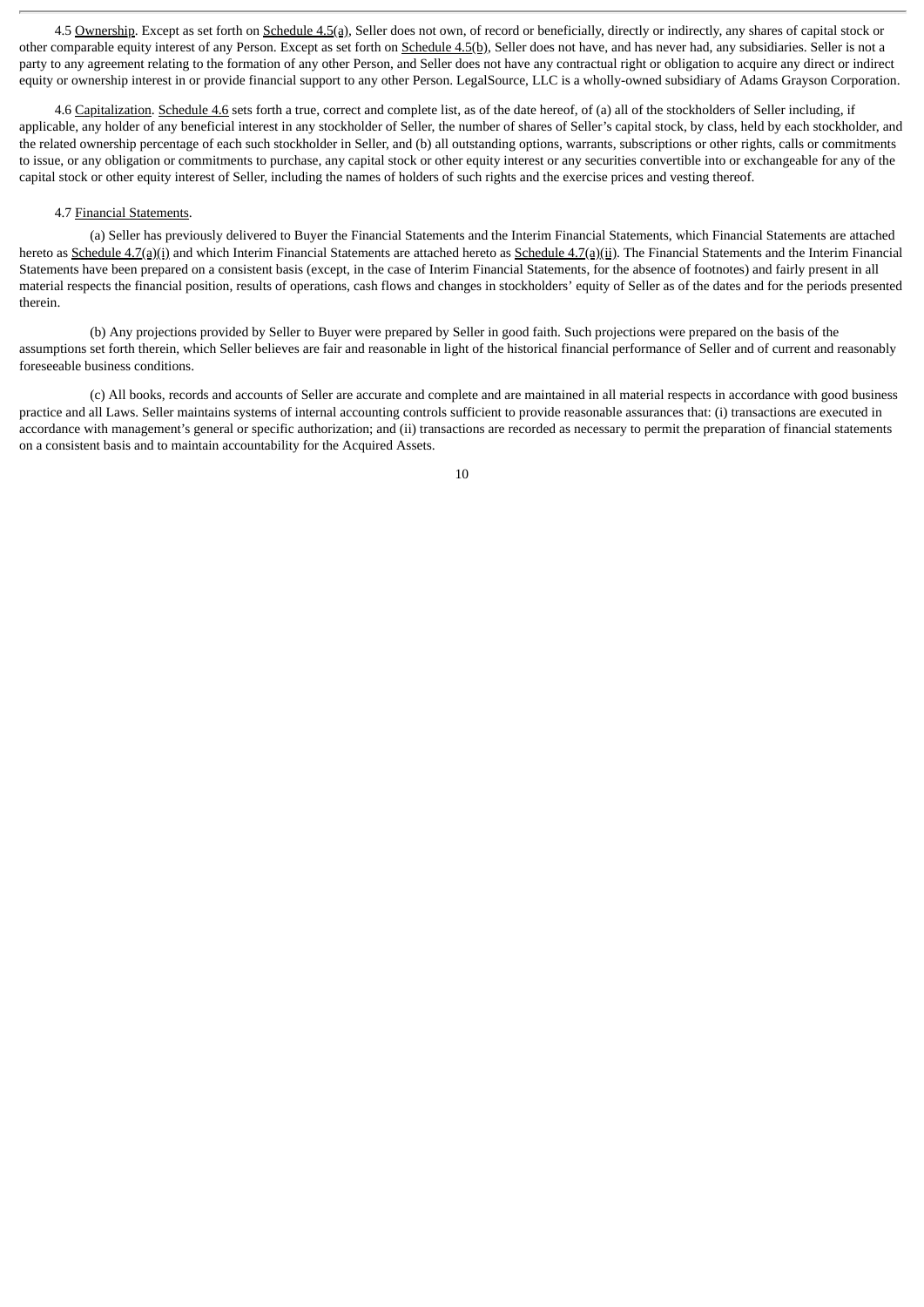4.5 Ownership. Except as set forth on Schedule 4.5(a), Seller does not own, of record or beneficially, directly or indirectly, any shares of capital stock or other comparable equity interest of any Person. Except as set forth on Schedule 4.5(b), Seller does not have, and has never had, any subsidiaries. Seller is not a party to any agreement relating to the formation of any other Person, and Seller does not have any contractual right or obligation to acquire any direct or indirect equity or ownership interest in or provide financial support to any other Person. LegalSource, LLC is a wholly-owned subsidiary of Adams Grayson Corporation.

4.6 Capitalization. Schedule 4.6 sets forth a true, correct and complete list, as of the date hereof, of (a) all of the stockholders of Seller including, if applicable, any holder of any beneficial interest in any stockholder of Seller, the number of shares of Seller's capital stock, by class, held by each stockholder, and the related ownership percentage of each such stockholder in Seller, and (b) all outstanding options, warrants, subscriptions or other rights, calls or commitments to issue, or any obligation or commitments to purchase, any capital stock or other equity interest or any securities convertible into or exchangeable for any of the capital stock or other equity interest of Seller, including the names of holders of such rights and the exercise prices and vesting thereof.

4.7 Financial Statements.

(a) Seller has previously delivered to Buyer the Financial Statements and the Interim Financial Statements, which Financial Statements are attached hereto as Schedule 4.7(a)(i) and which Interim Financial Statements are attached hereto as Schedule 4.7(a)(ii). The Financial Statements and the Interim Financial Statements have been prepared on a consistent basis (except, in the case of Interim Financial Statements, for the absence of footnotes) and fairly present in all material respects the financial position, results of operations, cash flows and changes in stockholders' equity of Seller as of the dates and for the periods presented therein.

(b) Any projections provided by Seller to Buyer were prepared by Seller in good faith. Such projections were prepared on the basis of the assumptions set forth therein, which Seller believes are fair and reasonable in light of the historical financial performance of Seller and of current and reasonably foreseeable business conditions.

(c) All books, records and accounts of Seller are accurate and complete and are maintained in all material respects in accordance with good business practice and all Laws. Seller maintains systems of internal accounting controls sufficient to provide reasonable assurances that: (i) transactions are executed in accordance with management's general or specific authorization; and (ii) transactions are recorded as necessary to permit the preparation of financial statements on a consistent basis and to maintain accountability for the Acquired Assets.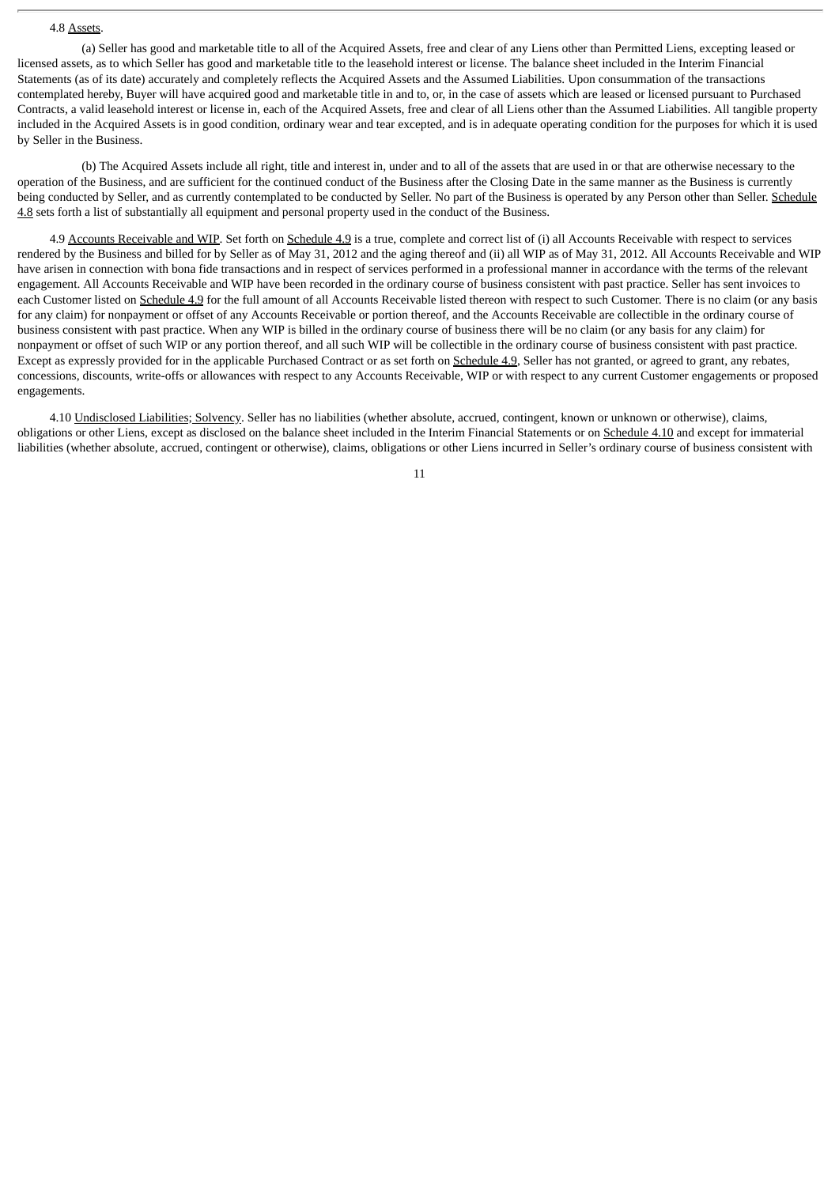4.8 Assets.

(a) Seller has good and marketable title to all of the Acquired Assets, free and clear of any Liens other than Permitted Liens, excepting leased or licensed assets, as to which Seller has good and marketable title to the leasehold interest or license. The balance sheet included in the Interim Financial Statements (as of its date) accurately and completely reflects the Acquired Assets and the Assumed Liabilities. Upon consummation of the transactions contemplated hereby, Buyer will have acquired good and marketable title in and to, or, in the case of assets which are leased or licensed pursuant to Purchased Contracts, a valid leasehold interest or license in, each of the Acquired Assets, free and clear of all Liens other than the Assumed Liabilities. All tangible property included in the Acquired Assets is in good condition, ordinary wear and tear excepted, and is in adequate operating condition for the purposes for which it is used by Seller in the Business.

(b) The Acquired Assets include all right, title and interest in, under and to all of the assets that are used in or that are otherwise necessary to the operation of the Business, and are sufficient for the continued conduct of the Business after the Closing Date in the same manner as the Business is currently being conducted by Seller, and as currently contemplated to be conducted by Seller. No part of the Business is operated by any Person other than Seller. Schedule 4.8 sets forth a list of substantially all equipment and personal property used in the conduct of the Business.

4.9 Accounts Receivable and WIP. Set forth on Schedule 4.9 is a true, complete and correct list of (i) all Accounts Receivable with respect to services rendered by the Business and billed for by Seller as of May 31, 2012 and the aging thereof and (ii) all WIP as of May 31, 2012. All Accounts Receivable and WIP have arisen in connection with bona fide transactions and in respect of services performed in a professional manner in accordance with the terms of the relevant engagement. All Accounts Receivable and WIP have been recorded in the ordinary course of business consistent with past practice. Seller has sent invoices to each Customer listed on Schedule 4.9 for the full amount of all Accounts Receivable listed thereon with respect to such Customer. There is no claim (or any basis for any claim) for nonpayment or offset of any Accounts Receivable or portion thereof, and the Accounts Receivable are collectible in the ordinary course of business consistent with past practice. When any WIP is billed in the ordinary course of business there will be no claim (or any basis for any claim) for nonpayment or offset of such WIP or any portion thereof, and all such WIP will be collectible in the ordinary course of business consistent with past practice. Except as expressly provided for in the applicable Purchased Contract or as set forth on Schedule 4.9, Seller has not granted, or agreed to grant, any rebates, concessions, discounts, write-offs or allowances with respect to any Accounts Receivable, WIP or with respect to any current Customer engagements or proposed engagements.

4.10 Undisclosed Liabilities; Solvency. Seller has no liabilities (whether absolute, accrued, contingent, known or unknown or otherwise), claims, obligations or other Liens, except as disclosed on the balance sheet included in the Interim Financial Statements or on Schedule 4.10 and except for immaterial liabilities (whether absolute, accrued, contingent or otherwise), claims, obligations or other Liens incurred in Seller's ordinary course of business consistent with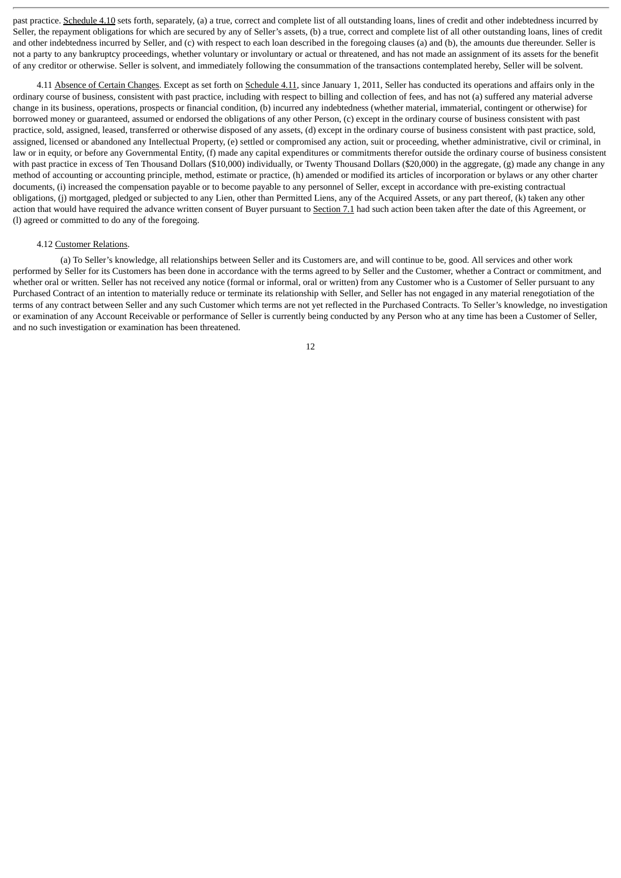past practice. Schedule 4.10 sets forth, separately, (a) a true, correct and complete list of all outstanding loans, lines of credit and other indebtedness incurred by Seller, the repayment obligations for which are secured by any of Seller's assets, (b) a true, correct and complete list of all other outstanding loans, lines of credit and other indebtedness incurred by Seller, and (c) with respect to each loan described in the foregoing clauses (a) and (b), the amounts due thereunder. Seller is not a party to any bankruptcy proceedings, whether voluntary or involuntary or actual or threatened, and has not made an assignment of its assets for the benefit of any creditor or otherwise. Seller is solvent, and immediately following the consummation of the transactions contemplated hereby, Seller will be solvent.

4.11 Absence of Certain Changes. Except as set forth on Schedule 4.11, since January 1, 2011, Seller has conducted its operations and affairs only in the ordinary course of business, consistent with past practice, including with respect to billing and collection of fees, and has not (a) suffered any material adverse change in its business, operations, prospects or financial condition, (b) incurred any indebtedness (whether material, immaterial, contingent or otherwise) for borrowed money or guaranteed, assumed or endorsed the obligations of any other Person, (c) except in the ordinary course of business consistent with past practice, sold, assigned, leased, transferred or otherwise disposed of any assets, (d) except in the ordinary course of business consistent with past practice, sold, assigned, licensed or abandoned any Intellectual Property, (e) settled or compromised any action, suit or proceeding, whether administrative, civil or criminal, in law or in equity, or before any Governmental Entity, (f) made any capital expenditures or commitments therefor outside the ordinary course of business consistent with past practice in excess of Ten Thousand Dollars ($10,000) individually, or Twenty Thousand Dollars ($20,000) in the aggregate, (g) made any change in any method of accounting or accounting principle, method, estimate or practice, (h) amended or modified its articles of incorporation or bylaws or any other charter documents, (i) increased the compensation payable or to become payable to any personnel of Seller, except in accordance with pre-existing contractual obligations, (j) mortgaged, pledged or subjected to any Lien, other than Permitted Liens, any of the Acquired Assets, or any part thereof, (k) taken any other action that would have required the advance written consent of Buyer pursuant to Section 7.1 had such action been taken after the date of this Agreement, or (l) agreed or committed to do any of the foregoing.

4.12 Customer Relations.

(a) To Seller's knowledge, all relationships between Seller and its Customers are, and will continue to be, good. All services and other work performed by Seller for its Customers has been done in accordance with the terms agreed to by Seller and the Customer, whether a Contract or commitment, and whether oral or written. Seller has not received any notice (formal or informal, oral or written) from any Customer who is a Customer of Seller pursuant to any Purchased Contract of an intention to materially reduce or terminate its relationship with Seller, and Seller has not engaged in any material renegotiation of the terms of any contract between Seller and any such Customer which terms are not yet reflected in the Purchased Contracts. To Seller's knowledge, no investigation or examination of any Account Receivable or performance of Seller is currently being conducted by any Person who at any time has been a Customer of Seller, and no such investigation or examination has been threatened.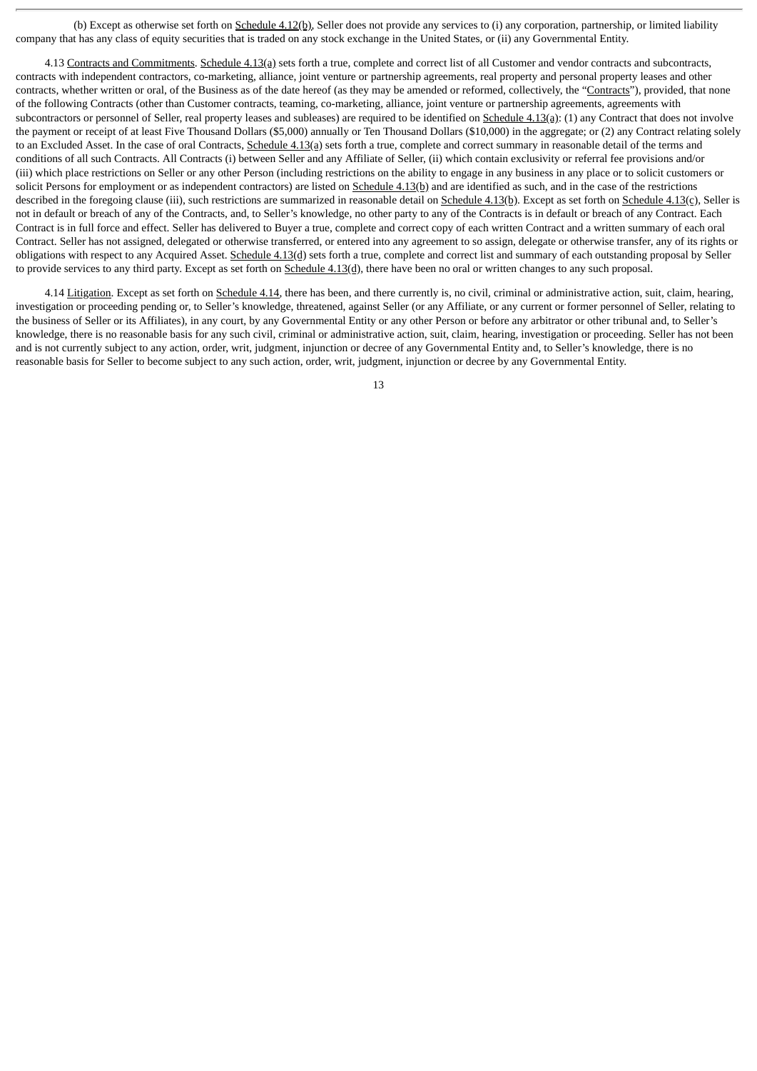(b) Except as otherwise set forth on Schedule 4.12(b), Seller does not provide any services to (i) any corporation, partnership, or limited liability company that has any class of equity securities that is traded on any stock exchange in the United States, or (ii) any Governmental Entity.

4.13 Contracts and Commitments. Schedule 4.13(a) sets forth a true, complete and correct list of all Customer and vendor contracts and subcontracts, contracts with independent contractors, co-marketing, alliance, joint venture or partnership agreements, real property and personal property leases and other contracts, whether written or oral, of the Business as of the date hereof (as they may be amended or reformed, collectively, the "Contracts"), provided, that none of the following Contracts (other than Customer contracts, teaming, co-marketing, alliance, joint venture or partnership agreements, agreements with subcontractors or personnel of Seller, real property leases and subleases) are required to be identified on Schedule 4.13(a): (1) any Contract that does not involve the payment or receipt of at least Five Thousand Dollars ($5,000) annually or Ten Thousand Dollars ($10,000) in the aggregate; or (2) any Contract relating solely to an Excluded Asset. In the case of oral Contracts, Schedule 4.13(a) sets forth a true, complete and correct summary in reasonable detail of the terms and conditions of all such Contracts. All Contracts (i) between Seller and any Affiliate of Seller, (ii) which contain exclusivity or referral fee provisions and/or (iii) which place restrictions on Seller or any other Person (including restrictions on the ability to engage in any business in any place or to solicit customers or solicit Persons for employment or as independent contractors) are listed on Schedule 4.13(b) and are identified as such, and in the case of the restrictions described in the foregoing clause (iii), such restrictions are summarized in reasonable detail on Schedule 4.13(b). Except as set forth on Schedule 4.13(c), Seller is not in default or breach of any of the Contracts, and, to Seller's knowledge, no other party to any of the Contracts is in default or breach of any Contract. Each Contract is in full force and effect. Seller has delivered to Buyer a true, complete and correct copy of each written Contract and a written summary of each oral Contract. Seller has not assigned, delegated or otherwise transferred, or entered into any agreement to so assign, delegate or otherwise transfer, any of its rights or obligations with respect to any Acquired Asset. Schedule 4.13(d) sets forth a true, complete and correct list and summary of each outstanding proposal by Seller to provide services to any third party. Except as set forth on Schedule 4.13(d), there have been no oral or written changes to any such proposal.

4.14 Litigation. Except as set forth on Schedule 4.14, there has been, and there currently is, no civil, criminal or administrative action, suit, claim, hearing, investigation or proceeding pending or, to Seller's knowledge, threatened, against Seller (or any Affiliate, or any current or former personnel of Seller, relating to the business of Seller or its Affiliates), in any court, by any Governmental Entity or any other Person or before any arbitrator or other tribunal and, to Seller's knowledge, there is no reasonable basis for any such civil, criminal or administrative action, suit, claim, hearing, investigation or proceeding. Seller has not been and is not currently subject to any action, order, writ, judgment, injunction or decree of any Governmental Entity and, to Seller's knowledge, there is no reasonable basis for Seller to become subject to any such action, order, writ, judgment, injunction or decree by any Governmental Entity.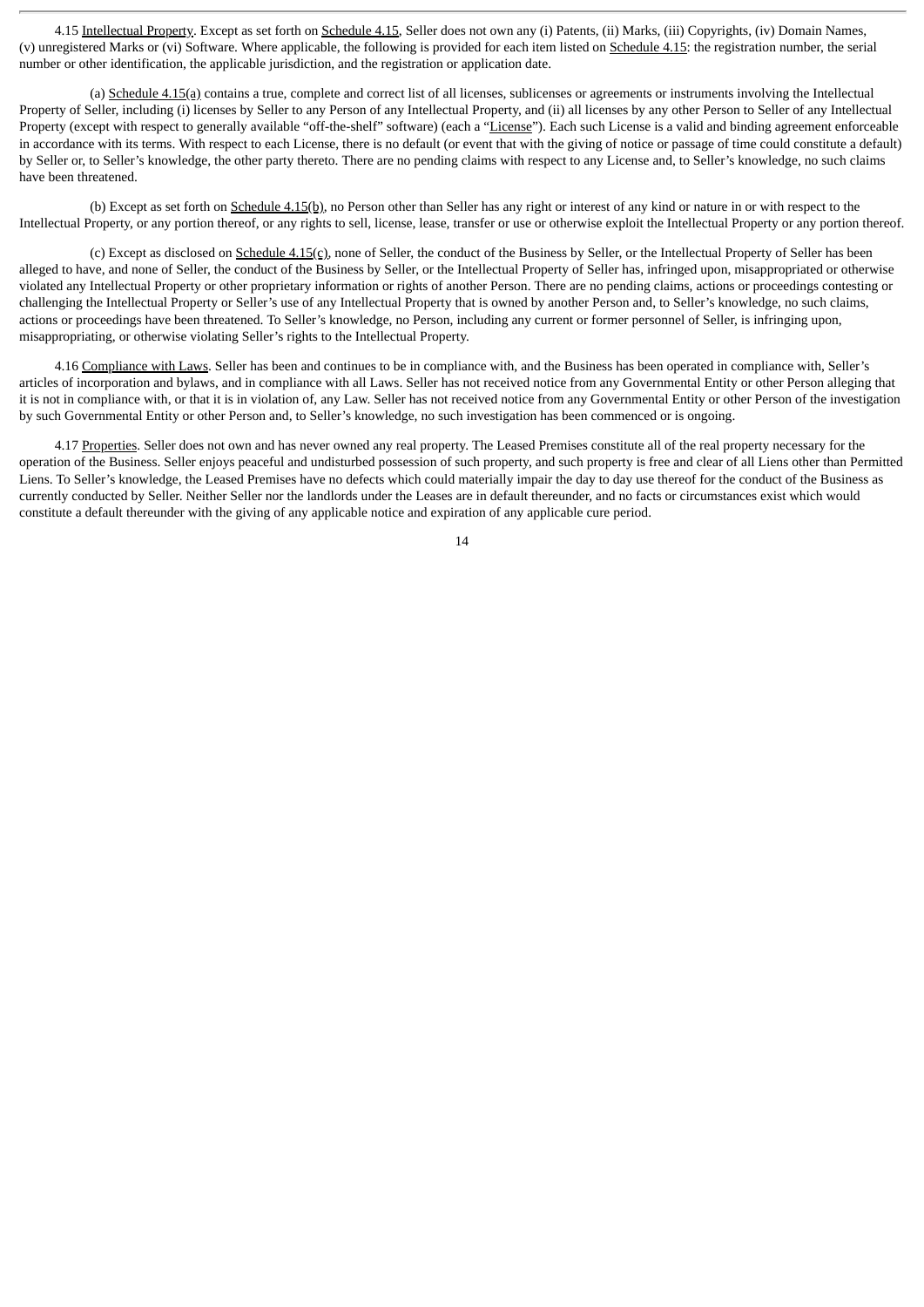4.15 Intellectual Property. Except as set forth on Schedule 4.15, Seller does not own any (i) Patents, (ii) Marks, (iii) Copyrights, (iv) Domain Names, (v) unregistered Marks or (vi) Software. Where applicable, the following is provided for each item listed on Schedule 4.15: the registration number, the serial number or other identification, the applicable jurisdiction, and the registration or application date.

(a) Schedule 4.15(a) contains a true, complete and correct list of all licenses, sublicenses or agreements or instruments involving the Intellectual Property of Seller, including (i) licenses by Seller to any Person of any Intellectual Property, and (ii) all licenses by any other Person to Seller of any Intellectual Property (except with respect to generally available "off-the-shelf" software) (each a "License"). Each such License is a valid and binding agreement enforceable in accordance with its terms. With respect to each License, there is no default (or event that with the giving of notice or passage of time could constitute a default) by Seller or, to Seller's knowledge, the other party thereto. There are no pending claims with respect to any License and, to Seller's knowledge, no such claims have been threatened.

(b) Except as set forth on Schedule 4.15(b), no Person other than Seller has any right or interest of any kind or nature in or with respect to the Intellectual Property, or any portion thereof, or any rights to sell, license, lease, transfer or use or otherwise exploit the Intellectual Property or any portion thereof.

(c) Except as disclosed on Schedule 4.15(c), none of Seller, the conduct of the Business by Seller, or the Intellectual Property of Seller has been alleged to have, and none of Seller, the conduct of the Business by Seller, or the Intellectual Property of Seller has, infringed upon, misappropriated or otherwise violated any Intellectual Property or other proprietary information or rights of another Person. There are no pending claims, actions or proceedings contesting or challenging the Intellectual Property or Seller's use of any Intellectual Property that is owned by another Person and, to Seller's knowledge, no such claims, actions or proceedings have been threatened. To Seller's knowledge, no Person, including any current or former personnel of Seller, is infringing upon, misappropriating, or otherwise violating Seller's rights to the Intellectual Property.

4.16 Compliance with Laws. Seller has been and continues to be in compliance with, and the Business has been operated in compliance with, Seller's articles of incorporation and bylaws, and in compliance with all Laws. Seller has not received notice from any Governmental Entity or other Person alleging that it is not in compliance with, or that it is in violation of, any Law. Seller has not received notice from any Governmental Entity or other Person of the investigation by such Governmental Entity or other Person and, to Seller's knowledge, no such investigation has been commenced or is ongoing.

4.17 Properties. Seller does not own and has never owned any real property. The Leased Premises constitute all of the real property necessary for the operation of the Business. Seller enjoys peaceful and undisturbed possession of such property, and such property is free and clear of all Liens other than Permitted Liens. To Seller's knowledge, the Leased Premises have no defects which could materially impair the day to day use thereof for the conduct of the Business as currently conducted by Seller. Neither Seller nor the landlords under the Leases are in default thereunder, and no facts or circumstances exist which would constitute a default thereunder with the giving of any applicable notice and expiration of any applicable cure period.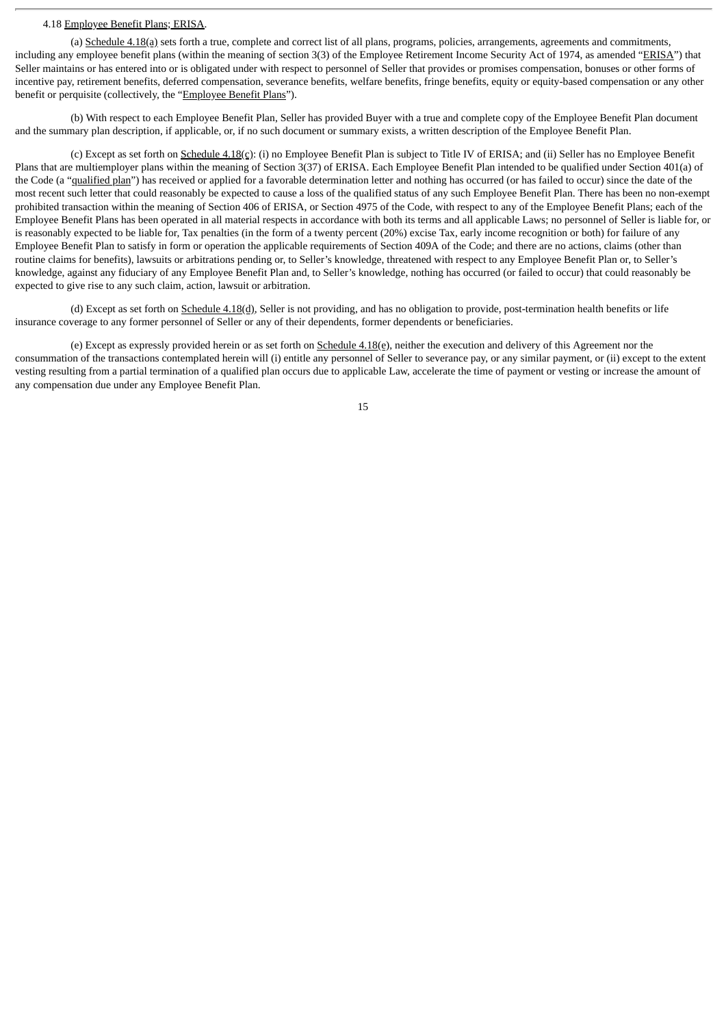4.18 Employee Benefit Plans; ERISA.

(a) Schedule 4.18(a) sets forth a true, complete and correct list of all plans, programs, policies, arrangements, agreements and commitments, including any employee benefit plans (within the meaning of section 3(3) of the Employee Retirement Income Security Act of 1974, as amended "ERISA") that Seller maintains or has entered into or is obligated under with respect to personnel of Seller that provides or promises compensation, bonuses or other forms of incentive pay, retirement benefits, deferred compensation, severance benefits, welfare benefits, fringe benefits, equity or equity-based compensation or any other benefit or perquisite (collectively, the "Employee Benefit Plans").

(b) With respect to each Employee Benefit Plan, Seller has provided Buyer with a true and complete copy of the Employee Benefit Plan document and the summary plan description, if applicable, or, if no such document or summary exists, a written description of the Employee Benefit Plan.

(c) Except as set forth on Schedule 4.18(c): (i) no Employee Benefit Plan is subject to Title IV of ERISA; and (ii) Seller has no Employee Benefit Plans that are multiemployer plans within the meaning of Section 3(37) of ERISA. Each Employee Benefit Plan intended to be qualified under Section 401(a) of the Code (a "qualified plan") has received or applied for a favorable determination letter and nothing has occurred (or has failed to occur) since the date of the most recent such letter that could reasonably be expected to cause a loss of the qualified status of any such Employee Benefit Plan. There has been no non-exempt prohibited transaction within the meaning of Section 406 of ERISA, or Section 4975 of the Code, with respect to any of the Employee Benefit Plans; each of the Employee Benefit Plans has been operated in all material respects in accordance with both its terms and all applicable Laws; no personnel of Seller is liable for, or is reasonably expected to be liable for, Tax penalties (in the form of a twenty percent (20%) excise Tax, early income recognition or both) for failure of any Employee Benefit Plan to satisfy in form or operation the applicable requirements of Section 409A of the Code; and there are no actions, claims (other than routine claims for benefits), lawsuits or arbitrations pending or, to Seller's knowledge, threatened with respect to any Employee Benefit Plan or, to Seller's knowledge, against any fiduciary of any Employee Benefit Plan and, to Seller's knowledge, nothing has occurred (or failed to occur) that could reasonably be expected to give rise to any such claim, action, lawsuit or arbitration.

(d) Except as set forth on Schedule 4.18(d), Seller is not providing, and has no obligation to provide, post-termination health benefits or life insurance coverage to any former personnel of Seller or any of their dependents, former dependents or beneficiaries.

(e) Except as expressly provided herein or as set forth on Schedule 4.18(e), neither the execution and delivery of this Agreement nor the consummation of the transactions contemplated herein will (i) entitle any personnel of Seller to severance pay, or any similar payment, or (ii) except to the extent vesting resulting from a partial termination of a qualified plan occurs due to applicable Law, accelerate the time of payment or vesting or increase the amount of any compensation due under any Employee Benefit Plan.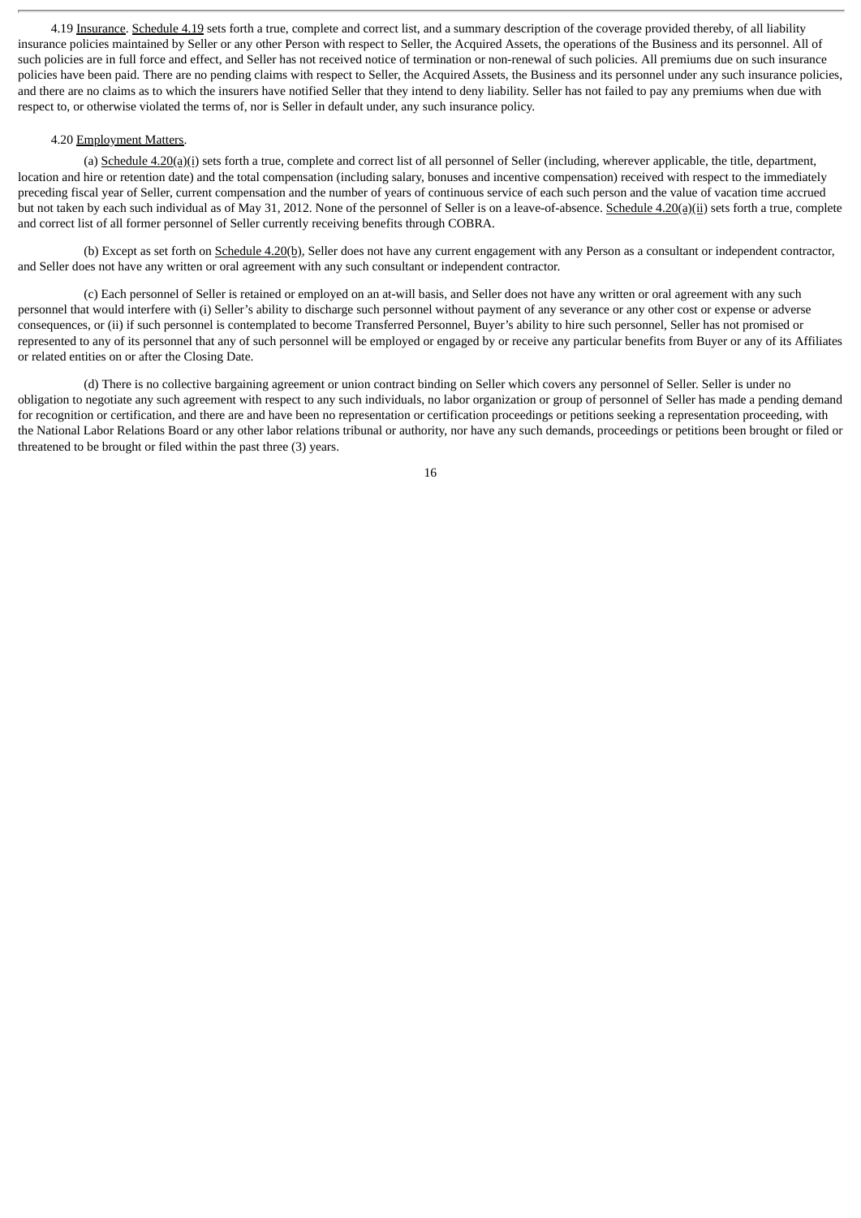4.19 Insurance. Schedule 4.19 sets forth a true, complete and correct list, and a summary description of the coverage provided thereby, of all liability insurance policies maintained by Seller or any other Person with respect to Seller, the Acquired Assets, the operations of the Business and its personnel. All of such policies are in full force and effect, and Seller has not received notice of termination or non-renewal of such policies. All premiums due on such insurance policies have been paid. There are no pending claims with respect to Seller, the Acquired Assets, the Business and its personnel under any such insurance policies, and there are no claims as to which the insurers have notified Seller that they intend to deny liability. Seller has not failed to pay any premiums when due with respect to, or otherwise violated the terms of, nor is Seller in default under, any such insurance policy.

4.20 Employment Matters.

(a) Schedule 4.20(a)(i) sets forth a true, complete and correct list of all personnel of Seller (including, wherever applicable, the title, department, location and hire or retention date) and the total compensation (including salary, bonuses and incentive compensation) received with respect to the immediately preceding fiscal year of Seller, current compensation and the number of years of continuous service of each such person and the value of vacation time accrued but not taken by each such individual as of May 31, 2012. None of the personnel of Seller is on a leave-of-absence. Schedule 4.20(a)(ii) sets forth a true, complete and correct list of all former personnel of Seller currently receiving benefits through COBRA.

(b) Except as set forth on Schedule 4.20(b), Seller does not have any current engagement with any Person as a consultant or independent contractor, and Seller does not have any written or oral agreement with any such consultant or independent contractor.

(c) Each personnel of Seller is retained or employed on an at-will basis, and Seller does not have any written or oral agreement with any such personnel that would interfere with (i) Seller's ability to discharge such personnel without payment of any severance or any other cost or expense or adverse consequences, or (ii) if such personnel is contemplated to become Transferred Personnel, Buyer's ability to hire such personnel, Seller has not promised or represented to any of its personnel that any of such personnel will be employed or engaged by or receive any particular benefits from Buyer or any of its Affiliates or related entities on or after the Closing Date.

(d) There is no collective bargaining agreement or union contract binding on Seller which covers any personnel of Seller. Seller is under no obligation to negotiate any such agreement with respect to any such individuals, no labor organization or group of personnel of Seller has made a pending demand for recognition or certification, and there are and have been no representation or certification proceedings or petitions seeking a representation proceeding, with the National Labor Relations Board or any other labor relations tribunal or authority, nor have any such demands, proceedings or petitions been brought or filed or threatened to be brought or filed within the past three (3) years.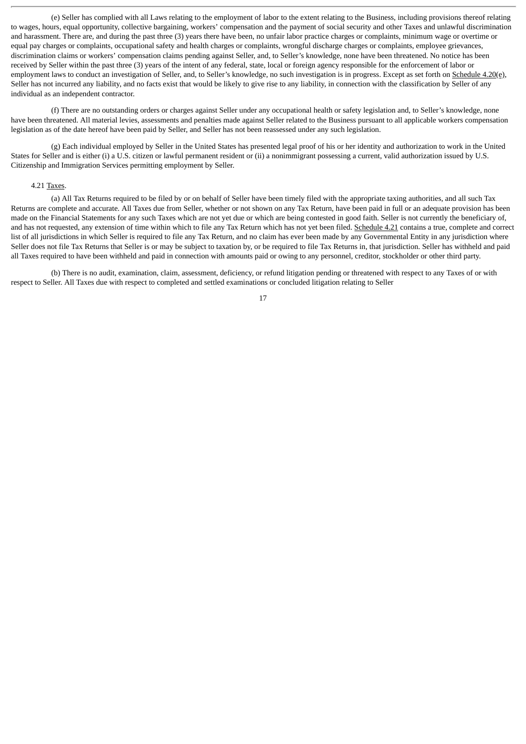(e) Seller has complied with all Laws relating to the employment of labor to the extent relating to the Business, including provisions thereof relating to wages, hours, equal opportunity, collective bargaining, workers' compensation and the payment of social security and other Taxes and unlawful discrimination and harassment. There are, and during the past three (3) years there have been, no unfair labor practice charges or complaints, minimum wage or overtime or equal pay charges or complaints, occupational safety and health charges or complaints, wrongful discharge charges or complaints, employee grievances, discrimination claims or workers' compensation claims pending against Seller, and, to Seller's knowledge, none have been threatened. No notice has been received by Seller within the past three (3) years of the intent of any federal, state, local or foreign agency responsible for the enforcement of labor or employment laws to conduct an investigation of Seller, and, to Seller's knowledge, no such investigation is in progress. Except as set forth on Schedule 4.20(e), Seller has not incurred any liability, and no facts exist that would be likely to give rise to any liability, in connection with the classification by Seller of any individual as an independent contractor.

(f) There are no outstanding orders or charges against Seller under any occupational health or safety legislation and, to Seller's knowledge, none have been threatened. All material levies, assessments and penalties made against Seller related to the Business pursuant to all applicable workers compensation legislation as of the date hereof have been paid by Seller, and Seller has not been reassessed under any such legislation.

(g) Each individual employed by Seller in the United States has presented legal proof of his or her identity and authorization to work in the United States for Seller and is either (i) a U.S. citizen or lawful permanent resident or (ii) a nonimmigrant possessing a current, valid authorization issued by U.S. Citizenship and Immigration Services permitting employment by Seller.

4.21 Taxes.

(a) All Tax Returns required to be filed by or on behalf of Seller have been timely filed with the appropriate taxing authorities, and all such Tax Returns are complete and accurate. All Taxes due from Seller, whether or not shown on any Tax Return, have been paid in full or an adequate provision has been made on the Financial Statements for any such Taxes which are not yet due or which are being contested in good faith. Seller is not currently the beneficiary of, and has not requested, any extension of time within which to file any Tax Return which has not yet been filed. Schedule 4.21 contains a true, complete and correct list of all jurisdictions in which Seller is required to file any Tax Return, and no claim has ever been made by any Governmental Entity in any jurisdiction where Seller does not file Tax Returns that Seller is or may be subject to taxation by, or be required to file Tax Returns in, that jurisdiction. Seller has withheld and paid all Taxes required to have been withheld and paid in connection with amounts paid or owing to any personnel, creditor, stockholder or other third party.

(b) There is no audit, examination, claim, assessment, deficiency, or refund litigation pending or threatened with respect to any Taxes of or with respect to Seller. All Taxes due with respect to completed and settled examinations or concluded litigation relating to Seller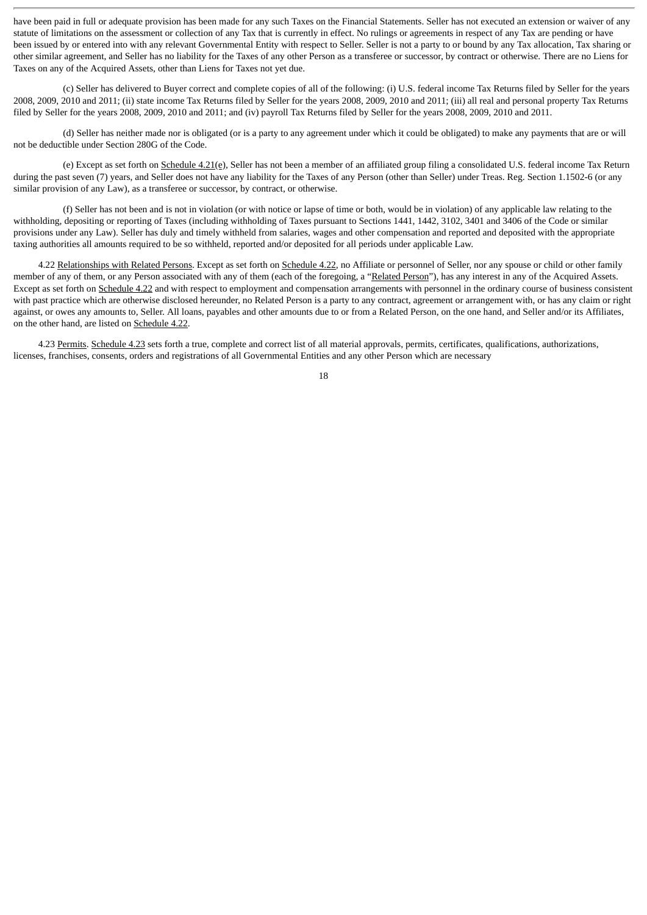have been paid in full or adequate provision has been made for any such Taxes on the Financial Statements. Seller has not executed an extension or waiver of any statute of limitations on the assessment or collection of any Tax that is currently in effect. No rulings or agreements in respect of any Tax are pending or have been issued by or entered into with any relevant Governmental Entity with respect to Seller. Seller is not a party to or bound by any Tax allocation, Tax sharing or other similar agreement, and Seller has no liability for the Taxes of any other Person as a transferee or successor, by contract or otherwise. There are no Liens for Taxes on any of the Acquired Assets, other than Liens for Taxes not yet due.

(c) Seller has delivered to Buyer correct and complete copies of all of the following: (i) U.S. federal income Tax Returns filed by Seller for the years 2008, 2009, 2010 and 2011; (ii) state income Tax Returns filed by Seller for the years 2008, 2009, 2010 and 2011; (iii) all real and personal property Tax Returns filed by Seller for the years 2008, 2009, 2010 and 2011; and (iv) payroll Tax Returns filed by Seller for the years 2008, 2009, 2010 and 2011.

(d) Seller has neither made nor is obligated (or is a party to any agreement under which it could be obligated) to make any payments that are or will not be deductible under Section 280G of the Code.

(e) Except as set forth on Schedule 4.21(e), Seller has not been a member of an affiliated group filing a consolidated U.S. federal income Tax Return during the past seven (7) years, and Seller does not have any liability for the Taxes of any Person (other than Seller) under Treas. Reg. Section 1.1502-6 (or any similar provision of any Law), as a transferee or successor, by contract, or otherwise.

(f) Seller has not been and is not in violation (or with notice or lapse of time or both, would be in violation) of any applicable law relating to the withholding, depositing or reporting of Taxes (including withholding of Taxes pursuant to Sections 1441, 1442, 3102, 3401 and 3406 of the Code or similar provisions under any Law). Seller has duly and timely withheld from salaries, wages and other compensation and reported and deposited with the appropriate taxing authorities all amounts required to be so withheld, reported and/or deposited for all periods under applicable Law.

4.22 Relationships with Related Persons. Except as set forth on Schedule 4.22, no Affiliate or personnel of Seller, nor any spouse or child or other family member of any of them, or any Person associated with any of them (each of the foregoing, a "Related Person"), has any interest in any of the Acquired Assets. Except as set forth on Schedule 4.22 and with respect to employment and compensation arrangements with personnel in the ordinary course of business consistent with past practice which are otherwise disclosed hereunder, no Related Person is a party to any contract, agreement or arrangement with, or has any claim or right against, or owes any amounts to, Seller. All loans, payables and other amounts due to or from a Related Person, on the one hand, and Seller and/or its Affiliates, on the other hand, are listed on Schedule 4.22.

4.23 Permits. Schedule 4.23 sets forth a true, complete and correct list of all material approvals, permits, certificates, qualifications, authorizations, licenses, franchises, consents, orders and registrations of all Governmental Entities and any other Person which are necessary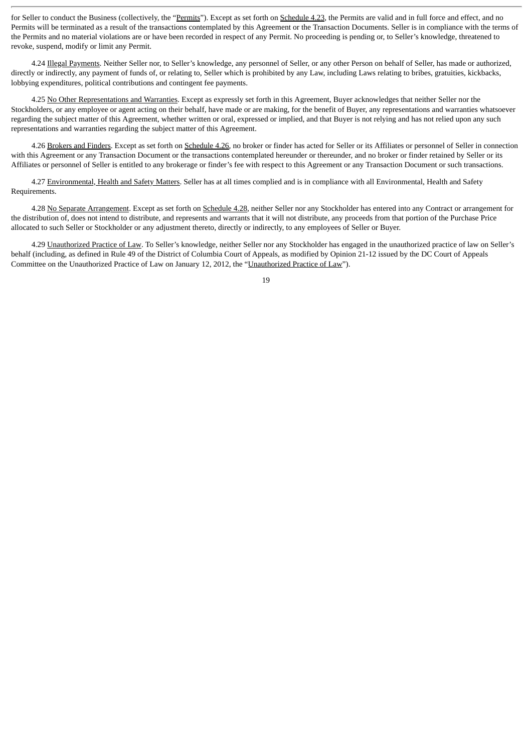for Seller to conduct the Business (collectively, the "Permits"). Except as set forth on Schedule 4.23, the Permits are valid and in full force and effect, and no Permits will be terminated as a result of the transactions contemplated by this Agreement or the Transaction Documents. Seller is in compliance with the terms of the Permits and no material violations are or have been recorded in respect of any Permit. No proceeding is pending or, to Seller's knowledge, threatened to revoke, suspend, modify or limit any Permit.

4.24 Illegal Payments. Neither Seller nor, to Seller's knowledge, any personnel of Seller, or any other Person on behalf of Seller, has made or authorized, directly or indirectly, any payment of funds of, or relating to, Seller which is prohibited by any Law, including Laws relating to bribes, gratuities, kickbacks, lobbying expenditures, political contributions and contingent fee payments.

4.25 No Other Representations and Warranties. Except as expressly set forth in this Agreement, Buyer acknowledges that neither Seller nor the Stockholders, or any employee or agent acting on their behalf, have made or are making, for the benefit of Buyer, any representations and warranties whatsoever regarding the subject matter of this Agreement, whether written or oral, expressed or implied, and that Buyer is not relying and has not relied upon any such representations and warranties regarding the subject matter of this Agreement.

4.26 Brokers and Finders. Except as set forth on Schedule 4.26, no broker or finder has acted for Seller or its Affiliates or personnel of Seller in connection with this Agreement or any Transaction Document or the transactions contemplated hereunder or thereunder, and no broker or finder retained by Seller or its Affiliates or personnel of Seller is entitled to any brokerage or finder's fee with respect to this Agreement or any Transaction Document or such transactions.

4.27 Environmental, Health and Safety Matters. Seller has at all times complied and is in compliance with all Environmental, Health and Safety Requirements.

4.28 No Separate Arrangement. Except as set forth on Schedule 4.28, neither Seller nor any Stockholder has entered into any Contract or arrangement for the distribution of, does not intend to distribute, and represents and warrants that it will not distribute, any proceeds from that portion of the Purchase Price allocated to such Seller or Stockholder or any adjustment thereto, directly or indirectly, to any employees of Seller or Buyer.

4.29 Unauthorized Practice of Law. To Seller's knowledge, neither Seller nor any Stockholder has engaged in the unauthorized practice of law on Seller's behalf (including, as defined in Rule 49 of the District of Columbia Court of Appeals, as modified by Opinion 21-12 issued by the DC Court of Appeals Committee on the Unauthorized Practice of Law on January 12, 2012, the "Unauthorized Practice of Law").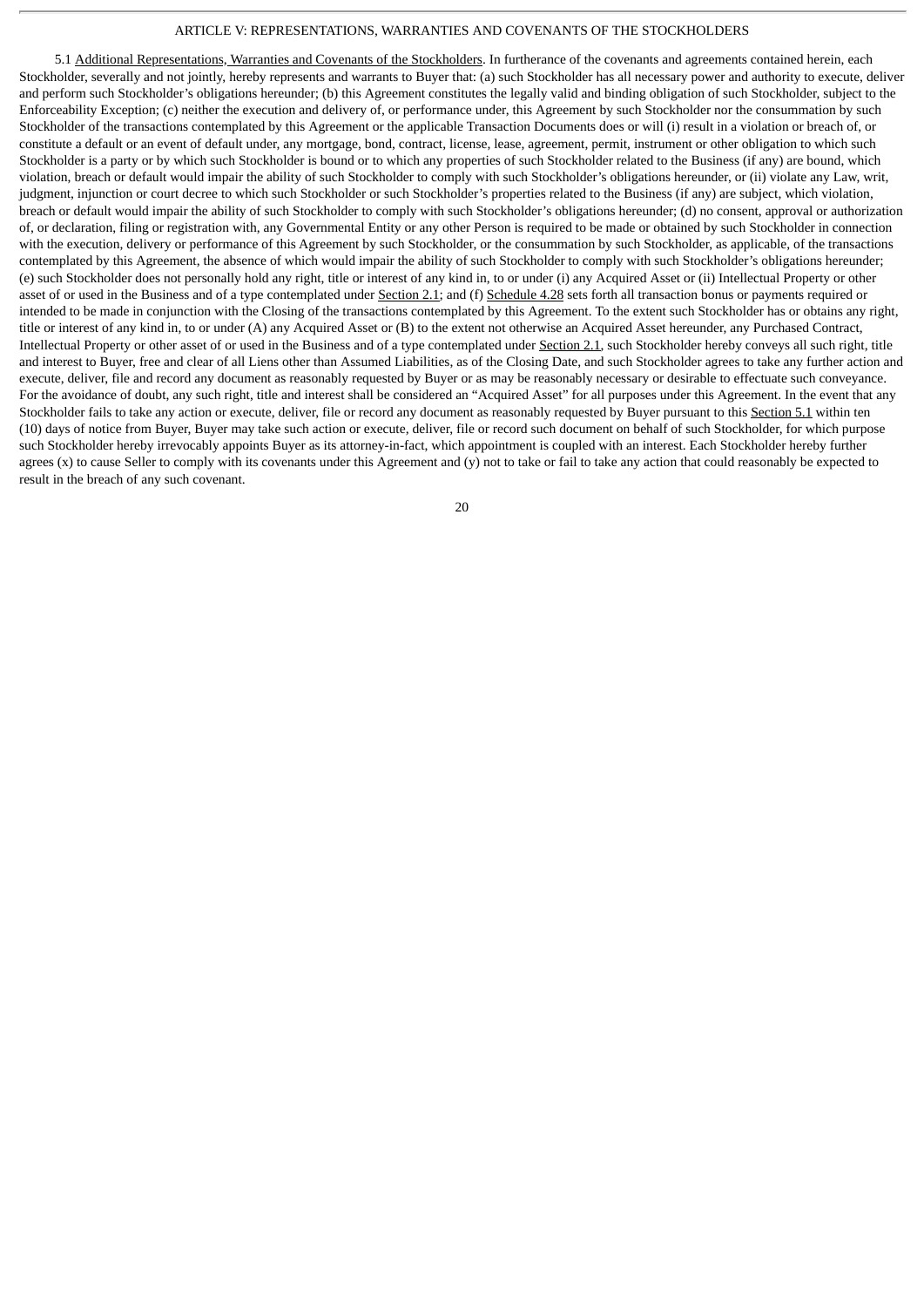## ARTICLE V: REPRESENTATIONS, WARRANTIES AND COVENANTS OF THE STOCKHOLDERS

5.1 Additional Representations, Warranties and Covenants of the Stockholders. In furtherance of the covenants and agreements contained herein, each Stockholder, severally and not jointly, hereby represents and warrants to Buyer that: (a) such Stockholder has all necessary power and authority to execute, deliver and perform such Stockholder's obligations hereunder; (b) this Agreement constitutes the legally valid and binding obligation of such Stockholder, subject to the Enforceability Exception; (c) neither the execution and delivery of, or performance under, this Agreement by such Stockholder nor the consummation by such Stockholder of the transactions contemplated by this Agreement or the applicable Transaction Documents does or will (i) result in a violation or breach of, or constitute a default or an event of default under, any mortgage, bond, contract, license, lease, agreement, permit, instrument or other obligation to which such Stockholder is a party or by which such Stockholder is bound or to which any properties of such Stockholder related to the Business (if any) are bound, which violation, breach or default would impair the ability of such Stockholder to comply with such Stockholder's obligations hereunder, or (ii) violate any Law, writ, judgment, injunction or court decree to which such Stockholder or such Stockholder's properties related to the Business (if any) are subject, which violation, breach or default would impair the ability of such Stockholder to comply with such Stockholder's obligations hereunder; (d) no consent, approval or authorization of, or declaration, filing or registration with, any Governmental Entity or any other Person is required to be made or obtained by such Stockholder in connection with the execution, delivery or performance of this Agreement by such Stockholder, or the consummation by such Stockholder, as applicable, of the transactions contemplated by this Agreement, the absence of which would impair the ability of such Stockholder to comply with such Stockholder's obligations hereunder; (e) such Stockholder does not personally hold any right, title or interest of any kind in, to or under (i) any Acquired Asset or (ii) Intellectual Property or other asset of or used in the Business and of a type contemplated under Section 2.1; and (f) Schedule 4.28 sets forth all transaction bonus or payments required or intended to be made in conjunction with the Closing of the transactions contemplated by this Agreement. To the extent such Stockholder has or obtains any right, title or interest of any kind in, to or under (A) any Acquired Asset or (B) to the extent not otherwise an Acquired Asset hereunder, any Purchased Contract, Intellectual Property or other asset of or used in the Business and of a type contemplated under Section 2.1, such Stockholder hereby conveys all such right, title and interest to Buyer, free and clear of all Liens other than Assumed Liabilities, as of the Closing Date, and such Stockholder agrees to take any further action and execute, deliver, file and record any document as reasonably requested by Buyer or as may be reasonably necessary or desirable to effectuate such conveyance. For the avoidance of doubt, any such right, title and interest shall be considered an "Acquired Asset" for all purposes under this Agreement. In the event that any Stockholder fails to take any action or execute, deliver, file or record any document as reasonably requested by Buyer pursuant to this Section 5.1 within ten (10) days of notice from Buyer, Buyer may take such action or execute, deliver, file or record such document on behalf of such Stockholder, for which purpose such Stockholder hereby irrevocably appoints Buyer as its attorney-in-fact, which appointment is coupled with an interest. Each Stockholder hereby further agrees (x) to cause Seller to comply with its covenants under this Agreement and (y) not to take or fail to take any action that could reasonably be expected to result in the breach of any such covenant.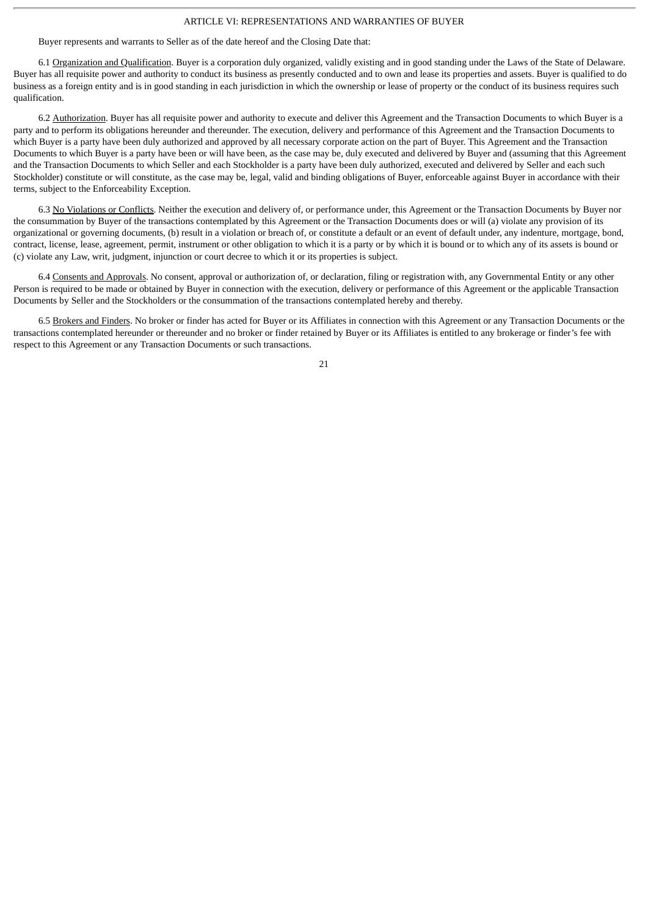## ARTICLE VI: REPRESENTATIONS AND WARRANTIES OF BUYER

Buyer represents and warrants to Seller as of the date hereof and the Closing Date that:

6.1 Organization and Qualification. Buyer is a corporation duly organized, validly existing and in good standing under the Laws of the State of Delaware. Buyer has all requisite power and authority to conduct its business as presently conducted and to own and lease its properties and assets. Buyer is qualified to do business as a foreign entity and is in good standing in each jurisdiction in which the ownership or lease of property or the conduct of its business requires such qualification.

6.2 Authorization. Buyer has all requisite power and authority to execute and deliver this Agreement and the Transaction Documents to which Buyer is a party and to perform its obligations hereunder and thereunder. The execution, delivery and performance of this Agreement and the Transaction Documents to which Buyer is a party have been duly authorized and approved by all necessary corporate action on the part of Buyer. This Agreement and the Transaction Documents to which Buyer is a party have been or will have been, as the case may be, duly executed and delivered by Buyer and (assuming that this Agreement and the Transaction Documents to which Seller and each Stockholder is a party have been duly authorized, executed and delivered by Seller and each such Stockholder) constitute or will constitute, as the case may be, legal, valid and binding obligations of Buyer, enforceable against Buyer in accordance with their terms, subject to the Enforceability Exception.

6.3 No Violations or Conflicts. Neither the execution and delivery of, or performance under, this Agreement or the Transaction Documents by Buyer nor the consummation by Buyer of the transactions contemplated by this Agreement or the Transaction Documents does or will (a) violate any provision of its organizational or governing documents, (b) result in a violation or breach of, or constitute a default or an event of default under, any indenture, mortgage, bond, contract, license, lease, agreement, permit, instrument or other obligation to which it is a party or by which it is bound or to which any of its assets is bound or (c) violate any Law, writ, judgment, injunction or court decree to which it or its properties is subject.

6.4 Consents and Approvals. No consent, approval or authorization of, or declaration, filing or registration with, any Governmental Entity or any other Person is required to be made or obtained by Buyer in connection with the execution, delivery or performance of this Agreement or the applicable Transaction Documents by Seller and the Stockholders or the consummation of the transactions contemplated hereby and thereby.

6.5 Brokers and Finders. No broker or finder has acted for Buyer or its Affiliates in connection with this Agreement or any Transaction Documents or the transactions contemplated hereunder or thereunder and no broker or finder retained by Buyer or its Affiliates is entitled to any brokerage or finder's fee with respect to this Agreement or any Transaction Documents or such transactions.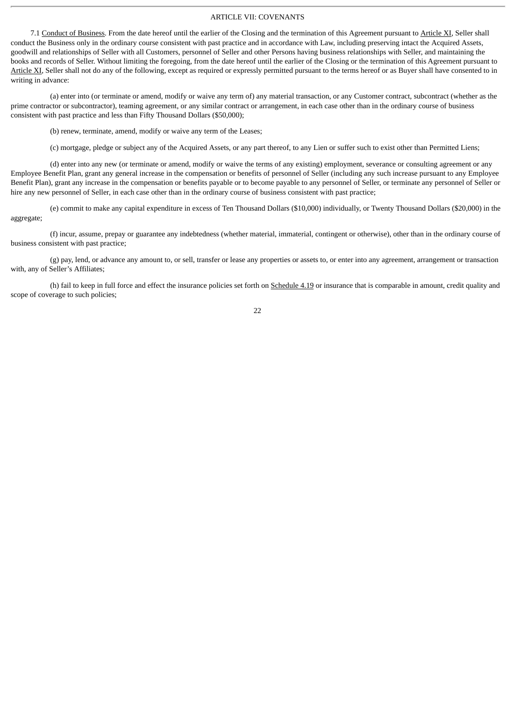## ARTICLE VII: COVENANTS

7.1 Conduct of Business. From the date hereof until the earlier of the Closing and the termination of this Agreement pursuant to Article XI, Seller shall conduct the Business only in the ordinary course consistent with past practice and in accordance with Law, including preserving intact the Acquired Assets, goodwill and relationships of Seller with all Customers, personnel of Seller and other Persons having business relationships with Seller, and maintaining the books and records of Seller. Without limiting the foregoing, from the date hereof until the earlier of the Closing or the termination of this Agreement pursuant to Article XI, Seller shall not do any of the following, except as required or expressly permitted pursuant to the terms hereof or as Buyer shall have consented to in writing in advance:

(a) enter into (or terminate or amend, modify or waive any term of) any material transaction, or any Customer contract, subcontract (whether as the prime contractor or subcontractor), teaming agreement, or any similar contract or arrangement, in each case other than in the ordinary course of business consistent with past practice and less than Fifty Thousand Dollars ($50,000);

(b) renew, terminate, amend, modify or waive any term of the Leases;

(c) mortgage, pledge or subject any of the Acquired Assets, or any part thereof, to any Lien or suffer such to exist other than Permitted Liens;

(d) enter into any new (or terminate or amend, modify or waive the terms of any existing) employment, severance or consulting agreement or any Employee Benefit Plan, grant any general increase in the compensation or benefits of personnel of Seller (including any such increase pursuant to any Employee Benefit Plan), grant any increase in the compensation or benefits payable or to become payable to any personnel of Seller, or terminate any personnel of Seller or hire any new personnel of Seller, in each case other than in the ordinary course of business consistent with past practice;

(e) commit to make any capital expenditure in excess of Ten Thousand Dollars ($10,000) individually, or Twenty Thousand Dollars ($20,000) in the aggregate;

(f) incur, assume, prepay or guarantee any indebtedness (whether material, immaterial, contingent or otherwise), other than in the ordinary course of business consistent with past practice;

(g) pay, lend, or advance any amount to, or sell, transfer or lease any properties or assets to, or enter into any agreement, arrangement or transaction with, any of Seller's Affiliates;

(h) fail to keep in full force and effect the insurance policies set forth on Schedule 4.19 or insurance that is comparable in amount, credit quality and scope of coverage to such policies;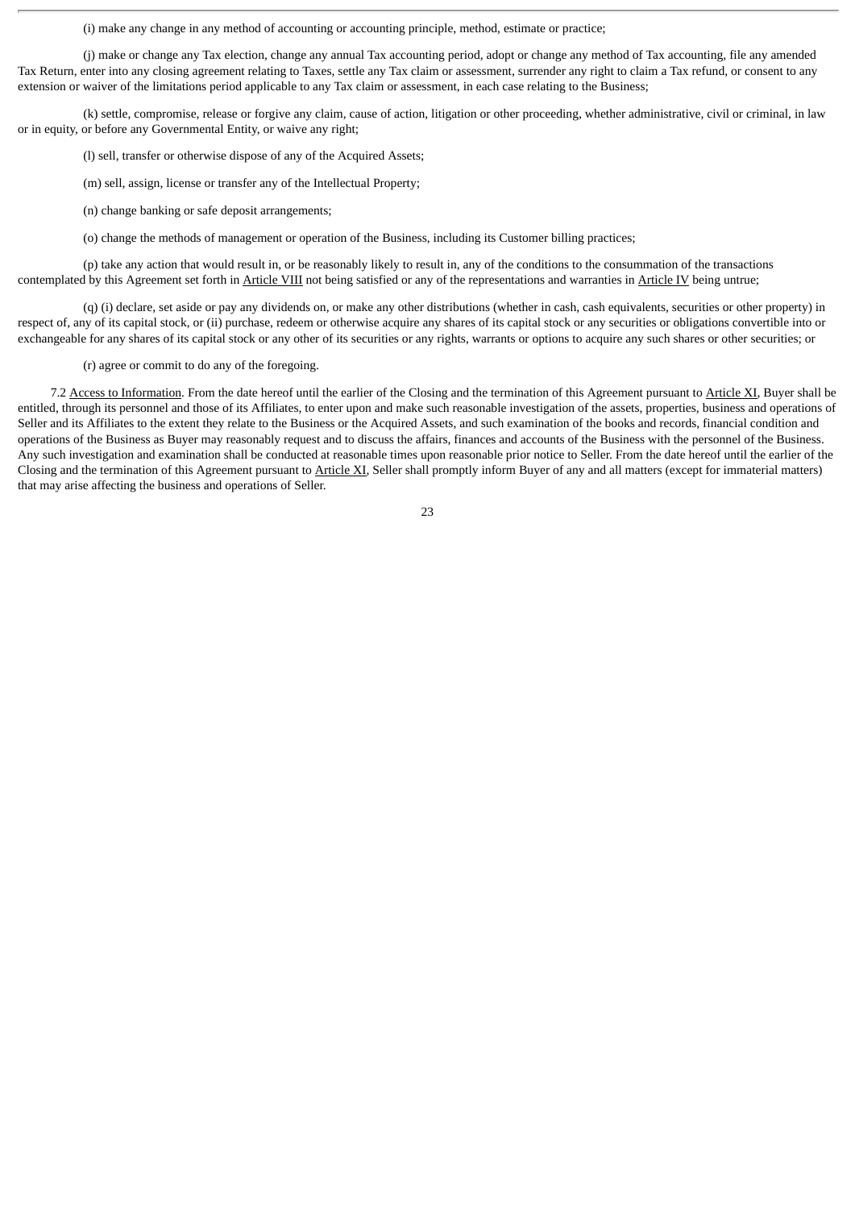(i) make any change in any method of accounting or accounting principle, method, estimate or practice;

(j) make or change any Tax election, change any annual Tax accounting period, adopt or change any method of Tax accounting, file any amended Tax Return, enter into any closing agreement relating to Taxes, settle any Tax claim or assessment, surrender any right to claim a Tax refund, or consent to any extension or waiver of the limitations period applicable to any Tax claim or assessment, in each case relating to the Business;

(k) settle, compromise, release or forgive any claim, cause of action, litigation or other proceeding, whether administrative, civil or criminal, in law or in equity, or before any Governmental Entity, or waive any right;

(l) sell, transfer or otherwise dispose of any of the Acquired Assets;

(m) sell, assign, license or transfer any of the Intellectual Property;

(n) change banking or safe deposit arrangements;

(o) change the methods of management or operation of the Business, including its Customer billing practices;

(p) take any action that would result in, or be reasonably likely to result in, any of the conditions to the consummation of the transactions contemplated by this Agreement set forth in Article VIII not being satisfied or any of the representations and warranties in Article IV being untrue;

(q) (i) declare, set aside or pay any dividends on, or make any other distributions (whether in cash, cash equivalents, securities or other property) in respect of, any of its capital stock, or (ii) purchase, redeem or otherwise acquire any shares of its capital stock or any securities or obligations convertible into or exchangeable for any shares of its capital stock or any other of its securities or any rights, warrants or options to acquire any such shares or other securities; or

(r) agree or commit to do any of the foregoing.

7.2 Access to Information. From the date hereof until the earlier of the Closing and the termination of this Agreement pursuant to Article XI, Buyer shall be entitled, through its personnel and those of its Affiliates, to enter upon and make such reasonable investigation of the assets, properties, business and operations of Seller and its Affiliates to the extent they relate to the Business or the Acquired Assets, and such examination of the books and records, financial condition and operations of the Business as Buyer may reasonably request and to discuss the affairs, finances and accounts of the Business with the personnel of the Business. Any such investigation and examination shall be conducted at reasonable times upon reasonable prior notice to Seller. From the date hereof until the earlier of the Closing and the termination of this Agreement pursuant to Article XI, Seller shall promptly inform Buyer of any and all matters (except for immaterial matters) that may arise affecting the business and operations of Seller.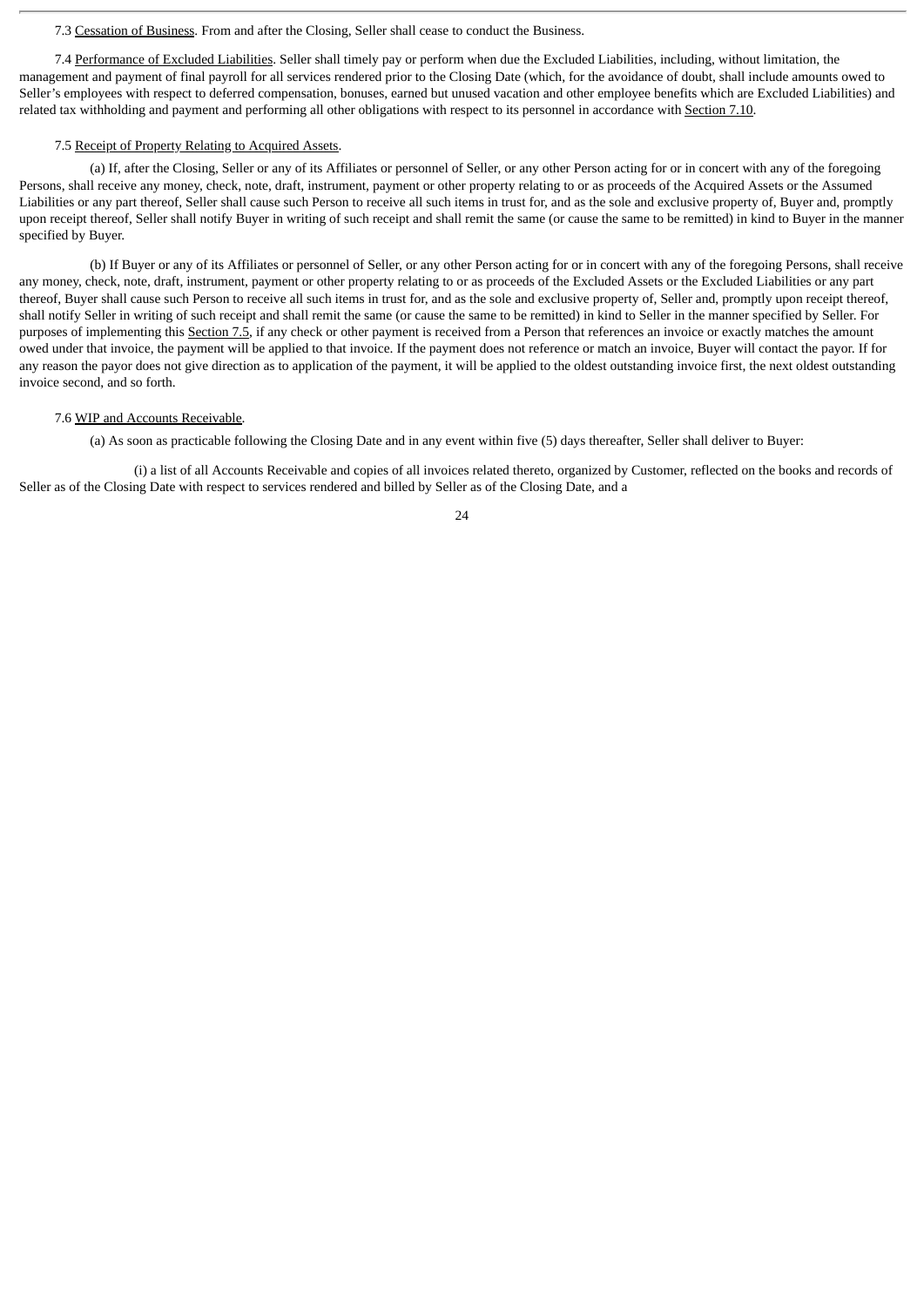7.3 Cessation of Business. From and after the Closing, Seller shall cease to conduct the Business.

7.4 Performance of Excluded Liabilities. Seller shall timely pay or perform when due the Excluded Liabilities, including, without limitation, the management and payment of final payroll for all services rendered prior to the Closing Date (which, for the avoidance of doubt, shall include amounts owed to Seller's employees with respect to deferred compensation, bonuses, earned but unused vacation and other employee benefits which are Excluded Liabilities) and related tax withholding and payment and performing all other obligations with respect to its personnel in accordance with Section 7.10.

7.5 Receipt of Property Relating to Acquired Assets.

(a) If, after the Closing, Seller or any of its Affiliates or personnel of Seller, or any other Person acting for or in concert with any of the foregoing Persons, shall receive any money, check, note, draft, instrument, payment or other property relating to or as proceeds of the Acquired Assets or the Assumed Liabilities or any part thereof, Seller shall cause such Person to receive all such items in trust for, and as the sole and exclusive property of, Buyer and, promptly upon receipt thereof, Seller shall notify Buyer in writing of such receipt and shall remit the same (or cause the same to be remitted) in kind to Buyer in the manner specified by Buyer.

(b) If Buyer or any of its Affiliates or personnel of Seller, or any other Person acting for or in concert with any of the foregoing Persons, shall receive any money, check, note, draft, instrument, payment or other property relating to or as proceeds of the Excluded Assets or the Excluded Liabilities or any part thereof, Buyer shall cause such Person to receive all such items in trust for, and as the sole and exclusive property of, Seller and, promptly upon receipt thereof, shall notify Seller in writing of such receipt and shall remit the same (or cause the same to be remitted) in kind to Seller in the manner specified by Seller. For purposes of implementing this Section 7.5, if any check or other payment is received from a Person that references an invoice or exactly matches the amount owed under that invoice, the payment will be applied to that invoice. If the payment does not reference or match an invoice, Buyer will contact the payor. If for any reason the payor does not give direction as to application of the payment, it will be applied to the oldest outstanding invoice first, the next oldest outstanding invoice second, and so forth.

7.6 WIP and Accounts Receivable.

(a) As soon as practicable following the Closing Date and in any event within five (5) days thereafter, Seller shall deliver to Buyer:

(i) a list of all Accounts Receivable and copies of all invoices related thereto, organized by Customer, reflected on the books and records of Seller as of the Closing Date with respect to services rendered and billed by Seller as of the Closing Date, and a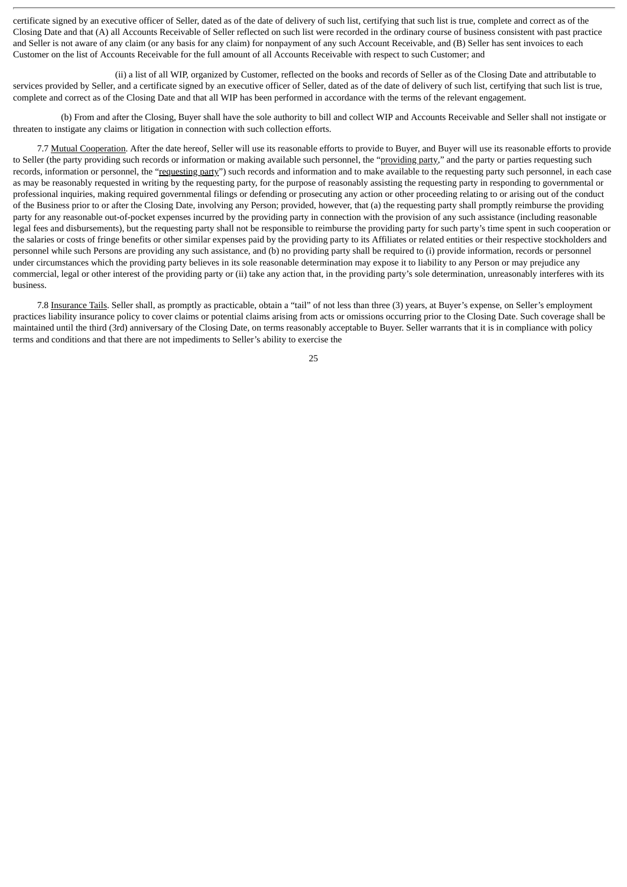certificate signed by an executive officer of Seller, dated as of the date of delivery of such list, certifying that such list is true, complete and correct as of the Closing Date and that (A) all Accounts Receivable of Seller reflected on such list were recorded in the ordinary course of business consistent with past practice and Seller is not aware of any claim (or any basis for any claim) for nonpayment of any such Account Receivable, and (B) Seller has sent invoices to each Customer on the list of Accounts Receivable for the full amount of all Accounts Receivable with respect to such Customer; and

(ii) a list of all WIP, organized by Customer, reflected on the books and records of Seller as of the Closing Date and attributable to services provided by Seller, and a certificate signed by an executive officer of Seller, dated as of the date of delivery of such list, certifying that such list is true, complete and correct as of the Closing Date and that all WIP has been performed in accordance with the terms of the relevant engagement.

(b) From and after the Closing, Buyer shall have the sole authority to bill and collect WIP and Accounts Receivable and Seller shall not instigate or threaten to instigate any claims or litigation in connection with such collection efforts.

7.7 Mutual Cooperation. After the date hereof, Seller will use its reasonable efforts to provide to Buyer, and Buyer will use its reasonable efforts to provide to Seller (the party providing such records or information or making available such personnel, the "providing party," and the party or parties requesting such records, information or personnel, the "requesting party") such records and information and to make available to the requesting party such personnel, in each case as may be reasonably requested in writing by the requesting party, for the purpose of reasonably assisting the requesting party in responding to governmental or professional inquiries, making required governmental filings or defending or prosecuting any action or other proceeding relating to or arising out of the conduct of the Business prior to or after the Closing Date, involving any Person; provided, however, that (a) the requesting party shall promptly reimburse the providing party for any reasonable out-of-pocket expenses incurred by the providing party in connection with the provision of any such assistance (including reasonable legal fees and disbursements), but the requesting party shall not be responsible to reimburse the providing party for such party's time spent in such cooperation or the salaries or costs of fringe benefits or other similar expenses paid by the providing party to its Affiliates or related entities or their respective stockholders and personnel while such Persons are providing any such assistance, and (b) no providing party shall be required to (i) provide information, records or personnel under circumstances which the providing party believes in its sole reasonable determination may expose it to liability to any Person or may prejudice any commercial, legal or other interest of the providing party or (ii) take any action that, in the providing party's sole determination, unreasonably interferes with its business.

7.8 Insurance Tails. Seller shall, as promptly as practicable, obtain a "tail" of not less than three (3) years, at Buyer's expense, on Seller's employment practices liability insurance policy to cover claims or potential claims arising from acts or omissions occurring prior to the Closing Date. Such coverage shall be maintained until the third (3rd) anniversary of the Closing Date, on terms reasonably acceptable to Buyer. Seller warrants that it is in compliance with policy terms and conditions and that there are not impediments to Seller's ability to exercise the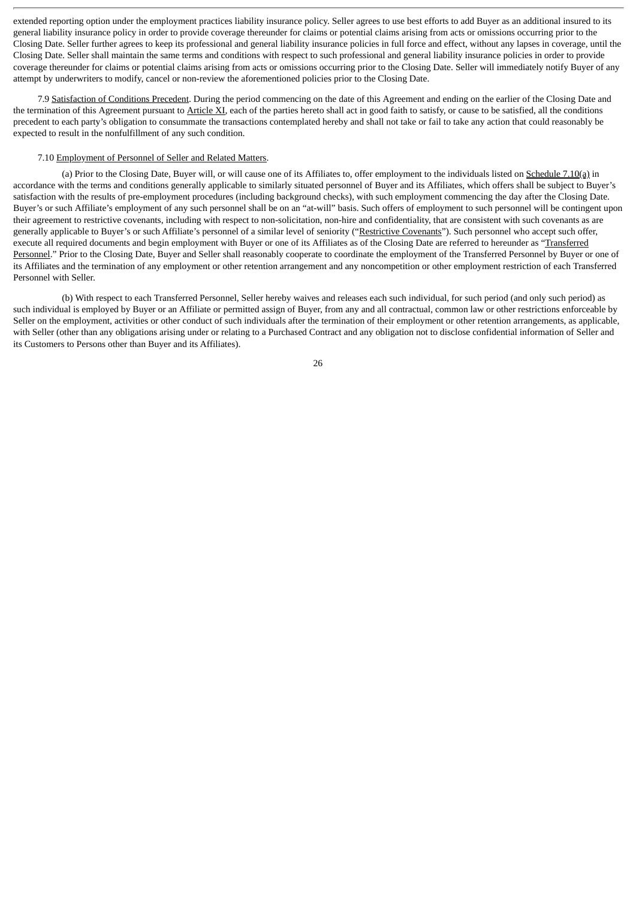extended reporting option under the employment practices liability insurance policy. Seller agrees to use best efforts to add Buyer as an additional insured to its general liability insurance policy in order to provide coverage thereunder for claims or potential claims arising from acts or omissions occurring prior to the Closing Date. Seller further agrees to keep its professional and general liability insurance policies in full force and effect, without any lapses in coverage, until the Closing Date. Seller shall maintain the same terms and conditions with respect to such professional and general liability insurance policies in order to provide coverage thereunder for claims or potential claims arising from acts or omissions occurring prior to the Closing Date. Seller will immediately notify Buyer of any attempt by underwriters to modify, cancel or non-review the aforementioned policies prior to the Closing Date.

7.9 Satisfaction of Conditions Precedent. During the period commencing on the date of this Agreement and ending on the earlier of the Closing Date and the termination of this Agreement pursuant to Article XI, each of the parties hereto shall act in good faith to satisfy, or cause to be satisfied, all the conditions precedent to each party's obligation to consummate the transactions contemplated hereby and shall not take or fail to take any action that could reasonably be expected to result in the nonfulfillment of any such condition.

7.10 Employment of Personnel of Seller and Related Matters.

(a) Prior to the Closing Date, Buyer will, or will cause one of its Affiliates to, offer employment to the individuals listed on Schedule 7.10(a) in accordance with the terms and conditions generally applicable to similarly situated personnel of Buyer and its Affiliates, which offers shall be subject to Buyer's satisfaction with the results of pre-employment procedures (including background checks), with such employment commencing the day after the Closing Date. Buyer's or such Affiliate's employment of any such personnel shall be on an "at-will" basis. Such offers of employment to such personnel will be contingent upon their agreement to restrictive covenants, including with respect to non-solicitation, non-hire and confidentiality, that are consistent with such covenants as are generally applicable to Buyer's or such Affiliate's personnel of a similar level of seniority ("Restrictive Covenants"). Such personnel who accept such offer, execute all required documents and begin employment with Buyer or one of its Affiliates as of the Closing Date are referred to hereunder as "Transferred Personnel." Prior to the Closing Date, Buyer and Seller shall reasonably cooperate to coordinate the employment of the Transferred Personnel by Buyer or one of its Affiliates and the termination of any employment or other retention arrangement and any noncompetition or other employment restriction of each Transferred Personnel with Seller.

(b) With respect to each Transferred Personnel, Seller hereby waives and releases each such individual, for such period (and only such period) as such individual is employed by Buyer or an Affiliate or permitted assign of Buyer, from any and all contractual, common law or other restrictions enforceable by Seller on the employment, activities or other conduct of such individuals after the termination of their employment or other retention arrangements, as applicable, with Seller (other than any obligations arising under or relating to a Purchased Contract and any obligation not to disclose confidential information of Seller and its Customers to Persons other than Buyer and its Affiliates).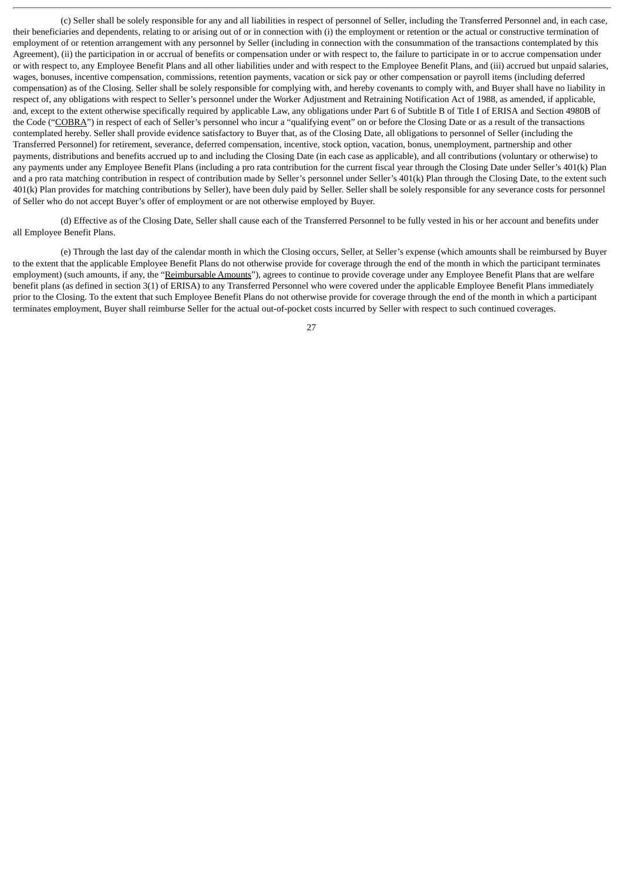(c) Seller shall be solely responsible for any and all liabilities in respect of personnel of Seller, including the Transferred Personnel and, in each case, their beneficiaries and dependents, relating to or arising out of or in connection with (i) the employment or retention or the actual or constructive termination of employment of or retention arrangement with any personnel by Seller (including in connection with the consummation of the transactions contemplated by this Agreement), (ii) the participation in or accrual of benefits or compensation under or with respect to, the failure to participate in or to accrue compensation under or with respect to, any Employee Benefit Plans and all other liabilities under and with respect to the Employee Benefit Plans, and (iii) accrued but unpaid salaries, wages, bonuses, incentive compensation, commissions, retention payments, vacation or sick pay or other compensation or payroll items (including deferred compensation) as of the Closing. Seller shall be solely responsible for complying with, and hereby covenants to comply with, and Buyer shall have no liability in respect of, any obligations with respect to Seller's personnel under the Worker Adjustment and Retraining Notification Act of 1988, as amended, if applicable, and, except to the extent otherwise specifically required by applicable Law, any obligations under Part 6 of Subtitle B of Title I of ERISA and Section 4980B of the Code ("COBRA") in respect of each of Seller's personnel who incur a "qualifying event" on or before the Closing Date or as a result of the transactions contemplated hereby. Seller shall provide evidence satisfactory to Buyer that, as of the Closing Date, all obligations to personnel of Seller (including the Transferred Personnel) for retirement, severance, deferred compensation, incentive, stock option, vacation, bonus, unemployment, partnership and other payments, distributions and benefits accrued up to and including the Closing Date (in each case as applicable), and all contributions (voluntary or otherwise) to any payments under any Employee Benefit Plans (including a pro rata contribution for the current fiscal year through the Closing Date under Seller's 401(k) Plan and a pro rata matching contribution in respect of contribution made by Seller's personnel under Seller's 401(k) Plan through the Closing Date, to the extent such 401(k) Plan provides for matching contributions by Seller), have been duly paid by Seller. Seller shall be solely responsible for any severance costs for personnel of Seller who do not accept Buyer's offer of employment or are not otherwise employed by Buyer.

(d) Effective as of the Closing Date, Seller shall cause each of the Transferred Personnel to be fully vested in his or her account and benefits under all Employee Benefit Plans.

(e) Through the last day of the calendar month in which the Closing occurs, Seller, at Seller's expense (which amounts shall be reimbursed by Buyer to the extent that the applicable Employee Benefit Plans do not otherwise provide for coverage through the end of the month in which the participant terminates employment) (such amounts, if any, the "Reimbursable Amounts"), agrees to continue to provide coverage under any Employee Benefit Plans that are welfare benefit plans (as defined in section 3(1) of ERISA) to any Transferred Personnel who were covered under the applicable Employee Benefit Plans immediately prior to the Closing. To the extent that such Employee Benefit Plans do not otherwise provide for coverage through the end of the month in which a participant terminates employment, Buyer shall reimburse Seller for the actual out-of-pocket costs incurred by Seller with respect to such continued coverages.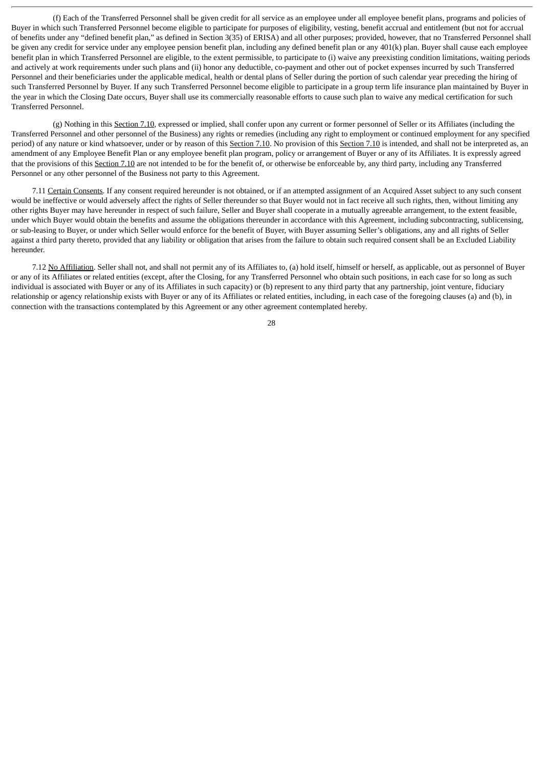(f) Each of the Transferred Personnel shall be given credit for all service as an employee under all employee benefit plans, programs and policies of Buyer in which such Transferred Personnel become eligible to participate for purposes of eligibility, vesting, benefit accrual and entitlement (but not for accrual of benefits under any "defined benefit plan," as defined in Section 3(35) of ERISA) and all other purposes; provided, however, that no Transferred Personnel shall be given any credit for service under any employee pension benefit plan, including any defined benefit plan or any 401(k) plan. Buyer shall cause each employee benefit plan in which Transferred Personnel are eligible, to the extent permissible, to participate to (i) waive any preexisting condition limitations, waiting periods and actively at work requirements under such plans and (ii) honor any deductible, co-payment and other out of pocket expenses incurred by such Transferred Personnel and their beneficiaries under the applicable medical, health or dental plans of Seller during the portion of such calendar year preceding the hiring of such Transferred Personnel by Buyer. If any such Transferred Personnel become eligible to participate in a group term life insurance plan maintained by Buyer in the year in which the Closing Date occurs, Buyer shall use its commercially reasonable efforts to cause such plan to waive any medical certification for such Transferred Personnel.

(g) Nothing in this Section 7.10, expressed or implied, shall confer upon any current or former personnel of Seller or its Affiliates (including the Transferred Personnel and other personnel of the Business) any rights or remedies (including any right to employment or continued employment for any specified period) of any nature or kind whatsoever, under or by reason of this Section 7.10. No provision of this Section 7.10 is intended, and shall not be interpreted as, an amendment of any Employee Benefit Plan or any employee benefit plan program, policy or arrangement of Buyer or any of its Affiliates. It is expressly agreed that the provisions of this Section 7.10 are not intended to be for the benefit of, or otherwise be enforceable by, any third party, including any Transferred Personnel or any other personnel of the Business not party to this Agreement.

7.11 Certain Consents. If any consent required hereunder is not obtained, or if an attempted assignment of an Acquired Asset subject to any such consent would be ineffective or would adversely affect the rights of Seller thereunder so that Buyer would not in fact receive all such rights, then, without limiting any other rights Buyer may have hereunder in respect of such failure, Seller and Buyer shall cooperate in a mutually agreeable arrangement, to the extent feasible, under which Buyer would obtain the benefits and assume the obligations thereunder in accordance with this Agreement, including subcontracting, sublicensing, or sub-leasing to Buyer, or under which Seller would enforce for the benefit of Buyer, with Buyer assuming Seller's obligations, any and all rights of Seller against a third party thereto, provided that any liability or obligation that arises from the failure to obtain such required consent shall be an Excluded Liability hereunder.

7.12 No Affiliation. Seller shall not, and shall not permit any of its Affiliates to, (a) hold itself, himself or herself, as applicable, out as personnel of Buyer or any of its Affiliates or related entities (except, after the Closing, for any Transferred Personnel who obtain such positions, in each case for so long as such individual is associated with Buyer or any of its Affiliates in such capacity) or (b) represent to any third party that any partnership, joint venture, fiduciary relationship or agency relationship exists with Buyer or any of its Affiliates or related entities, including, in each case of the foregoing clauses (a) and (b), in connection with the transactions contemplated by this Agreement or any other agreement contemplated hereby.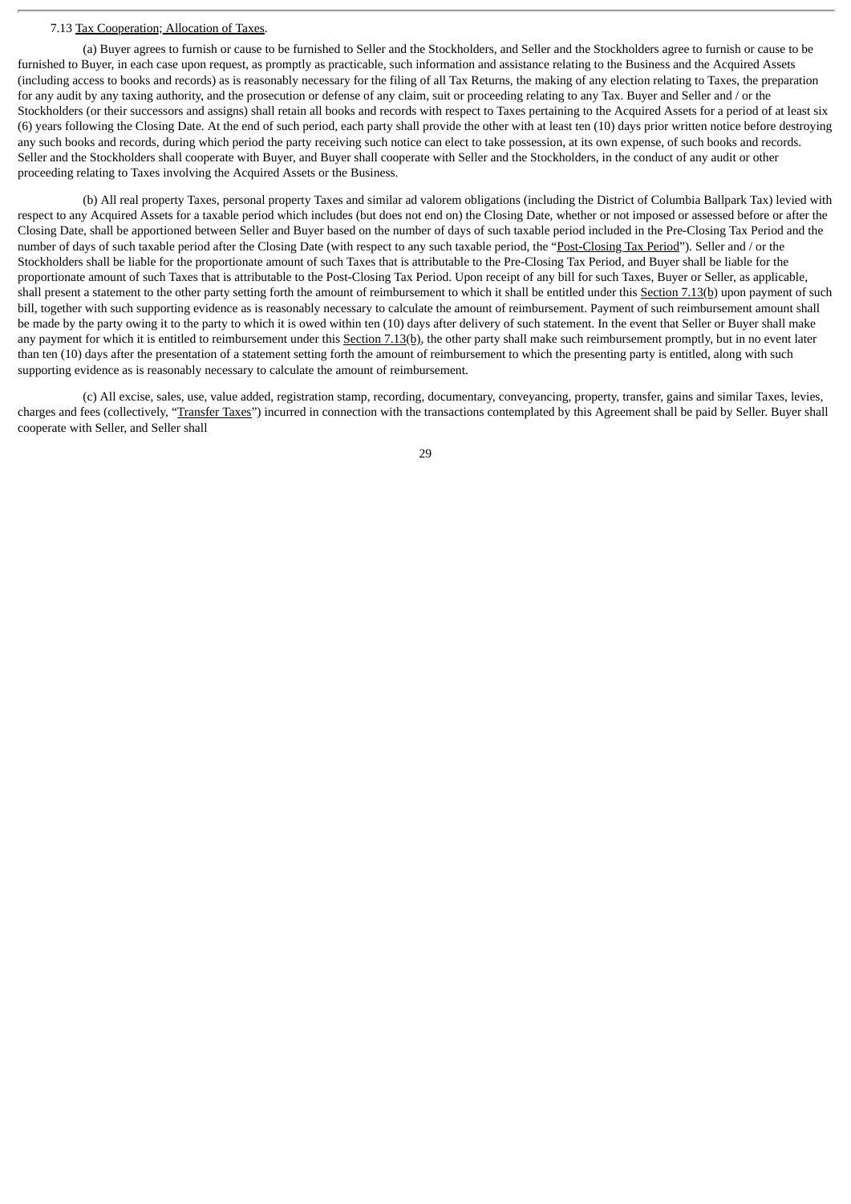7.13 Tax Cooperation; Allocation of Taxes.

(a) Buyer agrees to furnish or cause to be furnished to Seller and the Stockholders, and Seller and the Stockholders agree to furnish or cause to be furnished to Buyer, in each case upon request, as promptly as practicable, such information and assistance relating to the Business and the Acquired Assets (including access to books and records) as is reasonably necessary for the filing of all Tax Returns, the making of any election relating to Taxes, the preparation for any audit by any taxing authority, and the prosecution or defense of any claim, suit or proceeding relating to any Tax. Buyer and Seller and / or the Stockholders (or their successors and assigns) shall retain all books and records with respect to Taxes pertaining to the Acquired Assets for a period of at least six (6) years following the Closing Date. At the end of such period, each party shall provide the other with at least ten (10) days prior written notice before destroying any such books and records, during which period the party receiving such notice can elect to take possession, at its own expense, of such books and records. Seller and the Stockholders shall cooperate with Buyer, and Buyer shall cooperate with Seller and the Stockholders, in the conduct of any audit or other proceeding relating to Taxes involving the Acquired Assets or the Business.

(b) All real property Taxes, personal property Taxes and similar ad valorem obligations (including the District of Columbia Ballpark Tax) levied with respect to any Acquired Assets for a taxable period which includes (but does not end on) the Closing Date, whether or not imposed or assessed before or after the Closing Date, shall be apportioned between Seller and Buyer based on the number of days of such taxable period included in the Pre-Closing Tax Period and the number of days of such taxable period after the Closing Date (with respect to any such taxable period, the "Post-Closing Tax Period"). Seller and / or the Stockholders shall be liable for the proportionate amount of such Taxes that is attributable to the Pre-Closing Tax Period, and Buyer shall be liable for the proportionate amount of such Taxes that is attributable to the Post-Closing Tax Period. Upon receipt of any bill for such Taxes, Buyer or Seller, as applicable, shall present a statement to the other party setting forth the amount of reimbursement to which it shall be entitled under this Section 7.13(b) upon payment of such bill, together with such supporting evidence as is reasonably necessary to calculate the amount of reimbursement. Payment of such reimbursement amount shall be made by the party owing it to the party to which it is owed within ten (10) days after delivery of such statement. In the event that Seller or Buyer shall make any payment for which it is entitled to reimbursement under this Section 7.13(b), the other party shall make such reimbursement promptly, but in no event later than ten (10) days after the presentation of a statement setting forth the amount of reimbursement to which the presenting party is entitled, along with such supporting evidence as is reasonably necessary to calculate the amount of reimbursement.

(c) All excise, sales, use, value added, registration stamp, recording, documentary, conveyancing, property, transfer, gains and similar Taxes, levies, charges and fees (collectively, "Transfer Taxes") incurred in connection with the transactions contemplated by this Agreement shall be paid by Seller. Buyer shall cooperate with Seller, and Seller shall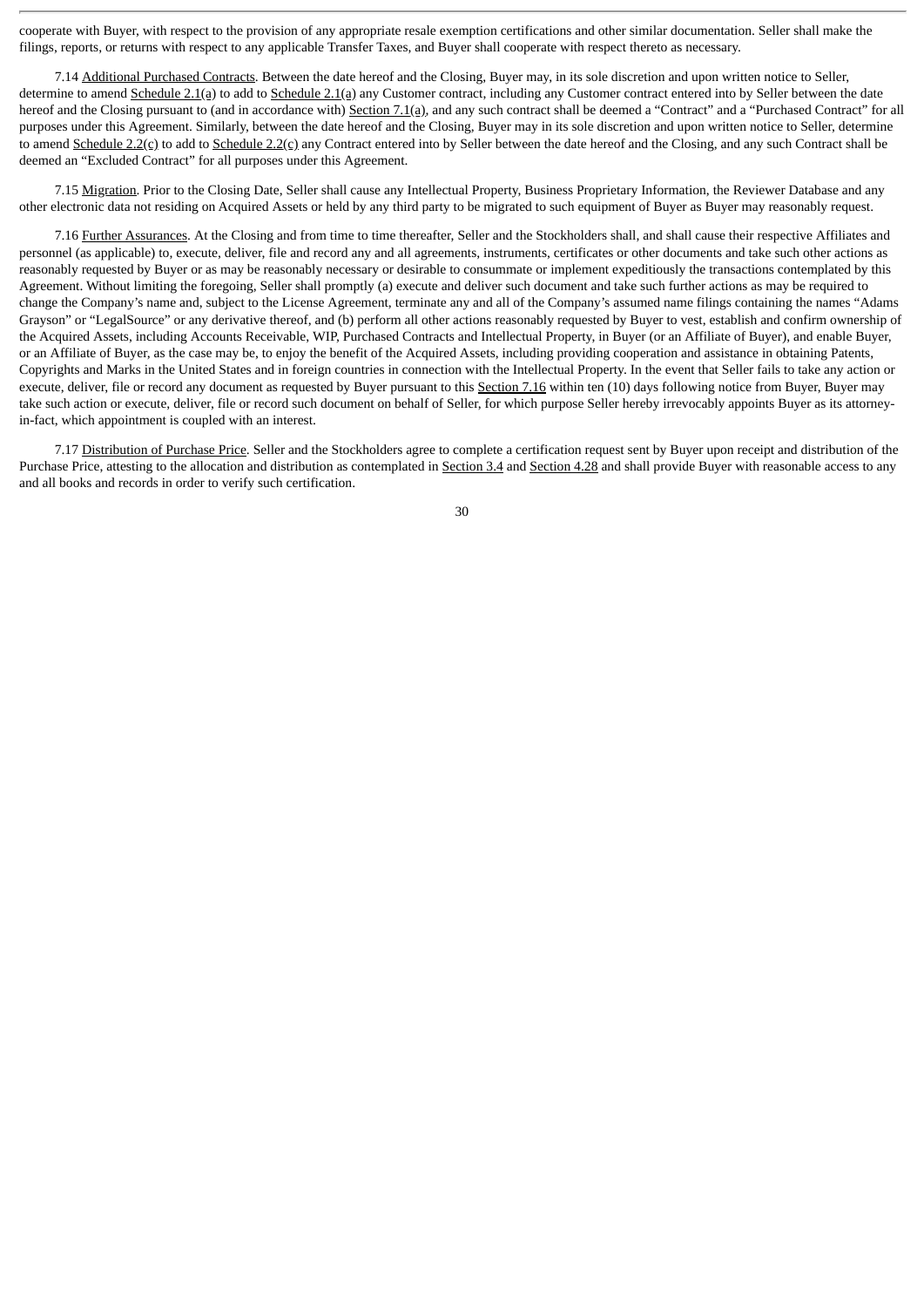cooperate with Buyer, with respect to the provision of any appropriate resale exemption certifications and other similar documentation. Seller shall make the filings, reports, or returns with respect to any applicable Transfer Taxes, and Buyer shall cooperate with respect thereto as necessary.

7.14 Additional Purchased Contracts. Between the date hereof and the Closing, Buyer may, in its sole discretion and upon written notice to Seller, determine to amend Schedule 2.1(a) to add to Schedule 2.1(a) any Customer contract, including any Customer contract entered into by Seller between the date hereof and the Closing pursuant to (and in accordance with) Section 7.1(a), and any such contract shall be deemed a "Contract" and a "Purchased Contract" for all purposes under this Agreement. Similarly, between the date hereof and the Closing, Buyer may in its sole discretion and upon written notice to Seller, determine to amend Schedule 2.2(c) to add to Schedule 2.2(c) any Contract entered into by Seller between the date hereof and the Closing, and any such Contract shall be deemed an "Excluded Contract" for all purposes under this Agreement.

7.15 Migration. Prior to the Closing Date, Seller shall cause any Intellectual Property, Business Proprietary Information, the Reviewer Database and any other electronic data not residing on Acquired Assets or held by any third party to be migrated to such equipment of Buyer as Buyer may reasonably request.

7.16 Further Assurances. At the Closing and from time to time thereafter, Seller and the Stockholders shall, and shall cause their respective Affiliates and personnel (as applicable) to, execute, deliver, file and record any and all agreements, instruments, certificates or other documents and take such other actions as reasonably requested by Buyer or as may be reasonably necessary or desirable to consummate or implement expeditiously the transactions contemplated by this Agreement. Without limiting the foregoing, Seller shall promptly (a) execute and deliver such document and take such further actions as may be required to change the Company's name and, subject to the License Agreement, terminate any and all of the Company's assumed name filings containing the names "Adams Grayson" or "LegalSource" or any derivative thereof, and (b) perform all other actions reasonably requested by Buyer to vest, establish and confirm ownership of the Acquired Assets, including Accounts Receivable, WIP, Purchased Contracts and Intellectual Property, in Buyer (or an Affiliate of Buyer), and enable Buyer, or an Affiliate of Buyer, as the case may be, to enjoy the benefit of the Acquired Assets, including providing cooperation and assistance in obtaining Patents, Copyrights and Marks in the United States and in foreign countries in connection with the Intellectual Property. In the event that Seller fails to take any action or execute, deliver, file or record any document as requested by Buyer pursuant to this Section 7.16 within ten (10) days following notice from Buyer, Buyer may take such action or execute, deliver, file or record such document on behalf of Seller, for which purpose Seller hereby irrevocably appoints Buyer as its attorney-in-fact, which appointment is coupled with an interest.

7.17 Distribution of Purchase Price. Seller and the Stockholders agree to complete a certification request sent by Buyer upon receipt and distribution of the Purchase Price, attesting to the allocation and distribution as contemplated in Section 3.4 and Section 4.28 and shall provide Buyer with reasonable access to any and all books and records in order to verify such certification.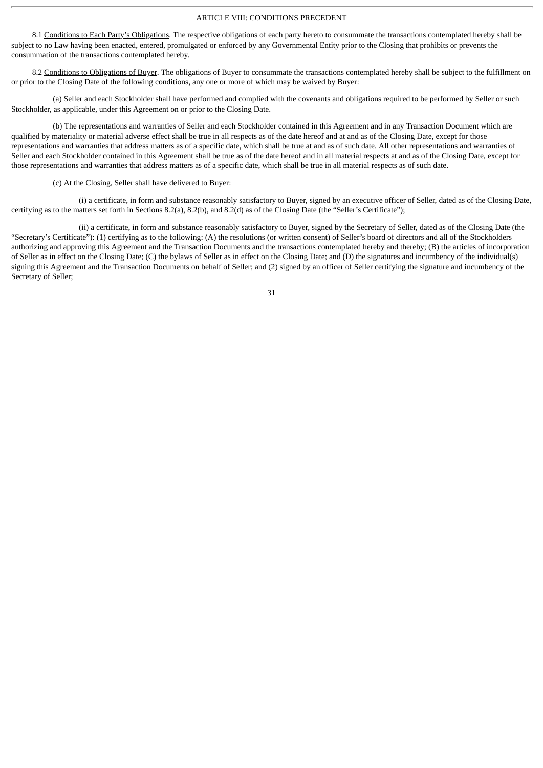## ARTICLE VIII: CONDITIONS PRECEDENT

8.1 Conditions to Each Party's Obligations. The respective obligations of each party hereto to consummate the transactions contemplated hereby shall be subject to no Law having been enacted, entered, promulgated or enforced by any Governmental Entity prior to the Closing that prohibits or prevents the consummation of the transactions contemplated hereby.

8.2 Conditions to Obligations of Buyer. The obligations of Buyer to consummate the transactions contemplated hereby shall be subject to the fulfillment on or prior to the Closing Date of the following conditions, any one or more of which may be waived by Buyer:

(a) Seller and each Stockholder shall have performed and complied with the covenants and obligations required to be performed by Seller or such Stockholder, as applicable, under this Agreement on or prior to the Closing Date.

(b) The representations and warranties of Seller and each Stockholder contained in this Agreement and in any Transaction Document which are qualified by materiality or material adverse effect shall be true in all respects as of the date hereof and at and as of the Closing Date, except for those representations and warranties that address matters as of a specific date, which shall be true at and as of such date. All other representations and warranties of Seller and each Stockholder contained in this Agreement shall be true as of the date hereof and in all material respects at and as of the Closing Date, except for those representations and warranties that address matters as of a specific date, which shall be true in all material respects as of such date.

(c) At the Closing, Seller shall have delivered to Buyer:

(i) a certificate, in form and substance reasonably satisfactory to Buyer, signed by an executive officer of Seller, dated as of the Closing Date, certifying as to the matters set forth in Sections 8.2(a), 8.2(b), and 8.2(d) as of the Closing Date (the "Seller's Certificate");

(ii) a certificate, in form and substance reasonably satisfactory to Buyer, signed by the Secretary of Seller, dated as of the Closing Date (the "Secretary's Certificate"): (1) certifying as to the following: (A) the resolutions (or written consent) of Seller's board of directors and all of the Stockholders authorizing and approving this Agreement and the Transaction Documents and the transactions contemplated hereby and thereby; (B) the articles of incorporation of Seller as in effect on the Closing Date; (C) the bylaws of Seller as in effect on the Closing Date; and (D) the signatures and incumbency of the individual(s) signing this Agreement and the Transaction Documents on behalf of Seller; and (2) signed by an officer of Seller certifying the signature and incumbency of the Secretary of Seller;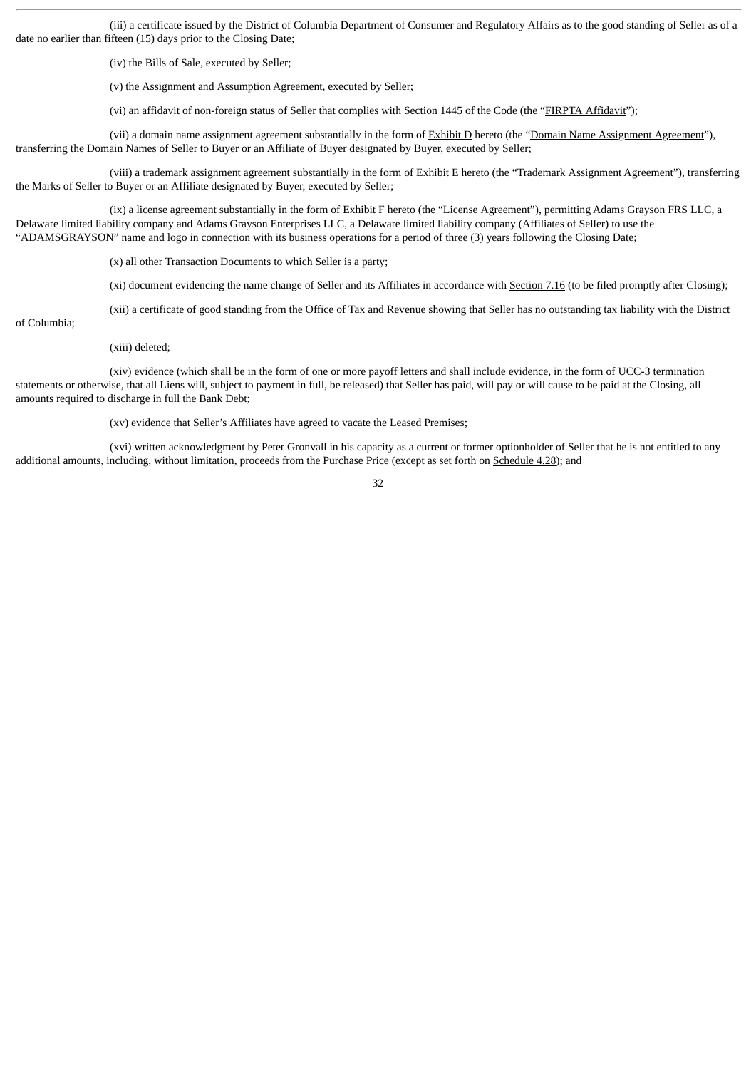(iii) a certificate issued by the District of Columbia Department of Consumer and Regulatory Affairs as to the good standing of Seller as of a date no earlier than fifteen (15) days prior to the Closing Date;

(iv) the Bills of Sale, executed by Seller;

(v) the Assignment and Assumption Agreement, executed by Seller;

(vi) an affidavit of non-foreign status of Seller that complies with Section 1445 of the Code (the "FIRPTA Affidavit");

(vii) a domain name assignment agreement substantially in the form of Exhibit D hereto (the "Domain Name Assignment Agreement"), transferring the Domain Names of Seller to Buyer or an Affiliate of Buyer designated by Buyer, executed by Seller;

(viii) a trademark assignment agreement substantially in the form of Exhibit E hereto (the "Trademark Assignment Agreement"), transferring the Marks of Seller to Buyer or an Affiliate designated by Buyer, executed by Seller;

(ix) a license agreement substantially in the form of Exhibit F hereto (the "License Agreement"), permitting Adams Grayson FRS LLC, a Delaware limited liability company and Adams Grayson Enterprises LLC, a Delaware limited liability company (Affiliates of Seller) to use the "ADAMSGRAYSON" name and logo in connection with its business operations for a period of three (3) years following the Closing Date;

(x) all other Transaction Documents to which Seller is a party;

(xi) document evidencing the name change of Seller and its Affiliates in accordance with Section 7.16 (to be filed promptly after Closing);

(xii) a certificate of good standing from the Office of Tax and Revenue showing that Seller has no outstanding tax liability with the District of Columbia;

(xiii) deleted;

(xiv) evidence (which shall be in the form of one or more payoff letters and shall include evidence, in the form of UCC-3 termination statements or otherwise, that all Liens will, subject to payment in full, be released) that Seller has paid, will pay or will cause to be paid at the Closing, all amounts required to discharge in full the Bank Debt;

(xv) evidence that Seller's Affiliates have agreed to vacate the Leased Premises;

(xvi) written acknowledgment by Peter Gronvall in his capacity as a current or former optionholder of Seller that he is not entitled to any additional amounts, including, without limitation, proceeds from the Purchase Price (except as set forth on Schedule 4.28); and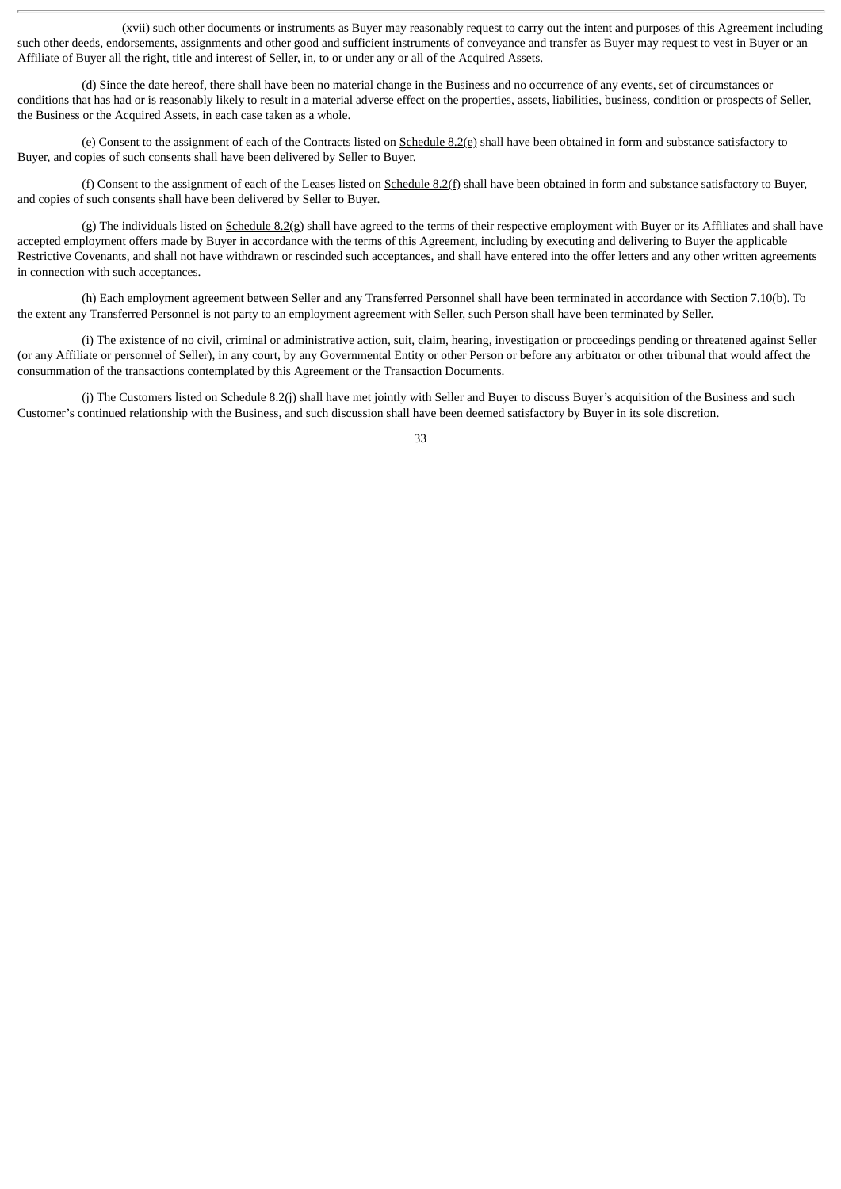(xvii) such other documents or instruments as Buyer may reasonably request to carry out the intent and purposes of this Agreement including such other deeds, endorsements, assignments and other good and sufficient instruments of conveyance and transfer as Buyer may request to vest in Buyer or an Affiliate of Buyer all the right, title and interest of Seller, in, to or under any or all of the Acquired Assets.

(d) Since the date hereof, there shall have been no material change in the Business and no occurrence of any events, set of circumstances or conditions that has had or is reasonably likely to result in a material adverse effect on the properties, assets, liabilities, business, condition or prospects of Seller, the Business or the Acquired Assets, in each case taken as a whole.

(e) Consent to the assignment of each of the Contracts listed on Schedule 8.2(e) shall have been obtained in form and substance satisfactory to Buyer, and copies of such consents shall have been delivered by Seller to Buyer.

(f) Consent to the assignment of each of the Leases listed on Schedule 8.2(f) shall have been obtained in form and substance satisfactory to Buyer, and copies of such consents shall have been delivered by Seller to Buyer.

(g) The individuals listed on Schedule 8.2(g) shall have agreed to the terms of their respective employment with Buyer or its Affiliates and shall have accepted employment offers made by Buyer in accordance with the terms of this Agreement, including by executing and delivering to Buyer the applicable Restrictive Covenants, and shall not have withdrawn or rescinded such acceptances, and shall have entered into the offer letters and any other written agreements in connection with such acceptances.

(h) Each employment agreement between Seller and any Transferred Personnel shall have been terminated in accordance with Section 7.10(b). To the extent any Transferred Personnel is not party to an employment agreement with Seller, such Person shall have been terminated by Seller.

(i) The existence of no civil, criminal or administrative action, suit, claim, hearing, investigation or proceedings pending or threatened against Seller (or any Affiliate or personnel of Seller), in any court, by any Governmental Entity or other Person or before any arbitrator or other tribunal that would affect the consummation of the transactions contemplated by this Agreement or the Transaction Documents.

(j) The Customers listed on Schedule 8.2(j) shall have met jointly with Seller and Buyer to discuss Buyer's acquisition of the Business and such Customer's continued relationship with the Business, and such discussion shall have been deemed satisfactory by Buyer in its sole discretion.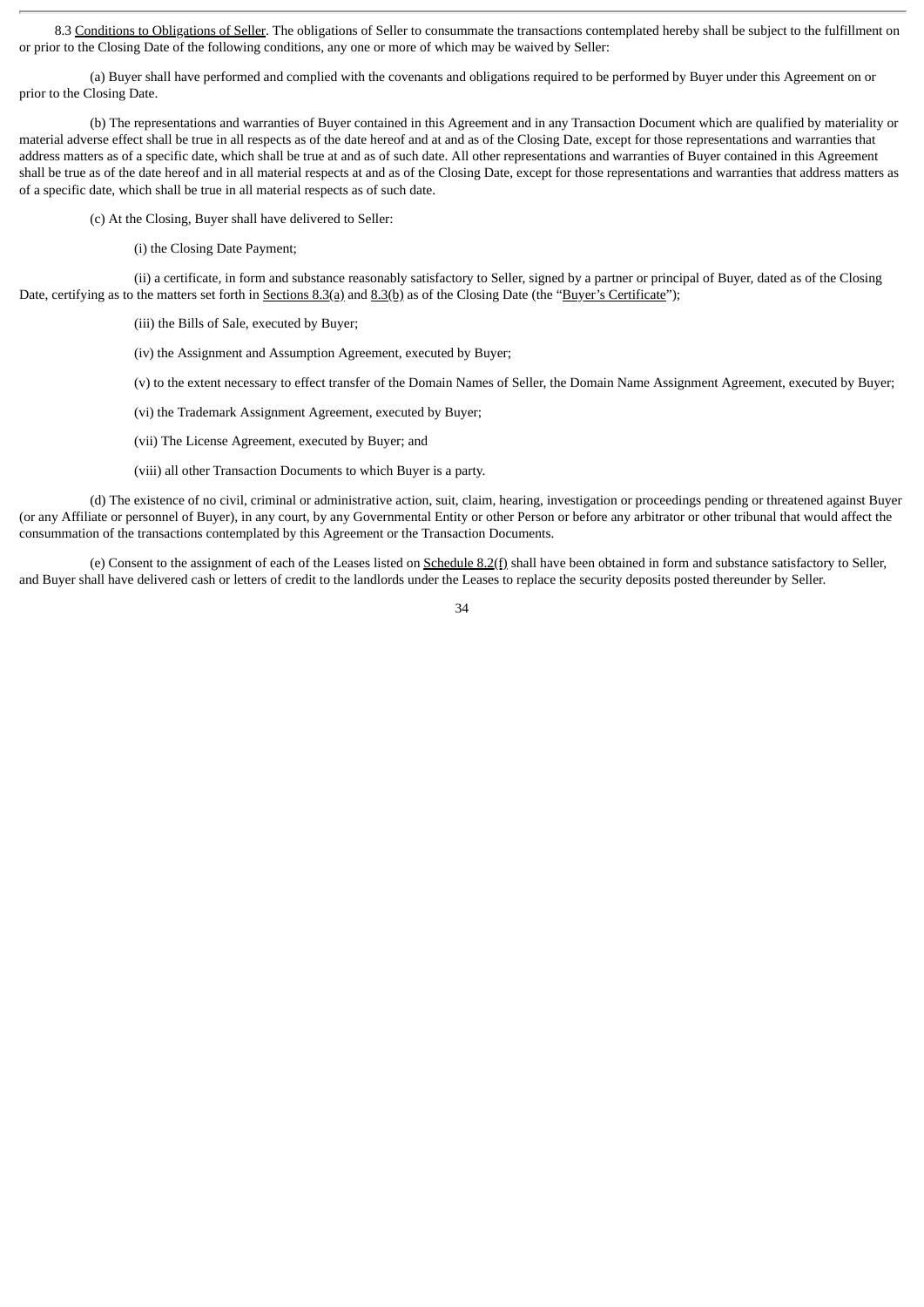8.3 Conditions to Obligations of Seller. The obligations of Seller to consummate the transactions contemplated hereby shall be subject to the fulfillment on or prior to the Closing Date of the following conditions, any one or more of which may be waived by Seller:

(a) Buyer shall have performed and complied with the covenants and obligations required to be performed by Buyer under this Agreement on or prior to the Closing Date.

(b) The representations and warranties of Buyer contained in this Agreement and in any Transaction Document which are qualified by materiality or material adverse effect shall be true in all respects as of the date hereof and at and as of the Closing Date, except for those representations and warranties that address matters as of a specific date, which shall be true at and as of such date. All other representations and warranties of Buyer contained in this Agreement shall be true as of the date hereof and in all material respects at and as of the Closing Date, except for those representations and warranties that address matters as of a specific date, which shall be true in all material respects as of such date.

(c) At the Closing, Buyer shall have delivered to Seller:

(i) the Closing Date Payment;

(ii) a certificate, in form and substance reasonably satisfactory to Seller, signed by a partner or principal of Buyer, dated as of the Closing Date, certifying as to the matters set forth in Sections 8.3(a) and 8.3(b) as of the Closing Date (the "Buyer's Certificate");

(iii) the Bills of Sale, executed by Buyer;

(iv) the Assignment and Assumption Agreement, executed by Buyer;

(v) to the extent necessary to effect transfer of the Domain Names of Seller, the Domain Name Assignment Agreement, executed by Buyer;

(vi) the Trademark Assignment Agreement, executed by Buyer;

(vii) The License Agreement, executed by Buyer; and

(viii) all other Transaction Documents to which Buyer is a party.

(d) The existence of no civil, criminal or administrative action, suit, claim, hearing, investigation or proceedings pending or threatened against Buyer (or any Affiliate or personnel of Buyer), in any court, by any Governmental Entity or other Person or before any arbitrator or other tribunal that would affect the consummation of the transactions contemplated by this Agreement or the Transaction Documents.

(e) Consent to the assignment of each of the Leases listed on Schedule 8.2(f) shall have been obtained in form and substance satisfactory to Seller, and Buyer shall have delivered cash or letters of credit to the landlords under the Leases to replace the security deposits posted thereunder by Seller.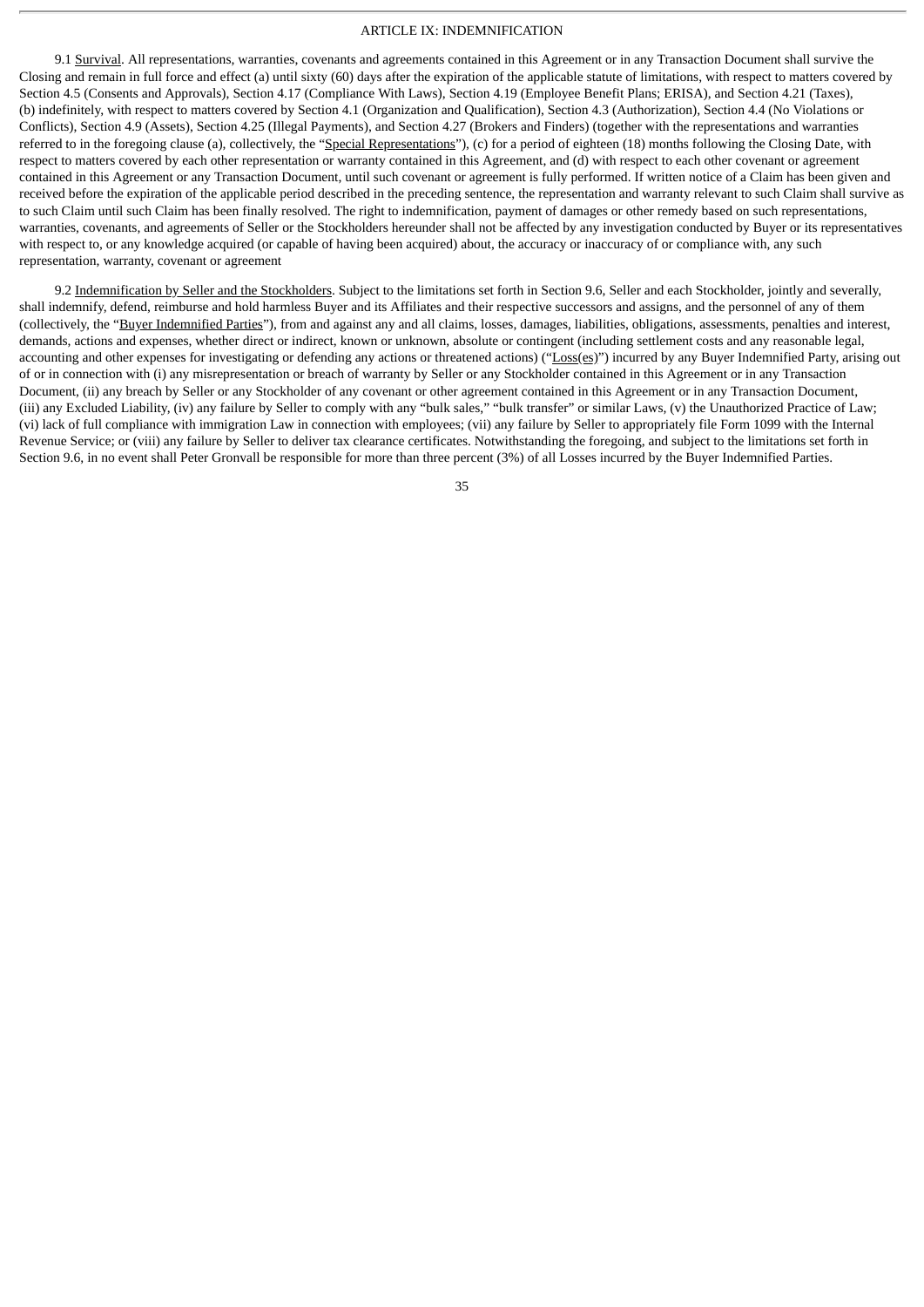## ARTICLE IX: INDEMNIFICATION

9.1 Survival. All representations, warranties, covenants and agreements contained in this Agreement or in any Transaction Document shall survive the Closing and remain in full force and effect (a) until sixty (60) days after the expiration of the applicable statute of limitations, with respect to matters covered by Section 4.5 (Consents and Approvals), Section 4.17 (Compliance With Laws), Section 4.19 (Employee Benefit Plans; ERISA), and Section 4.21 (Taxes), (b) indefinitely, with respect to matters covered by Section 4.1 (Organization and Qualification), Section 4.3 (Authorization), Section 4.4 (No Violations or Conflicts), Section 4.9 (Assets), Section 4.25 (Illegal Payments), and Section 4.27 (Brokers and Finders) (together with the representations and warranties referred to in the foregoing clause (a), collectively, the "Special Representations"), (c) for a period of eighteen (18) months following the Closing Date, with respect to matters covered by each other representation or warranty contained in this Agreement, and (d) with respect to each other covenant or agreement contained in this Agreement or any Transaction Document, until such covenant or agreement is fully performed. If written notice of a Claim has been given and received before the expiration of the applicable period described in the preceding sentence, the representation and warranty relevant to such Claim shall survive as to such Claim until such Claim has been finally resolved. The right to indemnification, payment of damages or other remedy based on such representations, warranties, covenants, and agreements of Seller or the Stockholders hereunder shall not be affected by any investigation conducted by Buyer or its representatives with respect to, or any knowledge acquired (or capable of having been acquired) about, the accuracy or inaccuracy of or compliance with, any such representation, warranty, covenant or agreement

9.2 Indemnification by Seller and the Stockholders. Subject to the limitations set forth in Section 9.6, Seller and each Stockholder, jointly and severally, shall indemnify, defend, reimburse and hold harmless Buyer and its Affiliates and their respective successors and assigns, and the personnel of any of them (collectively, the "Buyer Indemnified Parties"), from and against any and all claims, losses, damages, liabilities, obligations, assessments, penalties and interest, demands, actions and expenses, whether direct or indirect, known or unknown, absolute or contingent (including settlement costs and any reasonable legal, accounting and other expenses for investigating or defending any actions or threatened actions) ("Loss(es)") incurred by any Buyer Indemnified Party, arising out of or in connection with (i) any misrepresentation or breach of warranty by Seller or any Stockholder contained in this Agreement or in any Transaction Document, (ii) any breach by Seller or any Stockholder of any covenant or other agreement contained in this Agreement or in any Transaction Document, (iii) any Excluded Liability, (iv) any failure by Seller to comply with any "bulk sales," "bulk transfer" or similar Laws, (v) the Unauthorized Practice of Law; (vi) lack of full compliance with immigration Law in connection with employees; (vii) any failure by Seller to appropriately file Form 1099 with the Internal Revenue Service; or (viii) any failure by Seller to deliver tax clearance certificates. Notwithstanding the foregoing, and subject to the limitations set forth in Section 9.6, in no event shall Peter Gronvall be responsible for more than three percent (3%) of all Losses incurred by the Buyer Indemnified Parties.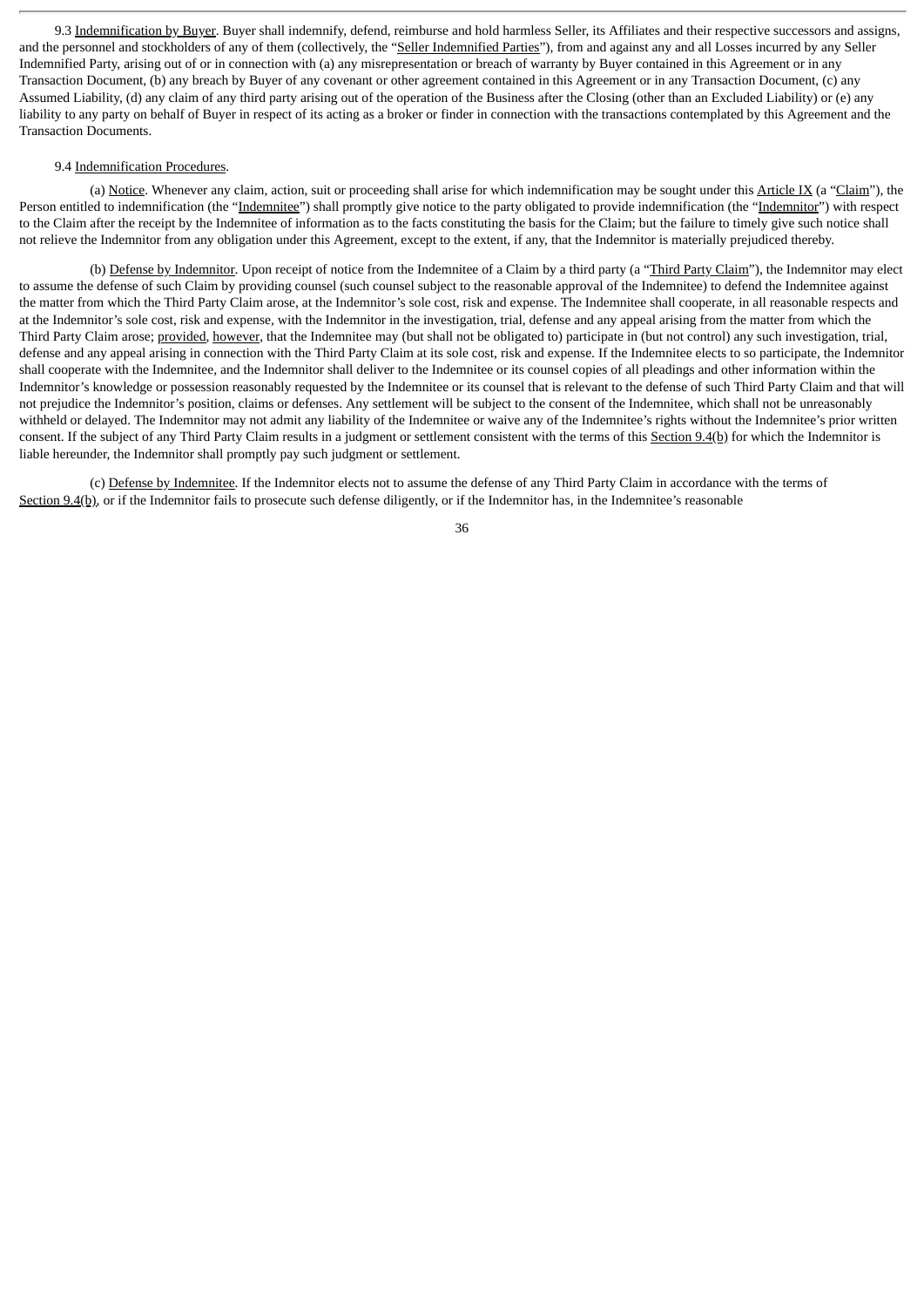9.3 Indemnification by Buyer. Buyer shall indemnify, defend, reimburse and hold harmless Seller, its Affiliates and their respective successors and assigns, and the personnel and stockholders of any of them (collectively, the "Seller Indemnified Parties"), from and against any and all Losses incurred by any Seller Indemnified Party, arising out of or in connection with (a) any misrepresentation or breach of warranty by Buyer contained in this Agreement or in any Transaction Document, (b) any breach by Buyer of any covenant or other agreement contained in this Agreement or in any Transaction Document, (c) any Assumed Liability, (d) any claim of any third party arising out of the operation of the Business after the Closing (other than an Excluded Liability) or (e) any liability to any party on behalf of Buyer in respect of its acting as a broker or finder in connection with the transactions contemplated by this Agreement and the Transaction Documents.

9.4 Indemnification Procedures.

(a) Notice. Whenever any claim, action, suit or proceeding shall arise for which indemnification may be sought under this Article IX (a "Claim"), the Person entitled to indemnification (the "Indemnitee") shall promptly give notice to the party obligated to provide indemnification (the "Indemnitor") with respect to the Claim after the receipt by the Indemnitee of information as to the facts constituting the basis for the Claim; but the failure to timely give such notice shall not relieve the Indemnitor from any obligation under this Agreement, except to the extent, if any, that the Indemnitor is materially prejudiced thereby.

(b) Defense by Indemnitor. Upon receipt of notice from the Indemnitee of a Claim by a third party (a "Third Party Claim"), the Indemnitor may elect to assume the defense of such Claim by providing counsel (such counsel subject to the reasonable approval of the Indemnitee) to defend the Indemnitee against the matter from which the Third Party Claim arose, at the Indemnitor's sole cost, risk and expense. The Indemnitee shall cooperate, in all reasonable respects and at the Indemnitor's sole cost, risk and expense, with the Indemnitor in the investigation, trial, defense and any appeal arising from the matter from which the Third Party Claim arose; provided, however, that the Indemnitee may (but shall not be obligated to) participate in (but not control) any such investigation, trial, defense and any appeal arising in connection with the Third Party Claim at its sole cost, risk and expense. If the Indemnitee elects to so participate, the Indemnitor shall cooperate with the Indemnitee, and the Indemnitor shall deliver to the Indemnitee or its counsel copies of all pleadings and other information within the Indemnitor's knowledge or possession reasonably requested by the Indemnitee or its counsel that is relevant to the defense of such Third Party Claim and that will not prejudice the Indemnitor's position, claims or defenses. Any settlement will be subject to the consent of the Indemnitee, which shall not be unreasonably withheld or delayed. The Indemnitor may not admit any liability of the Indemnitee or waive any of the Indemnitee's rights without the Indemnitee's prior written consent. If the subject of any Third Party Claim results in a judgment or settlement consistent with the terms of this Section 9.4(b) for which the Indemnitor is liable hereunder, the Indemnitor shall promptly pay such judgment or settlement.

(c) Defense by Indemnitee. If the Indemnitor elects not to assume the defense of any Third Party Claim in accordance with the terms of Section 9.4(b), or if the Indemnitor fails to prosecute such defense diligently, or if the Indemnitor has, in the Indemnitee's reasonable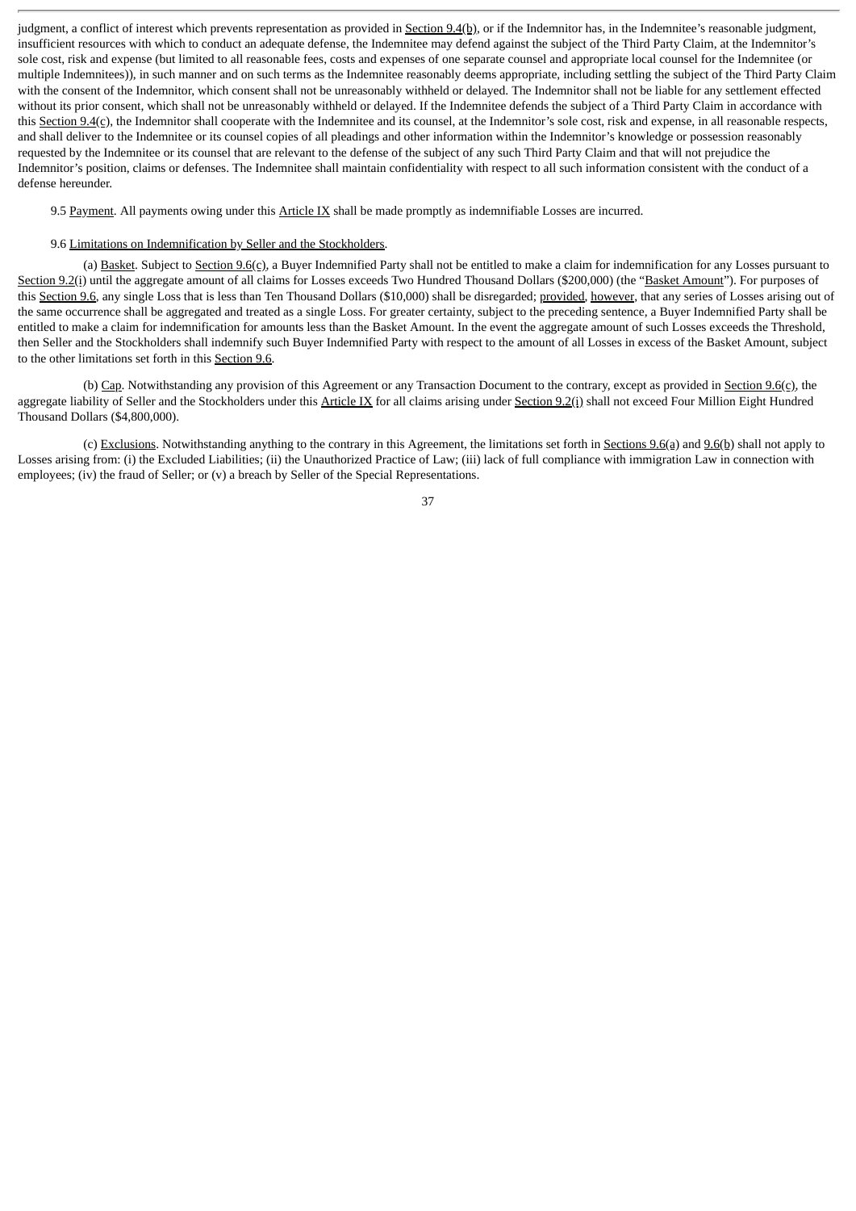judgment, a conflict of interest which prevents representation as provided in Section 9.4(b), or if the Indemnitor has, in the Indemnitee's reasonable judgment, insufficient resources with which to conduct an adequate defense, the Indemnitee may defend against the subject of the Third Party Claim, at the Indemnitor's sole cost, risk and expense (but limited to all reasonable fees, costs and expenses of one separate counsel and appropriate local counsel for the Indemnitee (or multiple Indemnitees)), in such manner and on such terms as the Indemnitee reasonably deems appropriate, including settling the subject of the Third Party Claim with the consent of the Indemnitor, which consent shall not be unreasonably withheld or delayed. The Indemnitor shall not be liable for any settlement effected without its prior consent, which shall not be unreasonably withheld or delayed. If the Indemnitee defends the subject of a Third Party Claim in accordance with this Section 9.4(c), the Indemnitor shall cooperate with the Indemnitee and its counsel, at the Indemnitor's sole cost, risk and expense, in all reasonable respects, and shall deliver to the Indemnitee or its counsel copies of all pleadings and other information within the Indemnitor's knowledge or possession reasonably requested by the Indemnitee or its counsel that are relevant to the defense of the subject of any such Third Party Claim and that will not prejudice the Indemnitor's position, claims or defenses. The Indemnitee shall maintain confidentiality with respect to all such information consistent with the conduct of a defense hereunder.

9.5 Payment. All payments owing under this Article IX shall be made promptly as indemnifiable Losses are incurred.

9.6 Limitations on Indemnification by Seller and the Stockholders.

(a) Basket. Subject to Section 9.6(c), a Buyer Indemnified Party shall not be entitled to make a claim for indemnification for any Losses pursuant to Section 9.2(i) until the aggregate amount of all claims for Losses exceeds Two Hundred Thousand Dollars ($200,000) (the "Basket Amount"). For purposes of this Section 9.6, any single Loss that is less than Ten Thousand Dollars ($10,000) shall be disregarded; provided, however, that any series of Losses arising out of the same occurrence shall be aggregated and treated as a single Loss. For greater certainty, subject to the preceding sentence, a Buyer Indemnified Party shall be entitled to make a claim for indemnification for amounts less than the Basket Amount. In the event the aggregate amount of such Losses exceeds the Threshold, then Seller and the Stockholders shall indemnify such Buyer Indemnified Party with respect to the amount of all Losses in excess of the Basket Amount, subject to the other limitations set forth in this Section 9.6.

(b) Cap. Notwithstanding any provision of this Agreement or any Transaction Document to the contrary, except as provided in Section 9.6(c), the aggregate liability of Seller and the Stockholders under this Article IX for all claims arising under Section 9.2(i) shall not exceed Four Million Eight Hundred Thousand Dollars ($4,800,000).

(c) Exclusions. Notwithstanding anything to the contrary in this Agreement, the limitations set forth in Sections 9.6(a) and 9.6(b) shall not apply to Losses arising from: (i) the Excluded Liabilities; (ii) the Unauthorized Practice of Law; (iii) lack of full compliance with immigration Law in connection with employees; (iv) the fraud of Seller; or (v) a breach by Seller of the Special Representations.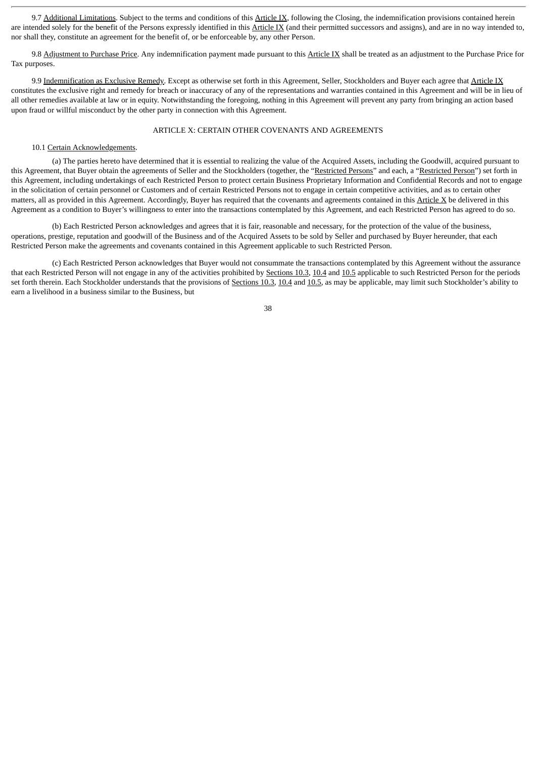9.7 Additional Limitations. Subject to the terms and conditions of this Article IX, following the Closing, the indemnification provisions contained herein are intended solely for the benefit of the Persons expressly identified in this Article IX (and their permitted successors and assigns), and are in no way intended to, nor shall they, constitute an agreement for the benefit of, or be enforceable by, any other Person.

9.8 Adjustment to Purchase Price. Any indemnification payment made pursuant to this Article IX shall be treated as an adjustment to the Purchase Price for Tax purposes.

9.9 Indemnification as Exclusive Remedy. Except as otherwise set forth in this Agreement, Seller, Stockholders and Buyer each agree that Article IX constitutes the exclusive right and remedy for breach or inaccuracy of any of the representations and warranties contained in this Agreement and will be in lieu of all other remedies available at law or in equity. Notwithstanding the foregoing, nothing in this Agreement will prevent any party from bringing an action based upon fraud or willful misconduct by the other party in connection with this Agreement.

## ARTICLE X: CERTAIN OTHER COVENANTS AND AGREEMENTS

10.1 Certain Acknowledgements.

(a) The parties hereto have determined that it is essential to realizing the value of the Acquired Assets, including the Goodwill, acquired pursuant to this Agreement, that Buyer obtain the agreements of Seller and the Stockholders (together, the "Restricted Persons" and each, a "Restricted Person") set forth in this Agreement, including undertakings of each Restricted Person to protect certain Business Proprietary Information and Confidential Records and not to engage in the solicitation of certain personnel or Customers and of certain Restricted Persons not to engage in certain competitive activities, and as to certain other matters, all as provided in this Agreement. Accordingly, Buyer has required that the covenants and agreements contained in this Article X be delivered in this Agreement as a condition to Buyer's willingness to enter into the transactions contemplated by this Agreement, and each Restricted Person has agreed to do so.

(b) Each Restricted Person acknowledges and agrees that it is fair, reasonable and necessary, for the protection of the value of the business, operations, prestige, reputation and goodwill of the Business and of the Acquired Assets to be sold by Seller and purchased by Buyer hereunder, that each Restricted Person make the agreements and covenants contained in this Agreement applicable to such Restricted Person.

(c) Each Restricted Person acknowledges that Buyer would not consummate the transactions contemplated by this Agreement without the assurance that each Restricted Person will not engage in any of the activities prohibited by Sections 10.3, 10.4 and 10.5 applicable to such Restricted Person for the periods set forth therein. Each Stockholder understands that the provisions of Sections 10.3, 10.4 and 10.5, as may be applicable, may limit such Stockholder's ability to earn a livelihood in a business similar to the Business, but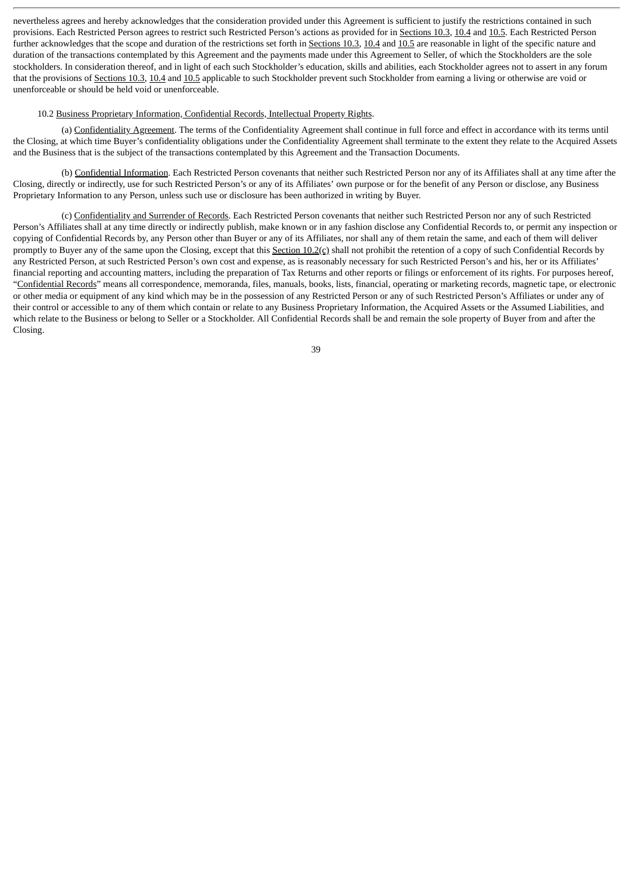nevertheless agrees and hereby acknowledges that the consideration provided under this Agreement is sufficient to justify the restrictions contained in such provisions. Each Restricted Person agrees to restrict such Restricted Person's actions as provided for in Sections 10.3, 10.4 and 10.5. Each Restricted Person further acknowledges that the scope and duration of the restrictions set forth in Sections 10.3, 10.4 and 10.5 are reasonable in light of the specific nature and duration of the transactions contemplated by this Agreement and the payments made under this Agreement to Seller, of which the Stockholders are the sole stockholders. In consideration thereof, and in light of each such Stockholder's education, skills and abilities, each Stockholder agrees not to assert in any forum that the provisions of Sections 10.3, 10.4 and 10.5 applicable to such Stockholder prevent such Stockholder from earning a living or otherwise are void or unenforceable or should be held void or unenforceable.

10.2 Business Proprietary Information, Confidential Records, Intellectual Property Rights.

(a) Confidentiality Agreement. The terms of the Confidentiality Agreement shall continue in full force and effect in accordance with its terms until the Closing, at which time Buyer's confidentiality obligations under the Confidentiality Agreement shall terminate to the extent they relate to the Acquired Assets and the Business that is the subject of the transactions contemplated by this Agreement and the Transaction Documents.

(b) Confidential Information. Each Restricted Person covenants that neither such Restricted Person nor any of its Affiliates shall at any time after the Closing, directly or indirectly, use for such Restricted Person's or any of its Affiliates' own purpose or for the benefit of any Person or disclose, any Business Proprietary Information to any Person, unless such use or disclosure has been authorized in writing by Buyer.

(c) Confidentiality and Surrender of Records. Each Restricted Person covenants that neither such Restricted Person nor any of such Restricted Person's Affiliates shall at any time directly or indirectly publish, make known or in any fashion disclose any Confidential Records to, or permit any inspection or copying of Confidential Records by, any Person other than Buyer or any of its Affiliates, nor shall any of them retain the same, and each of them will deliver promptly to Buyer any of the same upon the Closing, except that this Section 10.2(c) shall not prohibit the retention of a copy of such Confidential Records by any Restricted Person, at such Restricted Person's own cost and expense, as is reasonably necessary for such Restricted Person's and his, her or its Affiliates' financial reporting and accounting matters, including the preparation of Tax Returns and other reports or filings or enforcement of its rights. For purposes hereof, "Confidential Records" means all correspondence, memoranda, files, manuals, books, lists, financial, operating or marketing records, magnetic tape, or electronic or other media or equipment of any kind which may be in the possession of any Restricted Person or any of such Restricted Person's Affiliates or under any of their control or accessible to any of them which contain or relate to any Business Proprietary Information, the Acquired Assets or the Assumed Liabilities, and which relate to the Business or belong to Seller or a Stockholder. All Confidential Records shall be and remain the sole property of Buyer from and after the Closing.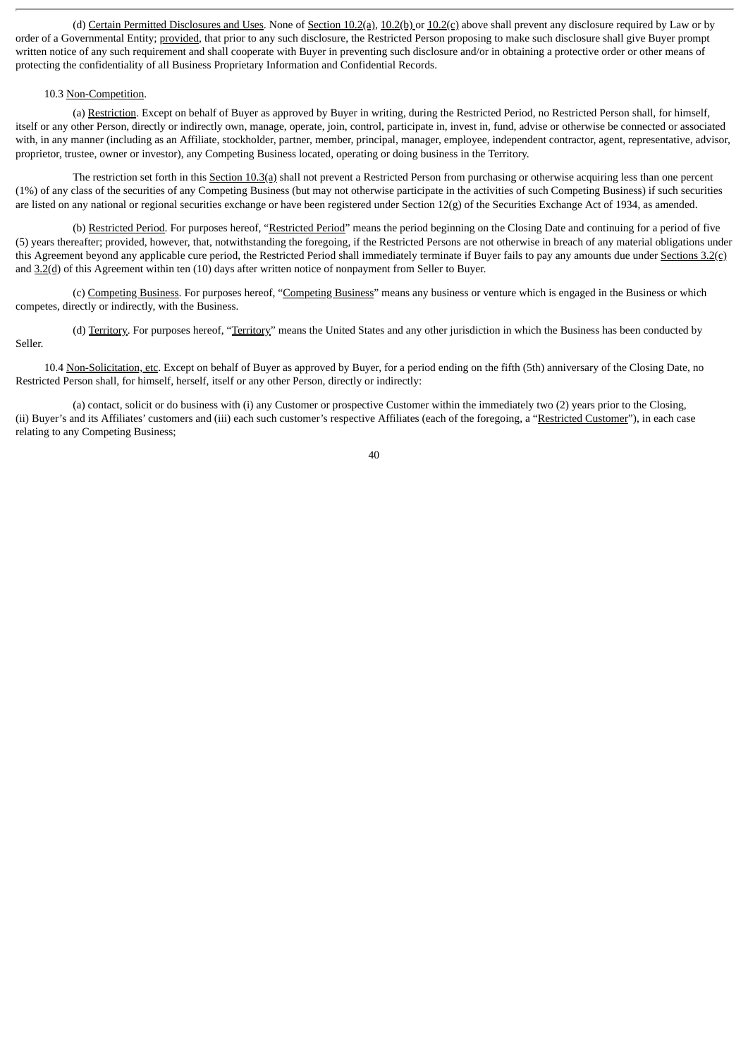(d) Certain Permitted Disclosures and Uses. None of Section 10.2(a), 10.2(b) or 10.2(c) above shall prevent any disclosure required by Law or by order of a Governmental Entity; provided, that prior to any such disclosure, the Restricted Person proposing to make such disclosure shall give Buyer prompt written notice of any such requirement and shall cooperate with Buyer in preventing such disclosure and/or in obtaining a protective order or other means of protecting the confidentiality of all Business Proprietary Information and Confidential Records.

10.3 Non-Competition.

(a) Restriction. Except on behalf of Buyer as approved by Buyer in writing, during the Restricted Period, no Restricted Person shall, for himself, itself or any other Person, directly or indirectly own, manage, operate, join, control, participate in, invest in, fund, advise or otherwise be connected or associated with, in any manner (including as an Affiliate, stockholder, partner, member, principal, manager, employee, independent contractor, agent, representative, advisor, proprietor, trustee, owner or investor), any Competing Business located, operating or doing business in the Territory.

The restriction set forth in this Section 10.3(a) shall not prevent a Restricted Person from purchasing or otherwise acquiring less than one percent (1%) of any class of the securities of any Competing Business (but may not otherwise participate in the activities of such Competing Business) if such securities are listed on any national or regional securities exchange or have been registered under Section 12(g) of the Securities Exchange Act of 1934, as amended.

(b) Restricted Period. For purposes hereof, "Restricted Period" means the period beginning on the Closing Date and continuing for a period of five (5) years thereafter; provided, however, that, notwithstanding the foregoing, if the Restricted Persons are not otherwise in breach of any material obligations under this Agreement beyond any applicable cure period, the Restricted Period shall immediately terminate if Buyer fails to pay any amounts due under Sections 3.2(c) and 3.2(d) of this Agreement within ten (10) days after written notice of nonpayment from Seller to Buyer.

(c) Competing Business. For purposes hereof, "Competing Business" means any business or venture which is engaged in the Business or which competes, directly or indirectly, with the Business.

(d) Territory. For purposes hereof, "Territory" means the United States and any other jurisdiction in which the Business has been conducted by Seller.

10.4 Non-Solicitation, etc. Except on behalf of Buyer as approved by Buyer, for a period ending on the fifth (5th) anniversary of the Closing Date, no Restricted Person shall, for himself, herself, itself or any other Person, directly or indirectly:

(a) contact, solicit or do business with (i) any Customer or prospective Customer within the immediately two (2) years prior to the Closing, (ii) Buyer's and its Affiliates' customers and (iii) each such customer's respective Affiliates (each of the foregoing, a "Restricted Customer"), in each case relating to any Competing Business;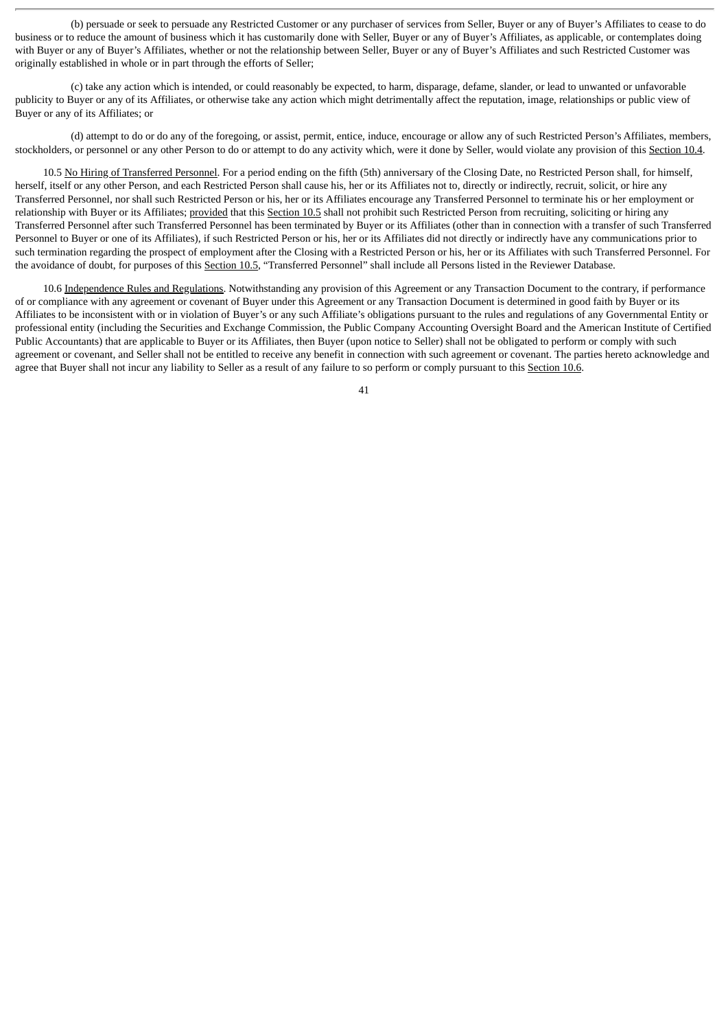(b) persuade or seek to persuade any Restricted Customer or any purchaser of services from Seller, Buyer or any of Buyer's Affiliates to cease to do business or to reduce the amount of business which it has customarily done with Seller, Buyer or any of Buyer's Affiliates, as applicable, or contemplates doing with Buyer or any of Buyer's Affiliates, whether or not the relationship between Seller, Buyer or any of Buyer's Affiliates and such Restricted Customer was originally established in whole or in part through the efforts of Seller;

(c) take any action which is intended, or could reasonably be expected, to harm, disparage, defame, slander, or lead to unwanted or unfavorable publicity to Buyer or any of its Affiliates, or otherwise take any action which might detrimentally affect the reputation, image, relationships or public view of Buyer or any of its Affiliates; or

(d) attempt to do or do any of the foregoing, or assist, permit, entice, induce, encourage or allow any of such Restricted Person's Affiliates, members, stockholders, or personnel or any other Person to do or attempt to do any activity which, were it done by Seller, would violate any provision of this Section 10.4.

10.5 No Hiring of Transferred Personnel. For a period ending on the fifth (5th) anniversary of the Closing Date, no Restricted Person shall, for himself, herself, itself or any other Person, and each Restricted Person shall cause his, her or its Affiliates not to, directly or indirectly, recruit, solicit, or hire any Transferred Personnel, nor shall such Restricted Person or his, her or its Affiliates encourage any Transferred Personnel to terminate his or her employment or relationship with Buyer or its Affiliates; provided that this Section 10.5 shall not prohibit such Restricted Person from recruiting, soliciting or hiring any Transferred Personnel after such Transferred Personnel has been terminated by Buyer or its Affiliates (other than in connection with a transfer of such Transferred Personnel to Buyer or one of its Affiliates), if such Restricted Person or his, her or its Affiliates did not directly or indirectly have any communications prior to such termination regarding the prospect of employment after the Closing with a Restricted Person or his, her or its Affiliates with such Transferred Personnel. For the avoidance of doubt, for purposes of this Section 10.5, "Transferred Personnel" shall include all Persons listed in the Reviewer Database.

10.6 Independence Rules and Regulations. Notwithstanding any provision of this Agreement or any Transaction Document to the contrary, if performance of or compliance with any agreement or covenant of Buyer under this Agreement or any Transaction Document is determined in good faith by Buyer or its Affiliates to be inconsistent with or in violation of Buyer's or any such Affiliate's obligations pursuant to the rules and regulations of any Governmental Entity or professional entity (including the Securities and Exchange Commission, the Public Company Accounting Oversight Board and the American Institute of Certified Public Accountants) that are applicable to Buyer or its Affiliates, then Buyer (upon notice to Seller) shall not be obligated to perform or comply with such agreement or covenant, and Seller shall not be entitled to receive any benefit in connection with such agreement or covenant. The parties hereto acknowledge and agree that Buyer shall not incur any liability to Seller as a result of any failure to so perform or comply pursuant to this Section 10.6.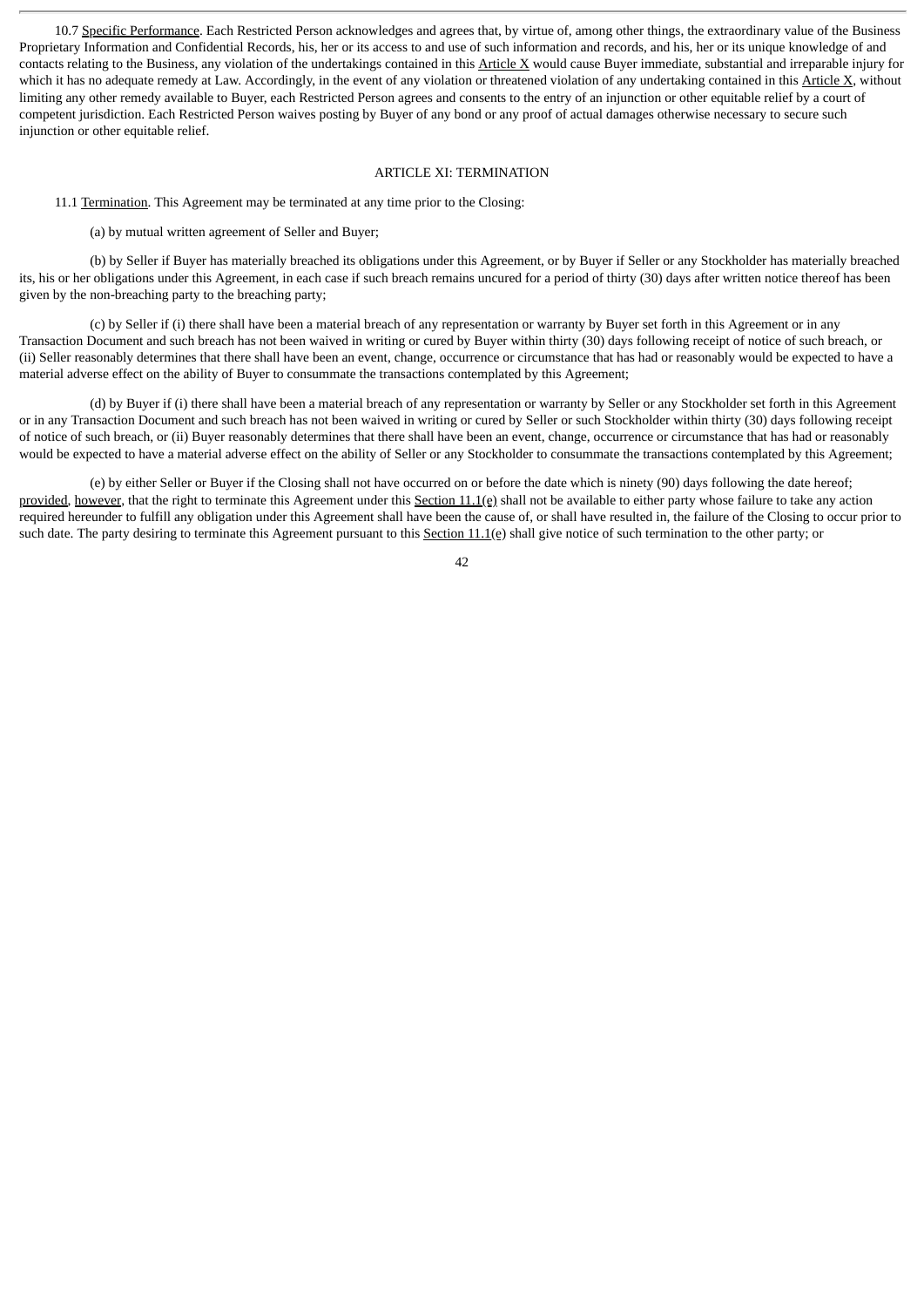10.7 Specific Performance. Each Restricted Person acknowledges and agrees that, by virtue of, among other things, the extraordinary value of the Business Proprietary Information and Confidential Records, his, her or its access to and use of such information and records, and his, her or its unique knowledge of and contacts relating to the Business, any violation of the undertakings contained in this Article X would cause Buyer immediate, substantial and irreparable injury for which it has no adequate remedy at Law. Accordingly, in the event of any violation or threatened violation of any undertaking contained in this Article X, without limiting any other remedy available to Buyer, each Restricted Person agrees and consents to the entry of an injunction or other equitable relief by a court of competent jurisdiction. Each Restricted Person waives posting by Buyer of any bond or any proof of actual damages otherwise necessary to secure such injunction or other equitable relief.

## ARTICLE XI: TERMINATION

11.1 Termination. This Agreement may be terminated at any time prior to the Closing:

(a) by mutual written agreement of Seller and Buyer;

(b) by Seller if Buyer has materially breached its obligations under this Agreement, or by Buyer if Seller or any Stockholder has materially breached its, his or her obligations under this Agreement, in each case if such breach remains uncured for a period of thirty (30) days after written notice thereof has been given by the non-breaching party to the breaching party;

(c) by Seller if (i) there shall have been a material breach of any representation or warranty by Buyer set forth in this Agreement or in any Transaction Document and such breach has not been waived in writing or cured by Buyer within thirty (30) days following receipt of notice of such breach, or (ii) Seller reasonably determines that there shall have been an event, change, occurrence or circumstance that has had or reasonably would be expected to have a material adverse effect on the ability of Buyer to consummate the transactions contemplated by this Agreement;

(d) by Buyer if (i) there shall have been a material breach of any representation or warranty by Seller or any Stockholder set forth in this Agreement or in any Transaction Document and such breach has not been waived in writing or cured by Seller or such Stockholder within thirty (30) days following receipt of notice of such breach, or (ii) Buyer reasonably determines that there shall have been an event, change, occurrence or circumstance that has had or reasonably would be expected to have a material adverse effect on the ability of Seller or any Stockholder to consummate the transactions contemplated by this Agreement;

(e) by either Seller or Buyer if the Closing shall not have occurred on or before the date which is ninety (90) days following the date hereof; provided, however, that the right to terminate this Agreement under this Section 11.1(e) shall not be available to either party whose failure to take any action required hereunder to fulfill any obligation under this Agreement shall have been the cause of, or shall have resulted in, the failure of the Closing to occur prior to such date. The party desiring to terminate this Agreement pursuant to this Section 11.1(e) shall give notice of such termination to the other party; or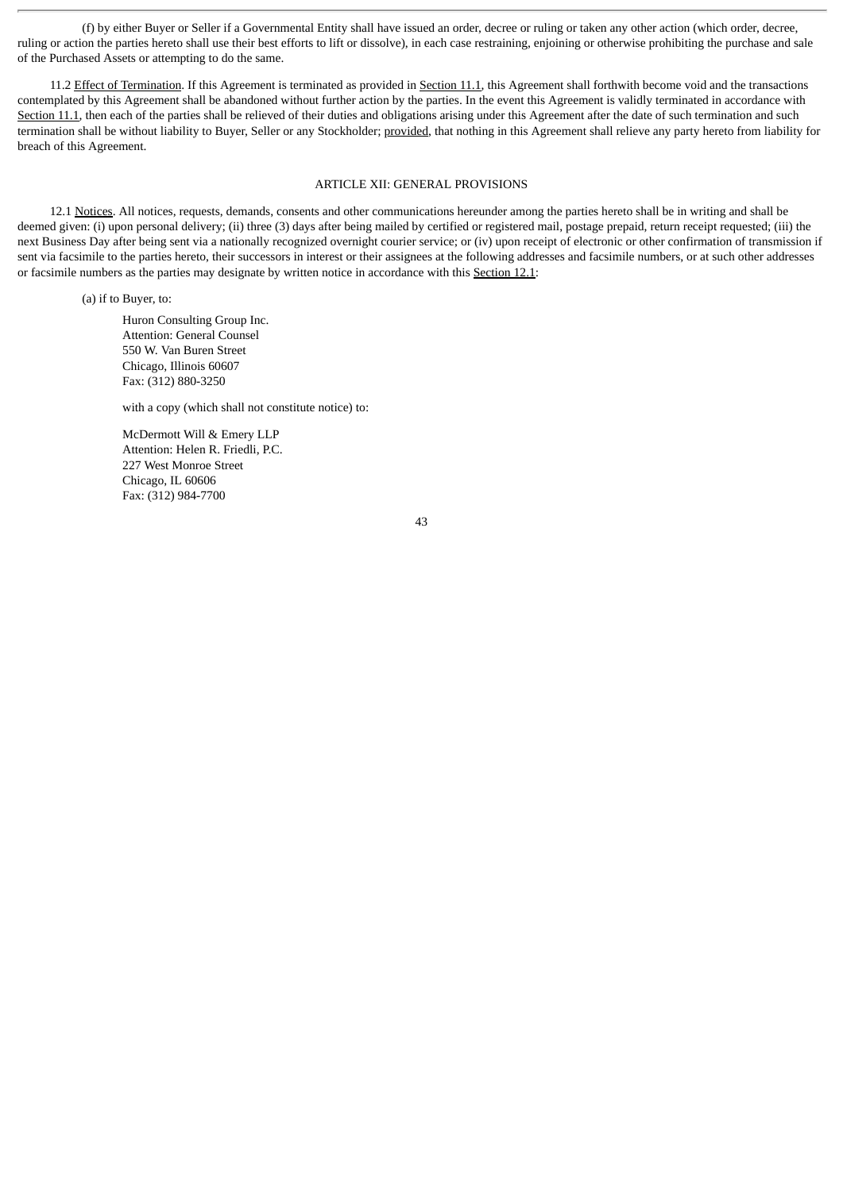(f) by either Buyer or Seller if a Governmental Entity shall have issued an order, decree or ruling or taken any other action (which order, decree, ruling or action the parties hereto shall use their best efforts to lift or dissolve), in each case restraining, enjoining or otherwise prohibiting the purchase and sale of the Purchased Assets or attempting to do the same.

11.2 Effect of Termination. If this Agreement is terminated as provided in Section 11.1, this Agreement shall forthwith become void and the transactions contemplated by this Agreement shall be abandoned without further action by the parties. In the event this Agreement is validly terminated in accordance with Section 11.1, then each of the parties shall be relieved of their duties and obligations arising under this Agreement after the date of such termination and such termination shall be without liability to Buyer, Seller or any Stockholder; provided, that nothing in this Agreement shall relieve any party hereto from liability for breach of this Agreement.

## ARTICLE XII: GENERAL PROVISIONS

12.1 Notices. All notices, requests, demands, consents and other communications hereunder among the parties hereto shall be in writing and shall be deemed given: (i) upon personal delivery; (ii) three (3) days after being mailed by certified or registered mail, postage prepaid, return receipt requested; (iii) the next Business Day after being sent via a nationally recognized overnight courier service; or (iv) upon receipt of electronic or other confirmation of transmission if sent via facsimile to the parties hereto, their successors in interest or their assignees at the following addresses and facsimile numbers, or at such other addresses or facsimile numbers as the parties may designate by written notice in accordance with this Section 12.1:

(a) if to Buyer, to:

Huron Consulting Group Inc.
Attention: General Counsel
550 W. Van Buren Street
Chicago, Illinois 60607
Fax: (312) 880-3250

with a copy (which shall not constitute notice) to:

McDermott Will & Emery LLP
Attention: Helen R. Friedli, P.C.
227 West Monroe Street
Chicago, IL 60606
Fax: (312) 984-7700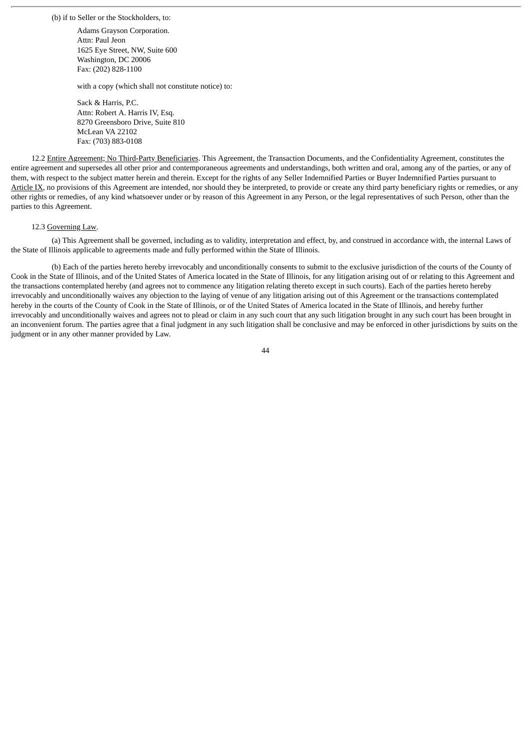(b) if to Seller or the Stockholders, to:

Adams Grayson Corporation.
Attn: Paul Jeon
1625 Eye Street, NW, Suite 600
Washington, DC 20006
Fax: (202) 828-1100

with a copy (which shall not constitute notice) to:

Sack & Harris, P.C.
Attn: Robert A. Harris IV, Esq.
8270 Greensboro Drive, Suite 810
McLean VA 22102
Fax: (703) 883-0108

12.2 Entire Agreement; No Third-Party Beneficiaries. This Agreement, the Transaction Documents, and the Confidentiality Agreement, constitutes the entire agreement and supersedes all other prior and contemporaneous agreements and understandings, both written and oral, among any of the parties, or any of them, with respect to the subject matter herein and therein. Except for the rights of any Seller Indemnified Parties or Buyer Indemnified Parties pursuant to Article IX, no provisions of this Agreement are intended, nor should they be interpreted, to provide or create any third party beneficiary rights or remedies, or any other rights or remedies, of any kind whatsoever under or by reason of this Agreement in any Person, or the legal representatives of such Person, other than the parties to this Agreement.

12.3 Governing Law.

(a) This Agreement shall be governed, including as to validity, interpretation and effect, by, and construed in accordance with, the internal Laws of the State of Illinois applicable to agreements made and fully performed within the State of Illinois.

(b) Each of the parties hereto hereby irrevocably and unconditionally consents to submit to the exclusive jurisdiction of the courts of the County of Cook in the State of Illinois, and of the United States of America located in the State of Illinois, for any litigation arising out of or relating to this Agreement and the transactions contemplated hereby (and agrees not to commence any litigation relating thereto except in such courts). Each of the parties hereto hereby irrevocably and unconditionally waives any objection to the laying of venue of any litigation arising out of this Agreement or the transactions contemplated hereby in the courts of the County of Cook in the State of Illinois, or of the United States of America located in the State of Illinois, and hereby further irrevocably and unconditionally waives and agrees not to plead or claim in any such court that any such litigation brought in any such court has been brought in an inconvenient forum. The parties agree that a final judgment in any such litigation shall be conclusive and may be enforced in other jurisdictions by suits on the judgment or in any other manner provided by Law.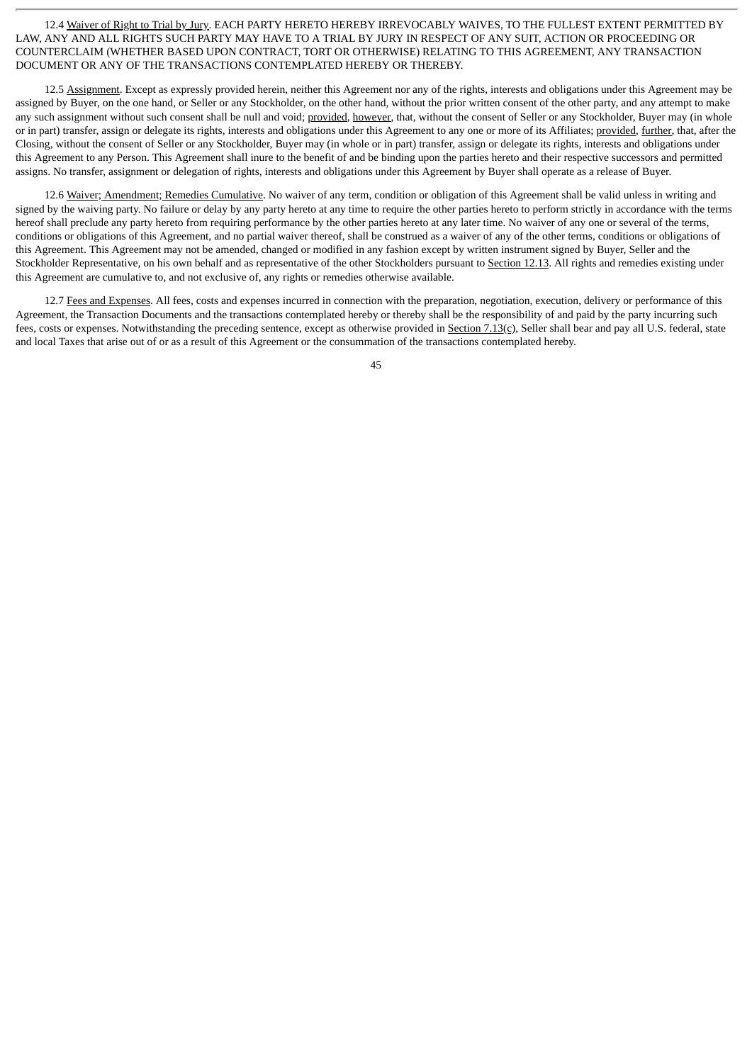12.4 Waiver of Right to Trial by Jury. EACH PARTY HERETO HEREBY IRREVOCABLY WAIVES, TO THE FULLEST EXTENT PERMITTED BY LAW, ANY AND ALL RIGHTS SUCH PARTY MAY HAVE TO A TRIAL BY JURY IN RESPECT OF ANY SUIT, ACTION OR PROCEEDING OR COUNTERCLAIM (WHETHER BASED UPON CONTRACT, TORT OR OTHERWISE) RELATING TO THIS AGREEMENT, ANY TRANSACTION DOCUMENT OR ANY OF THE TRANSACTIONS CONTEMPLATED HEREBY OR THEREBY.

12.5 Assignment. Except as expressly provided herein, neither this Agreement nor any of the rights, interests and obligations under this Agreement may be assigned by Buyer, on the one hand, or Seller or any Stockholder, on the other hand, without the prior written consent of the other party, and any attempt to make any such assignment without such consent shall be null and void; provided, however, that, without the consent of Seller or any Stockholder, Buyer may (in whole or in part) transfer, assign or delegate its rights, interests and obligations under this Agreement to any one or more of its Affiliates; provided, further, that, after the Closing, without the consent of Seller or any Stockholder, Buyer may (in whole or in part) transfer, assign or delegate its rights, interests and obligations under this Agreement to any Person. This Agreement shall inure to the benefit of and be binding upon the parties hereto and their respective successors and permitted assigns. No transfer, assignment or delegation of rights, interests and obligations under this Agreement by Buyer shall operate as a release of Buyer.

12.6 Waiver; Amendment; Remedies Cumulative. No waiver of any term, condition or obligation of this Agreement shall be valid unless in writing and signed by the waiving party. No failure or delay by any party hereto at any time to require the other parties hereto to perform strictly in accordance with the terms hereof shall preclude any party hereto from requiring performance by the other parties hereto at any later time. No waiver of any one or several of the terms, conditions or obligations of this Agreement, and no partial waiver thereof, shall be construed as a waiver of any of the other terms, conditions or obligations of this Agreement. This Agreement may not be amended, changed or modified in any fashion except by written instrument signed by Buyer, Seller and the Stockholder Representative, on his own behalf and as representative of the other Stockholders pursuant to Section 12.13. All rights and remedies existing under this Agreement are cumulative to, and not exclusive of, any rights or remedies otherwise available.

12.7 Fees and Expenses. All fees, costs and expenses incurred in connection with the preparation, negotiation, execution, delivery or performance of this Agreement, the Transaction Documents and the transactions contemplated hereby or thereby shall be the responsibility of and paid by the party incurring such fees, costs or expenses. Notwithstanding the preceding sentence, except as otherwise provided in Section 7.13(c), Seller shall bear and pay all U.S. federal, state and local Taxes that arise out of or as a result of this Agreement or the consummation of the transactions contemplated hereby.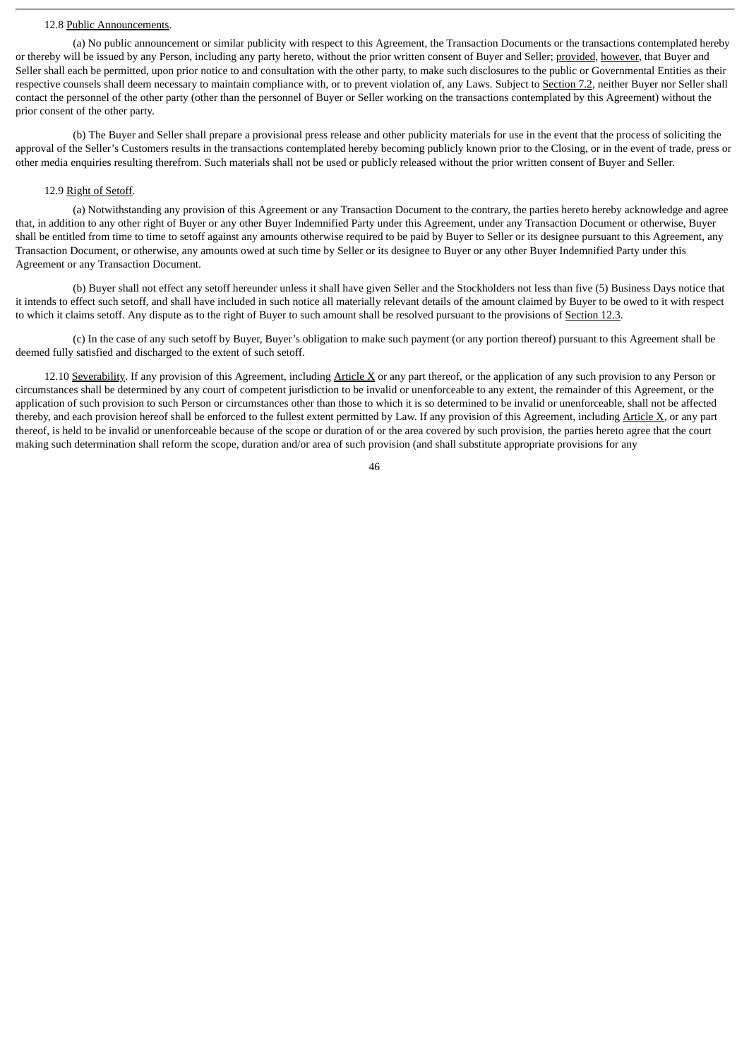12.8 Public Announcements.

(a) No public announcement or similar publicity with respect to this Agreement, the Transaction Documents or the transactions contemplated hereby or thereby will be issued by any Person, including any party hereto, without the prior written consent of Buyer and Seller; provided, however, that Buyer and Seller shall each be permitted, upon prior notice to and consultation with the other party, to make such disclosures to the public or Governmental Entities as their respective counsels shall deem necessary to maintain compliance with, or to prevent violation of, any Laws. Subject to Section 7.2, neither Buyer nor Seller shall contact the personnel of the other party (other than the personnel of Buyer or Seller working on the transactions contemplated by this Agreement) without the prior consent of the other party.

(b) The Buyer and Seller shall prepare a provisional press release and other publicity materials for use in the event that the process of soliciting the approval of the Seller's Customers results in the transactions contemplated hereby becoming publicly known prior to the Closing, or in the event of trade, press or other media enquiries resulting therefrom. Such materials shall not be used or publicly released without the prior written consent of Buyer and Seller.

12.9 Right of Setoff.

(a) Notwithstanding any provision of this Agreement or any Transaction Document to the contrary, the parties hereto hereby acknowledge and agree that, in addition to any other right of Buyer or any other Buyer Indemnified Party under this Agreement, under any Transaction Document or otherwise, Buyer shall be entitled from time to time to setoff against any amounts otherwise required to be paid by Buyer to Seller or its designee pursuant to this Agreement, any Transaction Document, or otherwise, any amounts owed at such time by Seller or its designee to Buyer or any other Buyer Indemnified Party under this Agreement or any Transaction Document.

(b) Buyer shall not effect any setoff hereunder unless it shall have given Seller and the Stockholders not less than five (5) Business Days notice that it intends to effect such setoff, and shall have included in such notice all materially relevant details of the amount claimed by Buyer to be owed to it with respect to which it claims setoff. Any dispute as to the right of Buyer to such amount shall be resolved pursuant to the provisions of Section 12.3.

(c) In the case of any such setoff by Buyer, Buyer's obligation to make such payment (or any portion thereof) pursuant to this Agreement shall be deemed fully satisfied and discharged to the extent of such setoff.

12.10 Severability. If any provision of this Agreement, including Article X or any part thereof, or the application of any such provision to any Person or circumstances shall be determined by any court of competent jurisdiction to be invalid or unenforceable to any extent, the remainder of this Agreement, or the application of such provision to such Person or circumstances other than those to which it is so determined to be invalid or unenforceable, shall not be affected thereby, and each provision hereof shall be enforced to the fullest extent permitted by Law. If any provision of this Agreement, including Article X, or any part thereof, is held to be invalid or unenforceable because of the scope or duration of or the area covered by such provision, the parties hereto agree that the court making such determination shall reform the scope, duration and/or area of such provision (and shall substitute appropriate provisions for any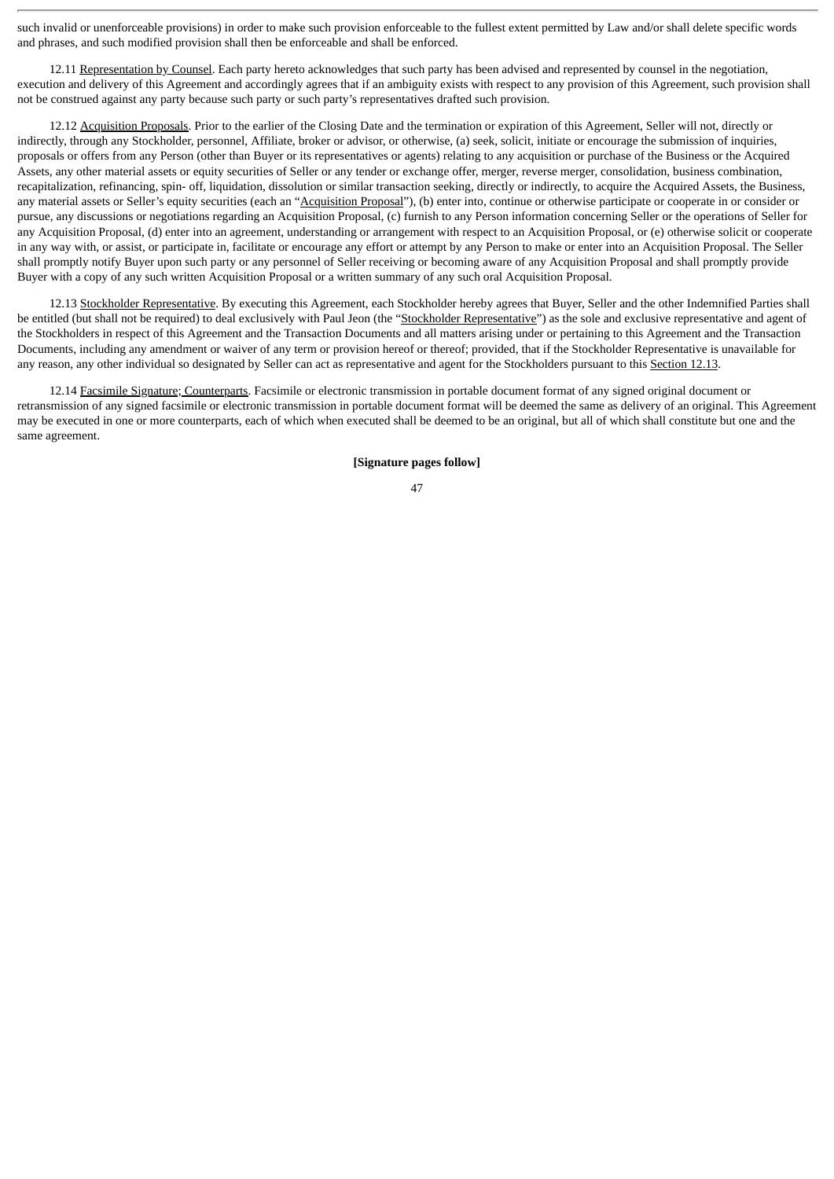such invalid or unenforceable provisions) in order to make such provision enforceable to the fullest extent permitted by Law and/or shall delete specific words and phrases, and such modified provision shall then be enforceable and shall be enforced.

12.11 Representation by Counsel. Each party hereto acknowledges that such party has been advised and represented by counsel in the negotiation, execution and delivery of this Agreement and accordingly agrees that if an ambiguity exists with respect to any provision of this Agreement, such provision shall not be construed against any party because such party or such party's representatives drafted such provision.

12.12 Acquisition Proposals. Prior to the earlier of the Closing Date and the termination or expiration of this Agreement, Seller will not, directly or indirectly, through any Stockholder, personnel, Affiliate, broker or advisor, or otherwise, (a) seek, solicit, initiate or encourage the submission of inquiries, proposals or offers from any Person (other than Buyer or its representatives or agents) relating to any acquisition or purchase of the Business or the Acquired Assets, any other material assets or equity securities of Seller or any tender or exchange offer, merger, reverse merger, consolidation, business combination, recapitalization, refinancing, spin- off, liquidation, dissolution or similar transaction seeking, directly or indirectly, to acquire the Acquired Assets, the Business, any material assets or Seller's equity securities (each an "Acquisition Proposal"), (b) enter into, continue or otherwise participate or cooperate in or consider or pursue, any discussions or negotiations regarding an Acquisition Proposal, (c) furnish to any Person information concerning Seller or the operations of Seller for any Acquisition Proposal, (d) enter into an agreement, understanding or arrangement with respect to an Acquisition Proposal, or (e) otherwise solicit or cooperate in any way with, or assist, or participate in, facilitate or encourage any effort or attempt by any Person to make or enter into an Acquisition Proposal. The Seller shall promptly notify Buyer upon such party or any personnel of Seller receiving or becoming aware of any Acquisition Proposal and shall promptly provide Buyer with a copy of any such written Acquisition Proposal or a written summary of any such oral Acquisition Proposal.

12.13 Stockholder Representative. By executing this Agreement, each Stockholder hereby agrees that Buyer, Seller and the other Indemnified Parties shall be entitled (but shall not be required) to deal exclusively with Paul Jeon (the "Stockholder Representative") as the sole and exclusive representative and agent of the Stockholders in respect of this Agreement and the Transaction Documents and all matters arising under or pertaining to this Agreement and the Transaction Documents, including any amendment or waiver of any term or provision hereof or thereof; provided, that if the Stockholder Representative is unavailable for any reason, any other individual so designated by Seller can act as representative and agent for the Stockholders pursuant to this Section 12.13.

12.14 Facsimile Signature; Counterparts. Facsimile or electronic transmission in portable document format of any signed original document or retransmission of any signed facsimile or electronic transmission in portable document format will be deemed the same as delivery of an original. This Agreement may be executed in one or more counterparts, each of which when executed shall be deemed to be an original, but all of which shall constitute but one and the same agreement.

**[Signature pages follow]**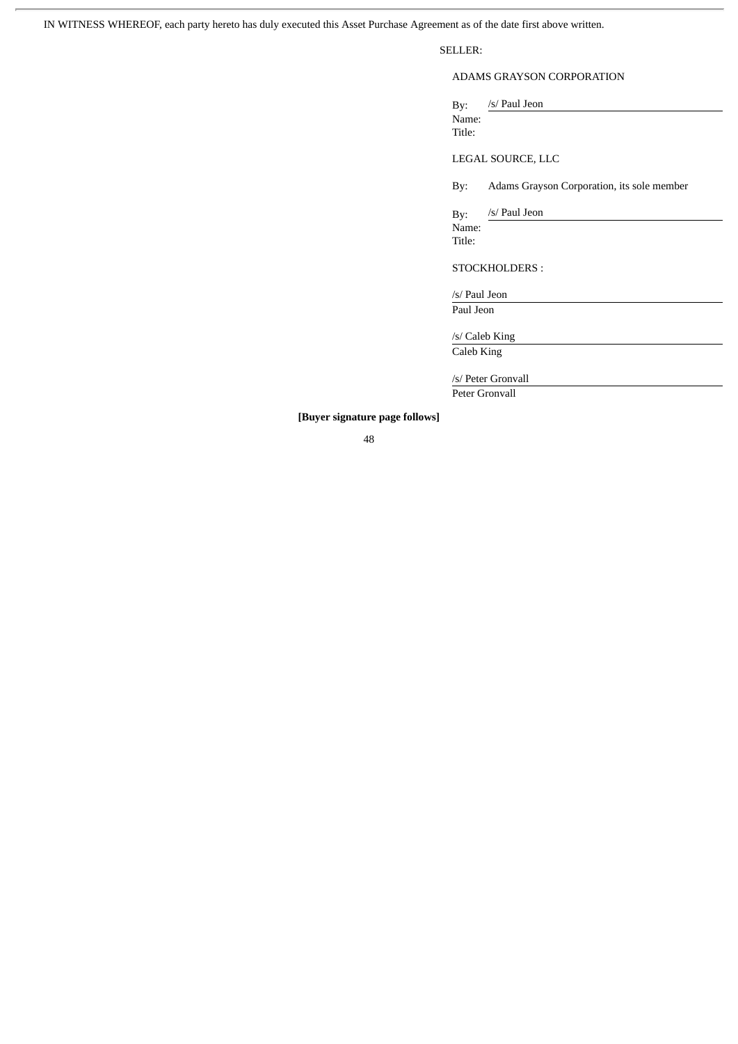IN WITNESS WHEREOF, each party hereto has duly executed this Asset Purchase Agreement as of the date first above written.

SELLER:

ADAMS GRAYSON CORPORATION

By: /s/ Paul Jeon
Name:
Title:

LEGAL SOURCE, LLC

By: Adams Grayson Corporation, its sole member

By: /s/ Paul Jeon
Name:
Title:

STOCKHOLDERS :

/s/ Paul Jeon
Paul Jeon

/s/ Caleb King
Caleb King

/s/ Peter Gronvall
Peter Gronvall

**[Buyer signature page follows]**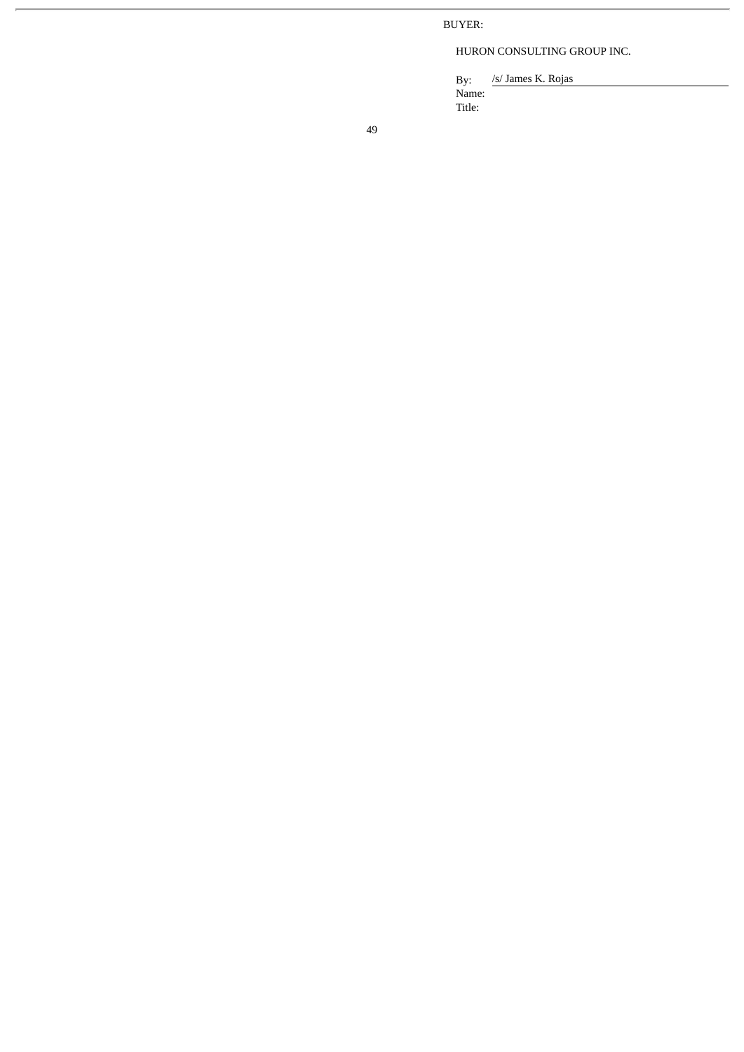BUYER:

HURON CONSULTING GROUP INC.

By: /s/ James K. Rojas
Name:
Title: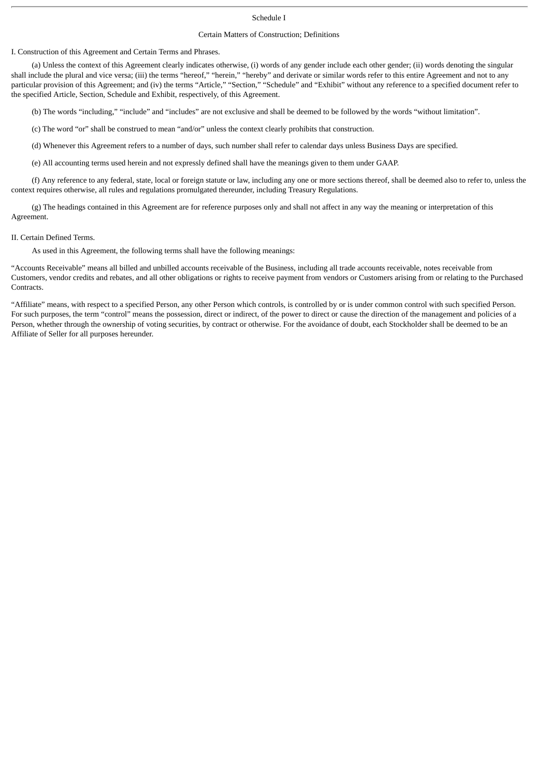# Schedule I

## Certain Matters of Construction; Definitions

I. Construction of this Agreement and Certain Terms and Phrases.

(a) Unless the context of this Agreement clearly indicates otherwise, (i) words of any gender include each other gender; (ii) words denoting the singular shall include the plural and vice versa; (iii) the terms "hereof," "herein," "hereby" and derivate or similar words refer to this entire Agreement and not to any particular provision of this Agreement; and (iv) the terms "Article," "Section," "Schedule" and "Exhibit" without any reference to a specified document refer to the specified Article, Section, Schedule and Exhibit, respectively, of this Agreement.

(b) The words "including," "include" and "includes" are not exclusive and shall be deemed to be followed by the words "without limitation".

(c) The word "or" shall be construed to mean "and/or" unless the context clearly prohibits that construction.

(d) Whenever this Agreement refers to a number of days, such number shall refer to calendar days unless Business Days are specified.

(e) All accounting terms used herein and not expressly defined shall have the meanings given to them under GAAP.

(f) Any reference to any federal, state, local or foreign statute or law, including any one or more sections thereof, shall be deemed also to refer to, unless the context requires otherwise, all rules and regulations promulgated thereunder, including Treasury Regulations.

(g) The headings contained in this Agreement are for reference purposes only and shall not affect in any way the meaning or interpretation of this Agreement.

II. Certain Defined Terms.

As used in this Agreement, the following terms shall have the following meanings:

"Accounts Receivable" means all billed and unbilled accounts receivable of the Business, including all trade accounts receivable, notes receivable from Customers, vendor credits and rebates, and all other obligations or rights to receive payment from vendors or Customers arising from or relating to the Purchased Contracts.

"Affiliate" means, with respect to a specified Person, any other Person which controls, is controlled by or is under common control with such specified Person. For such purposes, the term "control" means the possession, direct or indirect, of the power to direct or cause the direction of the management and policies of a Person, whether through the ownership of voting securities, by contract or otherwise. For the avoidance of doubt, each Stockholder shall be deemed to be an Affiliate of Seller for all purposes hereunder.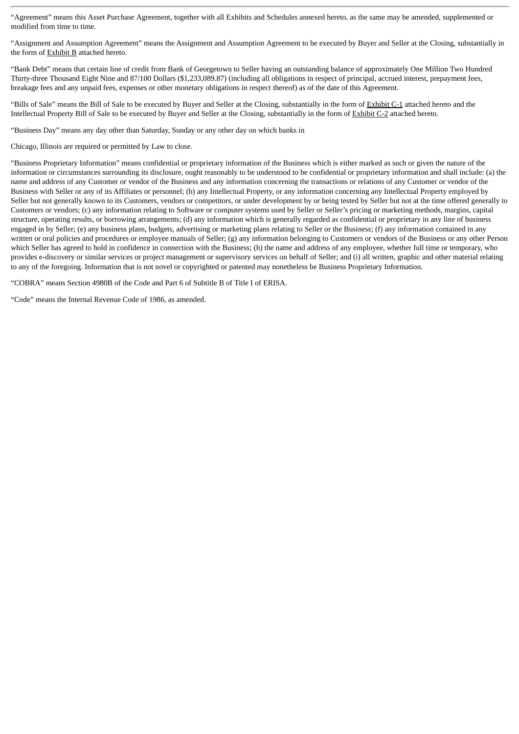"Agreement" means this Asset Purchase Agreement, together with all Exhibits and Schedules annexed hereto, as the same may be amended, supplemented or modified from time to time.

"Assignment and Assumption Agreement" means the Assignment and Assumption Agreement to be executed by Buyer and Seller at the Closing, substantially in the form of Exhibit B attached hereto.

"Bank Debt" means that certain line of credit from Bank of Georgetown to Seller having an outstanding balance of approximately One Million Two Hundred Thirty-three Thousand Eight Nine and 87/100 Dollars ($1,233,089.87) (including all obligations in respect of principal, accrued interest, prepayment fees, breakage fees and any unpaid fees, expenses or other monetary obligations in respect thereof) as of the date of this Agreement.

"Bills of Sale" means the Bill of Sale to be executed by Buyer and Seller at the Closing, substantially in the form of Exhibit C-1 attached hereto and the Intellectual Property Bill of Sale to be executed by Buyer and Seller at the Closing, substantially in the form of Exhibit C-2 attached hereto.

"Business Day" means any day other than Saturday, Sunday or any other day on which banks in

Chicago, Illinois are required or permitted by Law to close.

"Business Proprietary Information" means confidential or proprietary information of the Business which is either marked as such or given the nature of the information or circumstances surrounding its disclosure, ought reasonably to be understood to be confidential or proprietary information and shall include: (a) the name and address of any Customer or vendor of the Business and any information concerning the transactions or relations of any Customer or vendor of the Business with Seller or any of its Affiliates or personnel; (b) any Intellectual Property, or any information concerning any Intellectual Property employed by Seller but not generally known to its Customers, vendors or competitors, or under development by or being tested by Seller but not at the time offered generally to Customers or vendors; (c) any information relating to Software or computer systems used by Seller or Seller's pricing or marketing methods, margins, capital structure, operating results, or borrowing arrangements; (d) any information which is generally regarded as confidential or proprietary in any line of business engaged in by Seller; (e) any business plans, budgets, advertising or marketing plans relating to Seller or the Business; (f) any information contained in any written or oral policies and procedures or employee manuals of Seller; (g) any information belonging to Customers or vendors of the Business or any other Person which Seller has agreed to hold in confidence in connection with the Business; (h) the name and address of any employee, whether full time or temporary, who provides e-discovery or similar services or project management or supervisory services on behalf of Seller; and (i) all written, graphic and other material relating to any of the foregoing. Information that is not novel or copyrighted or patented may nonetheless be Business Proprietary Information.

"COBRA" means Section 4980B of the Code and Part 6 of Subtitle B of Title I of ERISA.

"Code" means the Internal Revenue Code of 1986, as amended.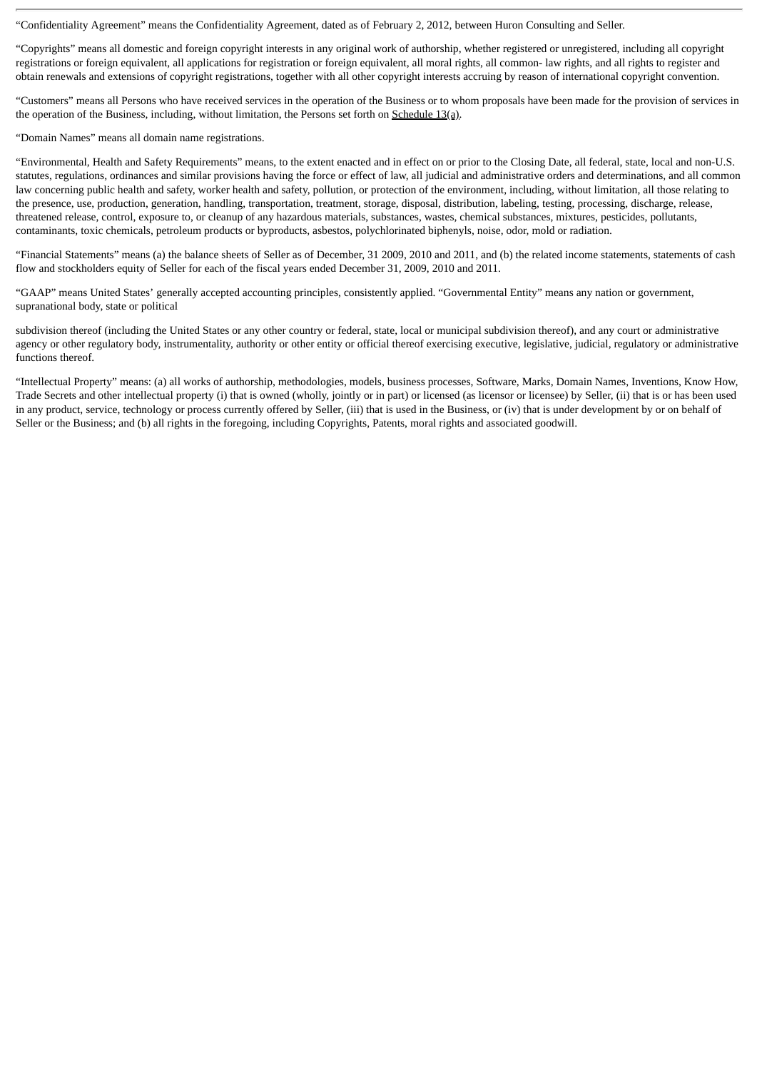"Confidentiality Agreement" means the Confidentiality Agreement, dated as of February 2, 2012, between Huron Consulting and Seller.

"Copyrights" means all domestic and foreign copyright interests in any original work of authorship, whether registered or unregistered, including all copyright registrations or foreign equivalent, all applications for registration or foreign equivalent, all moral rights, all common- law rights, and all rights to register and obtain renewals and extensions of copyright registrations, together with all other copyright interests accruing by reason of international copyright convention.

"Customers" means all Persons who have received services in the operation of the Business or to whom proposals have been made for the provision of services in the operation of the Business, including, without limitation, the Persons set forth on Schedule 13(a).

"Domain Names" means all domain name registrations.

"Environmental, Health and Safety Requirements" means, to the extent enacted and in effect on or prior to the Closing Date, all federal, state, local and non-U.S. statutes, regulations, ordinances and similar provisions having the force or effect of law, all judicial and administrative orders and determinations, and all common law concerning public health and safety, worker health and safety, pollution, or protection of the environment, including, without limitation, all those relating to the presence, use, production, generation, handling, transportation, treatment, storage, disposal, distribution, labeling, testing, processing, discharge, release, threatened release, control, exposure to, or cleanup of any hazardous materials, substances, wastes, chemical substances, mixtures, pesticides, pollutants, contaminants, toxic chemicals, petroleum products or byproducts, asbestos, polychlorinated biphenyls, noise, odor, mold or radiation.

"Financial Statements" means (a) the balance sheets of Seller as of December, 31 2009, 2010 and 2011, and (b) the related income statements, statements of cash flow and stockholders equity of Seller for each of the fiscal years ended December 31, 2009, 2010 and 2011.

"GAAP" means United States' generally accepted accounting principles, consistently applied. "Governmental Entity" means any nation or government, supranational body, state or political subdivision thereof (including the United States or any other country or federal, state, local or municipal subdivision thereof), and any court or administrative agency or other regulatory body, instrumentality, authority or other entity or official thereof exercising executive, legislative, judicial, regulatory or administrative functions thereof.

"Intellectual Property" means: (a) all works of authorship, methodologies, models, business processes, Software, Marks, Domain Names, Inventions, Know How, Trade Secrets and other intellectual property (i) that is owned (wholly, jointly or in part) or licensed (as licensor or licensee) by Seller, (ii) that is or has been used in any product, service, technology or process currently offered by Seller, (iii) that is used in the Business, or (iv) that is under development by or on behalf of Seller or the Business; and (b) all rights in the foregoing, including Copyrights, Patents, moral rights and associated goodwill.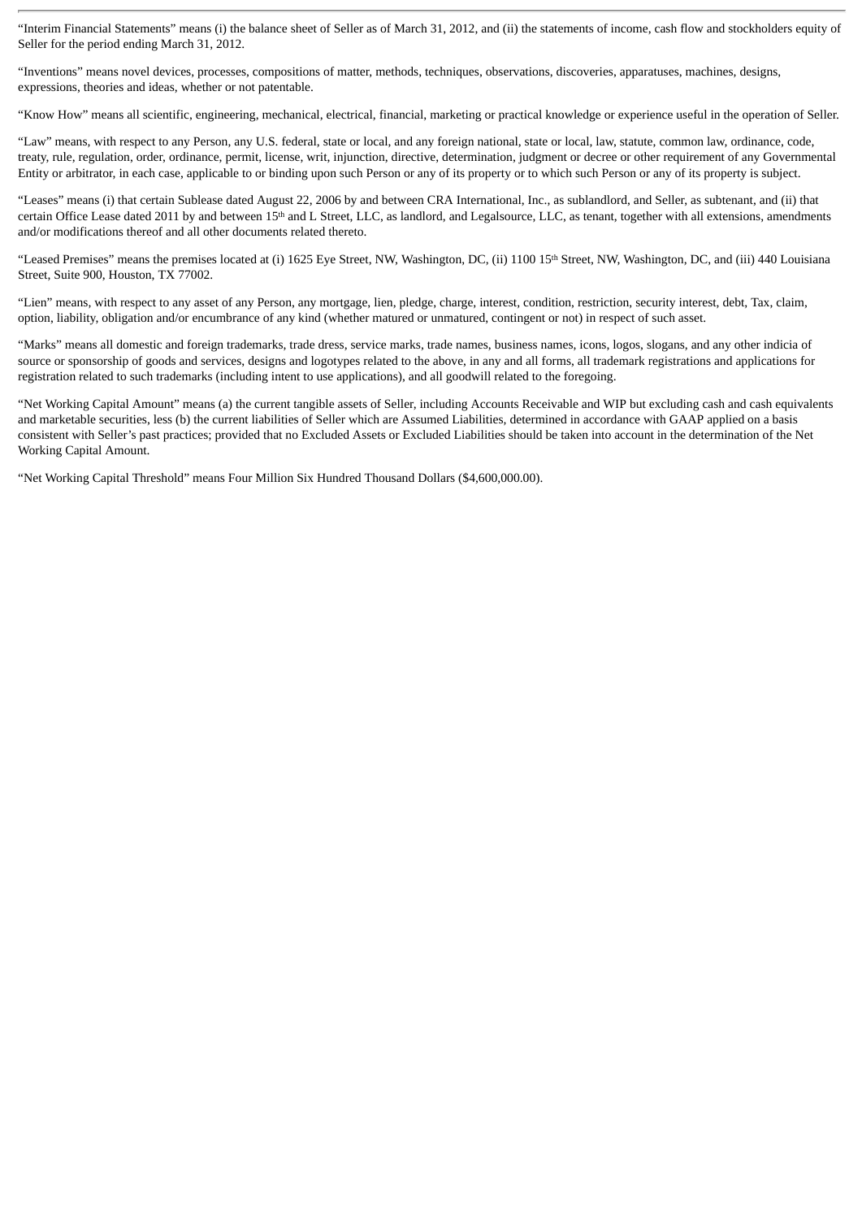"Interim Financial Statements" means (i) the balance sheet of Seller as of March 31, 2012, and (ii) the statements of income, cash flow and stockholders equity of Seller for the period ending March 31, 2012.

"Inventions" means novel devices, processes, compositions of matter, methods, techniques, observations, discoveries, apparatuses, machines, designs, expressions, theories and ideas, whether or not patentable.

"Know How" means all scientific, engineering, mechanical, electrical, financial, marketing or practical knowledge or experience useful in the operation of Seller.

"Law" means, with respect to any Person, any U.S. federal, state or local, and any foreign national, state or local, law, statute, common law, ordinance, code, treaty, rule, regulation, order, ordinance, permit, license, writ, injunction, directive, determination, judgment or decree or other requirement of any Governmental Entity or arbitrator, in each case, applicable to or binding upon such Person or any of its property or to which such Person or any of its property is subject.

"Leases" means (i) that certain Sublease dated August 22, 2006 by and between CRA International, Inc., as sublandlord, and Seller, as subtenant, and (ii) that certain Office Lease dated 2011 by and between 15th and L Street, LLC, as landlord, and Legalsource, LLC, as tenant, together with all extensions, amendments and/or modifications thereof and all other documents related thereto.

"Leased Premises" means the premises located at (i) 1625 Eye Street, NW, Washington, DC, (ii) 1100 15th Street, NW, Washington, DC, and (iii) 440 Louisiana Street, Suite 900, Houston, TX 77002.

"Lien" means, with respect to any asset of any Person, any mortgage, lien, pledge, charge, interest, condition, restriction, security interest, debt, Tax, claim, option, liability, obligation and/or encumbrance of any kind (whether matured or unmatured, contingent or not) in respect of such asset.

"Marks" means all domestic and foreign trademarks, trade dress, service marks, trade names, business names, icons, logos, slogans, and any other indicia of source or sponsorship of goods and services, designs and logotypes related to the above, in any and all forms, all trademark registrations and applications for registration related to such trademarks (including intent to use applications), and all goodwill related to the foregoing.

"Net Working Capital Amount" means (a) the current tangible assets of Seller, including Accounts Receivable and WIP but excluding cash and cash equivalents and marketable securities, less (b) the current liabilities of Seller which are Assumed Liabilities, determined in accordance with GAAP applied on a basis consistent with Seller's past practices; provided that no Excluded Assets or Excluded Liabilities should be taken into account in the determination of the Net Working Capital Amount.

"Net Working Capital Threshold" means Four Million Six Hundred Thousand Dollars ($4,600,000.00).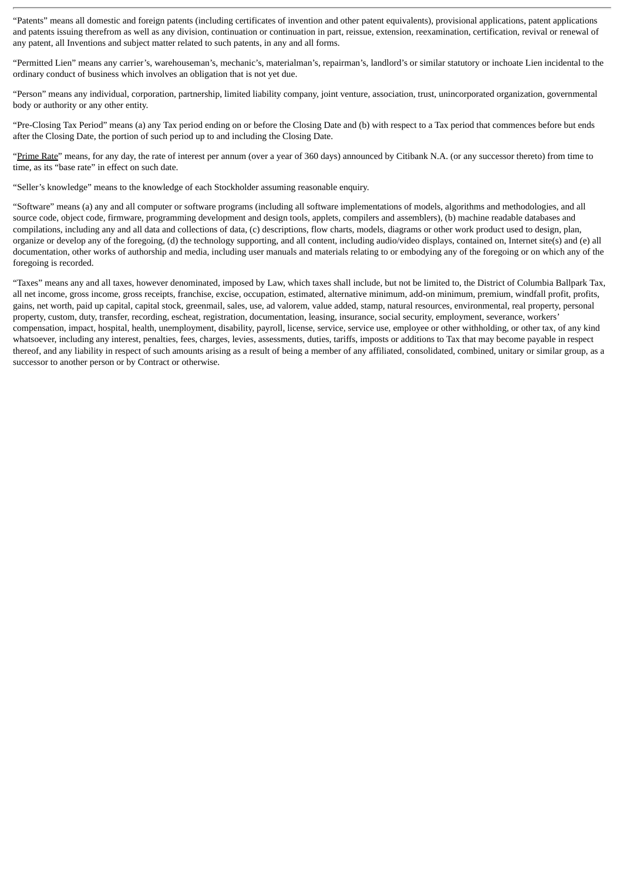"Patents" means all domestic and foreign patents (including certificates of invention and other patent equivalents), provisional applications, patent applications and patents issuing therefrom as well as any division, continuation or continuation in part, reissue, extension, reexamination, certification, revival or renewal of any patent, all Inventions and subject matter related to such patents, in any and all forms.

"Permitted Lien" means any carrier's, warehouseman's, mechanic's, materialman's, repairman's, landlord's or similar statutory or inchoate Lien incidental to the ordinary conduct of business which involves an obligation that is not yet due.

"Person" means any individual, corporation, partnership, limited liability company, joint venture, association, trust, unincorporated organization, governmental body or authority or any other entity.

"Pre-Closing Tax Period" means (a) any Tax period ending on or before the Closing Date and (b) with respect to a Tax period that commences before but ends after the Closing Date, the portion of such period up to and including the Closing Date.

"Prime Rate" means, for any day, the rate of interest per annum (over a year of 360 days) announced by Citibank N.A. (or any successor thereto) from time to time, as its "base rate" in effect on such date.

"Seller's knowledge" means to the knowledge of each Stockholder assuming reasonable enquiry.

"Software" means (a) any and all computer or software programs (including all software implementations of models, algorithms and methodologies, and all source code, object code, firmware, programming development and design tools, applets, compilers and assemblers), (b) machine readable databases and compilations, including any and all data and collections of data, (c) descriptions, flow charts, models, diagrams or other work product used to design, plan, organize or develop any of the foregoing, (d) the technology supporting, and all content, including audio/video displays, contained on, Internet site(s) and (e) all documentation, other works of authorship and media, including user manuals and materials relating to or embodying any of the foregoing or on which any of the foregoing is recorded.

"Taxes" means any and all taxes, however denominated, imposed by Law, which taxes shall include, but not be limited to, the District of Columbia Ballpark Tax, all net income, gross income, gross receipts, franchise, excise, occupation, estimated, alternative minimum, add-on minimum, premium, windfall profit, profits, gains, net worth, paid up capital, capital stock, greenmail, sales, use, ad valorem, value added, stamp, natural resources, environmental, real property, personal property, custom, duty, transfer, recording, escheat, registration, documentation, leasing, insurance, social security, employment, severance, workers' compensation, impact, hospital, health, unemployment, disability, payroll, license, service, service use, employee or other withholding, or other tax, of any kind whatsoever, including any interest, penalties, fees, charges, levies, assessments, duties, tariffs, imposts or additions to Tax that may become payable in respect thereof, and any liability in respect of such amounts arising as a result of being a member of any affiliated, consolidated, combined, unitary or similar group, as a successor to another person or by Contract or otherwise.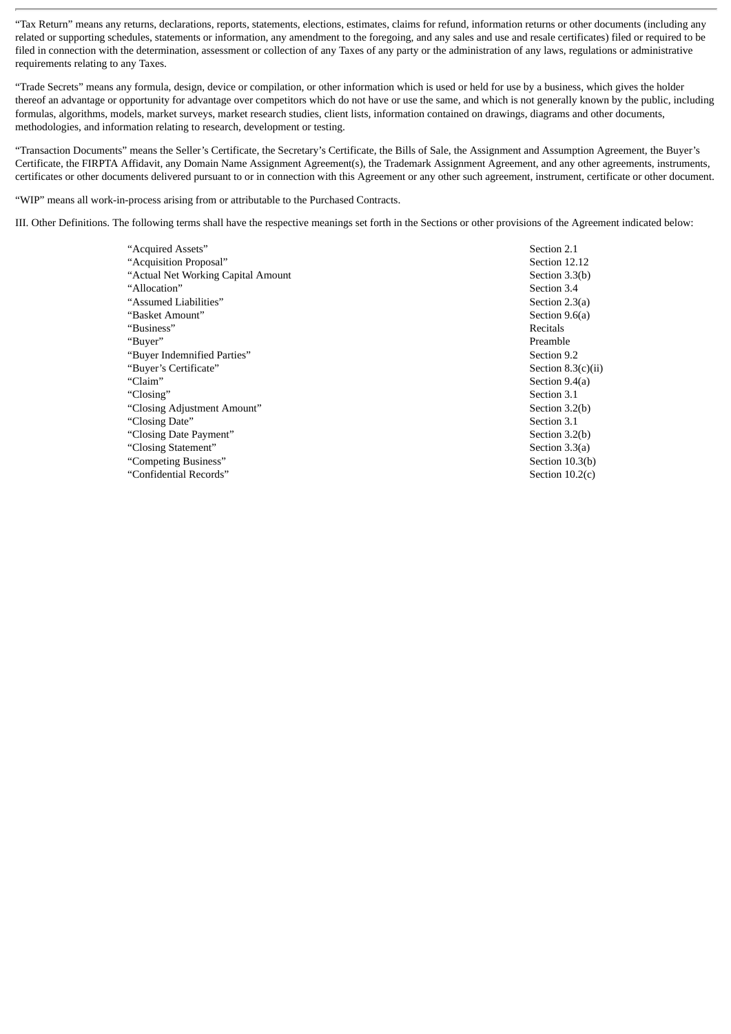"Tax Return" means any returns, declarations, reports, statements, elections, estimates, claims for refund, information returns or other documents (including any related or supporting schedules, statements or information, any amendment to the foregoing, and any sales and use and resale certificates) filed or required to be filed in connection with the determination, assessment or collection of any Taxes of any party or the administration of any laws, regulations or administrative requirements relating to any Taxes.

"Trade Secrets" means any formula, design, device or compilation, or other information which is used or held for use by a business, which gives the holder thereof an advantage or opportunity for advantage over competitors which do not have or use the same, and which is not generally known by the public, including formulas, algorithms, models, market surveys, market research studies, client lists, information contained on drawings, diagrams and other documents, methodologies, and information relating to research, development or testing.

"Transaction Documents" means the Seller's Certificate, the Secretary's Certificate, the Bills of Sale, the Assignment and Assumption Agreement, the Buyer's Certificate, the FIRPTA Affidavit, any Domain Name Assignment Agreement(s), the Trademark Assignment Agreement, and any other agreements, instruments, certificates or other documents delivered pursuant to or in connection with this Agreement or any other such agreement, instrument, certificate or other document.

"WIP" means all work-in-process arising from or attributable to the Purchased Contracts.

III. Other Definitions. The following terms shall have the respective meanings set forth in the Sections or other provisions of the Agreement indicated below:

| | |
|---|---|
| "Acquired Assets" | Section 2.1 |
| "Acquisition Proposal" | Section 12.12 |
| "Actual Net Working Capital Amount | Section 3.3(b) |
| "Allocation" | Section 3.4 |
| "Assumed Liabilities" | Section 2.3(a) |
| "Basket Amount" | Section 9.6(a) |
| "Business" | Recitals |
| "Buyer" | Preamble |
| "Buyer Indemnified Parties" | Section 9.2 |
| "Buyer's Certificate" | Section 8.3(c)(ii) |
| "Claim" | Section 9.4(a) |
| "Closing" | Section 3.1 |
| "Closing Adjustment Amount" | Section 3.2(b) |
| "Closing Date" | Section 3.1 |
| "Closing Date Payment" | Section 3.2(b) |
| "Closing Statement" | Section 3.3(a) |
| "Competing Business" | Section 10.3(b) |
| "Confidential Records" | Section 10.2(c) |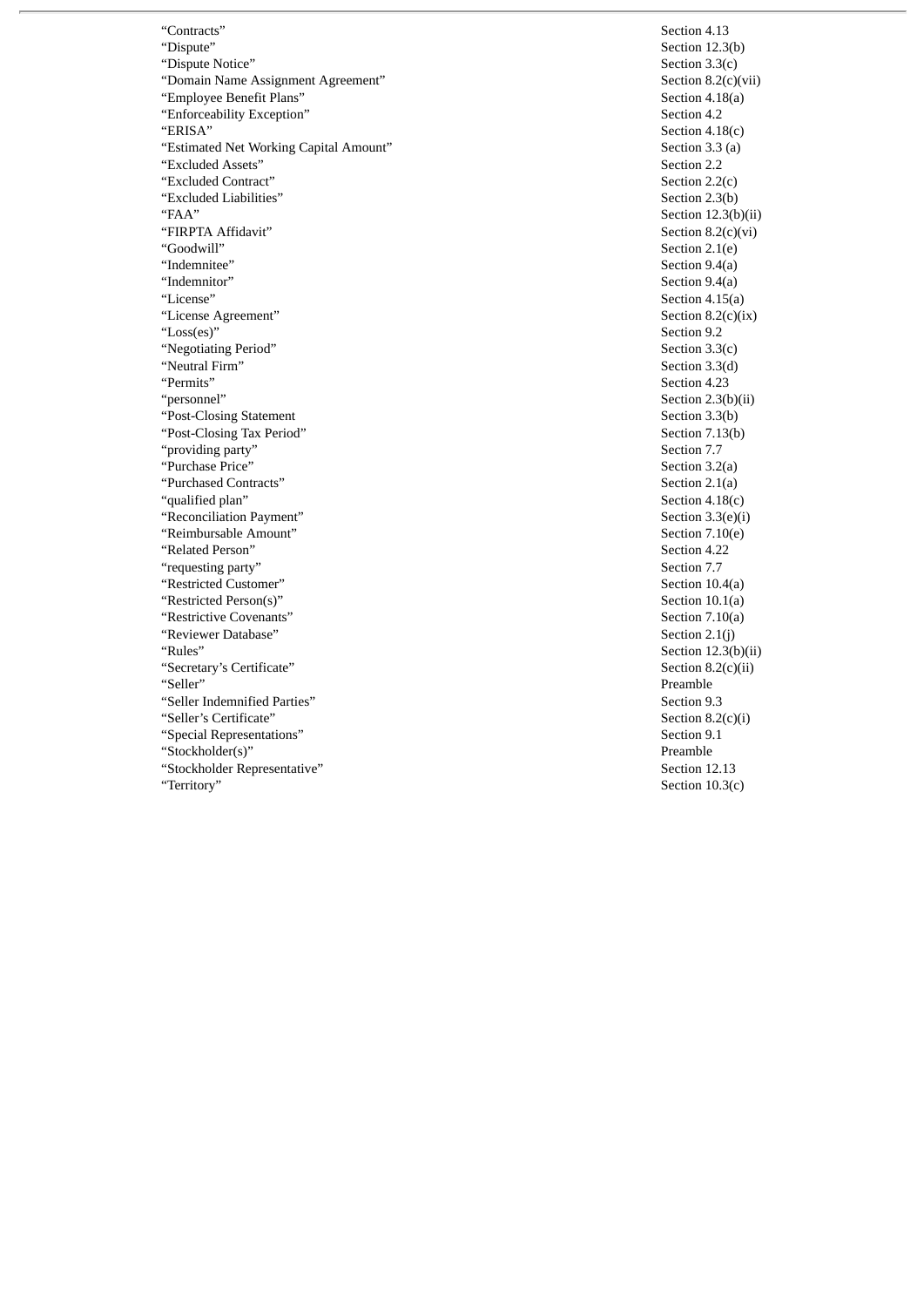| | |
|---|---|
| “Contracts” | Section 4.13 |
| “Dispute” | Section 12.3(b) |
| “Dispute Notice” | Section 3.3(c) |
| “Domain Name Assignment Agreement” | Section 8.2(c)(vii) |
| “Employee Benefit Plans” | Section 4.18(a) |
| “Enforceability Exception” | Section 4.2 |
| “ERISA” | Section 4.18(c) |
| “Estimated Net Working Capital Amount” | Section 3.3 (a) |
| “Excluded Assets” | Section 2.2 |
| “Excluded Contract” | Section 2.2(c) |
| “Excluded Liabilities” | Section 2.3(b) |
| “FAA” | Section 12.3(b)(ii) |
| “FIRPTA Affidavit” | Section 8.2(c)(vi) |
| “Goodwill” | Section 2.1(e) |
| “Indemnitee” | Section 9.4(a) |
| “Indemnitor” | Section 9.4(a) |
| “License” | Section 4.15(a) |
| “License Agreement” | Section 8.2(c)(ix) |
| “Loss(es)” | Section 9.2 |
| “Negotiating Period” | Section 3.3(c) |
| “Neutral Firm” | Section 3.3(d) |
| “Permits” | Section 4.23 |
| “personnel” | Section 2.3(b)(ii) |
| “Post-Closing Statement | Section 3.3(b) |
| “Post-Closing Tax Period” | Section 7.13(b) |
| “providing party” | Section 7.7 |
| “Purchase Price” | Section 3.2(a) |
| “Purchased Contracts” | Section 2.1(a) |
| “qualified plan” | Section 4.18(c) |
| “Reconciliation Payment” | Section 3.3(e)(i) |
| “Reimbursable Amount” | Section 7.10(e) |
| “Related Person” | Section 4.22 |
| “requesting party” | Section 7.7 |
| “Restricted Customer” | Section 10.4(a) |
| “Restricted Person(s)” | Section 10.1(a) |
| “Restrictive Covenants” | Section 7.10(a) |
| “Reviewer Database” | Section 2.1(j) |
| “Rules” | Section 12.3(b)(ii) |
| “Secretary’s Certificate” | Section 8.2(c)(ii) |
| “Seller” | Preamble |
| “Seller Indemnified Parties” | Section 9.3 |
| “Seller’s Certificate” | Section 8.2(c)(i) |
| “Special Representations” | Section 9.1 |
| “Stockholder(s)” | Preamble |
| “Stockholder Representative” | Section 12.13 |
| “Territory” | Section 10.3(c) |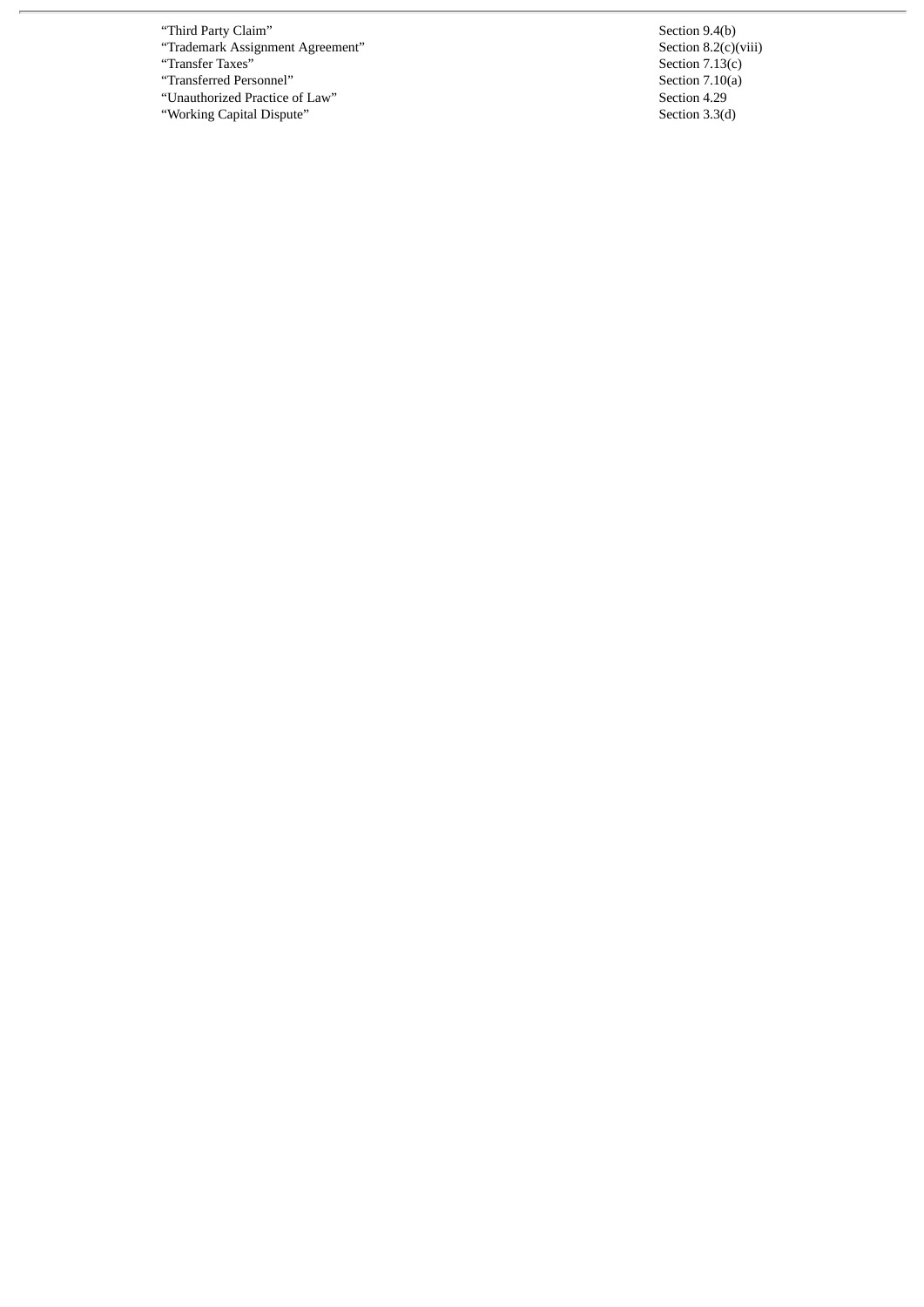| | |
|---|---|
| "Third Party Claim" | Section 9.4(b) |
| "Trademark Assignment Agreement" | Section 8.2(c)(viii) |
| "Transfer Taxes" | Section 7.13(c) |
| "Transferred Personnel" | Section 7.10(a) |
| "Unauthorized Practice of Law" | Section 4.29 |
| "Working Capital Dispute" | Section 3.3(d) |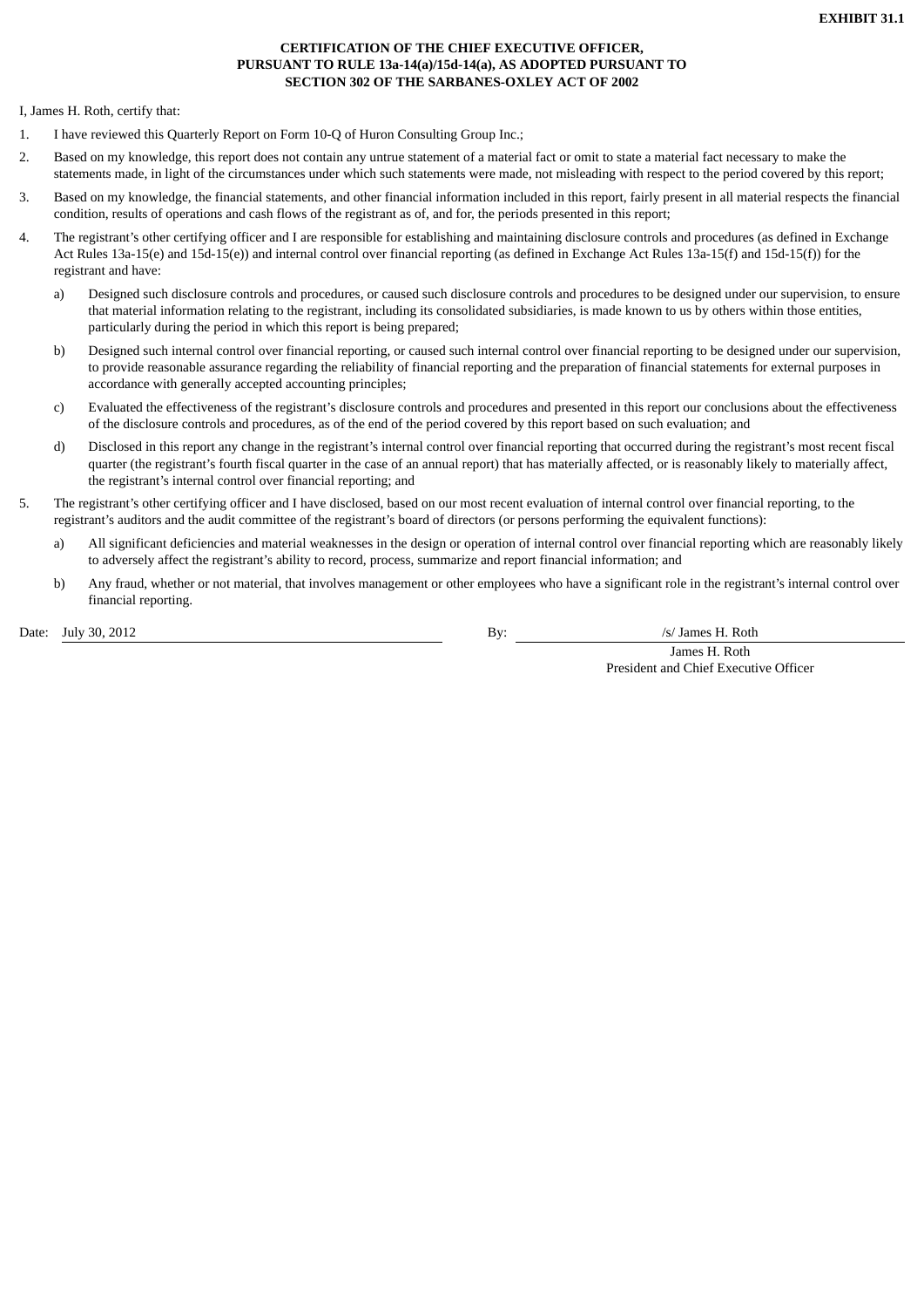**EXHIBIT 31.1**

**CERTIFICATION OF THE CHIEF EXECUTIVE OFFICER,
PURSUANT TO RULE 13a-14(a)/15d-14(a), AS ADOPTED PURSUANT TO
SECTION 302 OF THE SARBANES-OXLEY ACT OF 2002**

I, James H. Roth, certify that:

1. I have reviewed this Quarterly Report on Form 10-Q of Huron Consulting Group Inc.;
2. Based on my knowledge, this report does not contain any untrue statement of a material fact or omit to state a material fact necessary to make the statements made, in light of the circumstances under which such statements were made, not misleading with respect to the period covered by this report;
3. Based on my knowledge, the financial statements, and other financial information included in this report, fairly present in all material respects the financial condition, results of operations and cash flows of the registrant as of, and for, the periods presented in this report;
4. The registrant's other certifying officer and I are responsible for establishing and maintaining disclosure controls and procedures (as defined in Exchange Act Rules 13a-15(e) and 15d-15(e)) and internal control over financial reporting (as defined in Exchange Act Rules 13a-15(f) and 15d-15(f)) for the registrant and have:
   a) Designed such disclosure controls and procedures, or caused such disclosure controls and procedures to be designed under our supervision, to ensure that material information relating to the registrant, including its consolidated subsidiaries, is made known to us by others within those entities, particularly during the period in which this report is being prepared;
   b) Designed such internal control over financial reporting, or caused such internal control over financial reporting to be designed under our supervision, to provide reasonable assurance regarding the reliability of financial reporting and the preparation of financial statements for external purposes in accordance with generally accepted accounting principles;
   c) Evaluated the effectiveness of the registrant's disclosure controls and procedures and presented in this report our conclusions about the effectiveness of the disclosure controls and procedures, as of the end of the period covered by this report based on such evaluation; and
   d) Disclosed in this report any change in the registrant's internal control over financial reporting that occurred during the registrant's most recent fiscal quarter (the registrant's fourth fiscal quarter in the case of an annual report) that has materially affected, or is reasonably likely to materially affect, the registrant's internal control over financial reporting; and
5. The registrant's other certifying officer and I have disclosed, based on our most recent evaluation of internal control over financial reporting, to the registrant's auditors and the audit committee of the registrant's board of directors (or persons performing the equivalent functions):
   a) All significant deficiencies and material weaknesses in the design or operation of internal control over financial reporting which are reasonably likely to adversely affect the registrant's ability to record, process, summarize and report financial information; and
   b) Any fraud, whether or not material, that involves management or other employees who have a significant role in the registrant's internal control over financial reporting.

Date: July 30, 2012

By: /s/ James H. Roth

James H. Roth
President and Chief Executive Officer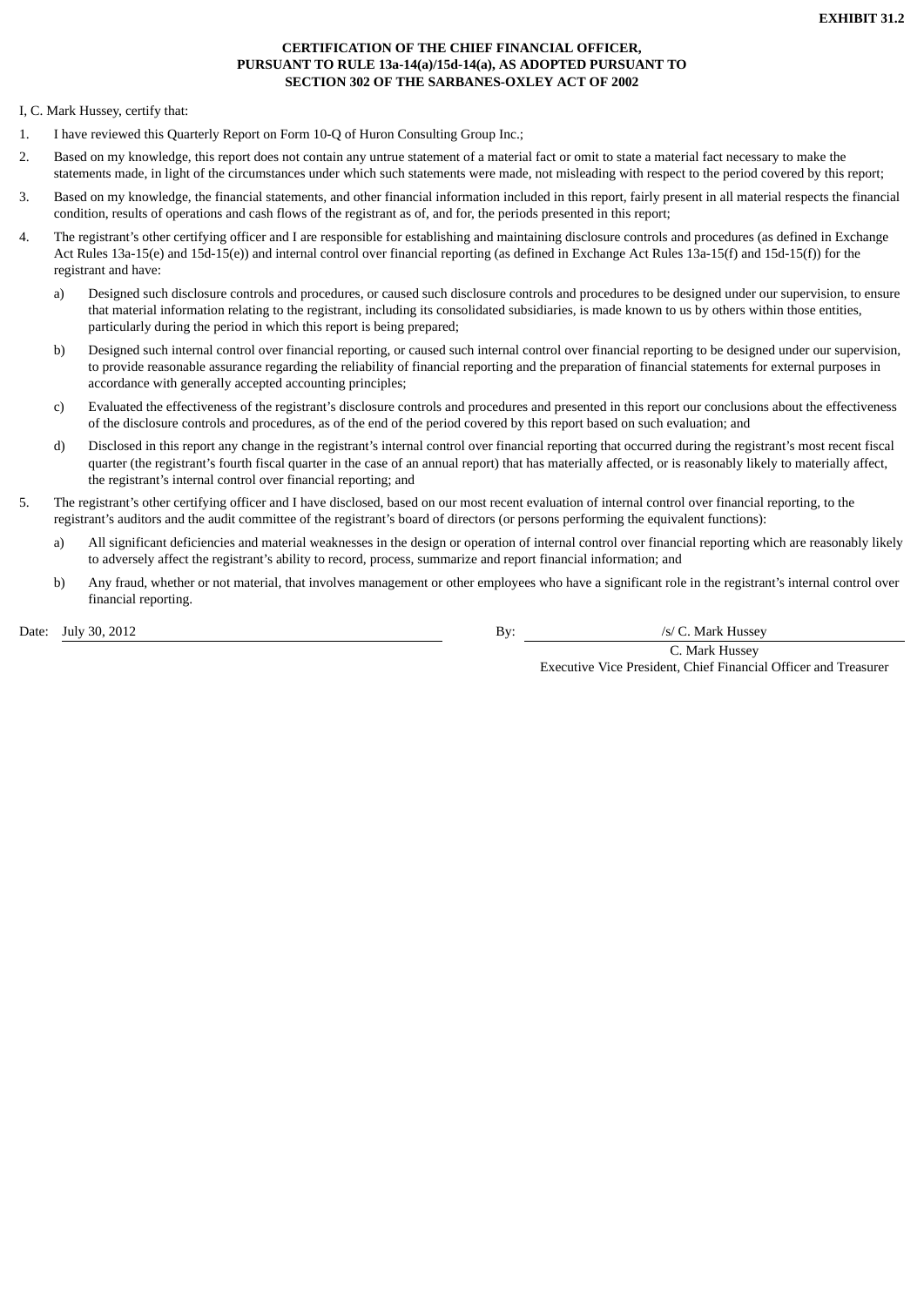**EXHIBIT 31.2**

**CERTIFICATION OF THE CHIEF FINANCIAL OFFICER, PURSUANT TO RULE 13a-14(a)/15d-14(a), AS ADOPTED PURSUANT TO SECTION 302 OF THE SARBANES-OXLEY ACT OF 2002**

I, C. Mark Hussey, certify that:

1. I have reviewed this Quarterly Report on Form 10-Q of Huron Consulting Group Inc.;
2. Based on my knowledge, this report does not contain any untrue statement of a material fact or omit to state a material fact necessary to make the statements made, in light of the circumstances under which such statements were made, not misleading with respect to the period covered by this report;
3. Based on my knowledge, the financial statements, and other financial information included in this report, fairly present in all material respects the financial condition, results of operations and cash flows of the registrant as of, and for, the periods presented in this report;
4. The registrant's other certifying officer and I are responsible for establishing and maintaining disclosure controls and procedures (as defined in Exchange Act Rules 13a-15(e) and 15d-15(e)) and internal control over financial reporting (as defined in Exchange Act Rules 13a-15(f) and 15d-15(f)) for the registrant and have:
   a) Designed such disclosure controls and procedures, or caused such disclosure controls and procedures to be designed under our supervision, to ensure that material information relating to the registrant, including its consolidated subsidiaries, is made known to us by others within those entities, particularly during the period in which this report is being prepared;
   b) Designed such internal control over financial reporting, or caused such internal control over financial reporting to be designed under our supervision, to provide reasonable assurance regarding the reliability of financial reporting and the preparation of financial statements for external purposes in accordance with generally accepted accounting principles;
   c) Evaluated the effectiveness of the registrant's disclosure controls and procedures and presented in this report our conclusions about the effectiveness of the disclosure controls and procedures, as of the end of the period covered by this report based on such evaluation; and
   d) Disclosed in this report any change in the registrant's internal control over financial reporting that occurred during the registrant's most recent fiscal quarter (the registrant's fourth fiscal quarter in the case of an annual report) that has materially affected, or is reasonably likely to materially affect, the registrant's internal control over financial reporting; and
5. The registrant's other certifying officer and I have disclosed, based on our most recent evaluation of internal control over financial reporting, to the registrant's auditors and the audit committee of the registrant's board of directors (or persons performing the equivalent functions):
   a) All significant deficiencies and material weaknesses in the design or operation of internal control over financial reporting which are reasonably likely to adversely affect the registrant's ability to record, process, summarize and report financial information; and
   b) Any fraud, whether or not material, that involves management or other employees who have a significant role in the registrant's internal control over financial reporting.

Date: July 30, 2012

By: /s/ C. Mark Hussey
C. Mark Hussey
Executive Vice President, Chief Financial Officer and Treasurer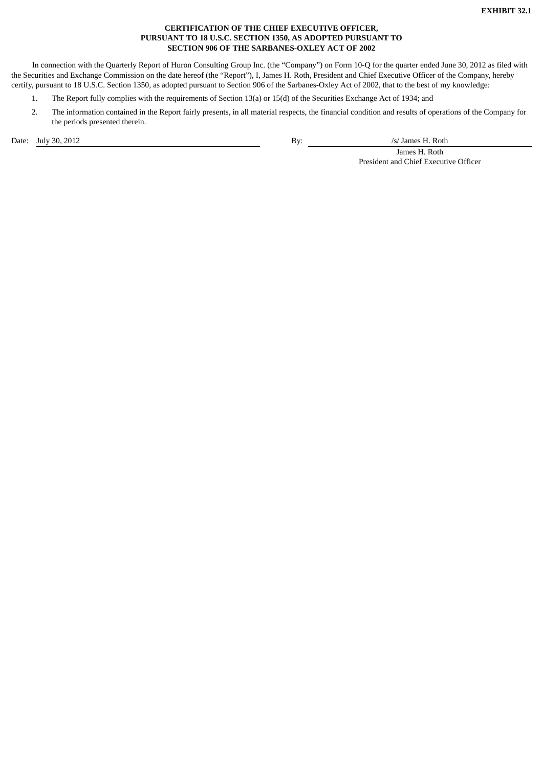**EXHIBIT 32.1**

**CERTIFICATION OF THE CHIEF EXECUTIVE OFFICER,
PURSUANT TO 18 U.S.C. SECTION 1350, AS ADOPTED PURSUANT TO
SECTION 906 OF THE SARBANES-OXLEY ACT OF 2002**

In connection with the Quarterly Report of Huron Consulting Group Inc. (the "Company") on Form 10-Q for the quarter ended June 30, 2012 as filed with the Securities and Exchange Commission on the date hereof (the "Report"), I, James H. Roth, President and Chief Executive Officer of the Company, hereby certify, pursuant to 18 U.S.C. Section 1350, as adopted pursuant to Section 906 of the Sarbanes-Oxley Act of 2002, that to the best of my knowledge:

1. The Report fully complies with the requirements of Section 13(a) or 15(d) of the Securities Exchange Act of 1934; and
2. The information contained in the Report fairly presents, in all material respects, the financial condition and results of operations of the Company for the periods presented therein.

Date: July 30, 2012

By: /s/ James H. Roth

James H. Roth
President and Chief Executive Officer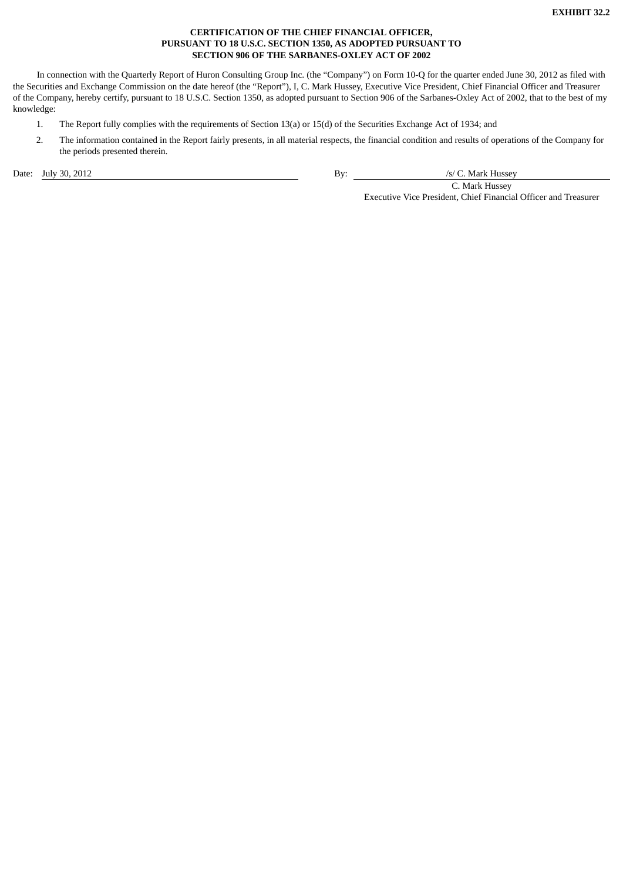**EXHIBIT 32.2**

**CERTIFICATION OF THE CHIEF FINANCIAL OFFICER, PURSUANT TO 18 U.S.C. SECTION 1350, AS ADOPTED PURSUANT TO SECTION 906 OF THE SARBANES-OXLEY ACT OF 2002**

In connection with the Quarterly Report of Huron Consulting Group Inc. (the "Company") on Form 10-Q for the quarter ended June 30, 2012 as filed with the Securities and Exchange Commission on the date hereof (the "Report"), I, C. Mark Hussey, Executive Vice President, Chief Financial Officer and Treasurer of the Company, hereby certify, pursuant to 18 U.S.C. Section 1350, as adopted pursuant to Section 906 of the Sarbanes-Oxley Act of 2002, that to the best of my knowledge:

1. The Report fully complies with the requirements of Section 13(a) or 15(d) of the Securities Exchange Act of 1934; and
2. The information contained in the Report fairly presents, in all material respects, the financial condition and results of operations of the Company for the periods presented therein.

Date: July 30, 2012

By: /s/ C. Mark Hussey
C. Mark Hussey
Executive Vice President, Chief Financial Officer and Treasurer